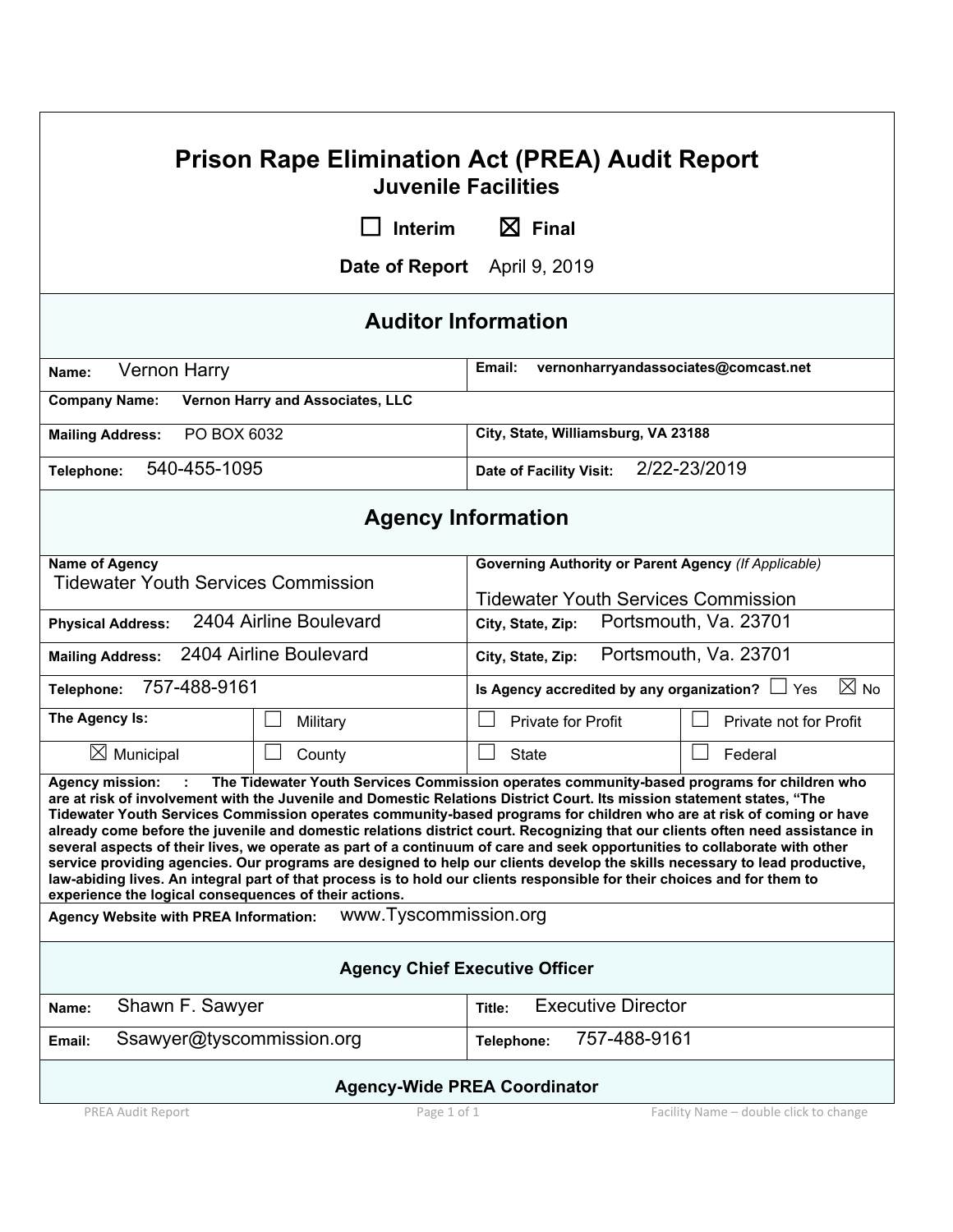# Prison Rape Elimination Act (PREA) Audit Report

## Juvenile Facilities

☐ Interim ☒ Final

**Date of Report** April 9, 2019

## Auditor Information

| | |
|---|---|
| **Name:** Vernon Harry | **Email:** vernonharryandassociates@comcast.net |
| **Company Name:** Vernon Harry and Associates, LLC | |
| **Mailing Address:** PO BOX 6032 | **City, State,** Williamsburg, VA 23188 |
| **Telephone:** 540-455-1095 | **Date of Facility Visit:** 2/22-23/2019 |

## Agency Information

| | | | |
|---|---|---|---|
| **Name of Agency** Tidewater Youth Services Commission | | **Governing Authority or Parent Agency** *(If Applicable)* Tidewater Youth Services Commission | |
| **Physical Address:** 2404 Airline Boulevard | | **City, State, Zip:** Portsmouth, Va. 23701 | |
| **Mailing Address:** 2404 Airline Boulevard | | **City, State, Zip:** Portsmouth, Va. 23701 | |
| **Telephone:** 757-488-9161 | | **Is Agency accredited by any organization?** ☐ Yes ☒ No | |
| **The Agency Is:** | ☐ Military | ☐ Private for Profit | ☐ Private not for Profit |
| ☒ Municipal | ☐ County | ☐ State | ☐ Federal |

**Agency mission: : The Tidewater Youth Services Commission operates community-based programs for children who are at risk of involvement with the Juvenile and Domestic Relations District Court. Its mission statement states, "The Tidewater Youth Services Commission operates community-based programs for children who are at risk of coming or have already come before the juvenile and domestic relations district court. Recognizing that our clients often need assistance in several aspects of their lives, we operate as part of a continuum of care and seek opportunities to collaborate with other service providing agencies. Our programs are designed to help our clients develop the skills necessary to lead productive, law-abiding lives. An integral part of that process is to hold our clients responsible for their choices and for them to experience the logical consequences of their actions.**

**Agency Website with PREA Information:** www.Tyscommission.org

### Agency Chief Executive Officer

| | |
|---|---|
| **Name:** Shawn F. Sawyer | **Title:** Executive Director |
| **Email:** Ssawyer@tyscommission.org | **Telephone:** 757-488-9161 |

### Agency-Wide PREA Coordinator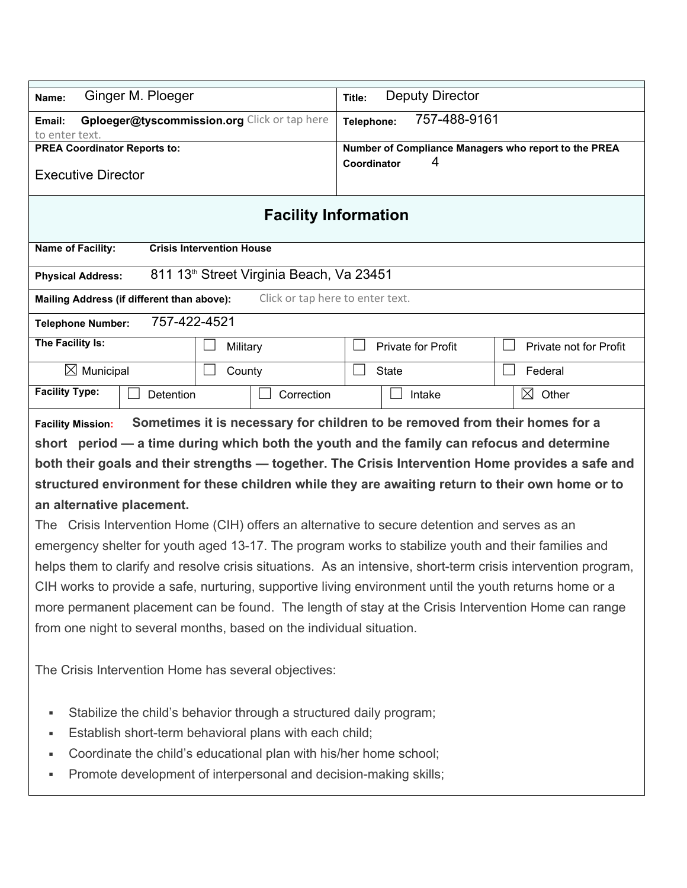| | |
|---|---|
| **Name:** Ginger M. Ploeger | **Title:** Deputy Director |
| **Email:** **Gploeger@tyscommission.org** Click or tap here to enter text. | **Telephone:** 757-488-9161 |
| **PREA Coordinator Reports to:** Executive Director | **Number of Compliance Managers who report to the PREA Coordinator** 4 |

## Facility Information

| | | | | |
|---|---|---|---|---|
| **Name of Facility:** **Crisis Intervention House** | | | | |
| **Physical Address:** 811 13th Street Virginia Beach, Va 23451 | | | | |
| **Mailing Address (if different than above):** Click or tap here to enter text. | | | | |
| **Telephone Number:** 757-422-4521 | | | | |
| **The Facility Is:** | ☐ Military | ☐ Private for Profit | ☐ Private not for Profit | |
| ☒ Municipal | ☐ County | ☐ State | ☐ Federal | |
| **Facility Type:** | ☐ Detention | ☐ Correction | ☐ Intake | ☒ Other |

**Facility Mission:** **Sometimes it is necessary for children to be removed from their homes for a short period — a time during which both the youth and the family can refocus and determine both their goals and their strengths — together. The Crisis Intervention Home provides a safe and structured environment for these children while they are awaiting return to their own home or to an alternative placement.**

The Crisis Intervention Home (CIH) offers an alternative to secure detention and serves as an emergency shelter for youth aged 13-17. The program works to stabilize youth and their families and helps them to clarify and resolve crisis situations. As an intensive, short-term crisis intervention program, CIH works to provide a safe, nurturing, supportive living environment until the youth returns home or a more permanent placement can be found. The length of stay at the Crisis Intervention Home can range from one night to several months, based on the individual situation.

The Crisis Intervention Home has several objectives:

- Stabilize the child's behavior through a structured daily program;
- Establish short-term behavioral plans with each child;
- Coordinate the child's educational plan with his/her home school;
- Promote development of interpersonal and decision-making skills;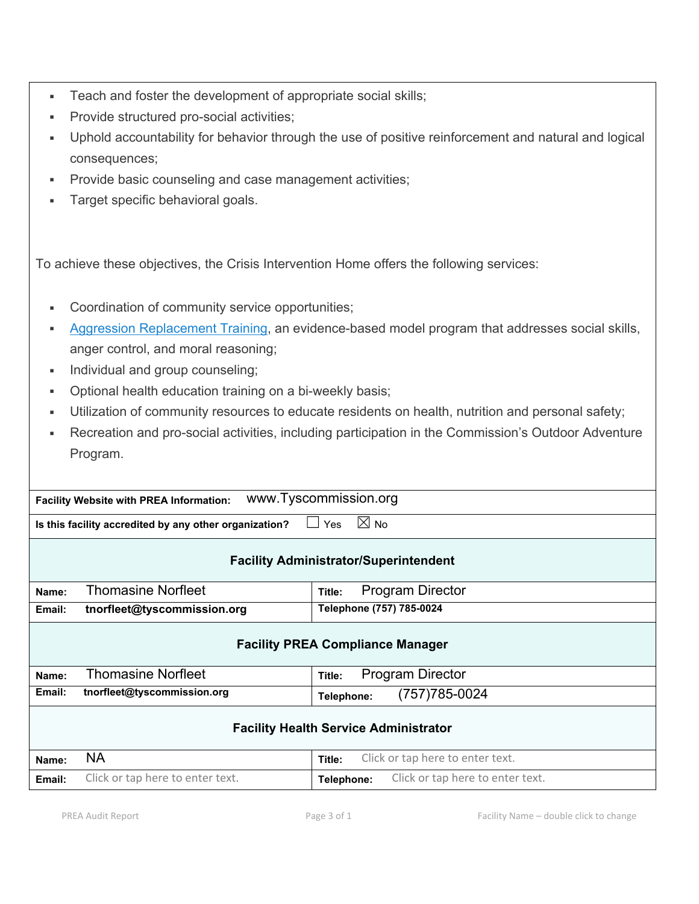- Teach and foster the development of appropriate social skills;
- Provide structured pro-social activities;
- Uphold accountability for behavior through the use of positive reinforcement and natural and logical consequences;
- Provide basic counseling and case management activities;
- Target specific behavioral goals.

To achieve these objectives, the Crisis Intervention Home offers the following services:

- Coordination of community service opportunities;
- Aggression Replacement Training, an evidence-based model program that addresses social skills, anger control, and moral reasoning;
- Individual and group counseling;
- Optional health education training on a bi-weekly basis;
- Utilization of community resources to educate residents on health, nutrition and personal safety;
- Recreation and pro-social activities, including participation in the Commission's Outdoor Adventure Program.

| **Facility Website with PREA Information:** | www.Tyscommission.org |
|---|---|
| **Is this facility accredited by any other organization?** | ☐ Yes ☒ No |

| **Facility Administrator/Superintendent** | |
|---|---|
| **Name:** Thomasine Norfleet | **Title:** Program Director |
| **Email:** **tnorfleet@tyscommission.org** | **Telephone (757) 785-0024** |

| **Facility PREA Compliance Manager** | |
|---|---|
| **Name:** Thomasine Norfleet | **Title:** Program Director |
| **Email:** **tnorfleet@tyscommission.org** | **Telephone:** (757)785-0024 |

| **Facility Health Service Administrator** | |
|---|---|
| **Name:** NA | **Title:** Click or tap here to enter text. |
| **Email:** Click or tap here to enter text. | **Telephone:** Click or tap here to enter text. |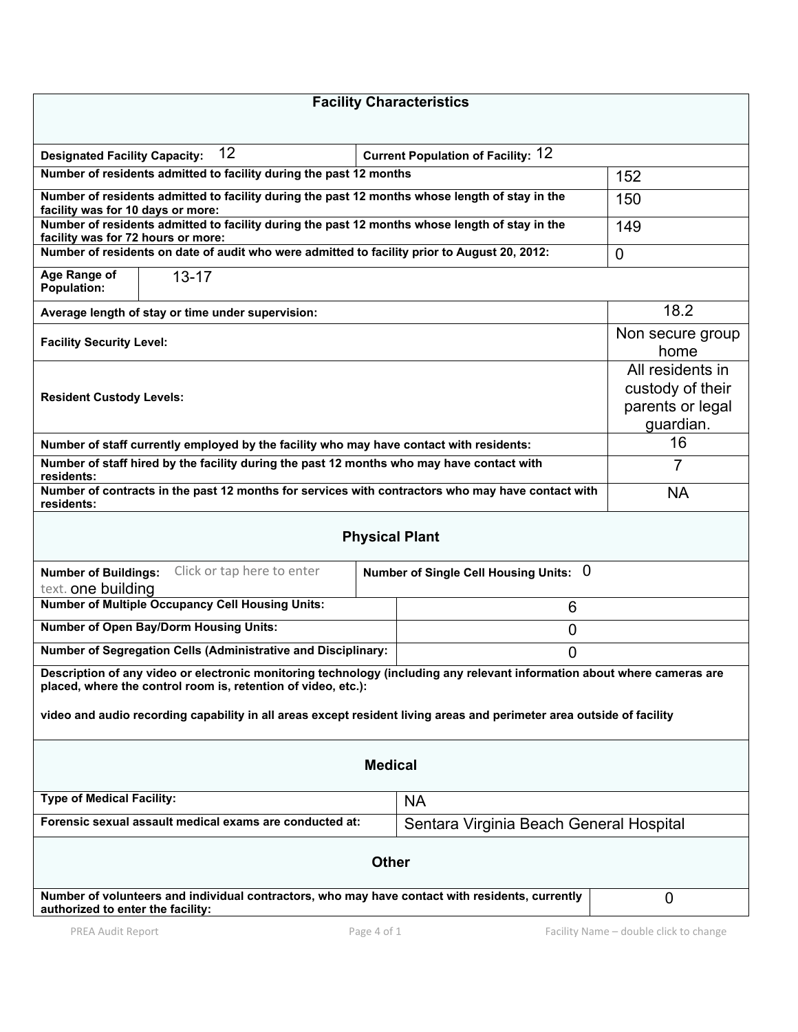## Facility Characteristics

| Field | Value |
|---|---|
| Designated Facility Capacity: | 12 |
| Current Population of Facility: | 12 |
| Number of residents admitted to facility during the past 12 months | 152 |
| Number of residents admitted to facility during the past 12 months whose length of stay in the facility was for 10 days or more: | 150 |
| Number of residents admitted to facility during the past 12 months whose length of stay in the facility was for 72 hours or more: | 149 |
| Number of residents on date of audit who were admitted to facility prior to August 20, 2012: | 0 |
| Age Range of Population: | 13-17 |
| Average length of stay or time under supervision: | 18.2 |
| Facility Security Level: | Non secure group home |
| Resident Custody Levels: | All residents in custody of their parents or legal guardian. |
| Number of staff currently employed by the facility who may have contact with residents: | 16 |
| Number of staff hired by the facility during the past 12 months who may have contact with residents: | 7 |
| Number of contracts in the past 12 months for services with contractors who may have contact with residents: | NA |

## Physical Plant

| Field | Value |
|---|---|
| Number of Buildings: | Click or tap here to enter text. one building |
| Number of Single Cell Housing Units: | 0 |
| Number of Multiple Occupancy Cell Housing Units: | 6 |
| Number of Open Bay/Dorm Housing Units: | 0 |
| Number of Segregation Cells (Administrative and Disciplinary: | 0 |

**Description of any video or electronic monitoring technology (including any relevant information about where cameras are placed, where the control room is, retention of video, etc.):**

video and audio recording capability in all areas except resident living areas and perimeter area outside of facility

## Medical

| Field | Value |
|---|---|
| Type of Medical Facility: | NA |
| Forensic sexual assault medical exams are conducted at: | Sentara Virginia Beach General Hospital |

## Other

| Field | Value |
|---|---|
| Number of volunteers and individual contractors, who may have contact with residents, currently authorized to enter the facility: | 0 |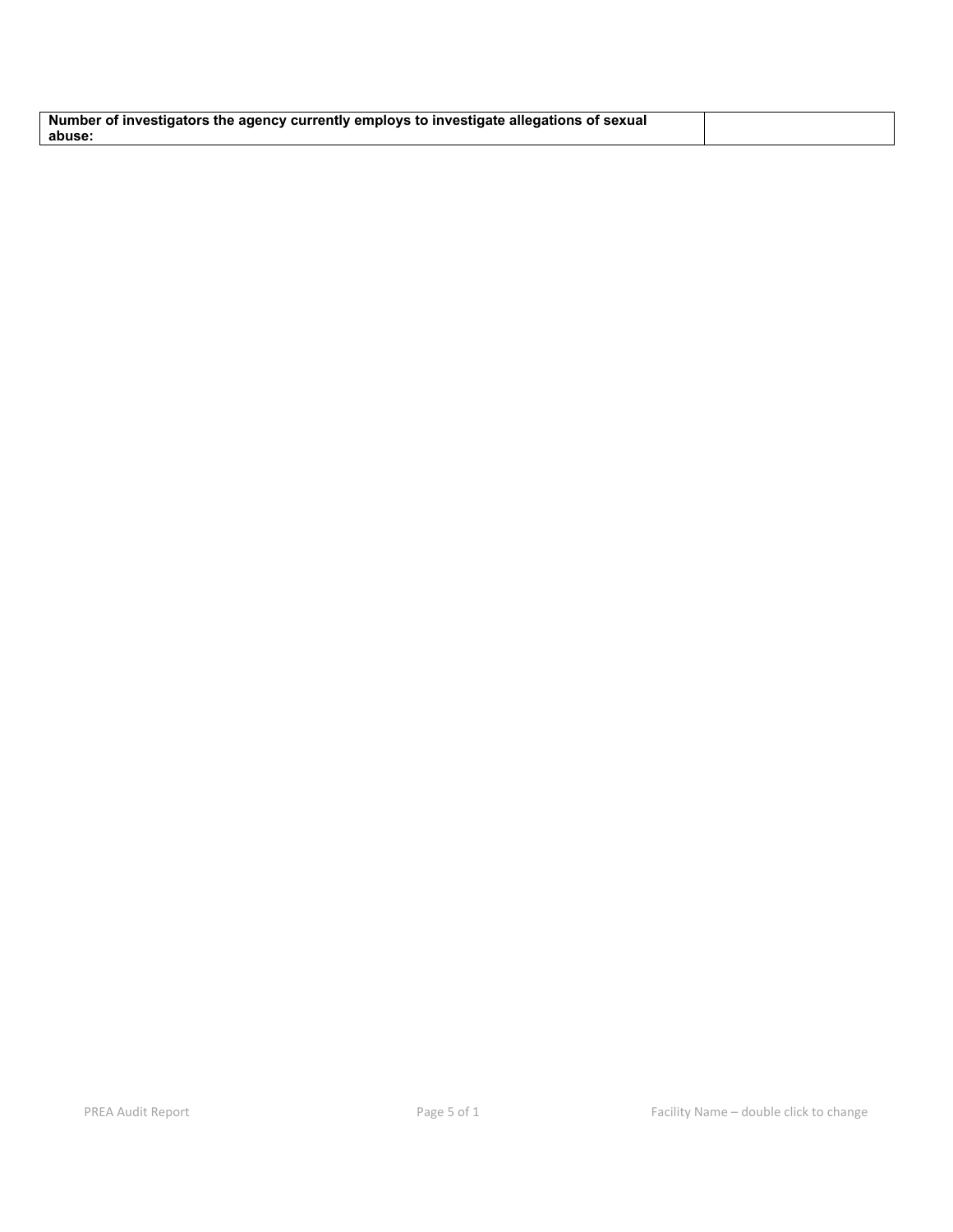| **Number of investigators the agency currently employs to investigate allegations of sexual abuse:** | |
|---|---|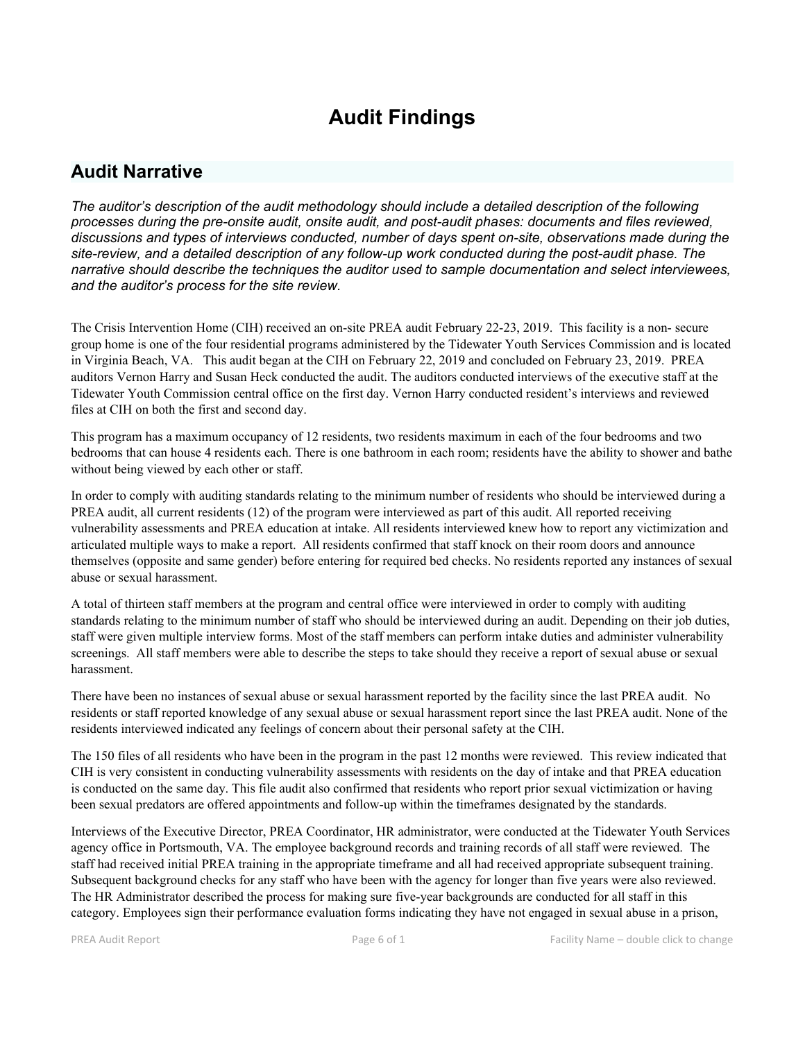# Audit Findings

## Audit Narrative

*The auditor's description of the audit methodology should include a detailed description of the following processes during the pre-onsite audit, onsite audit, and post-audit phases: documents and files reviewed, discussions and types of interviews conducted, number of days spent on-site, observations made during the site-review, and a detailed description of any follow-up work conducted during the post-audit phase. The narrative should describe the techniques the auditor used to sample documentation and select interviewees, and the auditor's process for the site review.*

The Crisis Intervention Home (CIH) received an on-site PREA audit February 22-23, 2019. This facility is a non- secure group home is one of the four residential programs administered by the Tidewater Youth Services Commission and is located in Virginia Beach, VA. This audit began at the CIH on February 22, 2019 and concluded on February 23, 2019. PREA auditors Vernon Harry and Susan Heck conducted the audit. The auditors conducted interviews of the executive staff at the Tidewater Youth Commission central office on the first day. Vernon Harry conducted resident's interviews and reviewed files at CIH on both the first and second day.

This program has a maximum occupancy of 12 residents, two residents maximum in each of the four bedrooms and two bedrooms that can house 4 residents each. There is one bathroom in each room; residents have the ability to shower and bathe without being viewed by each other or staff.

In order to comply with auditing standards relating to the minimum number of residents who should be interviewed during a PREA audit, all current residents (12) of the program were interviewed as part of this audit. All reported receiving vulnerability assessments and PREA education at intake. All residents interviewed knew how to report any victimization and articulated multiple ways to make a report. All residents confirmed that staff knock on their room doors and announce themselves (opposite and same gender) before entering for required bed checks. No residents reported any instances of sexual abuse or sexual harassment.

A total of thirteen staff members at the program and central office were interviewed in order to comply with auditing standards relating to the minimum number of staff who should be interviewed during an audit. Depending on their job duties, staff were given multiple interview forms. Most of the staff members can perform intake duties and administer vulnerability screenings. All staff members were able to describe the steps to take should they receive a report of sexual abuse or sexual harassment.

There have been no instances of sexual abuse or sexual harassment reported by the facility since the last PREA audit. No residents or staff reported knowledge of any sexual abuse or sexual harassment report since the last PREA audit. None of the residents interviewed indicated any feelings of concern about their personal safety at the CIH.

The 150 files of all residents who have been in the program in the past 12 months were reviewed. This review indicated that CIH is very consistent in conducting vulnerability assessments with residents on the day of intake and that PREA education is conducted on the same day. This file audit also confirmed that residents who report prior sexual victimization or having been sexual predators are offered appointments and follow-up within the timeframes designated by the standards.

Interviews of the Executive Director, PREA Coordinator, HR administrator, were conducted at the Tidewater Youth Services agency office in Portsmouth, VA. The employee background records and training records of all staff were reviewed. The staff had received initial PREA training in the appropriate timeframe and all had received appropriate subsequent training. Subsequent background checks for any staff who have been with the agency for longer than five years were also reviewed. The HR Administrator described the process for making sure five-year backgrounds are conducted for all staff in this category. Employees sign their performance evaluation forms indicating they have not engaged in sexual abuse in a prison,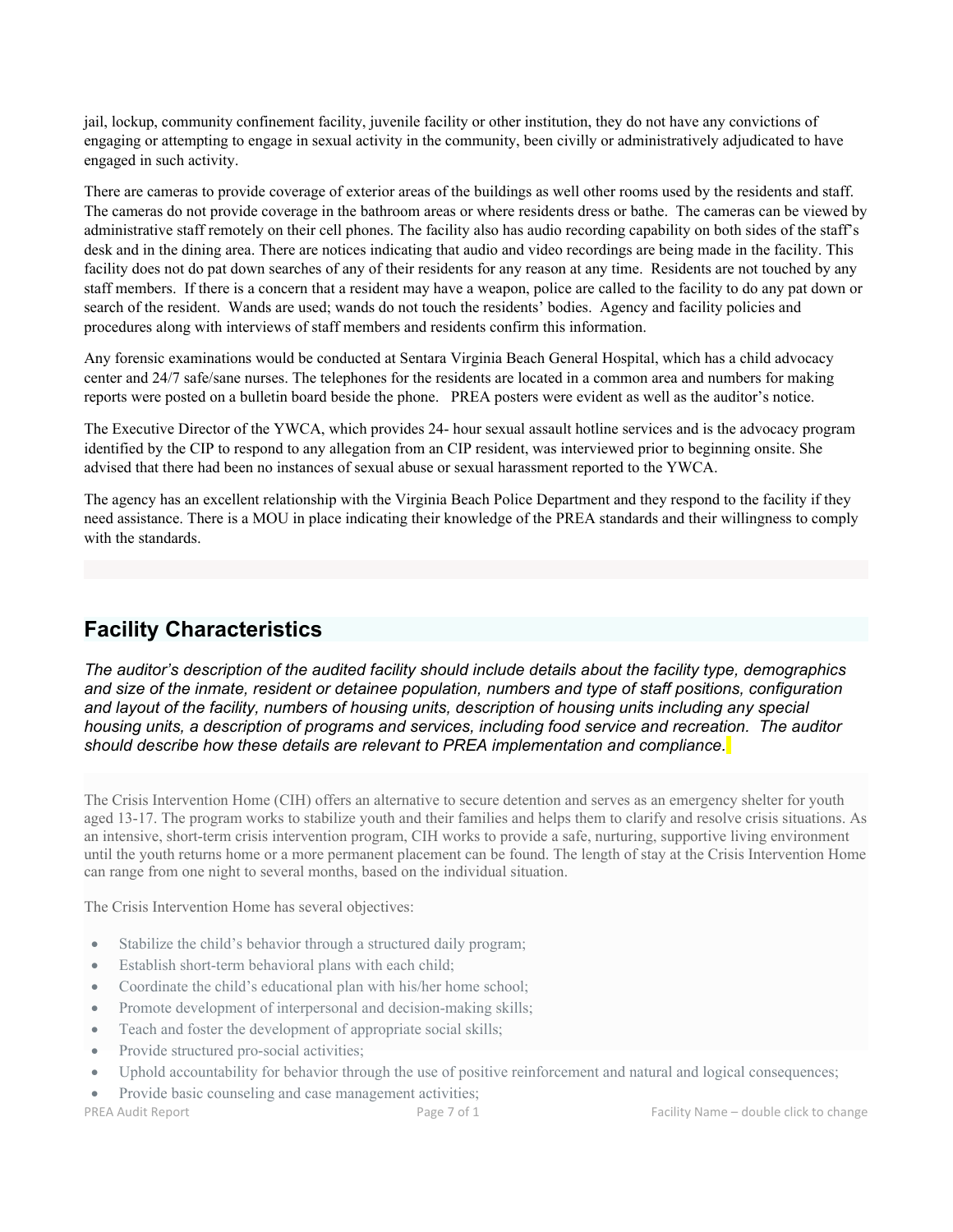jail, lockup, community confinement facility, juvenile facility or other institution, they do not have any convictions of engaging or attempting to engage in sexual activity in the community, been civilly or administratively adjudicated to have engaged in such activity.

There are cameras to provide coverage of exterior areas of the buildings as well other rooms used by the residents and staff. The cameras do not provide coverage in the bathroom areas or where residents dress or bathe. The cameras can be viewed by administrative staff remotely on their cell phones. The facility also has audio recording capability on both sides of the staff's desk and in the dining area. There are notices indicating that audio and video recordings are being made in the facility. This facility does not do pat down searches of any of their residents for any reason at any time. Residents are not touched by any staff members. If there is a concern that a resident may have a weapon, police are called to the facility to do any pat down or search of the resident. Wands are used; wands do not touch the residents' bodies. Agency and facility policies and procedures along with interviews of staff members and residents confirm this information.

Any forensic examinations would be conducted at Sentara Virginia Beach General Hospital, which has a child advocacy center and 24/7 safe/sane nurses. The telephones for the residents are located in a common area and numbers for making reports were posted on a bulletin board beside the phone. PREA posters were evident as well as the auditor's notice.

The Executive Director of the YWCA, which provides 24- hour sexual assault hotline services and is the advocacy program identified by the CIP to respond to any allegation from an CIP resident, was interviewed prior to beginning onsite. She advised that there had been no instances of sexual abuse or sexual harassment reported to the YWCA.

The agency has an excellent relationship with the Virginia Beach Police Department and they respond to the facility if they need assistance. There is a MOU in place indicating their knowledge of the PREA standards and their willingness to comply with the standards.

## Facility Characteristics

*The auditor's description of the audited facility should include details about the facility type, demographics and size of the inmate, resident or detainee population, numbers and type of staff positions, configuration and layout of the facility, numbers of housing units, description of housing units including any special housing units, a description of programs and services, including food service and recreation. The auditor should describe how these details are relevant to PREA implementation and compliance.*

The Crisis Intervention Home (CIH) offers an alternative to secure detention and serves as an emergency shelter for youth aged 13-17. The program works to stabilize youth and their families and helps them to clarify and resolve crisis situations. As an intensive, short-term crisis intervention program, CIH works to provide a safe, nurturing, supportive living environment until the youth returns home or a more permanent placement can be found. The length of stay at the Crisis Intervention Home can range from one night to several months, based on the individual situation.

The Crisis Intervention Home has several objectives:

- Stabilize the child's behavior through a structured daily program;
- Establish short-term behavioral plans with each child;
- Coordinate the child's educational plan with his/her home school;
- Promote development of interpersonal and decision-making skills;
- Teach and foster the development of appropriate social skills;
- Provide structured pro-social activities;
- Uphold accountability for behavior through the use of positive reinforcement and natural and logical consequences;
- Provide basic counseling and case management activities;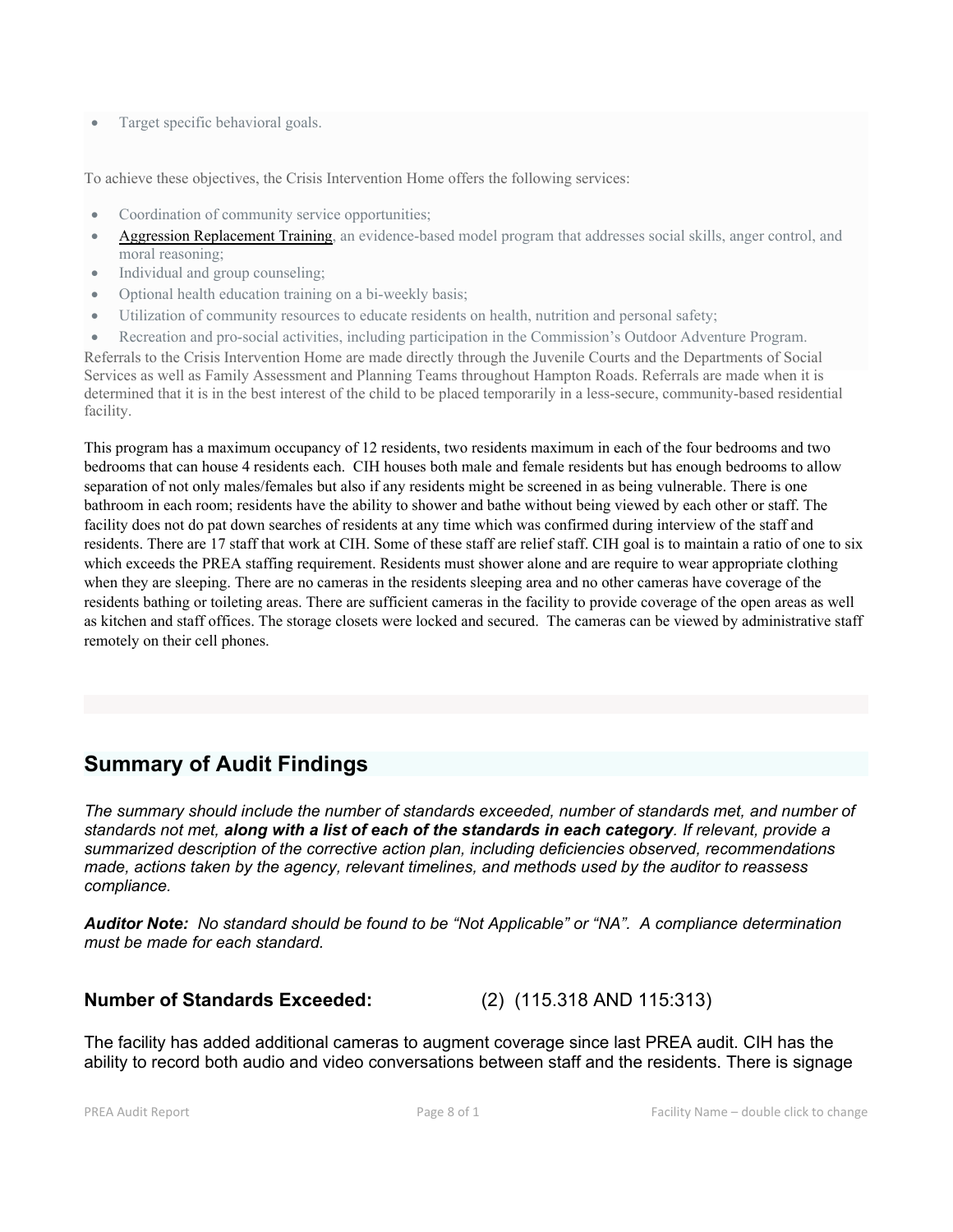- Target specific behavioral goals.

To achieve these objectives, the Crisis Intervention Home offers the following services:

- Coordination of community service opportunities;
- Aggression Replacement Training, an evidence-based model program that addresses social skills, anger control, and moral reasoning;
- Individual and group counseling;
- Optional health education training on a bi-weekly basis;
- Utilization of community resources to educate residents on health, nutrition and personal safety;
- Recreation and pro-social activities, including participation in the Commission's Outdoor Adventure Program.

Referrals to the Crisis Intervention Home are made directly through the Juvenile Courts and the Departments of Social Services as well as Family Assessment and Planning Teams throughout Hampton Roads. Referrals are made when it is determined that it is in the best interest of the child to be placed temporarily in a less-secure, community-based residential facility.

This program has a maximum occupancy of 12 residents, two residents maximum in each of the four bedrooms and two bedrooms that can house 4 residents each. CIH houses both male and female residents but has enough bedrooms to allow separation of not only males/females but also if any residents might be screened in as being vulnerable. There is one bathroom in each room; residents have the ability to shower and bathe without being viewed by each other or staff. The facility does not do pat down searches of residents at any time which was confirmed during interview of the staff and residents. There are 17 staff that work at CIH. Some of these staff are relief staff. CIH goal is to maintain a ratio of one to six which exceeds the PREA staffing requirement. Residents must shower alone and are require to wear appropriate clothing when they are sleeping. There are no cameras in the residents sleeping area and no other cameras have coverage of the residents bathing or toileting areas. There are sufficient cameras in the facility to provide coverage of the open areas as well as kitchen and staff offices. The storage closets were locked and secured. The cameras can be viewed by administrative staff remotely on their cell phones.

## Summary of Audit Findings

*The summary should include the number of standards exceeded, number of standards met, and number of standards not met, **along with a list of each of the standards in each category**. If relevant, provide a summarized description of the corrective action plan, including deficiencies observed, recommendations made, actions taken by the agency, relevant timelines, and methods used by the auditor to reassess compliance.*

***Auditor Note:** No standard should be found to be "Not Applicable" or "NA". A compliance determination must be made for each standard.*

**Number of Standards Exceeded:** (2) (115.318 AND 115:313)

The facility has added additional cameras to augment coverage since last PREA audit. CIH has the ability to record both audio and video conversations between staff and the residents. There is signage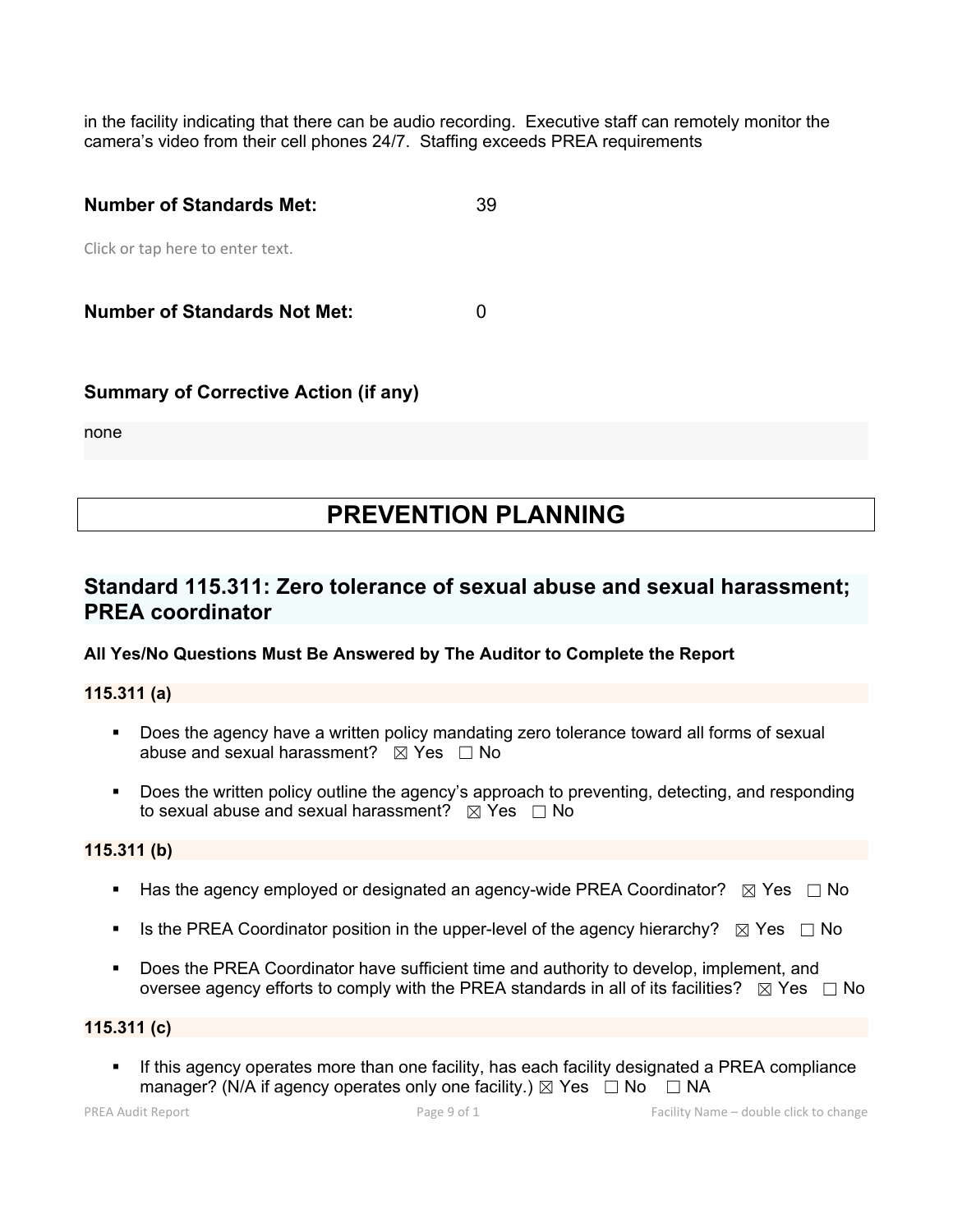in the facility indicating that there can be audio recording. Executive staff can remotely monitor the camera's video from their cell phones 24/7. Staffing exceeds PREA requirements

**Number of Standards Met:** 39

Click or tap here to enter text.

**Number of Standards Not Met:** 0

**Summary of Corrective Action (if any)**

none

# PREVENTION PLANNING

## Standard 115.311: Zero tolerance of sexual abuse and sexual harassment; PREA coordinator

**All Yes/No Questions Must Be Answered by The Auditor to Complete the Report**

**115.311 (a)**

- Does the agency have a written policy mandating zero tolerance toward all forms of sexual abuse and sexual harassment? ☒ Yes ☐ No
- Does the written policy outline the agency's approach to preventing, detecting, and responding to sexual abuse and sexual harassment? ☒ Yes ☐ No

**115.311 (b)**

- Has the agency employed or designated an agency-wide PREA Coordinator? ☒ Yes ☐ No
- Is the PREA Coordinator position in the upper-level of the agency hierarchy? ☒ Yes ☐ No
- Does the PREA Coordinator have sufficient time and authority to develop, implement, and oversee agency efforts to comply with the PREA standards in all of its facilities? ☒ Yes ☐ No

**115.311 (c)**

- If this agency operates more than one facility, has each facility designated a PREA compliance manager? (N/A if agency operates only one facility.) ☒ Yes ☐ No ☐ NA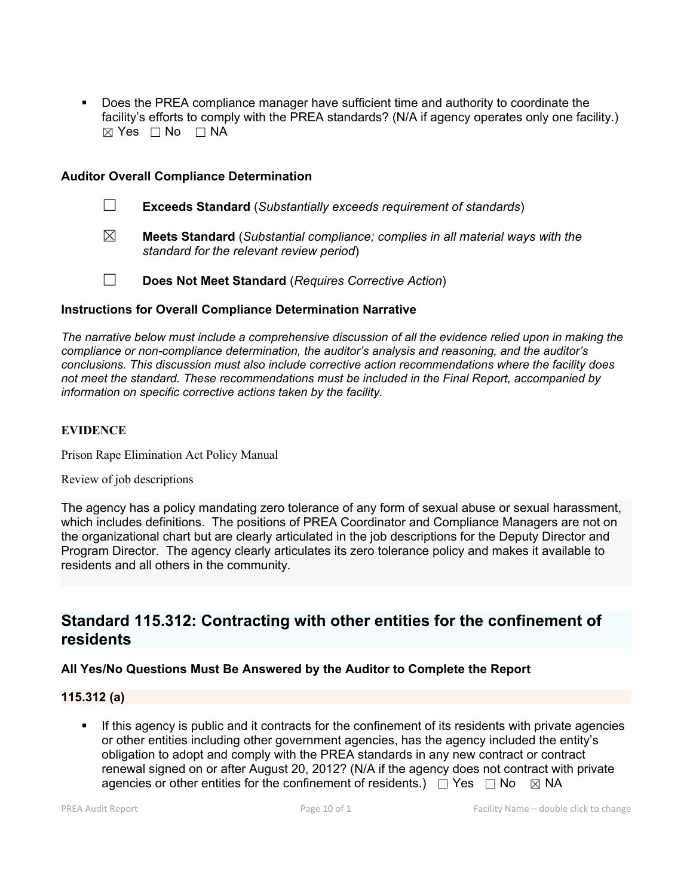- Does the PREA compliance manager have sufficient time and authority to coordinate the facility's efforts to comply with the PREA standards? (N/A if agency operates only one facility.) ☒ Yes ☐ No ☐ NA

**Auditor Overall Compliance Determination**

☐ **Exceeds Standard** (*Substantially exceeds requirement of standards*)

☒ **Meets Standard** (*Substantial compliance; complies in all material ways with the standard for the relevant review period*)

☐ **Does Not Meet Standard** (*Requires Corrective Action*)

**Instructions for Overall Compliance Determination Narrative**

*The narrative below must include a comprehensive discussion of all the evidence relied upon in making the compliance or non-compliance determination, the auditor's analysis and reasoning, and the auditor's conclusions. This discussion must also include corrective action recommendations where the facility does not meet the standard. These recommendations must be included in the Final Report, accompanied by information on specific corrective actions taken by the facility.*

**EVIDENCE**

Prison Rape Elimination Act Policy Manual

Review of job descriptions

The agency has a policy mandating zero tolerance of any form of sexual abuse or sexual harassment, which includes definitions. The positions of PREA Coordinator and Compliance Managers are not on the organizational chart but are clearly articulated in the job descriptions for the Deputy Director and Program Director. The agency clearly articulates its zero tolerance policy and makes it available to residents and all others in the community.

## Standard 115.312: Contracting with other entities for the confinement of residents

**All Yes/No Questions Must Be Answered by the Auditor to Complete the Report**

**115.312 (a)**

- If this agency is public and it contracts for the confinement of its residents with private agencies or other entities including other government agencies, has the agency included the entity's obligation to adopt and comply with the PREA standards in any new contract or contract renewal signed on or after August 20, 2012? (N/A if the agency does not contract with private agencies or other entities for the confinement of residents.) ☐ Yes ☐ No ☒ NA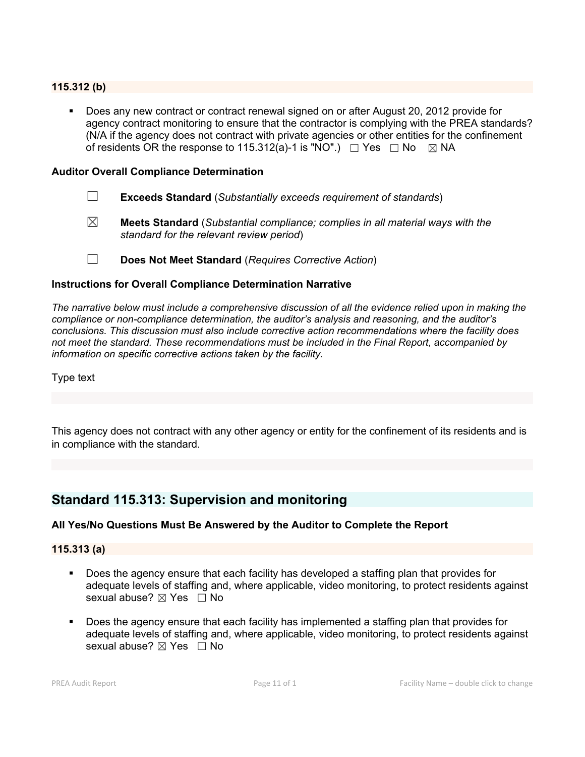### 115.312 (b)

- Does any new contract or contract renewal signed on or after August 20, 2012 provide for agency contract monitoring to ensure that the contractor is complying with the PREA standards? (N/A if the agency does not contract with private agencies or other entities for the confinement of residents OR the response to 115.312(a)-1 is "NO".) ☐ Yes ☐ No ☒ NA

### Auditor Overall Compliance Determination

☐ **Exceeds Standard** (*Substantially exceeds requirement of standards*)

☒ **Meets Standard** (*Substantial compliance; complies in all material ways with the standard for the relevant review period*)

☐ **Does Not Meet Standard** (*Requires Corrective Action*)

### Instructions for Overall Compliance Determination Narrative

*The narrative below must include a comprehensive discussion of all the evidence relied upon in making the compliance or non-compliance determination, the auditor's analysis and reasoning, and the auditor's conclusions. This discussion must also include corrective action recommendations where the facility does not meet the standard. These recommendations must be included in the Final Report, accompanied by information on specific corrective actions taken by the facility.*

Type text

This agency does not contract with any other agency or entity for the confinement of its residents and is in compliance with the standard.

## Standard 115.313: Supervision and monitoring

### All Yes/No Questions Must Be Answered by the Auditor to Complete the Report

### 115.313 (a)

- Does the agency ensure that each facility has developed a staffing plan that provides for adequate levels of staffing and, where applicable, video monitoring, to protect residents against sexual abuse? ☒ Yes ☐ No
- Does the agency ensure that each facility has implemented a staffing plan that provides for adequate levels of staffing and, where applicable, video monitoring, to protect residents against sexual abuse? ☒ Yes ☐ No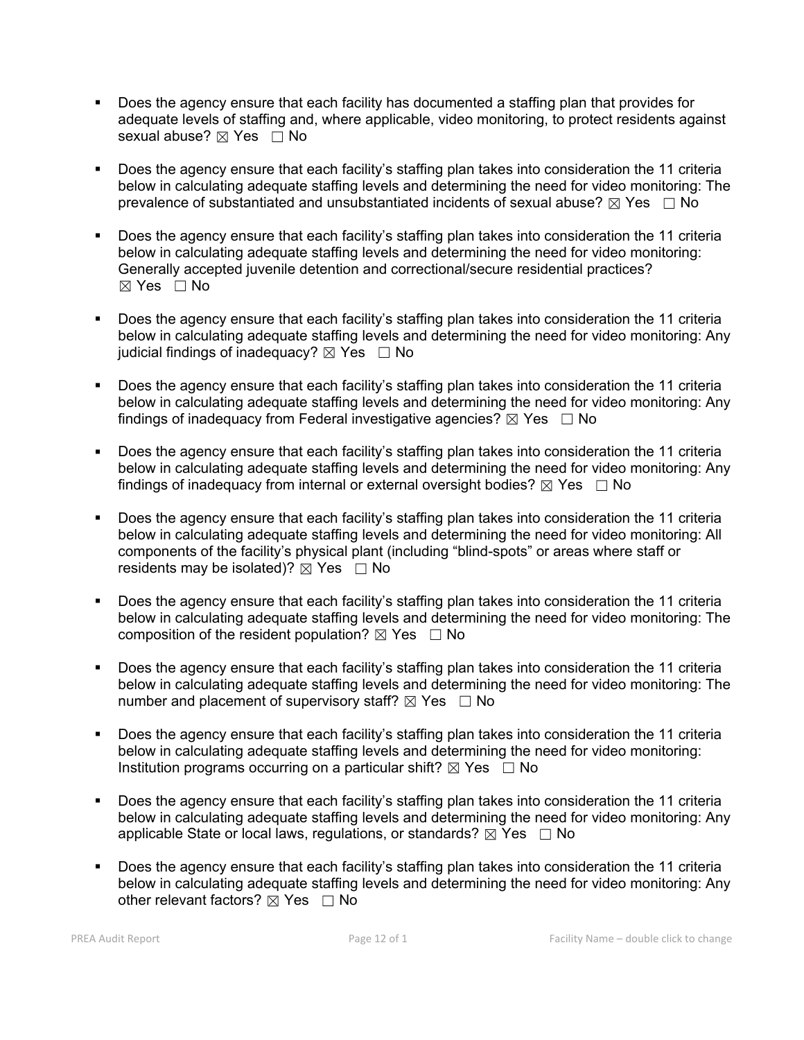- Does the agency ensure that each facility has documented a staffing plan that provides for adequate levels of staffing and, where applicable, video monitoring, to protect residents against sexual abuse? ☒ Yes ☐ No

- Does the agency ensure that each facility's staffing plan takes into consideration the 11 criteria below in calculating adequate staffing levels and determining the need for video monitoring: The prevalence of substantiated and unsubstantiated incidents of sexual abuse? ☒ Yes ☐ No

- Does the agency ensure that each facility's staffing plan takes into consideration the 11 criteria below in calculating adequate staffing levels and determining the need for video monitoring: Generally accepted juvenile detention and correctional/secure residential practices? ☒ Yes ☐ No

- Does the agency ensure that each facility's staffing plan takes into consideration the 11 criteria below in calculating adequate staffing levels and determining the need for video monitoring: Any judicial findings of inadequacy? ☒ Yes ☐ No

- Does the agency ensure that each facility's staffing plan takes into consideration the 11 criteria below in calculating adequate staffing levels and determining the need for video monitoring: Any findings of inadequacy from Federal investigative agencies? ☒ Yes ☐ No

- Does the agency ensure that each facility's staffing plan takes into consideration the 11 criteria below in calculating adequate staffing levels and determining the need for video monitoring: Any findings of inadequacy from internal or external oversight bodies? ☒ Yes ☐ No

- Does the agency ensure that each facility's staffing plan takes into consideration the 11 criteria below in calculating adequate staffing levels and determining the need for video monitoring: All components of the facility's physical plant (including "blind-spots" or areas where staff or residents may be isolated)? ☒ Yes ☐ No

- Does the agency ensure that each facility's staffing plan takes into consideration the 11 criteria below in calculating adequate staffing levels and determining the need for video monitoring: The composition of the resident population? ☒ Yes ☐ No

- Does the agency ensure that each facility's staffing plan takes into consideration the 11 criteria below in calculating adequate staffing levels and determining the need for video monitoring: The number and placement of supervisory staff? ☒ Yes ☐ No

- Does the agency ensure that each facility's staffing plan takes into consideration the 11 criteria below in calculating adequate staffing levels and determining the need for video monitoring: Institution programs occurring on a particular shift? ☒ Yes ☐ No

- Does the agency ensure that each facility's staffing plan takes into consideration the 11 criteria below in calculating adequate staffing levels and determining the need for video monitoring: Any applicable State or local laws, regulations, or standards? ☒ Yes ☐ No

- Does the agency ensure that each facility's staffing plan takes into consideration the 11 criteria below in calculating adequate staffing levels and determining the need for video monitoring: Any other relevant factors? ☒ Yes ☐ No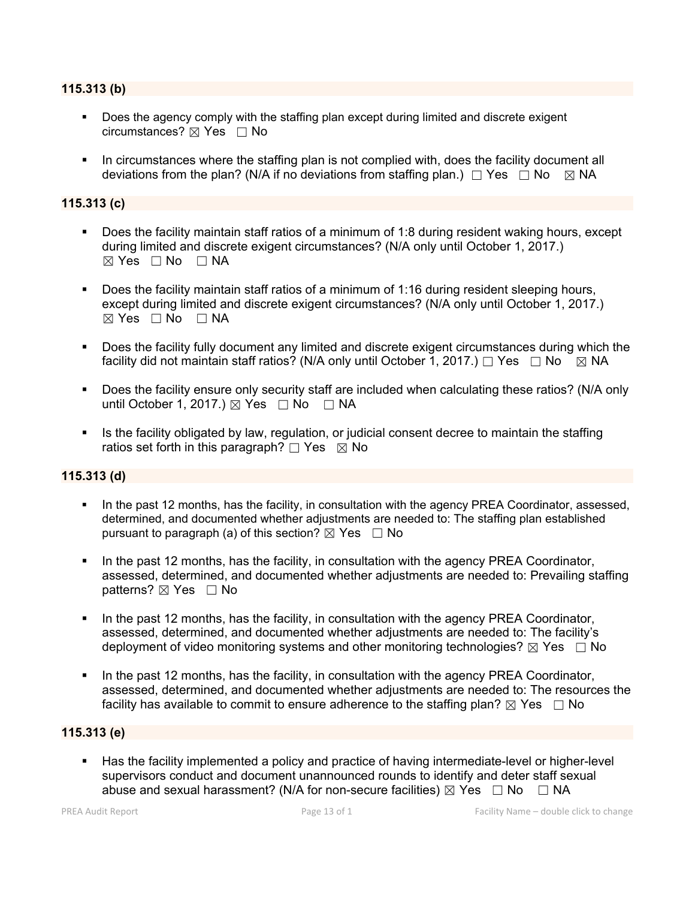**115.313 (b)**

- Does the agency comply with the staffing plan except during limited and discrete exigent circumstances? ☒ Yes ☐ No

- In circumstances where the staffing plan is not complied with, does the facility document all deviations from the plan? (N/A if no deviations from staffing plan.) ☐ Yes ☐ No ☒ NA

**115.313 (c)**

- Does the facility maintain staff ratios of a minimum of 1:8 during resident waking hours, except during limited and discrete exigent circumstances? (N/A only until October 1, 2017.) ☒ Yes ☐ No ☐ NA

- Does the facility maintain staff ratios of a minimum of 1:16 during resident sleeping hours, except during limited and discrete exigent circumstances? (N/A only until October 1, 2017.) ☒ Yes ☐ No ☐ NA

- Does the facility fully document any limited and discrete exigent circumstances during which the facility did not maintain staff ratios? (N/A only until October 1, 2017.) ☐ Yes ☐ No ☒ NA

- Does the facility ensure only security staff are included when calculating these ratios? (N/A only until October 1, 2017.) ☒ Yes ☐ No ☐ NA

- Is the facility obligated by law, regulation, or judicial consent decree to maintain the staffing ratios set forth in this paragraph? ☐ Yes ☒ No

**115.313 (d)**

- In the past 12 months, has the facility, in consultation with the agency PREA Coordinator, assessed, determined, and documented whether adjustments are needed to: The staffing plan established pursuant to paragraph (a) of this section? ☒ Yes ☐ No

- In the past 12 months, has the facility, in consultation with the agency PREA Coordinator, assessed, determined, and documented whether adjustments are needed to: Prevailing staffing patterns? ☒ Yes ☐ No

- In the past 12 months, has the facility, in consultation with the agency PREA Coordinator, assessed, determined, and documented whether adjustments are needed to: The facility's deployment of video monitoring systems and other monitoring technologies? ☒ Yes ☐ No

- In the past 12 months, has the facility, in consultation with the agency PREA Coordinator, assessed, determined, and documented whether adjustments are needed to: The resources the facility has available to commit to ensure adherence to the staffing plan? ☒ Yes ☐ No

**115.313 (e)**

- Has the facility implemented a policy and practice of having intermediate-level or higher-level supervisors conduct and document unannounced rounds to identify and deter staff sexual abuse and sexual harassment? (N/A for non-secure facilities) ☒ Yes ☐ No ☐ NA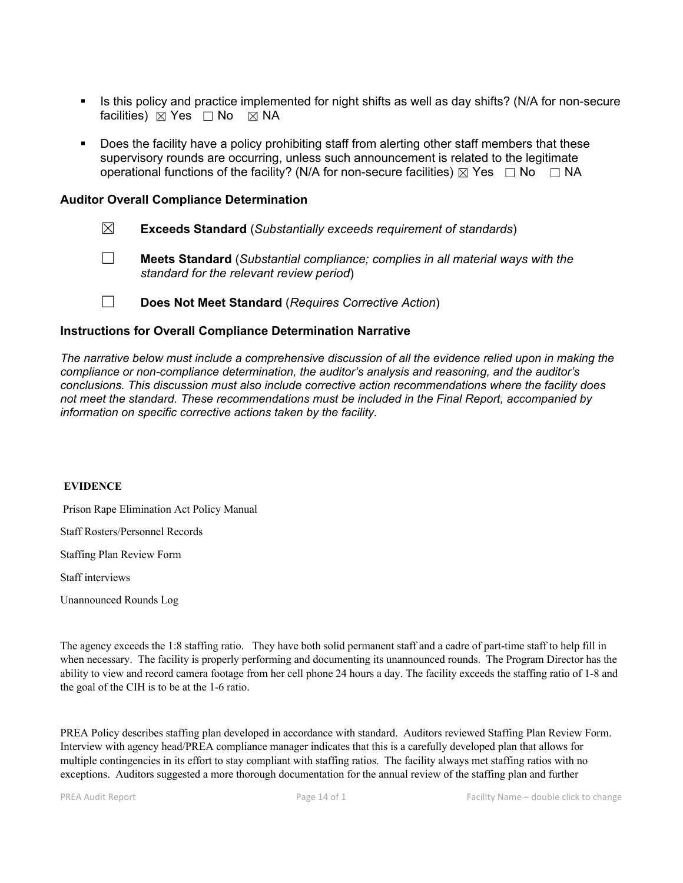- Is this policy and practice implemented for night shifts as well as day shifts? (N/A for non-secure facilities) ☒ Yes ☐ No ☒ NA

- Does the facility have a policy prohibiting staff from alerting other staff members that these supervisory rounds are occurring, unless such announcement is related to the legitimate operational functions of the facility? (N/A for non-secure facilities) ☒ Yes ☐ No ☐ NA

### Auditor Overall Compliance Determination

☒ **Exceeds Standard** (*Substantially exceeds requirement of standards*)

☐ **Meets Standard** (*Substantial compliance; complies in all material ways with the standard for the relevant review period*)

☐ **Does Not Meet Standard** (*Requires Corrective Action*)

### Instructions for Overall Compliance Determination Narrative

*The narrative below must include a comprehensive discussion of all the evidence relied upon in making the compliance or non-compliance determination, the auditor's analysis and reasoning, and the auditor's conclusions. This discussion must also include corrective action recommendations where the facility does not meet the standard. These recommendations must be included in the Final Report, accompanied by information on specific corrective actions taken by the facility.*

**EVIDENCE**

Prison Rape Elimination Act Policy Manual

Staff Rosters/Personnel Records

Staffing Plan Review Form

Staff interviews

Unannounced Rounds Log

The agency exceeds the 1:8 staffing ratio. They have both solid permanent staff and a cadre of part-time staff to help fill in when necessary. The facility is properly performing and documenting its unannounced rounds. The Program Director has the ability to view and record camera footage from her cell phone 24 hours a day. The facility exceeds the staffing ratio of 1-8 and the goal of the CIH is to be at the 1-6 ratio.

PREA Policy describes staffing plan developed in accordance with standard. Auditors reviewed Staffing Plan Review Form. Interview with agency head/PREA compliance manager indicates that this is a carefully developed plan that allows for multiple contingencies in its effort to stay compliant with staffing ratios. The facility always met staffing ratios with no exceptions. Auditors suggested a more thorough documentation for the annual review of the staffing plan and further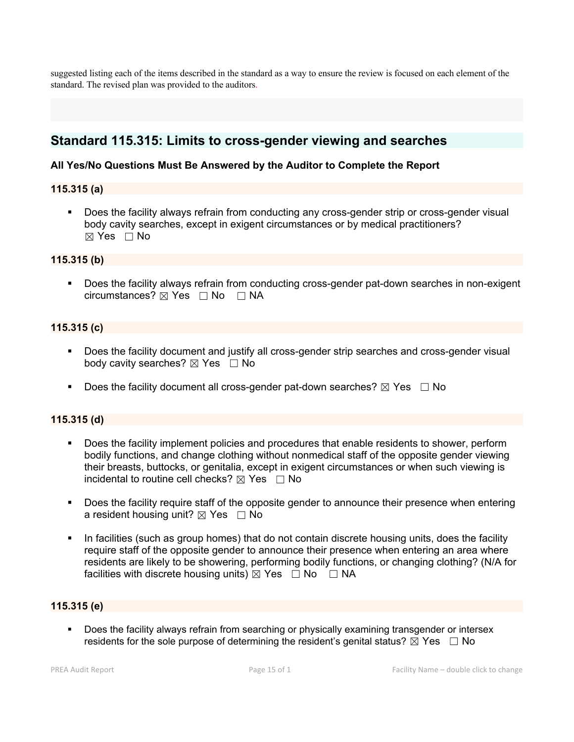suggested listing each of the items described in the standard as a way to ensure the review is focused on each element of the standard. The revised plan was provided to the auditors.

## Standard 115.315: Limits to cross-gender viewing and searches

**All Yes/No Questions Must Be Answered by the Auditor to Complete the Report**

### 115.315 (a)

- Does the facility always refrain from conducting any cross-gender strip or cross-gender visual body cavity searches, except in exigent circumstances or by medical practitioners? ☒ Yes ☐ No

### 115.315 (b)

- Does the facility always refrain from conducting cross-gender pat-down searches in non-exigent circumstances? ☒ Yes ☐ No ☐ NA

### 115.315 (c)

- Does the facility document and justify all cross-gender strip searches and cross-gender visual body cavity searches? ☒ Yes ☐ No
- Does the facility document all cross-gender pat-down searches? ☒ Yes ☐ No

### 115.315 (d)

- Does the facility implement policies and procedures that enable residents to shower, perform bodily functions, and change clothing without nonmedical staff of the opposite gender viewing their breasts, buttocks, or genitalia, except in exigent circumstances or when such viewing is incidental to routine cell checks? ☒ Yes ☐ No
- Does the facility require staff of the opposite gender to announce their presence when entering a resident housing unit? ☒ Yes ☐ No
- In facilities (such as group homes) that do not contain discrete housing units, does the facility require staff of the opposite gender to announce their presence when entering an area where residents are likely to be showering, performing bodily functions, or changing clothing? (N/A for facilities with discrete housing units) ☒ Yes ☐ No ☐ NA

### 115.315 (e)

- Does the facility always refrain from searching or physically examining transgender or intersex residents for the sole purpose of determining the resident's genital status? ☒ Yes ☐ No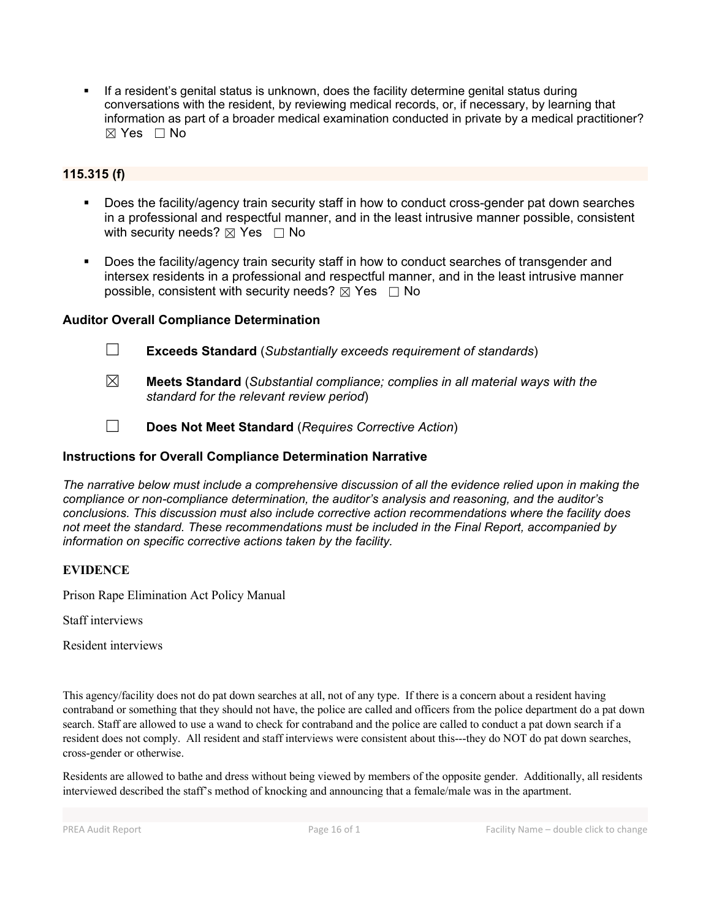- If a resident's genital status is unknown, does the facility determine genital status during conversations with the resident, by reviewing medical records, or, if necessary, by learning that information as part of a broader medical examination conducted in private by a medical practitioner? ☒ Yes ☐ No

### 115.315 (f)

- Does the facility/agency train security staff in how to conduct cross-gender pat down searches in a professional and respectful manner, and in the least intrusive manner possible, consistent with security needs? ☒ Yes ☐ No

- Does the facility/agency train security staff in how to conduct searches of transgender and intersex residents in a professional and respectful manner, and in the least intrusive manner possible, consistent with security needs? ☒ Yes ☐ No

### Auditor Overall Compliance Determination

☐ **Exceeds Standard** (*Substantially exceeds requirement of standards*)

☒ **Meets Standard** (*Substantial compliance; complies in all material ways with the standard for the relevant review period*)

☐ **Does Not Meet Standard** (*Requires Corrective Action*)

### Instructions for Overall Compliance Determination Narrative

*The narrative below must include a comprehensive discussion of all the evidence relied upon in making the compliance or non-compliance determination, the auditor's analysis and reasoning, and the auditor's conclusions. This discussion must also include corrective action recommendations where the facility does not meet the standard. These recommendations must be included in the Final Report, accompanied by information on specific corrective actions taken by the facility.*

**EVIDENCE**

Prison Rape Elimination Act Policy Manual

Staff interviews

Resident interviews

This agency/facility does not do pat down searches at all, not of any type. If there is a concern about a resident having contraband or something that they should not have, the police are called and officers from the police department do a pat down search. Staff are allowed to use a wand to check for contraband and the police are called to conduct a pat down search if a resident does not comply. All resident and staff interviews were consistent about this---they do NOT do pat down searches, cross-gender or otherwise.

Residents are allowed to bathe and dress without being viewed by members of the opposite gender. Additionally, all residents interviewed described the staff's method of knocking and announcing that a female/male was in the apartment.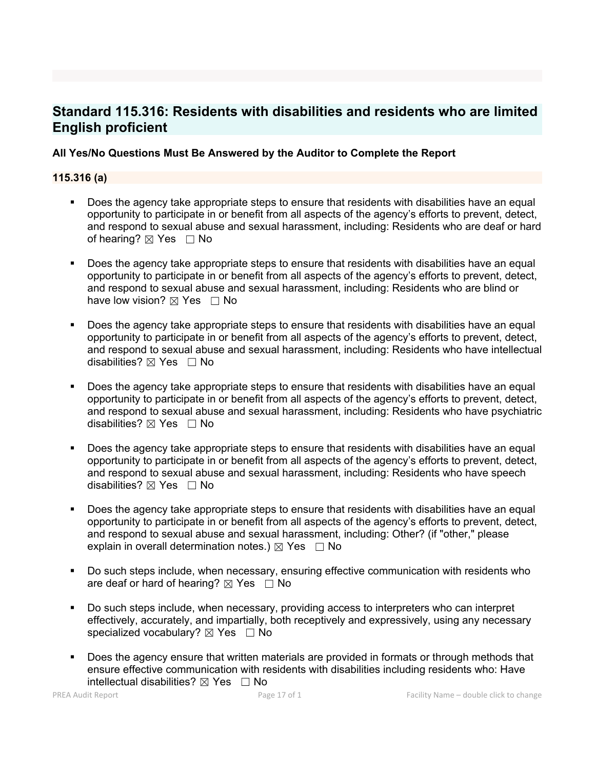## Standard 115.316: Residents with disabilities and residents who are limited English proficient

**All Yes/No Questions Must Be Answered by the Auditor to Complete the Report**

**115.316 (a)**

- Does the agency take appropriate steps to ensure that residents with disabilities have an equal opportunity to participate in or benefit from all aspects of the agency's efforts to prevent, detect, and respond to sexual abuse and sexual harassment, including: Residents who are deaf or hard of hearing? ☒ Yes ☐ No

- Does the agency take appropriate steps to ensure that residents with disabilities have an equal opportunity to participate in or benefit from all aspects of the agency's efforts to prevent, detect, and respond to sexual abuse and sexual harassment, including: Residents who are blind or have low vision? ☒ Yes ☐ No

- Does the agency take appropriate steps to ensure that residents with disabilities have an equal opportunity to participate in or benefit from all aspects of the agency's efforts to prevent, detect, and respond to sexual abuse and sexual harassment, including: Residents who have intellectual disabilities? ☒ Yes ☐ No

- Does the agency take appropriate steps to ensure that residents with disabilities have an equal opportunity to participate in or benefit from all aspects of the agency's efforts to prevent, detect, and respond to sexual abuse and sexual harassment, including: Residents who have psychiatric disabilities? ☒ Yes ☐ No

- Does the agency take appropriate steps to ensure that residents with disabilities have an equal opportunity to participate in or benefit from all aspects of the agency's efforts to prevent, detect, and respond to sexual abuse and sexual harassment, including: Residents who have speech disabilities? ☒ Yes ☐ No

- Does the agency take appropriate steps to ensure that residents with disabilities have an equal opportunity to participate in or benefit from all aspects of the agency's efforts to prevent, detect, and respond to sexual abuse and sexual harassment, including: Other? (if "other," please explain in overall determination notes.) ☒ Yes ☐ No

- Do such steps include, when necessary, ensuring effective communication with residents who are deaf or hard of hearing? ☒ Yes ☐ No

- Do such steps include, when necessary, providing access to interpreters who can interpret effectively, accurately, and impartially, both receptively and expressively, using any necessary specialized vocabulary? ☒ Yes ☐ No

- Does the agency ensure that written materials are provided in formats or through methods that ensure effective communication with residents with disabilities including residents who: Have intellectual disabilities? ☒ Yes ☐ No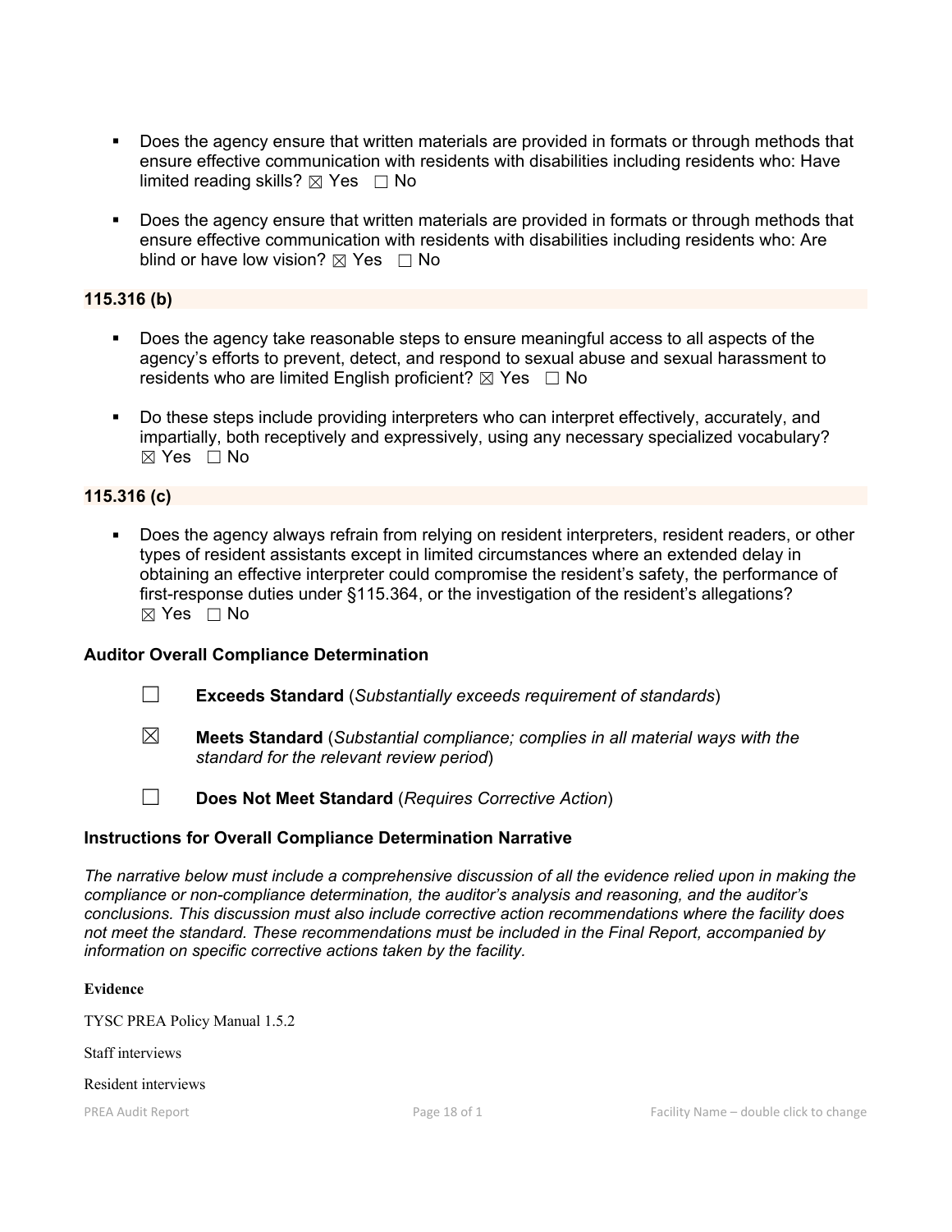- Does the agency ensure that written materials are provided in formats or through methods that ensure effective communication with residents with disabilities including residents who: Have limited reading skills? ☒ Yes ☐ No

- Does the agency ensure that written materials are provided in formats or through methods that ensure effective communication with residents with disabilities including residents who: Are blind or have low vision? ☒ Yes ☐ No

**115.316 (b)**

- Does the agency take reasonable steps to ensure meaningful access to all aspects of the agency's efforts to prevent, detect, and respond to sexual abuse and sexual harassment to residents who are limited English proficient? ☒ Yes ☐ No

- Do these steps include providing interpreters who can interpret effectively, accurately, and impartially, both receptively and expressively, using any necessary specialized vocabulary? ☒ Yes ☐ No

**115.316 (c)**

- Does the agency always refrain from relying on resident interpreters, resident readers, or other types of resident assistants except in limited circumstances where an extended delay in obtaining an effective interpreter could compromise the resident's safety, the performance of first-response duties under §115.364, or the investigation of the resident's allegations? ☒ Yes ☐ No

### Auditor Overall Compliance Determination

☐ **Exceeds Standard** (*Substantially exceeds requirement of standards*)

☒ **Meets Standard** (*Substantial compliance; complies in all material ways with the standard for the relevant review period*)

☐ **Does Not Meet Standard** (*Requires Corrective Action*)

### Instructions for Overall Compliance Determination Narrative

*The narrative below must include a comprehensive discussion of all the evidence relied upon in making the compliance or non-compliance determination, the auditor's analysis and reasoning, and the auditor's conclusions. This discussion must also include corrective action recommendations where the facility does not meet the standard. These recommendations must be included in the Final Report, accompanied by information on specific corrective actions taken by the facility.*

**Evidence**

TYSC PREA Policy Manual 1.5.2

Staff interviews

Resident interviews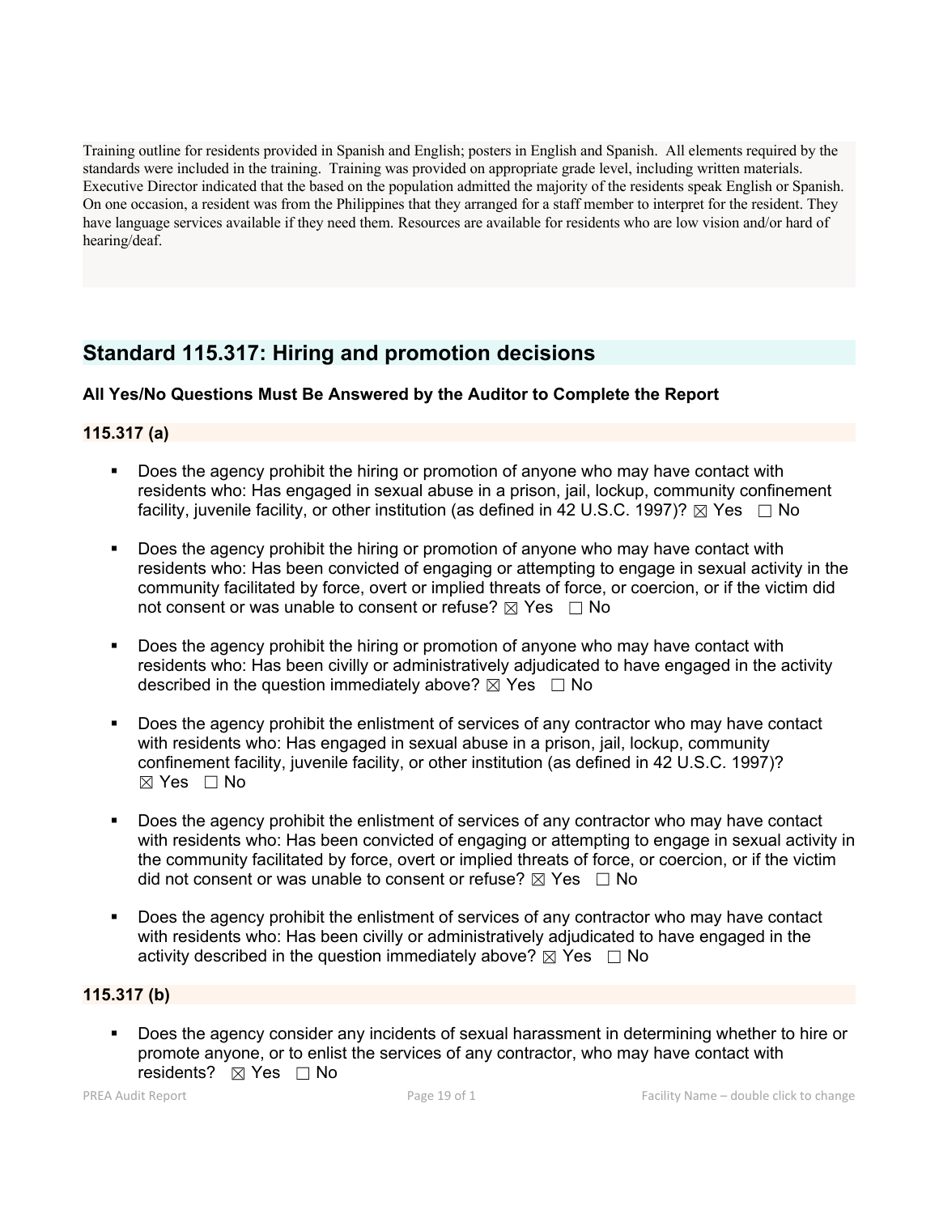Training outline for residents provided in Spanish and English; posters in English and Spanish. All elements required by the standards were included in the training. Training was provided on appropriate grade level, including written materials. Executive Director indicated that the based on the population admitted the majority of the residents speak English or Spanish. On one occasion, a resident was from the Philippines that they arranged for a staff member to interpret for the resident. They have language services available if they need them. Resources are available for residents who are low vision and/or hard of hearing/deaf.

## Standard 115.317: Hiring and promotion decisions

### All Yes/No Questions Must Be Answered by the Auditor to Complete the Report

### 115.317 (a)

- Does the agency prohibit the hiring or promotion of anyone who may have contact with residents who: Has engaged in sexual abuse in a prison, jail, lockup, community confinement facility, juvenile facility, or other institution (as defined in 42 U.S.C. 1997)? ☒ Yes ☐ No
- Does the agency prohibit the hiring or promotion of anyone who may have contact with residents who: Has been convicted of engaging or attempting to engage in sexual activity in the community facilitated by force, overt or implied threats of force, or coercion, or if the victim did not consent or was unable to consent or refuse? ☒ Yes ☐ No
- Does the agency prohibit the hiring or promotion of anyone who may have contact with residents who: Has been civilly or administratively adjudicated to have engaged in the activity described in the question immediately above? ☒ Yes ☐ No
- Does the agency prohibit the enlistment of services of any contractor who may have contact with residents who: Has engaged in sexual abuse in a prison, jail, lockup, community confinement facility, juvenile facility, or other institution (as defined in 42 U.S.C. 1997)? ☒ Yes ☐ No
- Does the agency prohibit the enlistment of services of any contractor who may have contact with residents who: Has been convicted of engaging or attempting to engage in sexual activity in the community facilitated by force, overt or implied threats of force, or coercion, or if the victim did not consent or was unable to consent or refuse? ☒ Yes ☐ No
- Does the agency prohibit the enlistment of services of any contractor who may have contact with residents who: Has been civilly or administratively adjudicated to have engaged in the activity described in the question immediately above? ☒ Yes ☐ No

### 115.317 (b)

- Does the agency consider any incidents of sexual harassment in determining whether to hire or promote anyone, or to enlist the services of any contractor, who may have contact with residents? ☒ Yes ☐ No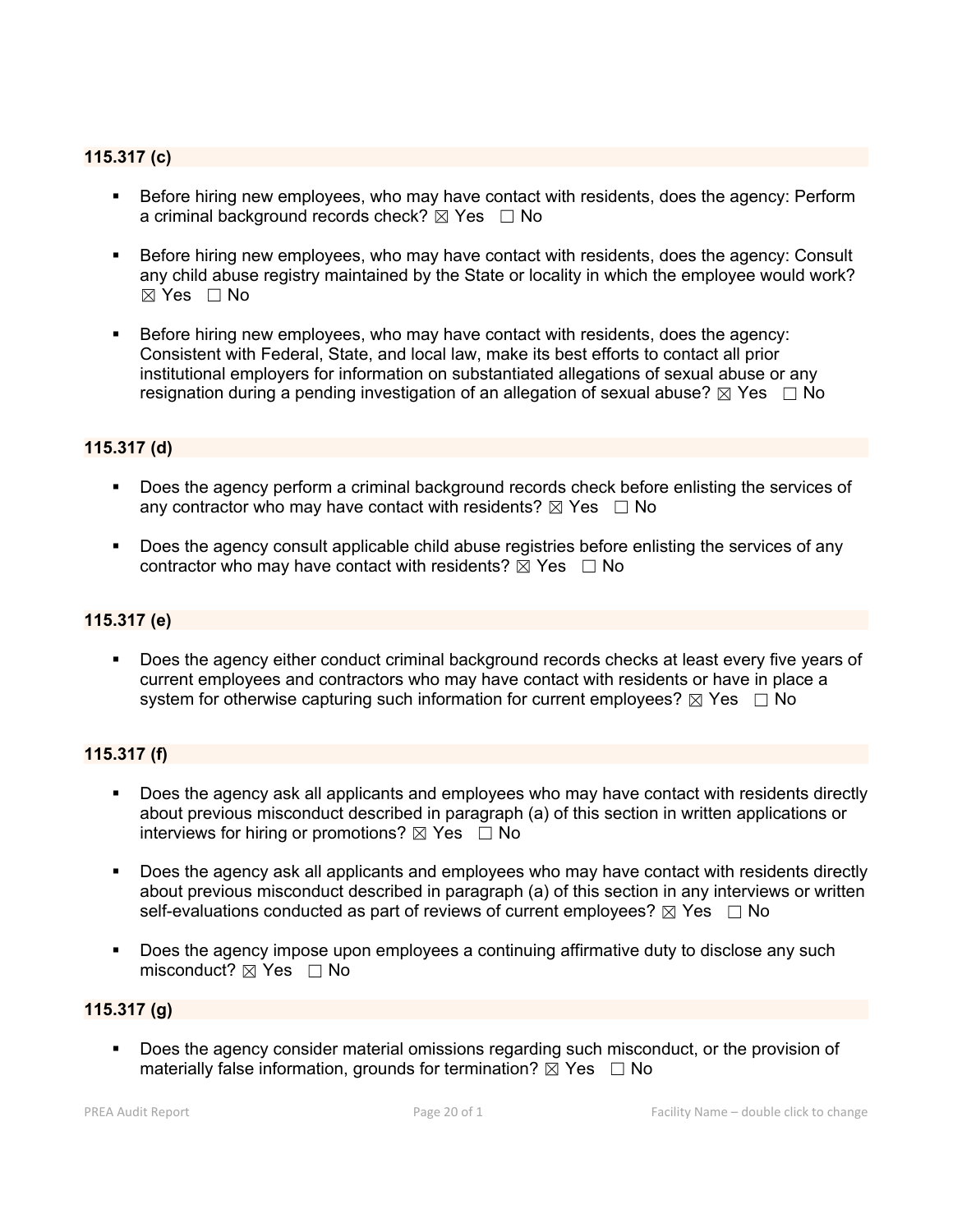### 115.317 (c)

- Before hiring new employees, who may have contact with residents, does the agency: Perform a criminal background records check? ☒ Yes ☐ No
- Before hiring new employees, who may have contact with residents, does the agency: Consult any child abuse registry maintained by the State or locality in which the employee would work? ☒ Yes ☐ No
- Before hiring new employees, who may have contact with residents, does the agency: Consistent with Federal, State, and local law, make its best efforts to contact all prior institutional employers for information on substantiated allegations of sexual abuse or any resignation during a pending investigation of an allegation of sexual abuse? ☒ Yes ☐ No

### 115.317 (d)

- Does the agency perform a criminal background records check before enlisting the services of any contractor who may have contact with residents? ☒ Yes ☐ No
- Does the agency consult applicable child abuse registries before enlisting the services of any contractor who may have contact with residents? ☒ Yes ☐ No

### 115.317 (e)

- Does the agency either conduct criminal background records checks at least every five years of current employees and contractors who may have contact with residents or have in place a system for otherwise capturing such information for current employees? ☒ Yes ☐ No

### 115.317 (f)

- Does the agency ask all applicants and employees who may have contact with residents directly about previous misconduct described in paragraph (a) of this section in written applications or interviews for hiring or promotions? ☒ Yes ☐ No
- Does the agency ask all applicants and employees who may have contact with residents directly about previous misconduct described in paragraph (a) of this section in any interviews or written self-evaluations conducted as part of reviews of current employees? ☒ Yes ☐ No
- Does the agency impose upon employees a continuing affirmative duty to disclose any such misconduct? ☒ Yes ☐ No

### 115.317 (g)

- Does the agency consider material omissions regarding such misconduct, or the provision of materially false information, grounds for termination? ☒ Yes ☐ No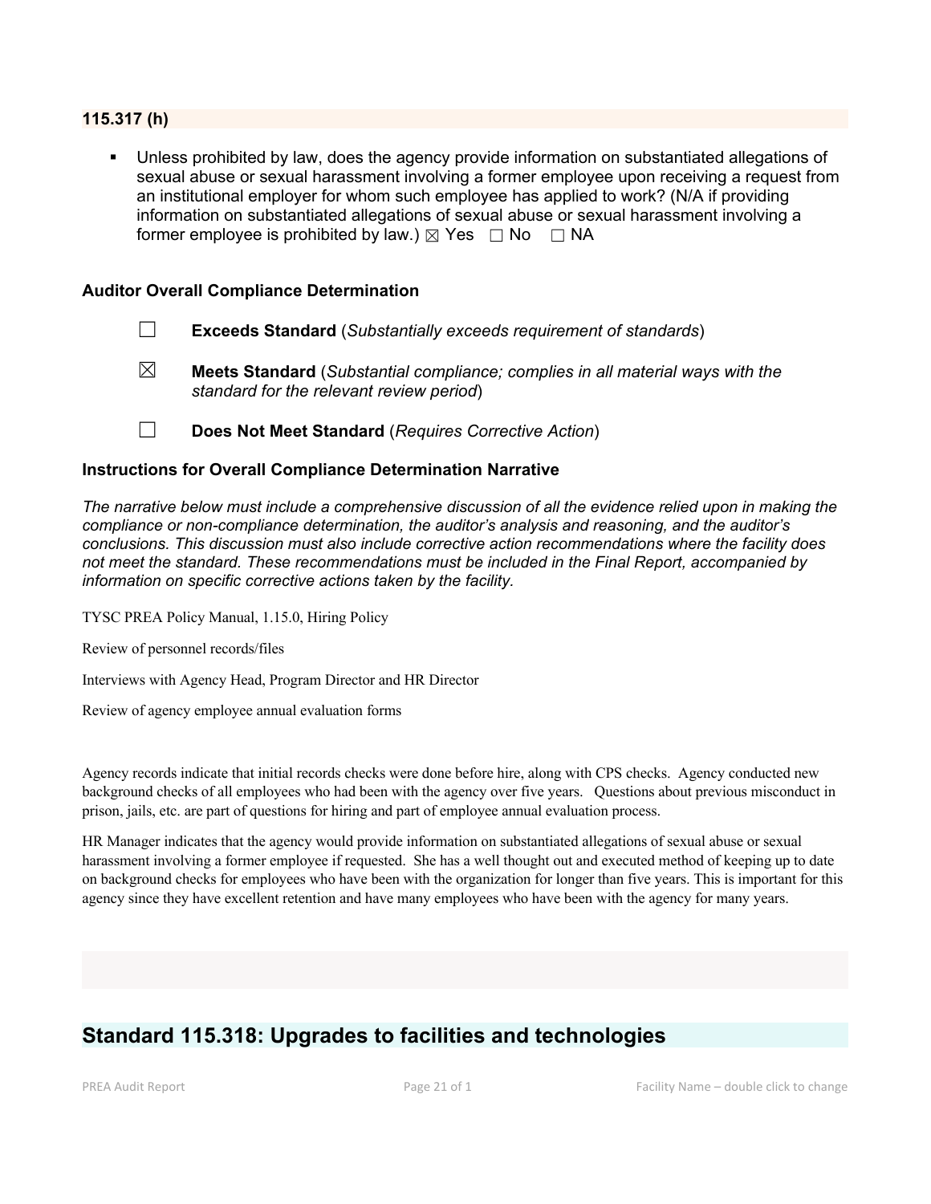### 115.317 (h)

- Unless prohibited by law, does the agency provide information on substantiated allegations of sexual abuse or sexual harassment involving a former employee upon receiving a request from an institutional employer for whom such employee has applied to work? (N/A if providing information on substantiated allegations of sexual abuse or sexual harassment involving a former employee is prohibited by law.) ☒ Yes ☐ No ☐ NA

### Auditor Overall Compliance Determination

☐ **Exceeds Standard** (*Substantially exceeds requirement of standards*)

☒ **Meets Standard** (*Substantial compliance; complies in all material ways with the standard for the relevant review period*)

☐ **Does Not Meet Standard** (*Requires Corrective Action*)

### Instructions for Overall Compliance Determination Narrative

*The narrative below must include a comprehensive discussion of all the evidence relied upon in making the compliance or non-compliance determination, the auditor's analysis and reasoning, and the auditor's conclusions. This discussion must also include corrective action recommendations where the facility does not meet the standard. These recommendations must be included in the Final Report, accompanied by information on specific corrective actions taken by the facility.*

TYSC PREA Policy Manual, 1.15.0, Hiring Policy

Review of personnel records/files

Interviews with Agency Head, Program Director and HR Director

Review of agency employee annual evaluation forms

Agency records indicate that initial records checks were done before hire, along with CPS checks. Agency conducted new background checks of all employees who had been with the agency over five years. Questions about previous misconduct in prison, jails, etc. are part of questions for hiring and part of employee annual evaluation process.

HR Manager indicates that the agency would provide information on substantiated allegations of sexual abuse or sexual harassment involving a former employee if requested. She has a well thought out and executed method of keeping up to date on background checks for employees who have been with the organization for longer than five years. This is important for this agency since they have excellent retention and have many employees who have been with the agency for many years.

## Standard 115.318: Upgrades to facilities and technologies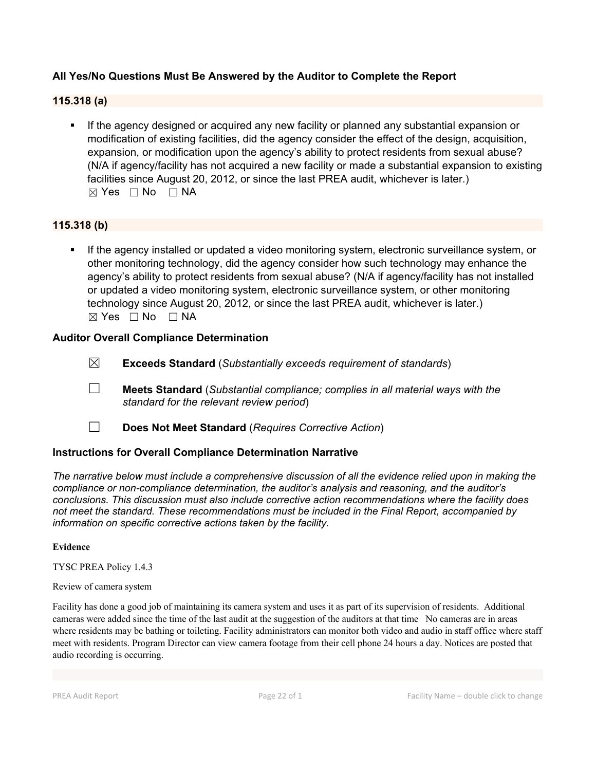**All Yes/No Questions Must Be Answered by the Auditor to Complete the Report**

**115.318 (a)**

- If the agency designed or acquired any new facility or planned any substantial expansion or modification of existing facilities, did the agency consider the effect of the design, acquisition, expansion, or modification upon the agency's ability to protect residents from sexual abuse? (N/A if agency/facility has not acquired a new facility or made a substantial expansion to existing facilities since August 20, 2012, or since the last PREA audit, whichever is later.)
  ☒ Yes ☐ No ☐ NA

**115.318 (b)**

- If the agency installed or updated a video monitoring system, electronic surveillance system, or other monitoring technology, did the agency consider how such technology may enhance the agency's ability to protect residents from sexual abuse? (N/A if agency/facility has not installed or updated a video monitoring system, electronic surveillance system, or other monitoring technology since August 20, 2012, or since the last PREA audit, whichever is later.)
  ☒ Yes ☐ No ☐ NA

**Auditor Overall Compliance Determination**

☒ **Exceeds Standard** (*Substantially exceeds requirement of standards*)

☐ **Meets Standard** (*Substantial compliance; complies in all material ways with the standard for the relevant review period*)

☐ **Does Not Meet Standard** (*Requires Corrective Action*)

**Instructions for Overall Compliance Determination Narrative**

*The narrative below must include a comprehensive discussion of all the evidence relied upon in making the compliance or non-compliance determination, the auditor's analysis and reasoning, and the auditor's conclusions. This discussion must also include corrective action recommendations where the facility does not meet the standard. These recommendations must be included in the Final Report, accompanied by information on specific corrective actions taken by the facility.*

**Evidence**

TYSC PREA Policy 1.4.3

Review of camera system

Facility has done a good job of maintaining its camera system and uses it as part of its supervision of residents. Additional cameras were added since the time of the last audit at the suggestion of the auditors at that time No cameras are in areas where residents may be bathing or toileting. Facility administrators can monitor both video and audio in staff office where staff meet with residents. Program Director can view camera footage from their cell phone 24 hours a day. Notices are posted that audio recording is occurring.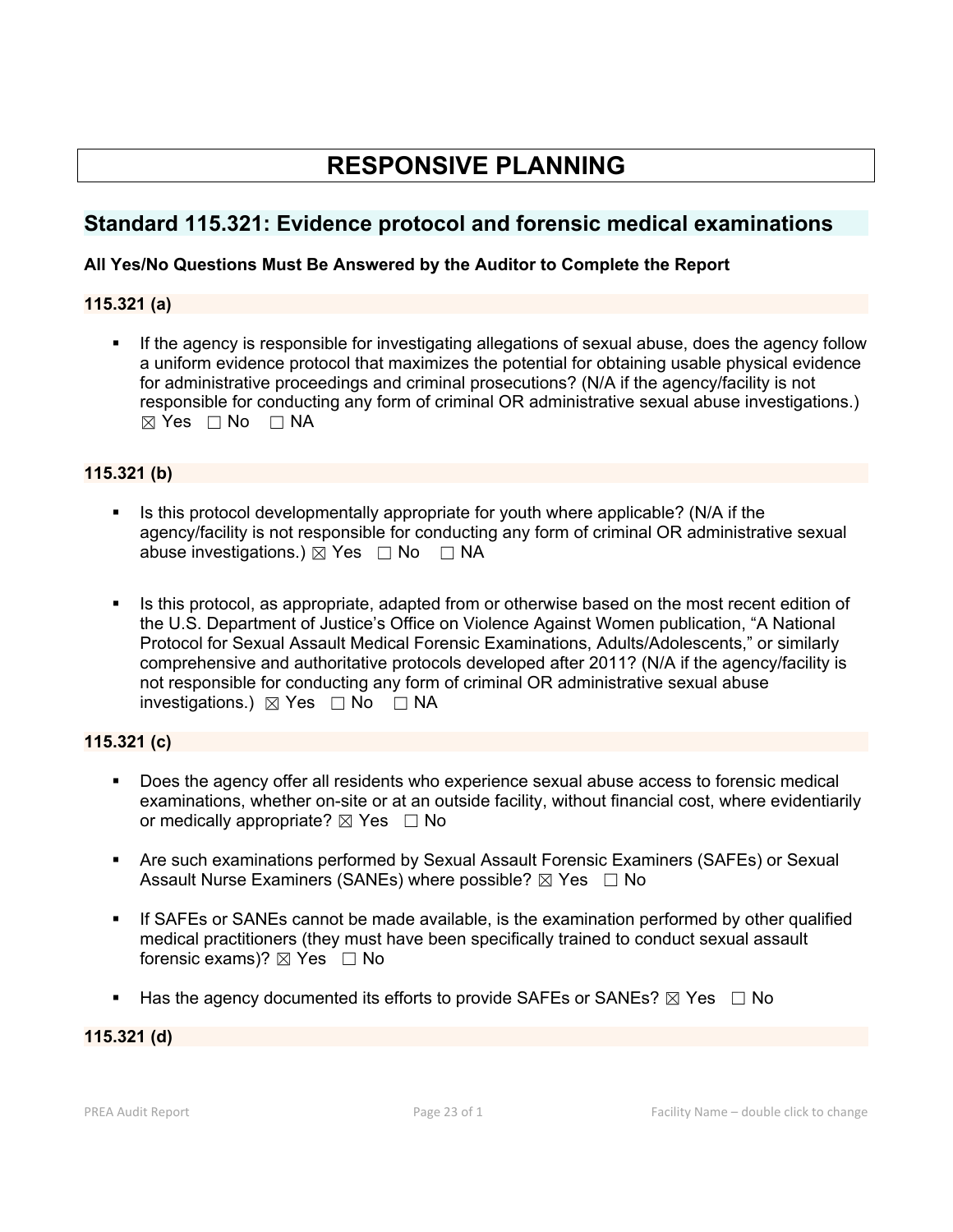# RESPONSIVE PLANNING

## Standard 115.321: Evidence protocol and forensic medical examinations

**All Yes/No Questions Must Be Answered by the Auditor to Complete the Report**

### 115.321 (a)

- If the agency is responsible for investigating allegations of sexual abuse, does the agency follow a uniform evidence protocol that maximizes the potential for obtaining usable physical evidence for administrative proceedings and criminal prosecutions? (N/A if the agency/facility is not responsible for conducting any form of criminal OR administrative sexual abuse investigations.) ☒ Yes ☐ No ☐ NA

### 115.321 (b)

- Is this protocol developmentally appropriate for youth where applicable? (N/A if the agency/facility is not responsible for conducting any form of criminal OR administrative sexual abuse investigations.) ☒ Yes ☐ No ☐ NA

- Is this protocol, as appropriate, adapted from or otherwise based on the most recent edition of the U.S. Department of Justice's Office on Violence Against Women publication, "A National Protocol for Sexual Assault Medical Forensic Examinations, Adults/Adolescents," or similarly comprehensive and authoritative protocols developed after 2011? (N/A if the agency/facility is not responsible for conducting any form of criminal OR administrative sexual abuse investigations.) ☒ Yes ☐ No ☐ NA

### 115.321 (c)

- Does the agency offer all residents who experience sexual abuse access to forensic medical examinations, whether on-site or at an outside facility, without financial cost, where evidentiarily or medically appropriate? ☒ Yes ☐ No

- Are such examinations performed by Sexual Assault Forensic Examiners (SAFEs) or Sexual Assault Nurse Examiners (SANEs) where possible? ☒ Yes ☐ No

- If SAFEs or SANEs cannot be made available, is the examination performed by other qualified medical practitioners (they must have been specifically trained to conduct sexual assault forensic exams)? ☒ Yes ☐ No

- Has the agency documented its efforts to provide SAFEs or SANEs? ☒ Yes ☐ No

### 115.321 (d)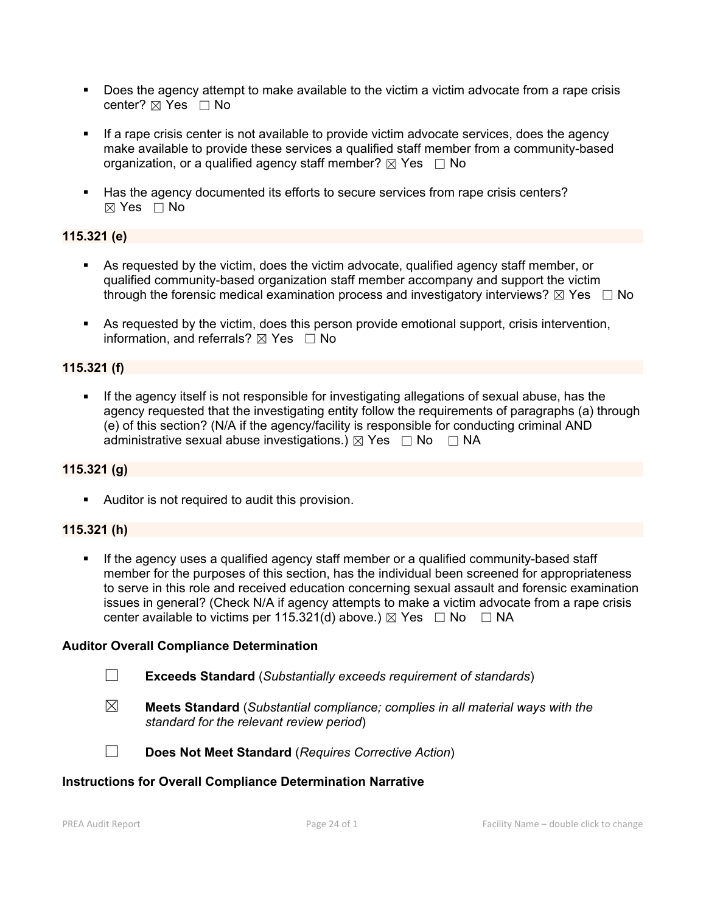- Does the agency attempt to make available to the victim a victim advocate from a rape crisis center? ☒ Yes ☐ No

- If a rape crisis center is not available to provide victim advocate services, does the agency make available to provide these services a qualified staff member from a community-based organization, or a qualified agency staff member? ☒ Yes ☐ No

- Has the agency documented its efforts to secure services from rape crisis centers? ☒ Yes ☐ No

**115.321 (e)**

- As requested by the victim, does the victim advocate, qualified agency staff member, or qualified community-based organization staff member accompany and support the victim through the forensic medical examination process and investigatory interviews? ☒ Yes ☐ No

- As requested by the victim, does this person provide emotional support, crisis intervention, information, and referrals? ☒ Yes ☐ No

**115.321 (f)**

- If the agency itself is not responsible for investigating allegations of sexual abuse, has the agency requested that the investigating entity follow the requirements of paragraphs (a) through (e) of this section? (N/A if the agency/facility is responsible for conducting criminal AND administrative sexual abuse investigations.) ☒ Yes ☐ No ☐ NA

**115.321 (g)**

- Auditor is not required to audit this provision.

**115.321 (h)**

- If the agency uses a qualified agency staff member or a qualified community-based staff member for the purposes of this section, has the individual been screened for appropriateness to serve in this role and received education concerning sexual assault and forensic examination issues in general? (Check N/A if agency attempts to make a victim advocate from a rape crisis center available to victims per 115.321(d) above.) ☒ Yes ☐ No ☐ NA

**Auditor Overall Compliance Determination**

☐ **Exceeds Standard** (*Substantially exceeds requirement of standards*)

☒ **Meets Standard** (*Substantial compliance; complies in all material ways with the standard for the relevant review period*)

☐ **Does Not Meet Standard** (*Requires Corrective Action*)

**Instructions for Overall Compliance Determination Narrative**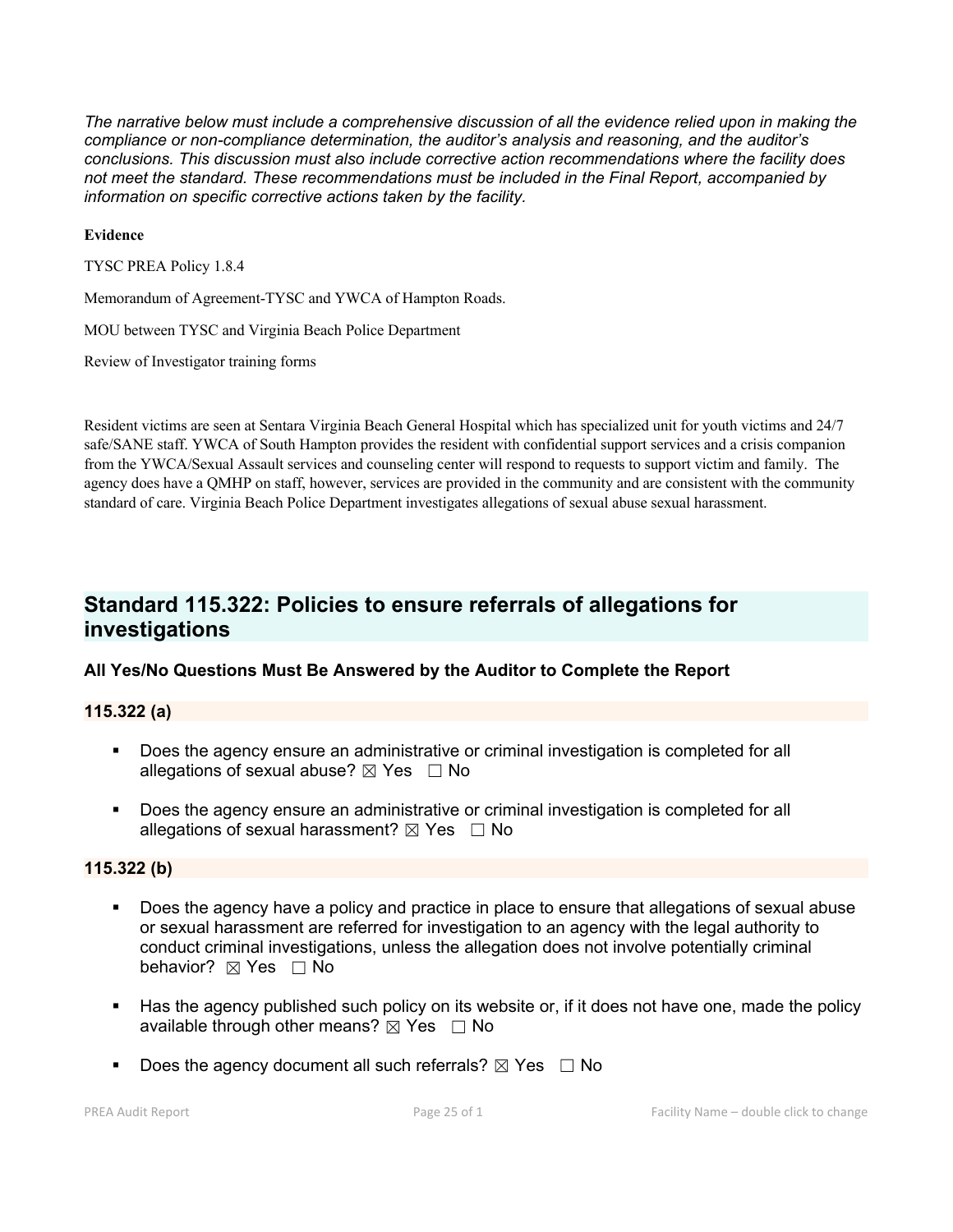*The narrative below must include a comprehensive discussion of all the evidence relied upon in making the compliance or non-compliance determination, the auditor's analysis and reasoning, and the auditor's conclusions. This discussion must also include corrective action recommendations where the facility does not meet the standard. These recommendations must be included in the Final Report, accompanied by information on specific corrective actions taken by the facility.*

**Evidence**

TYSC PREA Policy 1.8.4

Memorandum of Agreement-TYSC and YWCA of Hampton Roads.

MOU between TYSC and Virginia Beach Police Department

Review of Investigator training forms

Resident victims are seen at Sentara Virginia Beach General Hospital which has specialized unit for youth victims and 24/7 safe/SANE staff. YWCA of South Hampton provides the resident with confidential support services and a crisis companion from the YWCA/Sexual Assault services and counseling center will respond to requests to support victim and family. The agency does have a QMHP on staff, however, services are provided in the community and are consistent with the community standard of care. Virginia Beach Police Department investigates allegations of sexual abuse sexual harassment.

## Standard 115.322: Policies to ensure referrals of allegations for investigations

### All Yes/No Questions Must Be Answered by the Auditor to Complete the Report

#### 115.322 (a)

- Does the agency ensure an administrative or criminal investigation is completed for all allegations of sexual abuse? ☒ Yes ☐ No
- Does the agency ensure an administrative or criminal investigation is completed for all allegations of sexual harassment? ☒ Yes ☐ No

#### 115.322 (b)

- Does the agency have a policy and practice in place to ensure that allegations of sexual abuse or sexual harassment are referred for investigation to an agency with the legal authority to conduct criminal investigations, unless the allegation does not involve potentially criminal behavior? ☒ Yes ☐ No
- Has the agency published such policy on its website or, if it does not have one, made the policy available through other means? ☒ Yes ☐ No
- Does the agency document all such referrals? ☒ Yes ☐ No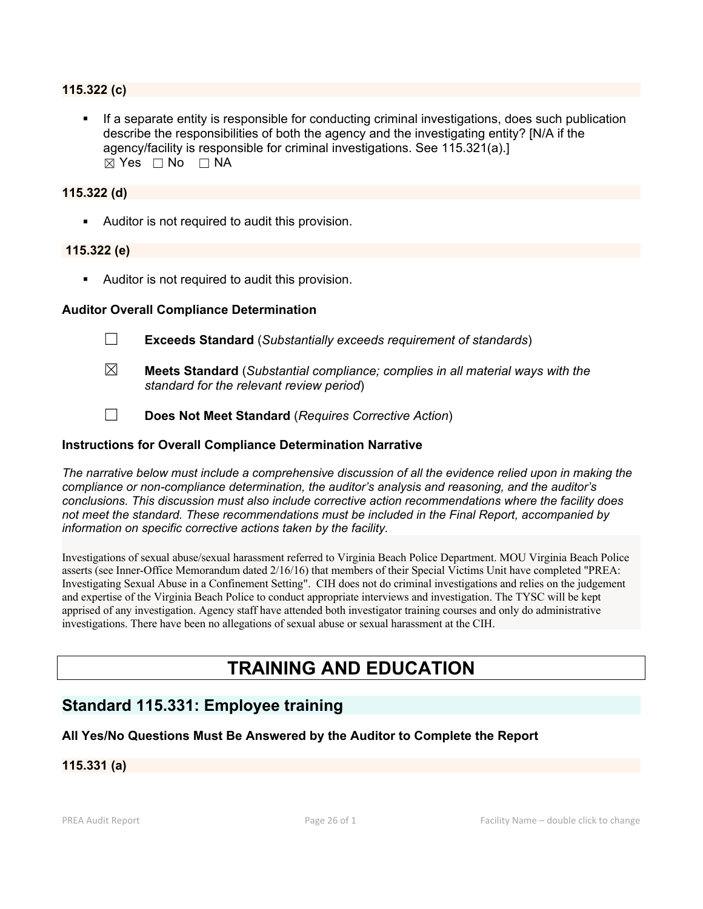**115.322 (c)**

- If a separate entity is responsible for conducting criminal investigations, does such publication describe the responsibilities of both the agency and the investigating entity? [N/A if the agency/facility is responsible for criminal investigations. See 115.321(a).]
☒ Yes ☐ No ☐ NA

**115.322 (d)**

- Auditor is not required to audit this provision.

**115.322 (e)**

- Auditor is not required to audit this provision.

**Auditor Overall Compliance Determination**

☐ **Exceeds Standard** (*Substantially exceeds requirement of standards*)

☒ **Meets Standard** (*Substantial compliance; complies in all material ways with the standard for the relevant review period*)

☐ **Does Not Meet Standard** (*Requires Corrective Action*)

**Instructions for Overall Compliance Determination Narrative**

*The narrative below must include a comprehensive discussion of all the evidence relied upon in making the compliance or non-compliance determination, the auditor's analysis and reasoning, and the auditor's conclusions. This discussion must also include corrective action recommendations where the facility does not meet the standard. These recommendations must be included in the Final Report, accompanied by information on specific corrective actions taken by the facility.*

Investigations of sexual abuse/sexual harassment referred to Virginia Beach Police Department. MOU Virginia Beach Police asserts (see Inner-Office Memorandum dated 2/16/16) that members of their Special Victims Unit have completed "PREA: Investigating Sexual Abuse in a Confinement Setting". CIH does not do criminal investigations and relies on the judgement and expertise of the Virginia Beach Police to conduct appropriate interviews and investigation. The TYSC will be kept apprised of any investigation. Agency staff have attended both investigator training courses and only do administrative investigations. There have been no allegations of sexual abuse or sexual harassment at the CIH.

# TRAINING AND EDUCATION

## Standard 115.331: Employee training

**All Yes/No Questions Must Be Answered by the Auditor to Complete the Report**

**115.331 (a)**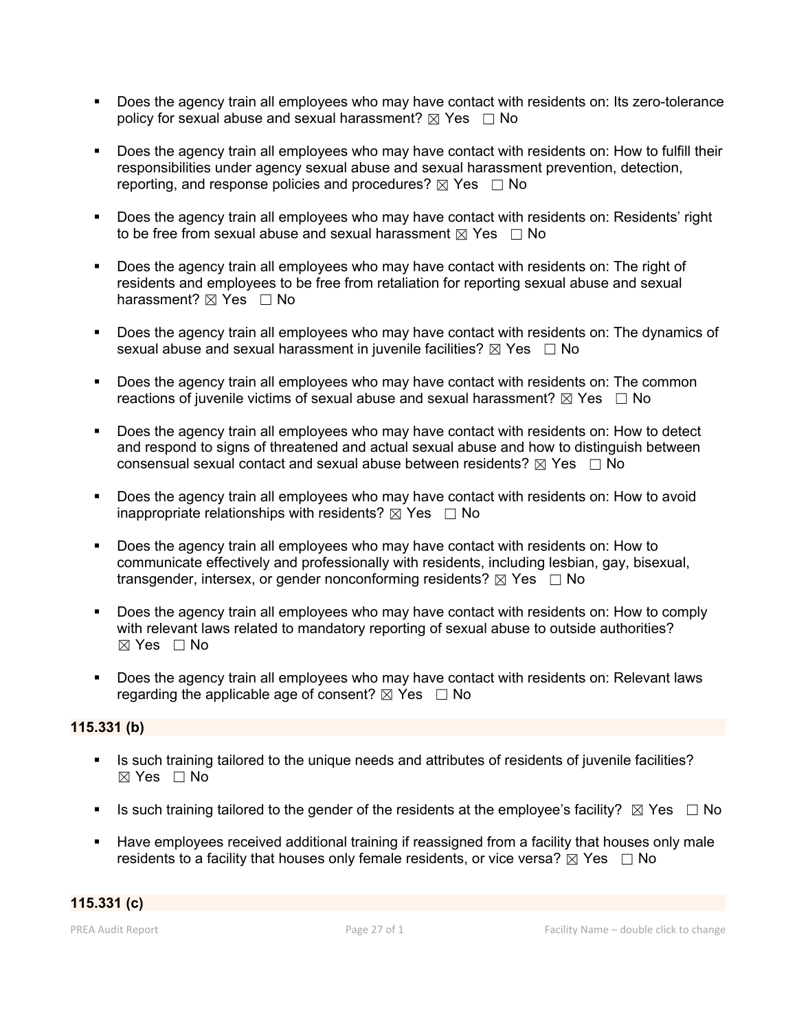- Does the agency train all employees who may have contact with residents on: Its zero-tolerance policy for sexual abuse and sexual harassment? ☒ Yes ☐ No

- Does the agency train all employees who may have contact with residents on: How to fulfill their responsibilities under agency sexual abuse and sexual harassment prevention, detection, reporting, and response policies and procedures? ☒ Yes ☐ No

- Does the agency train all employees who may have contact with residents on: Residents' right to be free from sexual abuse and sexual harassment ☒ Yes ☐ No

- Does the agency train all employees who may have contact with residents on: The right of residents and employees to be free from retaliation for reporting sexual abuse and sexual harassment? ☒ Yes ☐ No

- Does the agency train all employees who may have contact with residents on: The dynamics of sexual abuse and sexual harassment in juvenile facilities? ☒ Yes ☐ No

- Does the agency train all employees who may have contact with residents on: The common reactions of juvenile victims of sexual abuse and sexual harassment? ☒ Yes ☐ No

- Does the agency train all employees who may have contact with residents on: How to detect and respond to signs of threatened and actual sexual abuse and how to distinguish between consensual sexual contact and sexual abuse between residents? ☒ Yes ☐ No

- Does the agency train all employees who may have contact with residents on: How to avoid inappropriate relationships with residents? ☒ Yes ☐ No

- Does the agency train all employees who may have contact with residents on: How to communicate effectively and professionally with residents, including lesbian, gay, bisexual, transgender, intersex, or gender nonconforming residents? ☒ Yes ☐ No

- Does the agency train all employees who may have contact with residents on: How to comply with relevant laws related to mandatory reporting of sexual abuse to outside authorities? ☒ Yes ☐ No

- Does the agency train all employees who may have contact with residents on: Relevant laws regarding the applicable age of consent? ☒ Yes ☐ No

**115.331 (b)**

- Is such training tailored to the unique needs and attributes of residents of juvenile facilities? ☒ Yes ☐ No

- Is such training tailored to the gender of the residents at the employee's facility? ☒ Yes ☐ No

- Have employees received additional training if reassigned from a facility that houses only male residents to a facility that houses only female residents, or vice versa? ☒ Yes ☐ No

**115.331 (c)**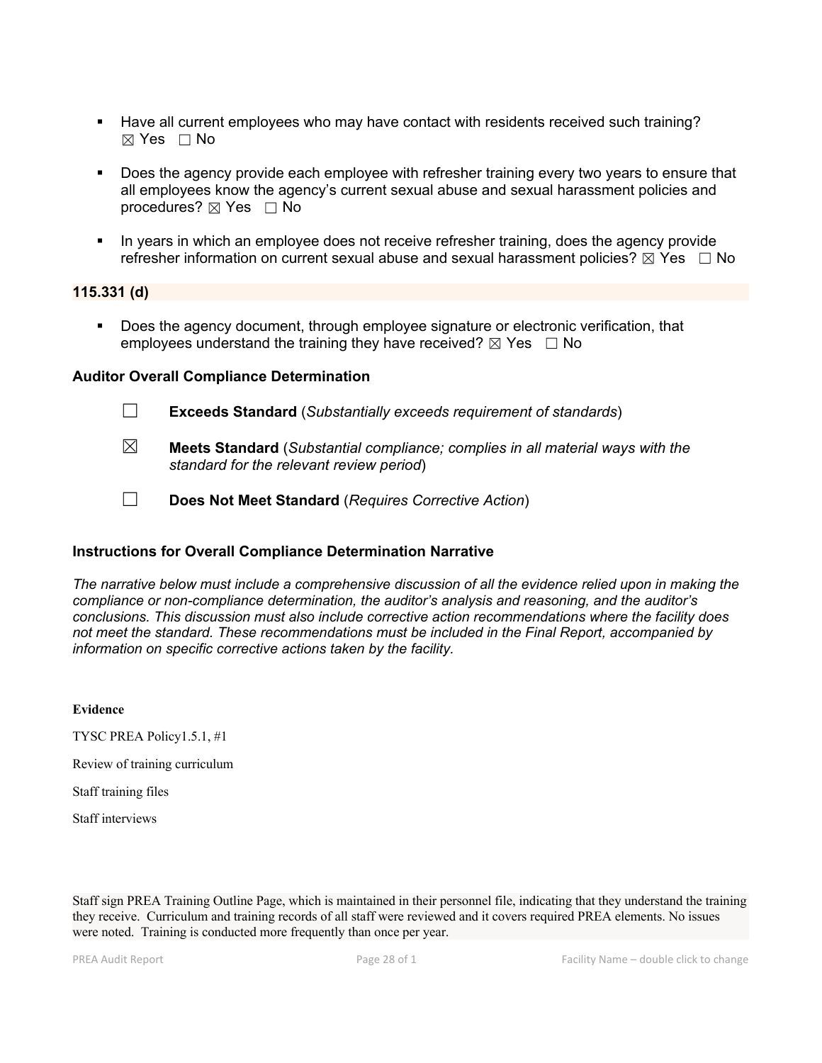- Have all current employees who may have contact with residents received such training? ☒ Yes ☐ No

- Does the agency provide each employee with refresher training every two years to ensure that all employees know the agency's current sexual abuse and sexual harassment policies and procedures? ☒ Yes ☐ No

- In years in which an employee does not receive refresher training, does the agency provide refresher information on current sexual abuse and sexual harassment policies? ☒ Yes ☐ No

**115.331 (d)**

- Does the agency document, through employee signature or electronic verification, that employees understand the training they have received? ☒ Yes ☐ No

### Auditor Overall Compliance Determination

☐ **Exceeds Standard** (*Substantially exceeds requirement of standards*)

☒ **Meets Standard** (*Substantial compliance; complies in all material ways with the standard for the relevant review period*)

☐ **Does Not Meet Standard** (*Requires Corrective Action*)

### Instructions for Overall Compliance Determination Narrative

*The narrative below must include a comprehensive discussion of all the evidence relied upon in making the compliance or non-compliance determination, the auditor's analysis and reasoning, and the auditor's conclusions. This discussion must also include corrective action recommendations where the facility does not meet the standard. These recommendations must be included in the Final Report, accompanied by information on specific corrective actions taken by the facility.*

**Evidence**

TYSC PREA Policy1.5.1, #1

Review of training curriculum

Staff training files

Staff interviews

Staff sign PREA Training Outline Page, which is maintained in their personnel file, indicating that they understand the training they receive. Curriculum and training records of all staff were reviewed and it covers required PREA elements. No issues were noted. Training is conducted more frequently than once per year.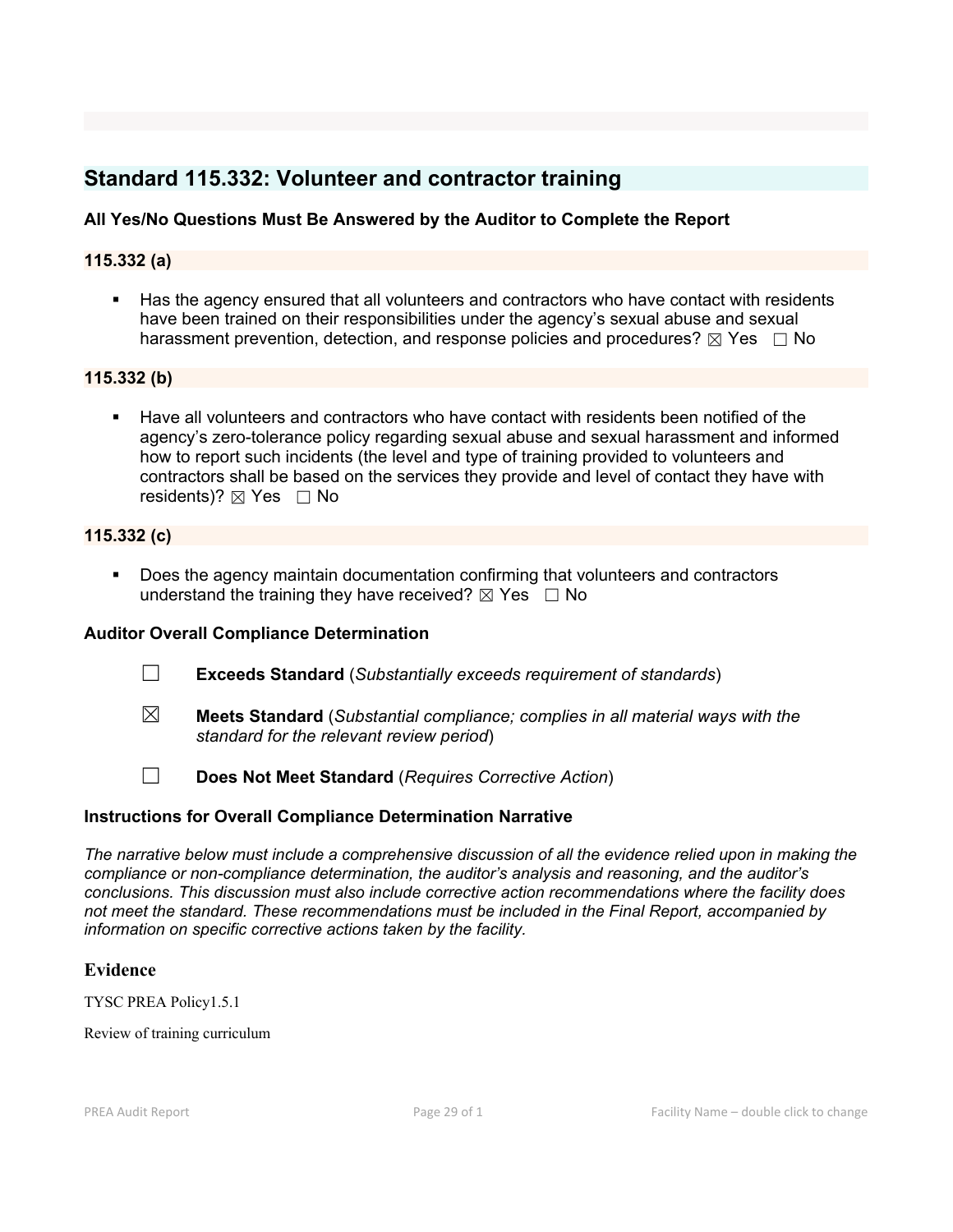## Standard 115.332: Volunteer and contractor training

### All Yes/No Questions Must Be Answered by the Auditor to Complete the Report

### 115.332 (a)

- Has the agency ensured that all volunteers and contractors who have contact with residents have been trained on their responsibilities under the agency's sexual abuse and sexual harassment prevention, detection, and response policies and procedures? ☒ Yes ☐ No

### 115.332 (b)

- Have all volunteers and contractors who have contact with residents been notified of the agency's zero-tolerance policy regarding sexual abuse and sexual harassment and informed how to report such incidents (the level and type of training provided to volunteers and contractors shall be based on the services they provide and level of contact they have with residents)? ☒ Yes ☐ No

### 115.332 (c)

- Does the agency maintain documentation confirming that volunteers and contractors understand the training they have received? ☒ Yes ☐ No

### Auditor Overall Compliance Determination

☐ **Exceeds Standard** (*Substantially exceeds requirement of standards*)

☒ **Meets Standard** (*Substantial compliance; complies in all material ways with the standard for the relevant review period*)

☐ **Does Not Meet Standard** (*Requires Corrective Action*)

### Instructions for Overall Compliance Determination Narrative

*The narrative below must include a comprehensive discussion of all the evidence relied upon in making the compliance or non-compliance determination, the auditor's analysis and reasoning, and the auditor's conclusions. This discussion must also include corrective action recommendations where the facility does not meet the standard. These recommendations must be included in the Final Report, accompanied by information on specific corrective actions taken by the facility.*

### Evidence

TYSC PREA Policy1.5.1

Review of training curriculum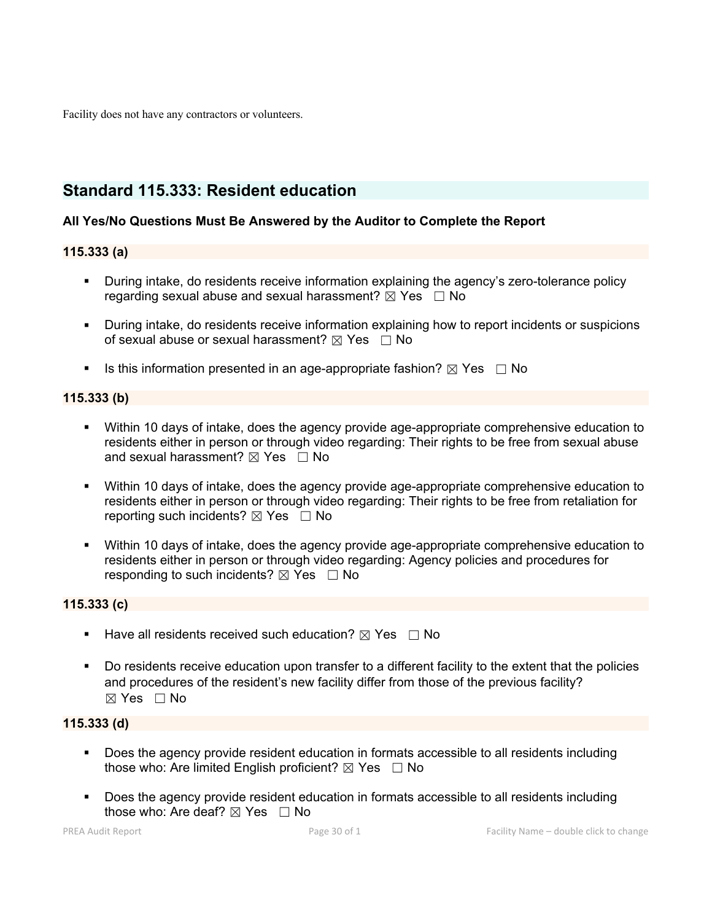Facility does not have any contractors or volunteers.

## Standard 115.333: Resident education

**All Yes/No Questions Must Be Answered by the Auditor to Complete the Report**

### 115.333 (a)

- During intake, do residents receive information explaining the agency's zero-tolerance policy regarding sexual abuse and sexual harassment? ☒ Yes ☐ No
- During intake, do residents receive information explaining how to report incidents or suspicions of sexual abuse or sexual harassment? ☒ Yes ☐ No
- Is this information presented in an age-appropriate fashion? ☒ Yes ☐ No

### 115.333 (b)

- Within 10 days of intake, does the agency provide age-appropriate comprehensive education to residents either in person or through video regarding: Their rights to be free from sexual abuse and sexual harassment? ☒ Yes ☐ No
- Within 10 days of intake, does the agency provide age-appropriate comprehensive education to residents either in person or through video regarding: Their rights to be free from retaliation for reporting such incidents? ☒ Yes ☐ No
- Within 10 days of intake, does the agency provide age-appropriate comprehensive education to residents either in person or through video regarding: Agency policies and procedures for responding to such incidents? ☒ Yes ☐ No

### 115.333 (c)

- Have all residents received such education? ☒ Yes ☐ No
- Do residents receive education upon transfer to a different facility to the extent that the policies and procedures of the resident's new facility differ from those of the previous facility? ☒ Yes ☐ No

### 115.333 (d)

- Does the agency provide resident education in formats accessible to all residents including those who: Are limited English proficient? ☒ Yes ☐ No
- Does the agency provide resident education in formats accessible to all residents including those who: Are deaf? ☒ Yes ☐ No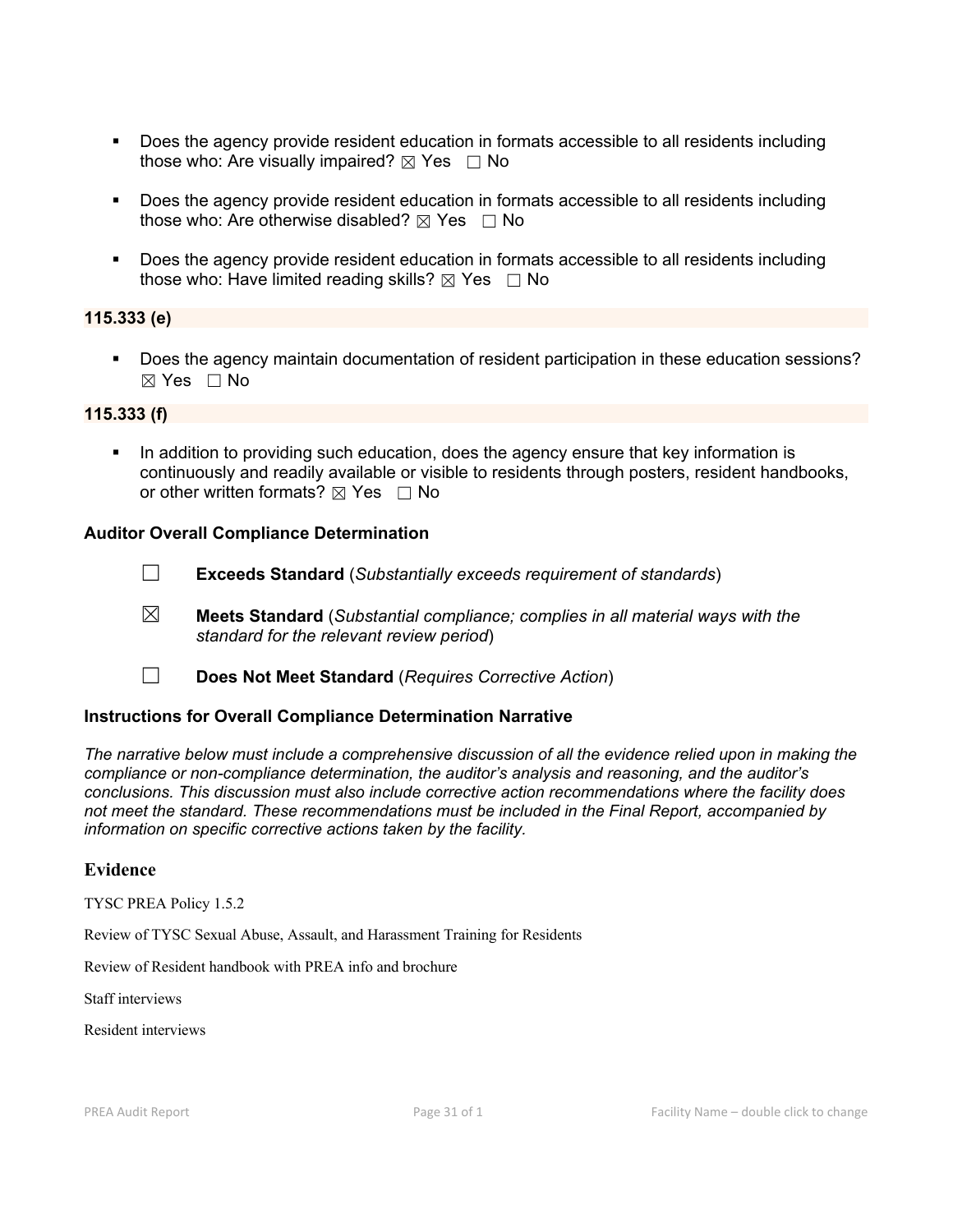- Does the agency provide resident education in formats accessible to all residents including those who: Are visually impaired? ☒ Yes ☐ No

- Does the agency provide resident education in formats accessible to all residents including those who: Are otherwise disabled? ☒ Yes ☐ No

- Does the agency provide resident education in formats accessible to all residents including those who: Have limited reading skills? ☒ Yes ☐ No

**115.333 (e)**

- Does the agency maintain documentation of resident participation in these education sessions? ☒ Yes ☐ No

**115.333 (f)**

- In addition to providing such education, does the agency ensure that key information is continuously and readily available or visible to residents through posters, resident handbooks, or other written formats? ☒ Yes ☐ No

**Auditor Overall Compliance Determination**

☐ **Exceeds Standard** (*Substantially exceeds requirement of standards*)

☒ **Meets Standard** (*Substantial compliance; complies in all material ways with the standard for the relevant review period*)

☐ **Does Not Meet Standard** (*Requires Corrective Action*)

**Instructions for Overall Compliance Determination Narrative**

*The narrative below must include a comprehensive discussion of all the evidence relied upon in making the compliance or non-compliance determination, the auditor's analysis and reasoning, and the auditor's conclusions. This discussion must also include corrective action recommendations where the facility does not meet the standard. These recommendations must be included in the Final Report, accompanied by information on specific corrective actions taken by the facility.*

## Evidence

TYSC PREA Policy 1.5.2

Review of TYSC Sexual Abuse, Assault, and Harassment Training for Residents

Review of Resident handbook with PREA info and brochure

Staff interviews

Resident interviews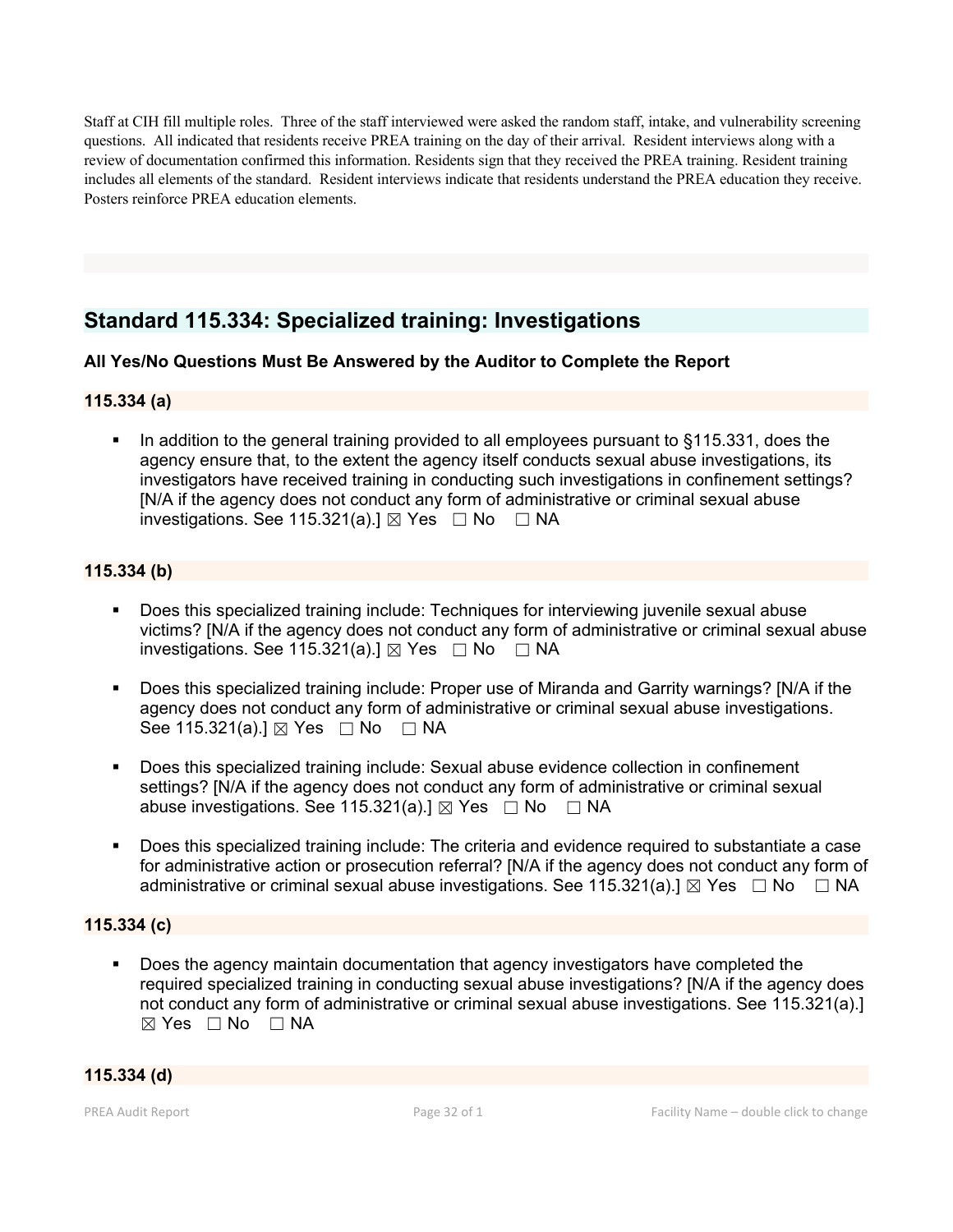Staff at CIH fill multiple roles. Three of the staff interviewed were asked the random staff, intake, and vulnerability screening questions. All indicated that residents receive PREA training on the day of their arrival. Resident interviews along with a review of documentation confirmed this information. Residents sign that they received the PREA training. Resident training includes all elements of the standard. Resident interviews indicate that residents understand the PREA education they receive. Posters reinforce PREA education elements.

## Standard 115.334: Specialized training: Investigations

**All Yes/No Questions Must Be Answered by the Auditor to Complete the Report**

### 115.334 (a)

- In addition to the general training provided to all employees pursuant to §115.331, does the agency ensure that, to the extent the agency itself conducts sexual abuse investigations, its investigators have received training in conducting such investigations in confinement settings? [N/A if the agency does not conduct any form of administrative or criminal sexual abuse investigations. See 115.321(a).] ☒ Yes ☐ No ☐ NA

### 115.334 (b)

- Does this specialized training include: Techniques for interviewing juvenile sexual abuse victims? [N/A if the agency does not conduct any form of administrative or criminal sexual abuse investigations. See 115.321(a).] ☒ Yes ☐ No ☐ NA
- Does this specialized training include: Proper use of Miranda and Garrity warnings? [N/A if the agency does not conduct any form of administrative or criminal sexual abuse investigations. See 115.321(a).] ☒ Yes ☐ No ☐ NA
- Does this specialized training include: Sexual abuse evidence collection in confinement settings? [N/A if the agency does not conduct any form of administrative or criminal sexual abuse investigations. See 115.321(a).] ☒ Yes ☐ No ☐ NA
- Does this specialized training include: The criteria and evidence required to substantiate a case for administrative action or prosecution referral? [N/A if the agency does not conduct any form of administrative or criminal sexual abuse investigations. See 115.321(a).] ☒ Yes ☐ No ☐ NA

### 115.334 (c)

- Does the agency maintain documentation that agency investigators have completed the required specialized training in conducting sexual abuse investigations? [N/A if the agency does not conduct any form of administrative or criminal sexual abuse investigations. See 115.321(a).] ☒ Yes ☐ No ☐ NA

### 115.334 (d)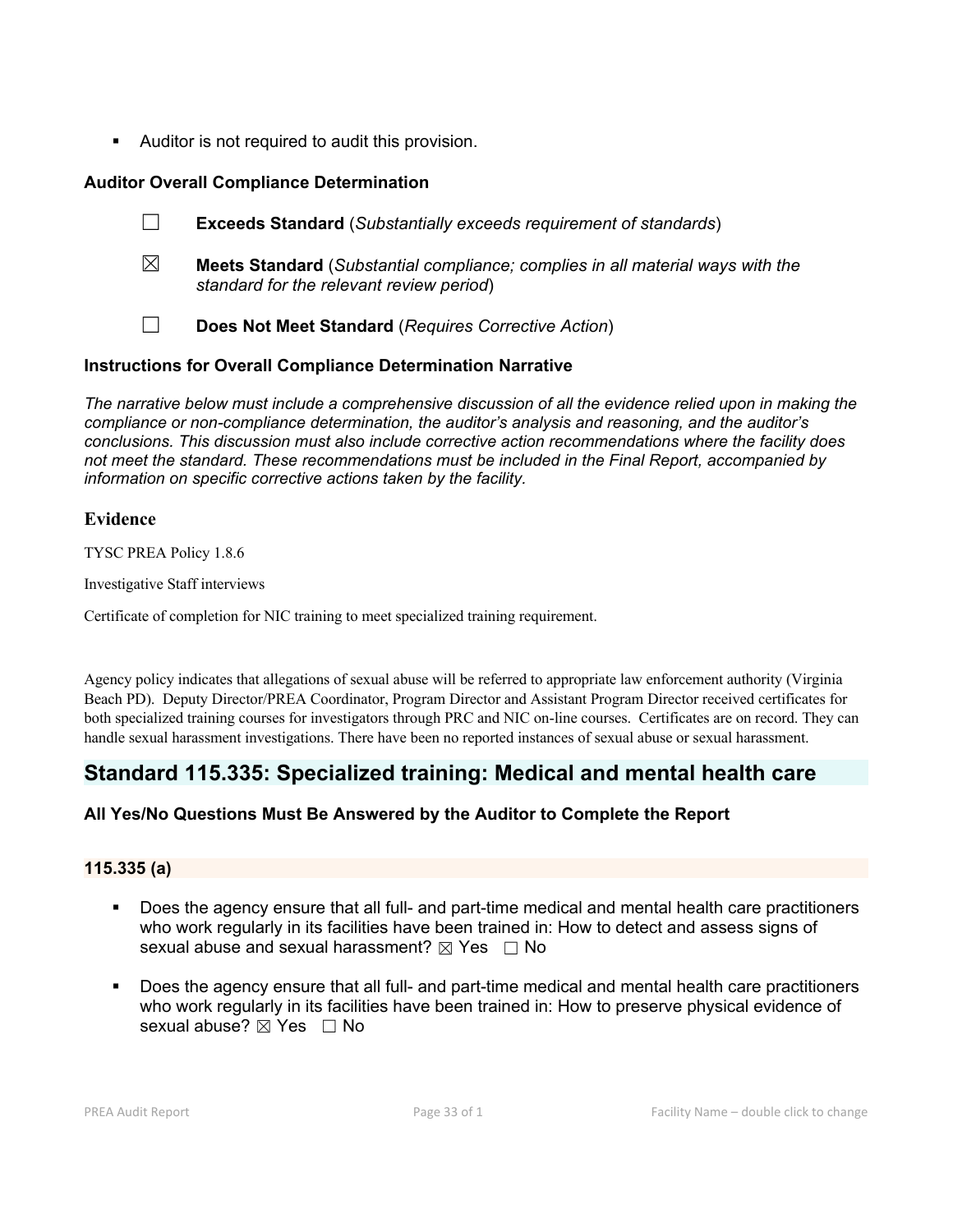- Auditor is not required to audit this provision.

### Auditor Overall Compliance Determination

☐ **Exceeds Standard** (*Substantially exceeds requirement of standards*)

☒ **Meets Standard** (*Substantial compliance; complies in all material ways with the standard for the relevant review period*)

☐ **Does Not Meet Standard** (*Requires Corrective Action*)

### Instructions for Overall Compliance Determination Narrative

*The narrative below must include a comprehensive discussion of all the evidence relied upon in making the compliance or non-compliance determination, the auditor's analysis and reasoning, and the auditor's conclusions. This discussion must also include corrective action recommendations where the facility does not meet the standard. These recommendations must be included in the Final Report, accompanied by information on specific corrective actions taken by the facility.*

### Evidence

TYSC PREA Policy 1.8.6

Investigative Staff interviews

Certificate of completion for NIC training to meet specialized training requirement.

Agency policy indicates that allegations of sexual abuse will be referred to appropriate law enforcement authority (Virginia Beach PD). Deputy Director/PREA Coordinator, Program Director and Assistant Program Director received certificates for both specialized training courses for investigators through PRC and NIC on-line courses. Certificates are on record. They can handle sexual harassment investigations. There have been no reported instances of sexual abuse or sexual harassment.

## Standard 115.335: Specialized training: Medical and mental health care

### All Yes/No Questions Must Be Answered by the Auditor to Complete the Report

#### 115.335 (a)

- Does the agency ensure that all full- and part-time medical and mental health care practitioners who work regularly in its facilities have been trained in: How to detect and assess signs of sexual abuse and sexual harassment? ☒ Yes ☐ No

- Does the agency ensure that all full- and part-time medical and mental health care practitioners who work regularly in its facilities have been trained in: How to preserve physical evidence of sexual abuse? ☒ Yes ☐ No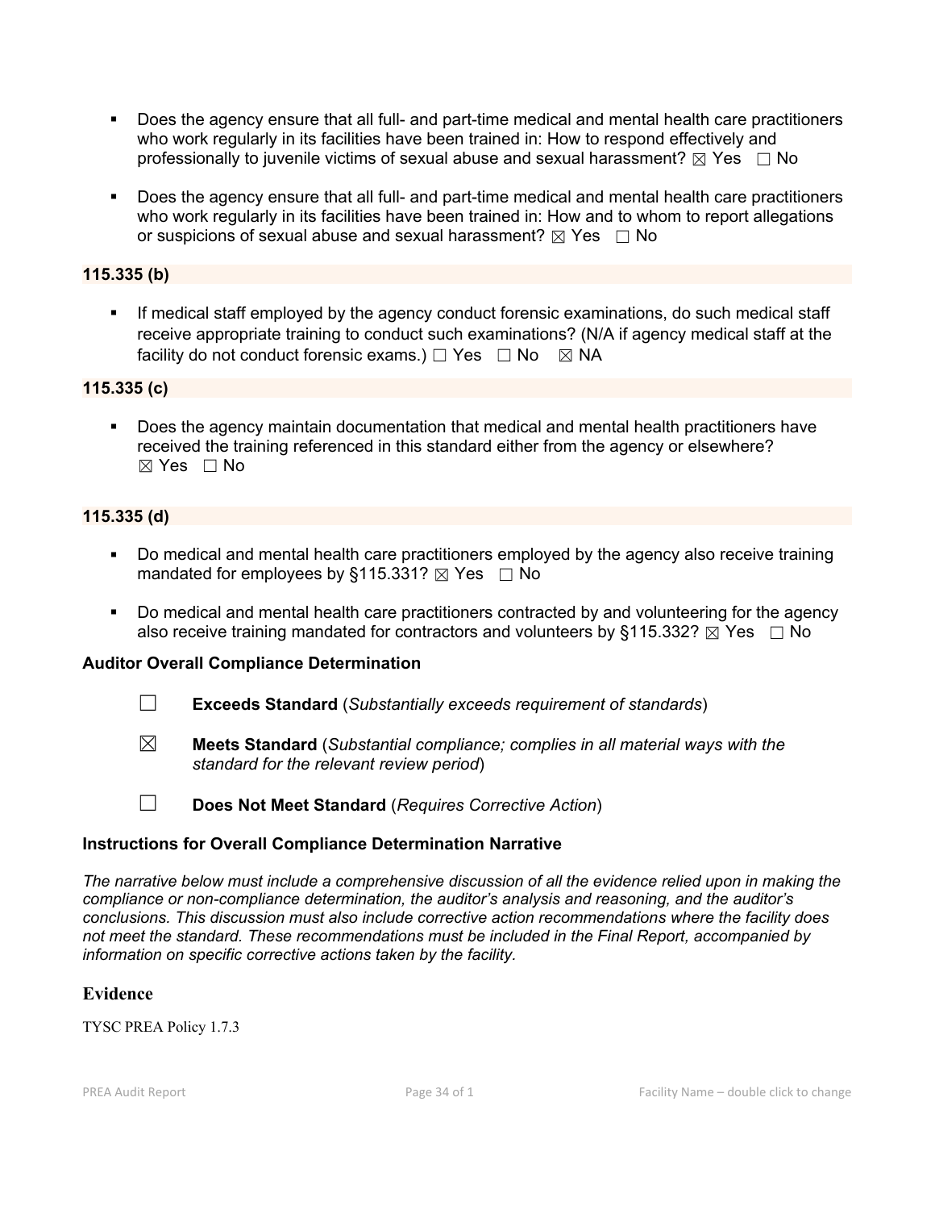- Does the agency ensure that all full- and part-time medical and mental health care practitioners who work regularly in its facilities have been trained in: How to respond effectively and professionally to juvenile victims of sexual abuse and sexual harassment? ☒ Yes ☐ No

- Does the agency ensure that all full- and part-time medical and mental health care practitioners who work regularly in its facilities have been trained in: How and to whom to report allegations or suspicions of sexual abuse and sexual harassment? ☒ Yes ☐ No

**115.335 (b)**

- If medical staff employed by the agency conduct forensic examinations, do such medical staff receive appropriate training to conduct such examinations? (N/A if agency medical staff at the facility do not conduct forensic exams.) ☐ Yes ☐ No ☒ NA

**115.335 (c)**

- Does the agency maintain documentation that medical and mental health practitioners have received the training referenced in this standard either from the agency or elsewhere? ☒ Yes ☐ No

**115.335 (d)**

- Do medical and mental health care practitioners employed by the agency also receive training mandated for employees by §115.331? ☒ Yes ☐ No

- Do medical and mental health care practitioners contracted by and volunteering for the agency also receive training mandated for contractors and volunteers by §115.332? ☒ Yes ☐ No

**Auditor Overall Compliance Determination**

☐ **Exceeds Standard** (*Substantially exceeds requirement of standards*)

☒ **Meets Standard** (*Substantial compliance; complies in all material ways with the standard for the relevant review period*)

☐ **Does Not Meet Standard** (*Requires Corrective Action*)

**Instructions for Overall Compliance Determination Narrative**

*The narrative below must include a comprehensive discussion of all the evidence relied upon in making the compliance or non-compliance determination, the auditor's analysis and reasoning, and the auditor's conclusions. This discussion must also include corrective action recommendations where the facility does not meet the standard. These recommendations must be included in the Final Report, accompanied by information on specific corrective actions taken by the facility.*

## Evidence

TYSC PREA Policy 1.7.3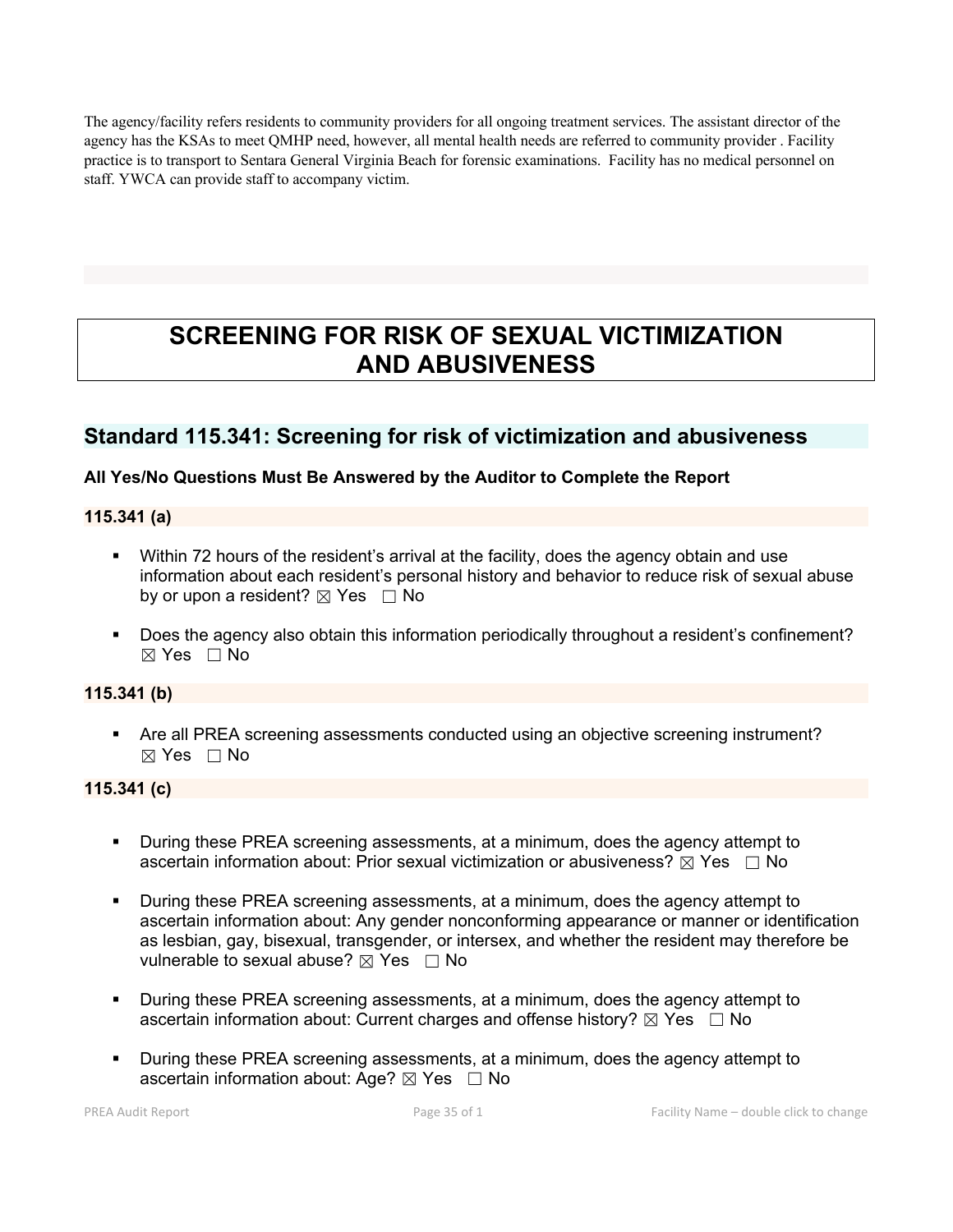The agency/facility refers residents to community providers for all ongoing treatment services. The assistant director of the agency has the KSAs to meet QMHP need, however, all mental health needs are referred to community provider . Facility practice is to transport to Sentara General Virginia Beach for forensic examinations. Facility has no medical personnel on staff. YWCA can provide staff to accompany victim.

# SCREENING FOR RISK OF SEXUAL VICTIMIZATION AND ABUSIVENESS

## Standard 115.341: Screening for risk of victimization and abusiveness

**All Yes/No Questions Must Be Answered by the Auditor to Complete the Report**

### 115.341 (a)

- Within 72 hours of the resident's arrival at the facility, does the agency obtain and use information about each resident's personal history and behavior to reduce risk of sexual abuse by or upon a resident? ☒ Yes ☐ No
- Does the agency also obtain this information periodically throughout a resident's confinement? ☒ Yes ☐ No

### 115.341 (b)

- Are all PREA screening assessments conducted using an objective screening instrument? ☒ Yes ☐ No

### 115.341 (c)

- During these PREA screening assessments, at a minimum, does the agency attempt to ascertain information about: Prior sexual victimization or abusiveness? ☒ Yes ☐ No
- During these PREA screening assessments, at a minimum, does the agency attempt to ascertain information about: Any gender nonconforming appearance or manner or identification as lesbian, gay, bisexual, transgender, or intersex, and whether the resident may therefore be vulnerable to sexual abuse? ☒ Yes ☐ No
- During these PREA screening assessments, at a minimum, does the agency attempt to ascertain information about: Current charges and offense history? ☒ Yes ☐ No
- During these PREA screening assessments, at a minimum, does the agency attempt to ascertain information about: Age? ☒ Yes ☐ No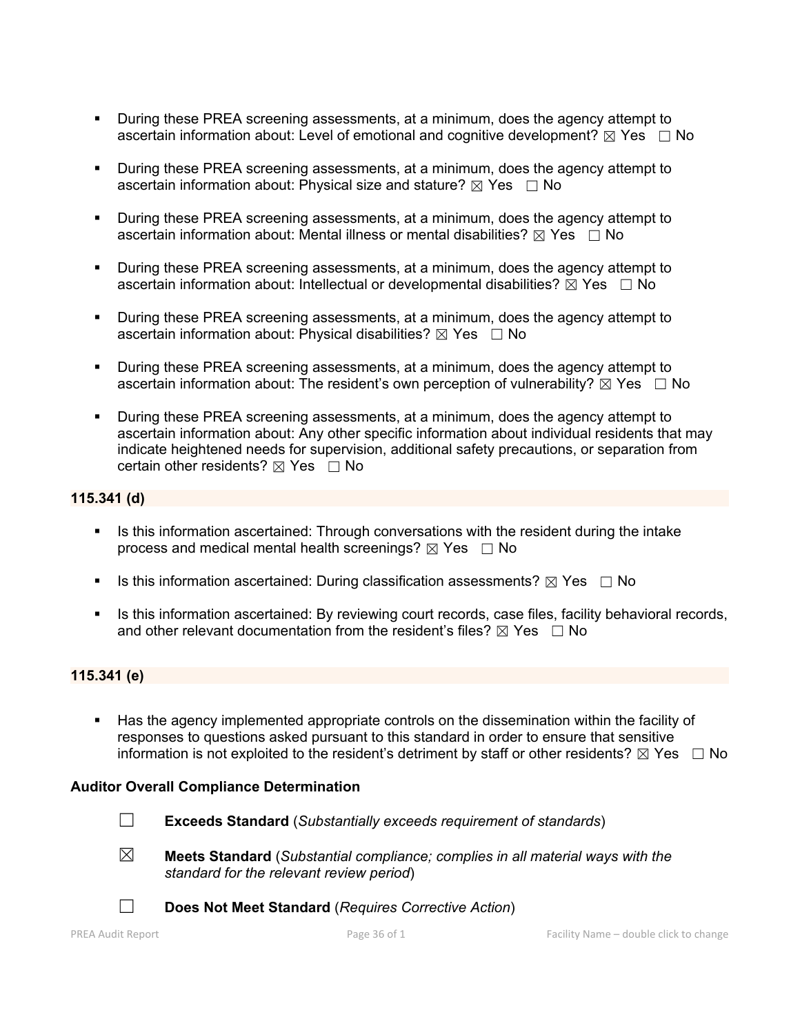- During these PREA screening assessments, at a minimum, does the agency attempt to ascertain information about: Level of emotional and cognitive development? ☒ Yes ☐ No

- During these PREA screening assessments, at a minimum, does the agency attempt to ascertain information about: Physical size and stature? ☒ Yes ☐ No

- During these PREA screening assessments, at a minimum, does the agency attempt to ascertain information about: Mental illness or mental disabilities? ☒ Yes ☐ No

- During these PREA screening assessments, at a minimum, does the agency attempt to ascertain information about: Intellectual or developmental disabilities? ☒ Yes ☐ No

- During these PREA screening assessments, at a minimum, does the agency attempt to ascertain information about: Physical disabilities? ☒ Yes ☐ No

- During these PREA screening assessments, at a minimum, does the agency attempt to ascertain information about: The resident's own perception of vulnerability? ☒ Yes ☐ No

- During these PREA screening assessments, at a minimum, does the agency attempt to ascertain information about: Any other specific information about individual residents that may indicate heightened needs for supervision, additional safety precautions, or separation from certain other residents? ☒ Yes ☐ No

**115.341 (d)**

- Is this information ascertained: Through conversations with the resident during the intake process and medical mental health screenings? ☒ Yes ☐ No

- Is this information ascertained: During classification assessments? ☒ Yes ☐ No

- Is this information ascertained: By reviewing court records, case files, facility behavioral records, and other relevant documentation from the resident's files? ☒ Yes ☐ No

**115.341 (e)**

- Has the agency implemented appropriate controls on the dissemination within the facility of responses to questions asked pursuant to this standard in order to ensure that sensitive information is not exploited to the resident's detriment by staff or other residents? ☒ Yes ☐ No

**Auditor Overall Compliance Determination**

☐ **Exceeds Standard** (*Substantially exceeds requirement of standards*)

☒ **Meets Standard** (*Substantial compliance; complies in all material ways with the standard for the relevant review period*)

☐ **Does Not Meet Standard** (*Requires Corrective Action*)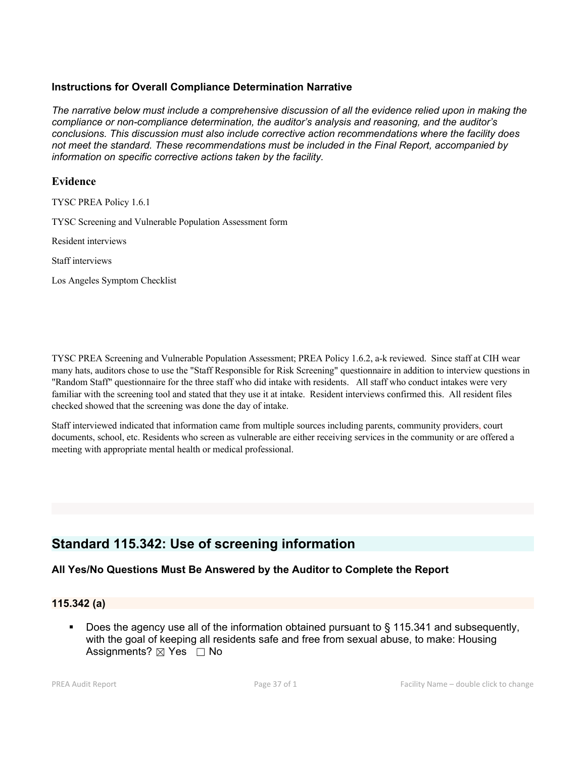### Instructions for Overall Compliance Determination Narrative

*The narrative below must include a comprehensive discussion of all the evidence relied upon in making the compliance or non-compliance determination, the auditor's analysis and reasoning, and the auditor's conclusions. This discussion must also include corrective action recommendations where the facility does not meet the standard. These recommendations must be included in the Final Report, accompanied by information on specific corrective actions taken by the facility.*

## Evidence

TYSC PREA Policy 1.6.1

TYSC Screening and Vulnerable Population Assessment form

Resident interviews

Staff interviews

Los Angeles Symptom Checklist

TYSC PREA Screening and Vulnerable Population Assessment; PREA Policy 1.6.2, a-k reviewed. Since staff at CIH wear many hats, auditors chose to use the "Staff Responsible for Risk Screening" questionnaire in addition to interview questions in "Random Staff" questionnaire for the three staff who did intake with residents. All staff who conduct intakes were very familiar with the screening tool and stated that they use it at intake. Resident interviews confirmed this. All resident files checked showed that the screening was done the day of intake.

Staff interviewed indicated that information came from multiple sources including parents, community providers, court documents, school, etc. Residents who screen as vulnerable are either receiving services in the community or are offered a meeting with appropriate mental health or medical professional.

## Standard 115.342: Use of screening information

### All Yes/No Questions Must Be Answered by the Auditor to Complete the Report

### 115.342 (a)

- Does the agency use all of the information obtained pursuant to § 115.341 and subsequently, with the goal of keeping all residents safe and free from sexual abuse, to make: Housing Assignments? ☒ Yes ☐ No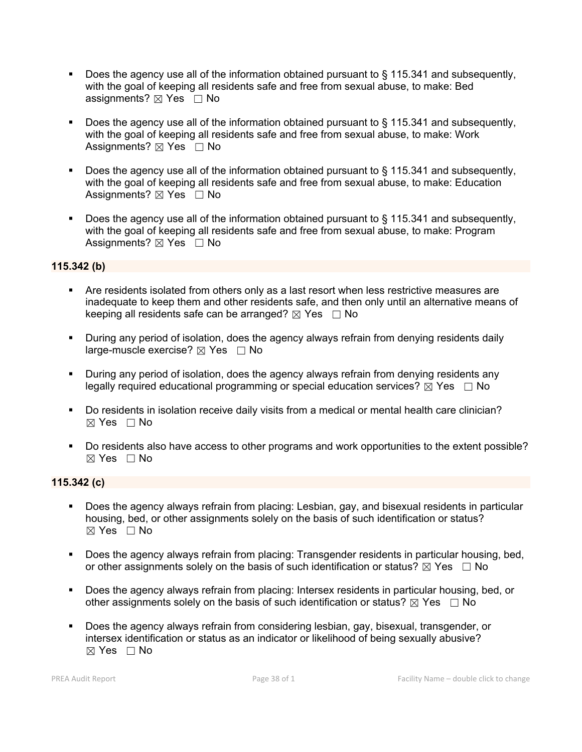- Does the agency use all of the information obtained pursuant to § 115.341 and subsequently, with the goal of keeping all residents safe and free from sexual abuse, to make: Bed assignments? ☒ Yes ☐ No

- Does the agency use all of the information obtained pursuant to § 115.341 and subsequently, with the goal of keeping all residents safe and free from sexual abuse, to make: Work Assignments? ☒ Yes ☐ No

- Does the agency use all of the information obtained pursuant to § 115.341 and subsequently, with the goal of keeping all residents safe and free from sexual abuse, to make: Education Assignments? ☒ Yes ☐ No

- Does the agency use all of the information obtained pursuant to § 115.341 and subsequently, with the goal of keeping all residents safe and free from sexual abuse, to make: Program Assignments? ☒ Yes ☐ No

**115.342 (b)**

- Are residents isolated from others only as a last resort when less restrictive measures are inadequate to keep them and other residents safe, and then only until an alternative means of keeping all residents safe can be arranged? ☒ Yes ☐ No

- During any period of isolation, does the agency always refrain from denying residents daily large-muscle exercise? ☒ Yes ☐ No

- During any period of isolation, does the agency always refrain from denying residents any legally required educational programming or special education services? ☒ Yes ☐ No

- Do residents in isolation receive daily visits from a medical or mental health care clinician? ☒ Yes ☐ No

- Do residents also have access to other programs and work opportunities to the extent possible? ☒ Yes ☐ No

**115.342 (c)**

- Does the agency always refrain from placing: Lesbian, gay, and bisexual residents in particular housing, bed, or other assignments solely on the basis of such identification or status? ☒ Yes ☐ No

- Does the agency always refrain from placing: Transgender residents in particular housing, bed, or other assignments solely on the basis of such identification or status? ☒ Yes ☐ No

- Does the agency always refrain from placing: Intersex residents in particular housing, bed, or other assignments solely on the basis of such identification or status? ☒ Yes ☐ No

- Does the agency always refrain from considering lesbian, gay, bisexual, transgender, or intersex identification or status as an indicator or likelihood of being sexually abusive? ☒ Yes ☐ No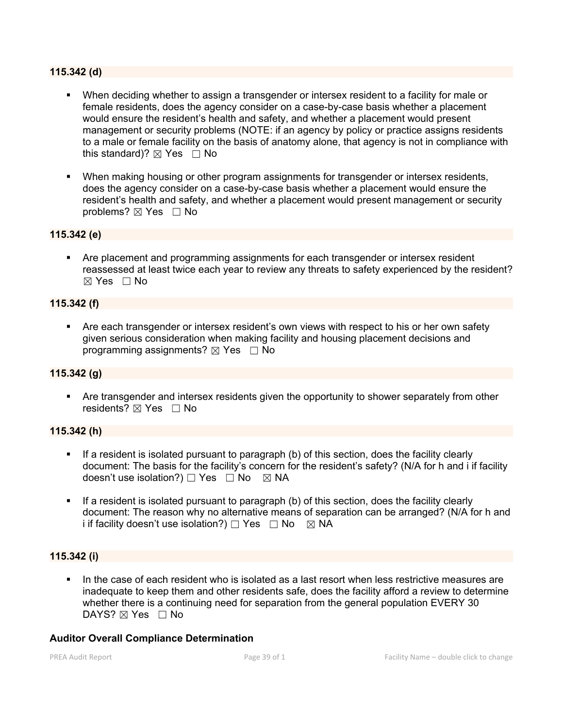**115.342 (d)**

- When deciding whether to assign a transgender or intersex resident to a facility for male or female residents, does the agency consider on a case-by-case basis whether a placement would ensure the resident's health and safety, and whether a placement would present management or security problems (NOTE: if an agency by policy or practice assigns residents to a male or female facility on the basis of anatomy alone, that agency is not in compliance with this standard)? ☒ Yes ☐ No

- When making housing or other program assignments for transgender or intersex residents, does the agency consider on a case-by-case basis whether a placement would ensure the resident's health and safety, and whether a placement would present management or security problems? ☒ Yes ☐ No

**115.342 (e)**

- Are placement and programming assignments for each transgender or intersex resident reassessed at least twice each year to review any threats to safety experienced by the resident? ☒ Yes ☐ No

**115.342 (f)**

- Are each transgender or intersex resident's own views with respect to his or her own safety given serious consideration when making facility and housing placement decisions and programming assignments? ☒ Yes ☐ No

**115.342 (g)**

- Are transgender and intersex residents given the opportunity to shower separately from other residents? ☒ Yes ☐ No

**115.342 (h)**

- If a resident is isolated pursuant to paragraph (b) of this section, does the facility clearly document: The basis for the facility's concern for the resident's safety? (N/A for h and i if facility doesn't use isolation?) ☐ Yes ☐ No ☒ NA

- If a resident is isolated pursuant to paragraph (b) of this section, does the facility clearly document: The reason why no alternative means of separation can be arranged? (N/A for h and i if facility doesn't use isolation?) ☐ Yes ☐ No ☒ NA

**115.342 (i)**

- In the case of each resident who is isolated as a last resort when less restrictive measures are inadequate to keep them and other residents safe, does the facility afford a review to determine whether there is a continuing need for separation from the general population EVERY 30 DAYS? ☒ Yes ☐ No

**Auditor Overall Compliance Determination**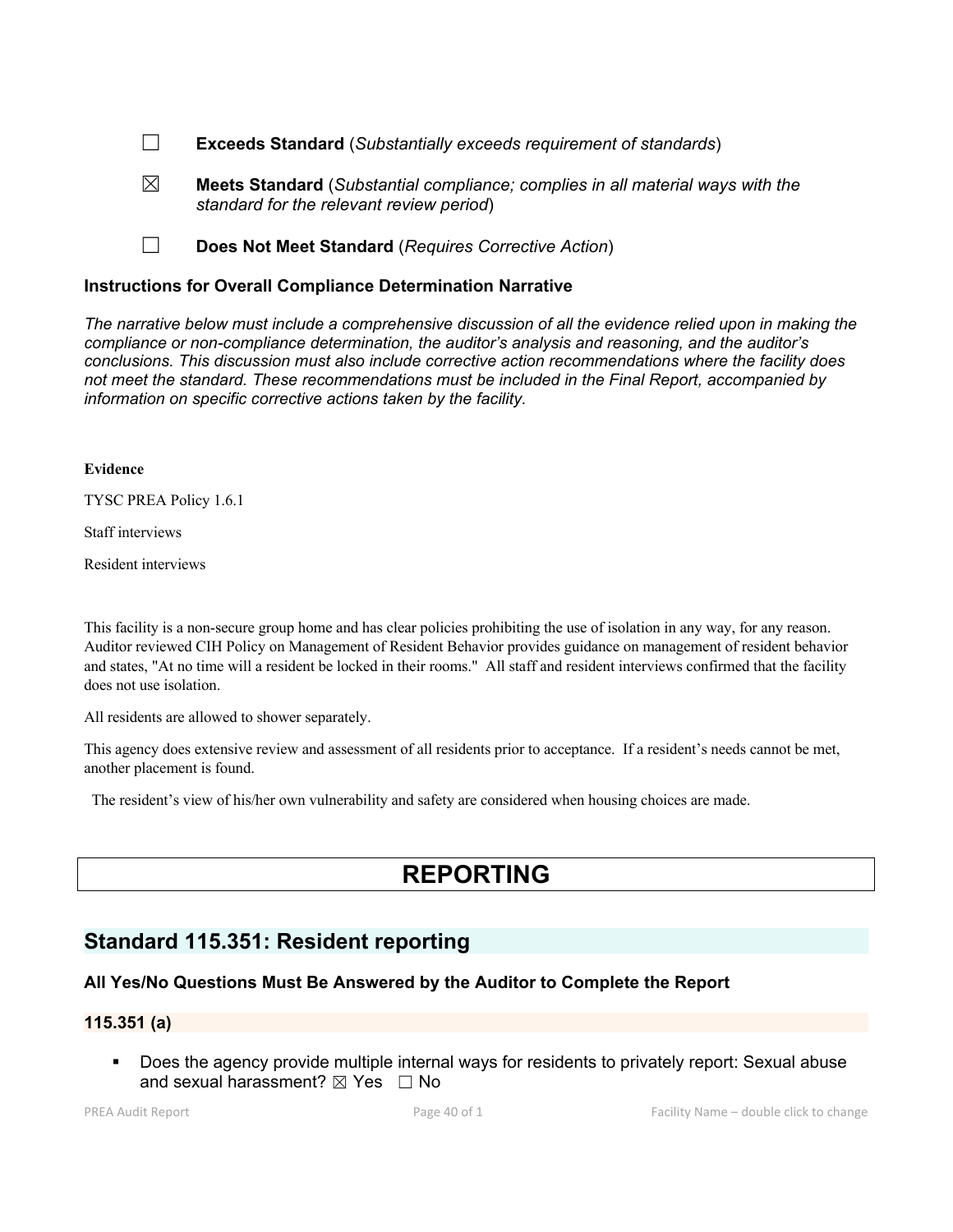☐ **Exceeds Standard** (*Substantially exceeds requirement of standards*)

☒ **Meets Standard** (*Substantial compliance; complies in all material ways with the standard for the relevant review period*)

☐ **Does Not Meet Standard** (*Requires Corrective Action*)

### Instructions for Overall Compliance Determination Narrative

*The narrative below must include a comprehensive discussion of all the evidence relied upon in making the compliance or non-compliance determination, the auditor's analysis and reasoning, and the auditor's conclusions. This discussion must also include corrective action recommendations where the facility does not meet the standard. These recommendations must be included in the Final Report, accompanied by information on specific corrective actions taken by the facility.*

**Evidence**

TYSC PREA Policy 1.6.1

Staff interviews

Resident interviews

This facility is a non-secure group home and has clear policies prohibiting the use of isolation in any way, for any reason. Auditor reviewed CIH Policy on Management of Resident Behavior provides guidance on management of resident behavior and states, "At no time will a resident be locked in their rooms." All staff and resident interviews confirmed that the facility does not use isolation.

All residents are allowed to shower separately.

This agency does extensive review and assessment of all residents prior to acceptance. If a resident's needs cannot be met, another placement is found.

The resident's view of his/her own vulnerability and safety are considered when housing choices are made.

# REPORTING

## Standard 115.351: Resident reporting

### All Yes/No Questions Must Be Answered by the Auditor to Complete the Report

### 115.351 (a)

- Does the agency provide multiple internal ways for residents to privately report: Sexual abuse and sexual harassment? ☒ Yes ☐ No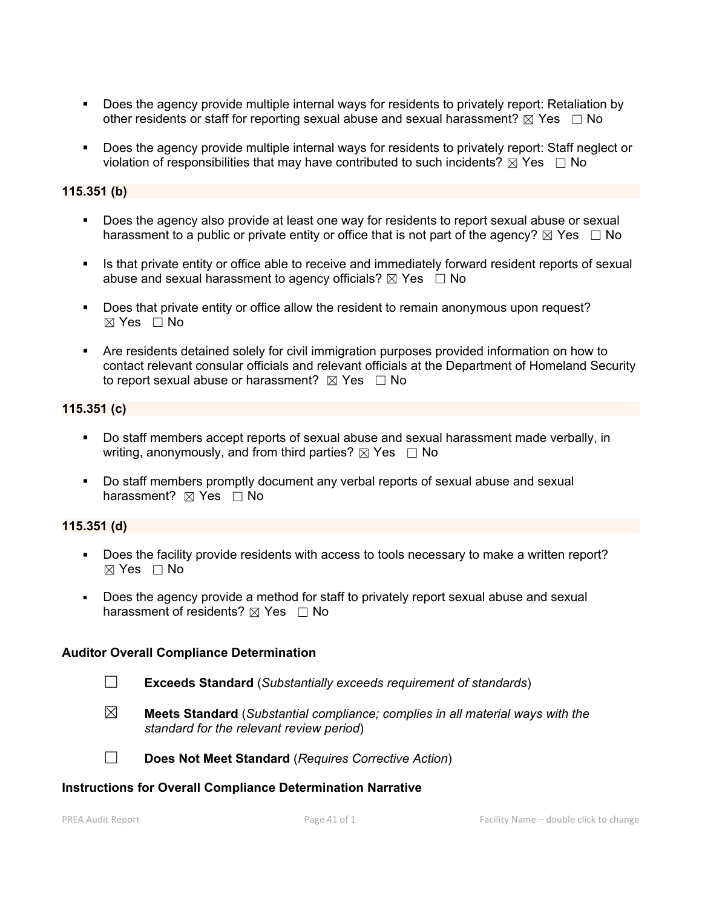- Does the agency provide multiple internal ways for residents to privately report: Retaliation by other residents or staff for reporting sexual abuse and sexual harassment? ☒ Yes ☐ No

- Does the agency provide multiple internal ways for residents to privately report: Staff neglect or violation of responsibilities that may have contributed to such incidents? ☒ Yes ☐ No

**115.351 (b)**

- Does the agency also provide at least one way for residents to report sexual abuse or sexual harassment to a public or private entity or office that is not part of the agency? ☒ Yes ☐ No

- Is that private entity or office able to receive and immediately forward resident reports of sexual abuse and sexual harassment to agency officials? ☒ Yes ☐ No

- Does that private entity or office allow the resident to remain anonymous upon request? ☒ Yes ☐ No

- Are residents detained solely for civil immigration purposes provided information on how to contact relevant consular officials and relevant officials at the Department of Homeland Security to report sexual abuse or harassment? ☒ Yes ☐ No

**115.351 (c)**

- Do staff members accept reports of sexual abuse and sexual harassment made verbally, in writing, anonymously, and from third parties? ☒ Yes ☐ No

- Do staff members promptly document any verbal reports of sexual abuse and sexual harassment? ☒ Yes ☐ No

**115.351 (d)**

- Does the facility provide residents with access to tools necessary to make a written report? ☒ Yes ☐ No

- Does the agency provide a method for staff to privately report sexual abuse and sexual harassment of residents? ☒ Yes ☐ No

**Auditor Overall Compliance Determination**

☐ **Exceeds Standard** (*Substantially exceeds requirement of standards*)

☒ **Meets Standard** (*Substantial compliance; complies in all material ways with the standard for the relevant review period*)

☐ **Does Not Meet Standard** (*Requires Corrective Action*)

**Instructions for Overall Compliance Determination Narrative**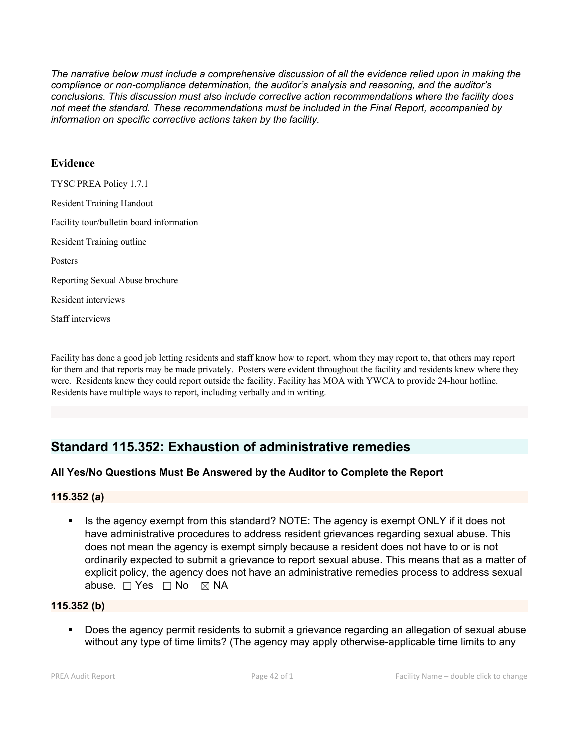*The narrative below must include a comprehensive discussion of all the evidence relied upon in making the compliance or non-compliance determination, the auditor's analysis and reasoning, and the auditor's conclusions. This discussion must also include corrective action recommendations where the facility does not meet the standard. These recommendations must be included in the Final Report, accompanied by information on specific corrective actions taken by the facility.*

### Evidence

TYSC PREA Policy 1.7.1

Resident Training Handout

Facility tour/bulletin board information

Resident Training outline

Posters

Reporting Sexual Abuse brochure

Resident interviews

Staff interviews

Facility has done a good job letting residents and staff know how to report, whom they may report to, that others may report for them and that reports may be made privately. Posters were evident throughout the facility and residents knew where they were. Residents knew they could report outside the facility. Facility has MOA with YWCA to provide 24-hour hotline. Residents have multiple ways to report, including verbally and in writing.

## Standard 115.352: Exhaustion of administrative remedies

### All Yes/No Questions Must Be Answered by the Auditor to Complete the Report

#### 115.352 (a)

- Is the agency exempt from this standard? NOTE: The agency is exempt ONLY if it does not have administrative procedures to address resident grievances regarding sexual abuse. This does not mean the agency is exempt simply because a resident does not have to or is not ordinarily expected to submit a grievance to report sexual abuse. This means that as a matter of explicit policy, the agency does not have an administrative remedies process to address sexual abuse. ☐ Yes ☐ No ☒ NA

#### 115.352 (b)

- Does the agency permit residents to submit a grievance regarding an allegation of sexual abuse without any type of time limits? (The agency may apply otherwise-applicable time limits to any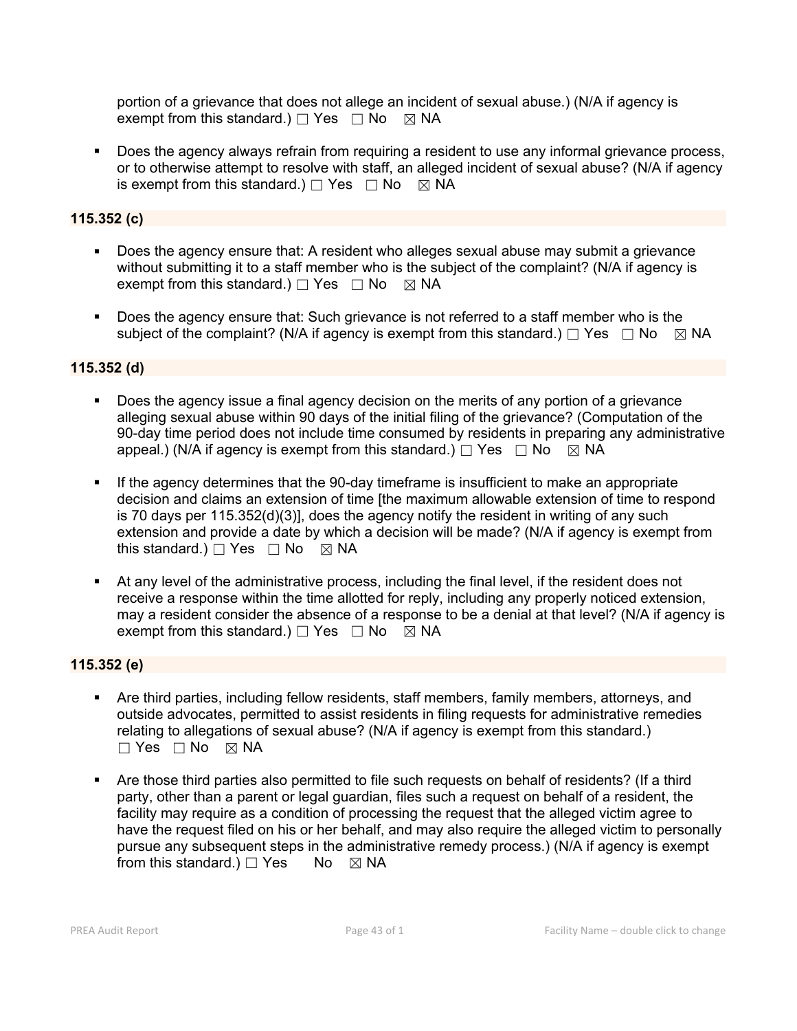portion of a grievance that does not allege an incident of sexual abuse.) (N/A if agency is exempt from this standard.) ☐ Yes ☐ No ☒ NA

- Does the agency always refrain from requiring a resident to use any informal grievance process, or to otherwise attempt to resolve with staff, an alleged incident of sexual abuse? (N/A if agency is exempt from this standard.) ☐ Yes ☐ No ☒ NA

**115.352 (c)**

- Does the agency ensure that: A resident who alleges sexual abuse may submit a grievance without submitting it to a staff member who is the subject of the complaint? (N/A if agency is exempt from this standard.) ☐ Yes ☐ No ☒ NA

- Does the agency ensure that: Such grievance is not referred to a staff member who is the subject of the complaint? (N/A if agency is exempt from this standard.) ☐ Yes ☐ No ☒ NA

**115.352 (d)**

- Does the agency issue a final agency decision on the merits of any portion of a grievance alleging sexual abuse within 90 days of the initial filing of the grievance? (Computation of the 90-day time period does not include time consumed by residents in preparing any administrative appeal.) (N/A if agency is exempt from this standard.) ☐ Yes ☐ No ☒ NA

- If the agency determines that the 90-day timeframe is insufficient to make an appropriate decision and claims an extension of time [the maximum allowable extension of time to respond is 70 days per 115.352(d)(3)], does the agency notify the resident in writing of any such extension and provide a date by which a decision will be made? (N/A if agency is exempt from this standard.) ☐ Yes ☐ No ☒ NA

- At any level of the administrative process, including the final level, if the resident does not receive a response within the time allotted for reply, including any properly noticed extension, may a resident consider the absence of a response to be a denial at that level? (N/A if agency is exempt from this standard.) ☐ Yes ☐ No ☒ NA

**115.352 (e)**

- Are third parties, including fellow residents, staff members, family members, attorneys, and outside advocates, permitted to assist residents in filing requests for administrative remedies relating to allegations of sexual abuse? (N/A if agency is exempt from this standard.) ☐ Yes ☐ No ☒ NA

- Are those third parties also permitted to file such requests on behalf of residents? (If a third party, other than a parent or legal guardian, files such a request on behalf of a resident, the facility may require as a condition of processing the request that the alleged victim agree to have the request filed on his or her behalf, and may also require the alleged victim to personally pursue any subsequent steps in the administrative remedy process.) (N/A if agency is exempt from this standard.) ☐ Yes No ☒ NA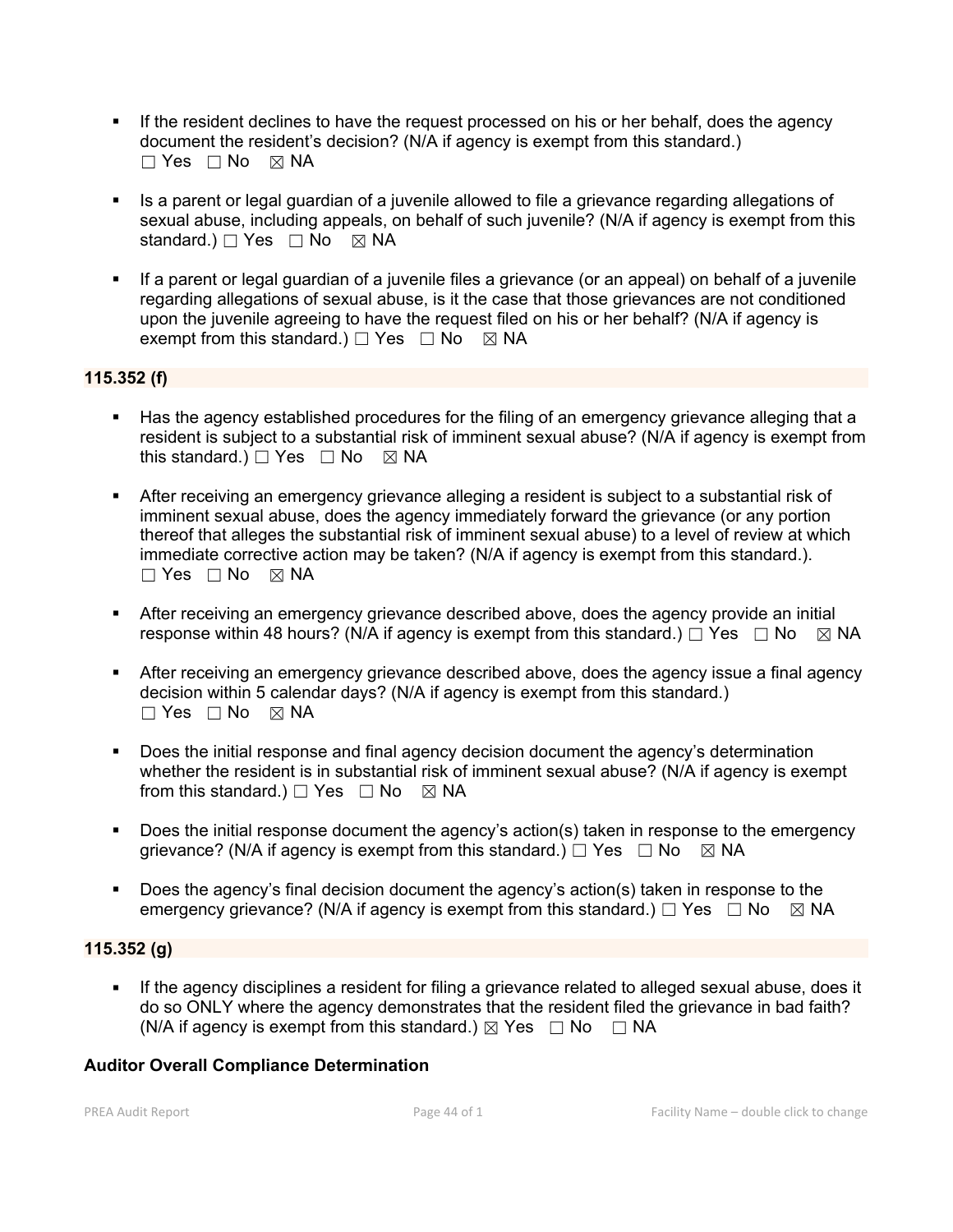- If the resident declines to have the request processed on his or her behalf, does the agency document the resident's decision? (N/A if agency is exempt from this standard.)
  ☐ Yes ☐ No ☒ NA

- Is a parent or legal guardian of a juvenile allowed to file a grievance regarding allegations of sexual abuse, including appeals, on behalf of such juvenile? (N/A if agency is exempt from this standard.) ☐ Yes ☐ No ☒ NA

- If a parent or legal guardian of a juvenile files a grievance (or an appeal) on behalf of a juvenile regarding allegations of sexual abuse, is it the case that those grievances are not conditioned upon the juvenile agreeing to have the request filed on his or her behalf? (N/A if agency is exempt from this standard.) ☐ Yes ☐ No ☒ NA

### 115.352 (f)

- Has the agency established procedures for the filing of an emergency grievance alleging that a resident is subject to a substantial risk of imminent sexual abuse? (N/A if agency is exempt from this standard.) ☐ Yes ☐ No ☒ NA

- After receiving an emergency grievance alleging a resident is subject to a substantial risk of imminent sexual abuse, does the agency immediately forward the grievance (or any portion thereof that alleges the substantial risk of imminent sexual abuse) to a level of review at which immediate corrective action may be taken? (N/A if agency is exempt from this standard.).
  ☐ Yes ☐ No ☒ NA

- After receiving an emergency grievance described above, does the agency provide an initial response within 48 hours? (N/A if agency is exempt from this standard.) ☐ Yes ☐ No ☒ NA

- After receiving an emergency grievance described above, does the agency issue a final agency decision within 5 calendar days? (N/A if agency is exempt from this standard.)
  ☐ Yes ☐ No ☒ NA

- Does the initial response and final agency decision document the agency's determination whether the resident is in substantial risk of imminent sexual abuse? (N/A if agency is exempt from this standard.) ☐ Yes ☐ No ☒ NA

- Does the initial response document the agency's action(s) taken in response to the emergency grievance? (N/A if agency is exempt from this standard.) ☐ Yes ☐ No ☒ NA

- Does the agency's final decision document the agency's action(s) taken in response to the emergency grievance? (N/A if agency is exempt from this standard.) ☐ Yes ☐ No ☒ NA

### 115.352 (g)

- If the agency disciplines a resident for filing a grievance related to alleged sexual abuse, does it do so ONLY where the agency demonstrates that the resident filed the grievance in bad faith? (N/A if agency is exempt from this standard.) ☒ Yes ☐ No ☐ NA

### Auditor Overall Compliance Determination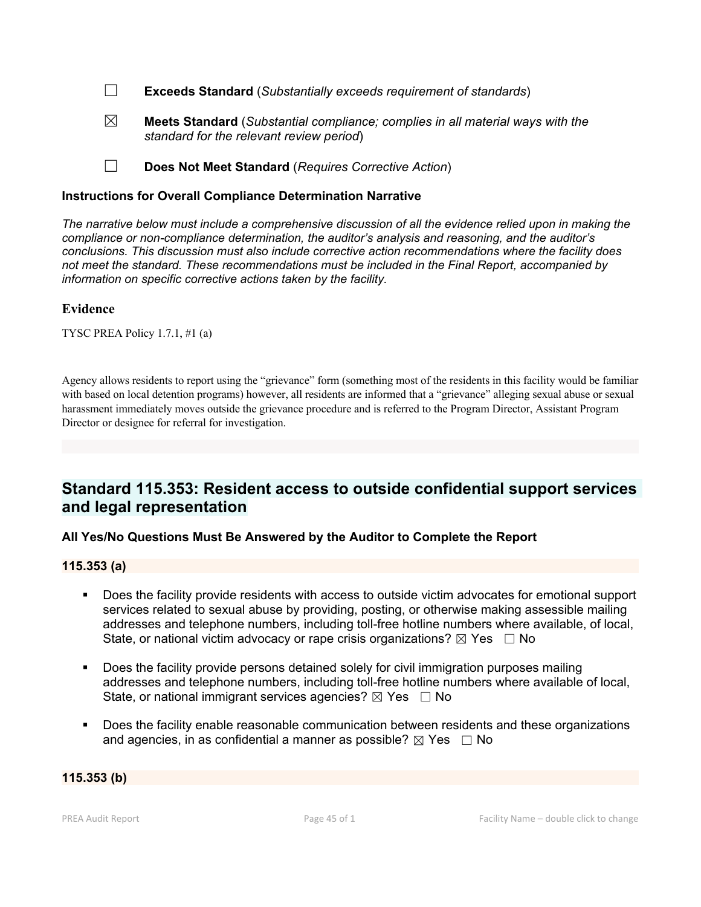☐ **Exceeds Standard** (*Substantially exceeds requirement of standards*)

☒ **Meets Standard** (*Substantial compliance; complies in all material ways with the standard for the relevant review period*)

☐ **Does Not Meet Standard** (*Requires Corrective Action*)

**Instructions for Overall Compliance Determination Narrative**

*The narrative below must include a comprehensive discussion of all the evidence relied upon in making the compliance or non-compliance determination, the auditor's analysis and reasoning, and the auditor's conclusions. This discussion must also include corrective action recommendations where the facility does not meet the standard. These recommendations must be included in the Final Report, accompanied by information on specific corrective actions taken by the facility.*

### Evidence

TYSC PREA Policy 1.7.1, #1 (a)

Agency allows residents to report using the "grievance" form (something most of the residents in this facility would be familiar with based on local detention programs) however, all residents are informed that a "grievance" alleging sexual abuse or sexual harassment immediately moves outside the grievance procedure and is referred to the Program Director, Assistant Program Director or designee for referral for investigation.

## Standard 115.353: Resident access to outside confidential support services and legal representation

**All Yes/No Questions Must Be Answered by the Auditor to Complete the Report**

**115.353 (a)**

- Does the facility provide residents with access to outside victim advocates for emotional support services related to sexual abuse by providing, posting, or otherwise making assessible mailing addresses and telephone numbers, including toll-free hotline numbers where available, of local, State, or national victim advocacy or rape crisis organizations? ☒ Yes ☐ No
- Does the facility provide persons detained solely for civil immigration purposes mailing addresses and telephone numbers, including toll-free hotline numbers where available of local, State, or national immigrant services agencies? ☒ Yes ☐ No
- Does the facility enable reasonable communication between residents and these organizations and agencies, in as confidential a manner as possible? ☒ Yes ☐ No

**115.353 (b)**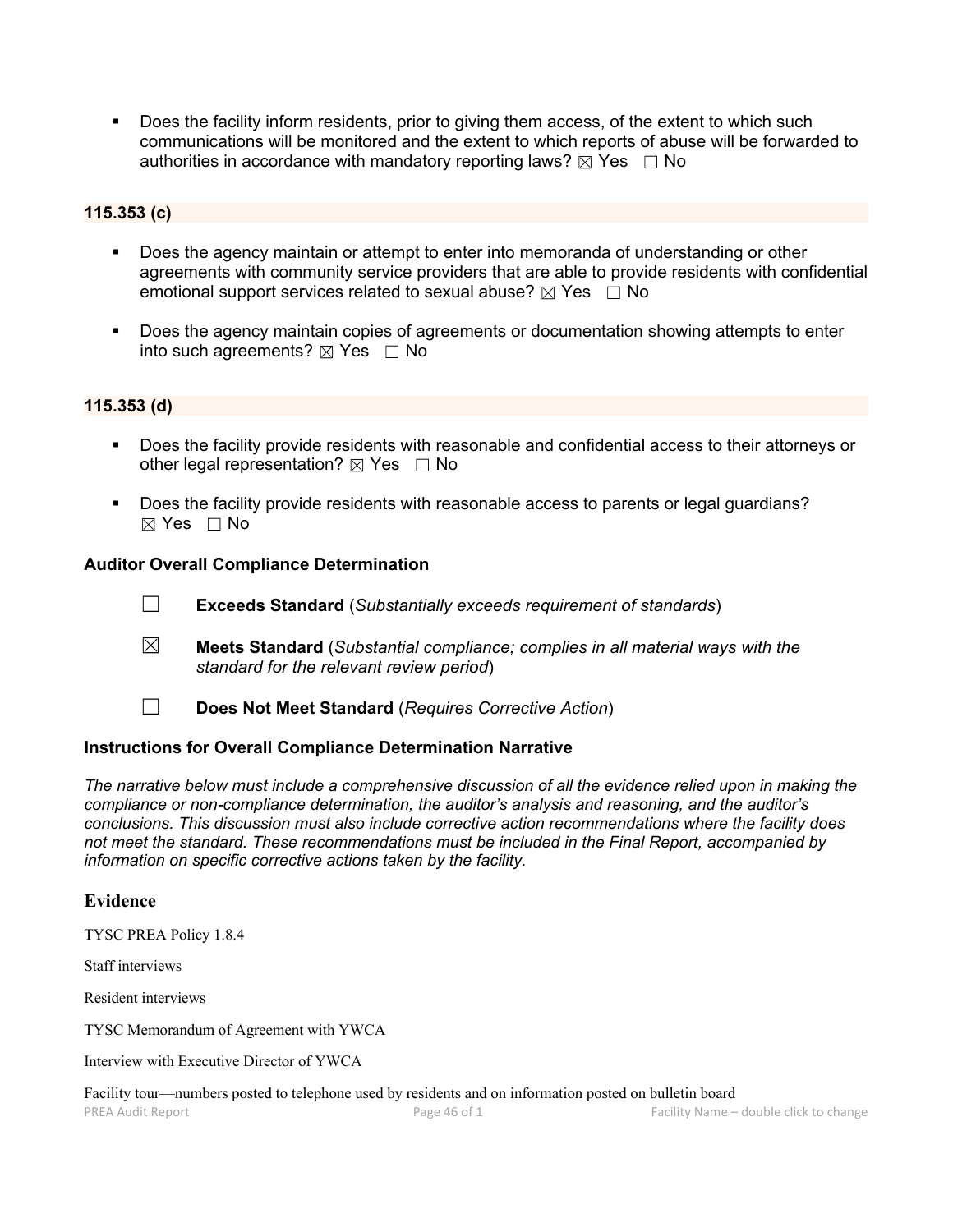- Does the facility inform residents, prior to giving them access, of the extent to which such communications will be monitored and the extent to which reports of abuse will be forwarded to authorities in accordance with mandatory reporting laws? ☒ Yes ☐ No

**115.353 (c)**

- Does the agency maintain or attempt to enter into memoranda of understanding or other agreements with community service providers that are able to provide residents with confidential emotional support services related to sexual abuse? ☒ Yes ☐ No

- Does the agency maintain copies of agreements or documentation showing attempts to enter into such agreements? ☒ Yes ☐ No

**115.353 (d)**

- Does the facility provide residents with reasonable and confidential access to their attorneys or other legal representation? ☒ Yes ☐ No

- Does the facility provide residents with reasonable access to parents or legal guardians? ☒ Yes ☐ No

### Auditor Overall Compliance Determination

☐ **Exceeds Standard** (*Substantially exceeds requirement of standards*)

☒ **Meets Standard** (*Substantial compliance; complies in all material ways with the standard for the relevant review period*)

☐ **Does Not Meet Standard** (*Requires Corrective Action*)

### Instructions for Overall Compliance Determination Narrative

*The narrative below must include a comprehensive discussion of all the evidence relied upon in making the compliance or non-compliance determination, the auditor's analysis and reasoning, and the auditor's conclusions. This discussion must also include corrective action recommendations where the facility does not meet the standard. These recommendations must be included in the Final Report, accompanied by information on specific corrective actions taken by the facility.*

## Evidence

TYSC PREA Policy 1.8.4

Staff interviews

Resident interviews

TYSC Memorandum of Agreement with YWCA

Interview with Executive Director of YWCA

Facility tour—numbers posted to telephone used by residents and on information posted on bulletin board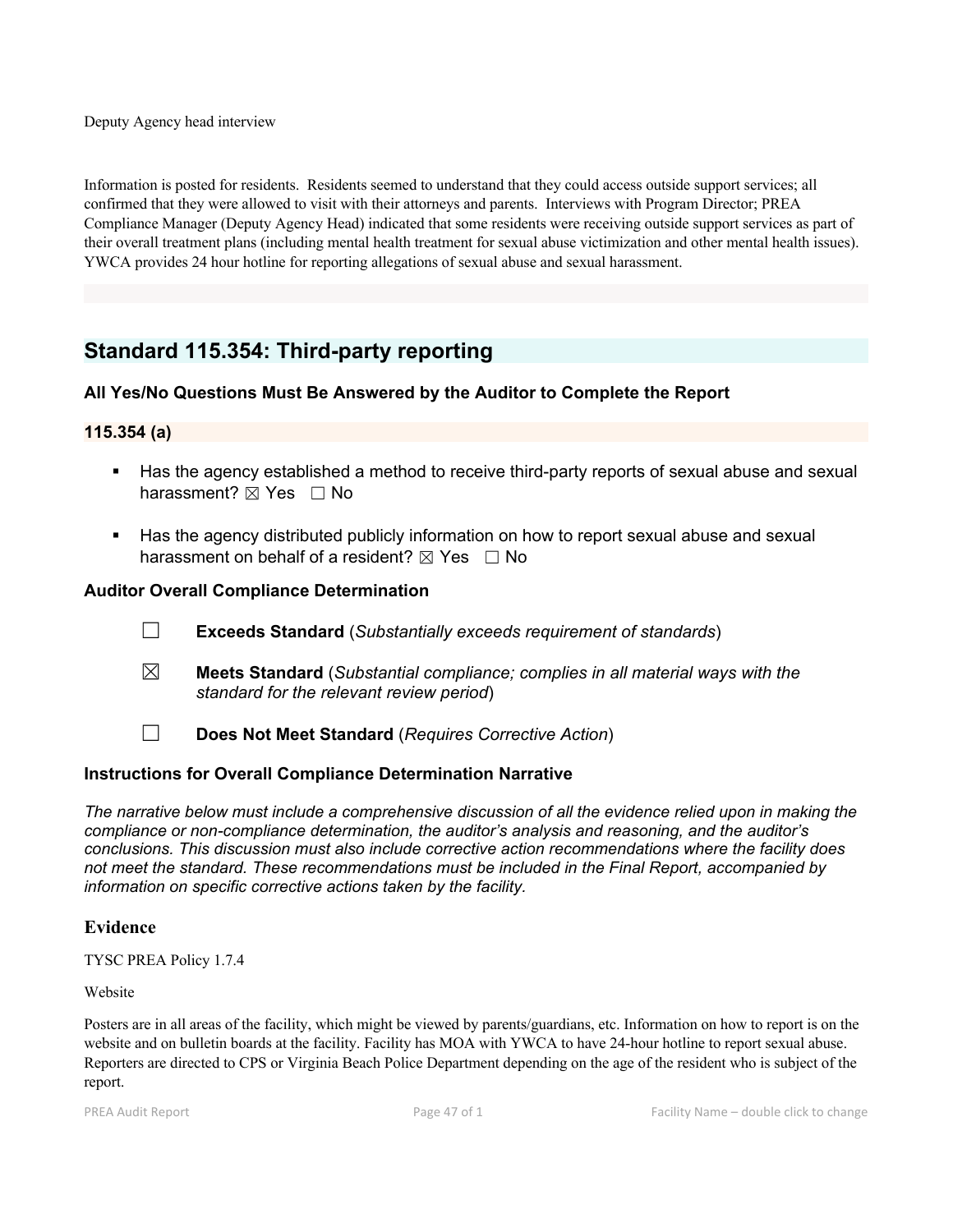Deputy Agency head interview

Information is posted for residents. Residents seemed to understand that they could access outside support services; all confirmed that they were allowed to visit with their attorneys and parents. Interviews with Program Director; PREA Compliance Manager (Deputy Agency Head) indicated that some residents were receiving outside support services as part of their overall treatment plans (including mental health treatment for sexual abuse victimization and other mental health issues). YWCA provides 24 hour hotline for reporting allegations of sexual abuse and sexual harassment.

## Standard 115.354: Third-party reporting

### All Yes/No Questions Must Be Answered by the Auditor to Complete the Report

### 115.354 (a)

- Has the agency established a method to receive third-party reports of sexual abuse and sexual harassment? ☒ Yes ☐ No
- Has the agency distributed publicly information on how to report sexual abuse and sexual harassment on behalf of a resident? ☒ Yes ☐ No

### Auditor Overall Compliance Determination

☐ **Exceeds Standard** (*Substantially exceeds requirement of standards*)

☒ **Meets Standard** (*Substantial compliance; complies in all material ways with the standard for the relevant review period*)

☐ **Does Not Meet Standard** (*Requires Corrective Action*)

### Instructions for Overall Compliance Determination Narrative

*The narrative below must include a comprehensive discussion of all the evidence relied upon in making the compliance or non-compliance determination, the auditor's analysis and reasoning, and the auditor's conclusions. This discussion must also include corrective action recommendations where the facility does not meet the standard. These recommendations must be included in the Final Report, accompanied by information on specific corrective actions taken by the facility.*

### Evidence

TYSC PREA Policy 1.7.4

Website

Posters are in all areas of the facility, which might be viewed by parents/guardians, etc. Information on how to report is on the website and on bulletin boards at the facility. Facility has MOA with YWCA to have 24-hour hotline to report sexual abuse. Reporters are directed to CPS or Virginia Beach Police Department depending on the age of the resident who is subject of the report.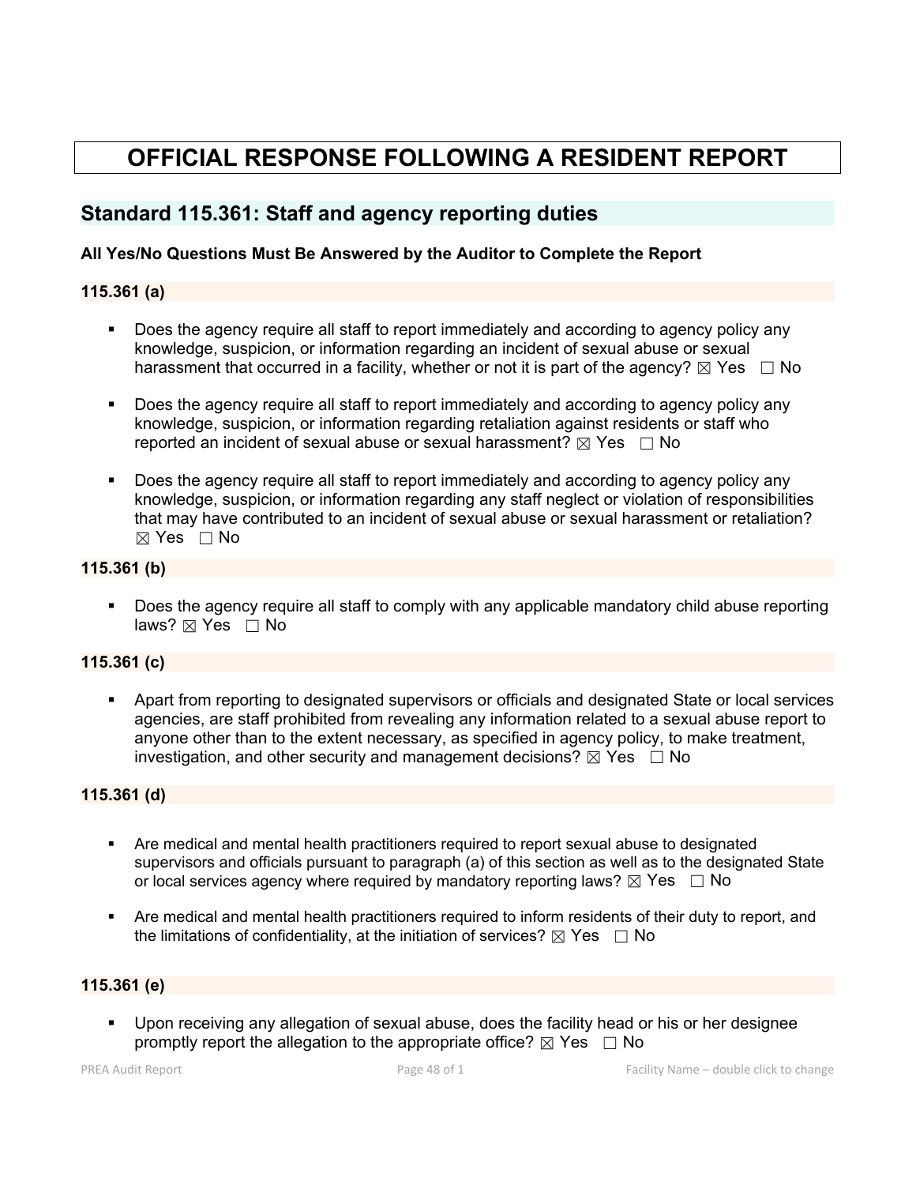# OFFICIAL RESPONSE FOLLOWING A RESIDENT REPORT

## Standard 115.361: Staff and agency reporting duties

**All Yes/No Questions Must Be Answered by the Auditor to Complete the Report**

### 115.361 (a)

- Does the agency require all staff to report immediately and according to agency policy any knowledge, suspicion, or information regarding an incident of sexual abuse or sexual harassment that occurred in a facility, whether or not it is part of the agency? ☒ Yes ☐ No
- Does the agency require all staff to report immediately and according to agency policy any knowledge, suspicion, or information regarding retaliation against residents or staff who reported an incident of sexual abuse or sexual harassment? ☒ Yes ☐ No
- Does the agency require all staff to report immediately and according to agency policy any knowledge, suspicion, or information regarding any staff neglect or violation of responsibilities that may have contributed to an incident of sexual abuse or sexual harassment or retaliation? ☒ Yes ☐ No

### 115.361 (b)

- Does the agency require all staff to comply with any applicable mandatory child abuse reporting laws? ☒ Yes ☐ No

### 115.361 (c)

- Apart from reporting to designated supervisors or officials and designated State or local services agencies, are staff prohibited from revealing any information related to a sexual abuse report to anyone other than to the extent necessary, as specified in agency policy, to make treatment, investigation, and other security and management decisions? ☒ Yes ☐ No

### 115.361 (d)

- Are medical and mental health practitioners required to report sexual abuse to designated supervisors and officials pursuant to paragraph (a) of this section as well as to the designated State or local services agency where required by mandatory reporting laws? ☒ Yes ☐ No
- Are medical and mental health practitioners required to inform residents of their duty to report, and the limitations of confidentiality, at the initiation of services? ☒ Yes ☐ No

### 115.361 (e)

- Upon receiving any allegation of sexual abuse, does the facility head or his or her designee promptly report the allegation to the appropriate office? ☒ Yes ☐ No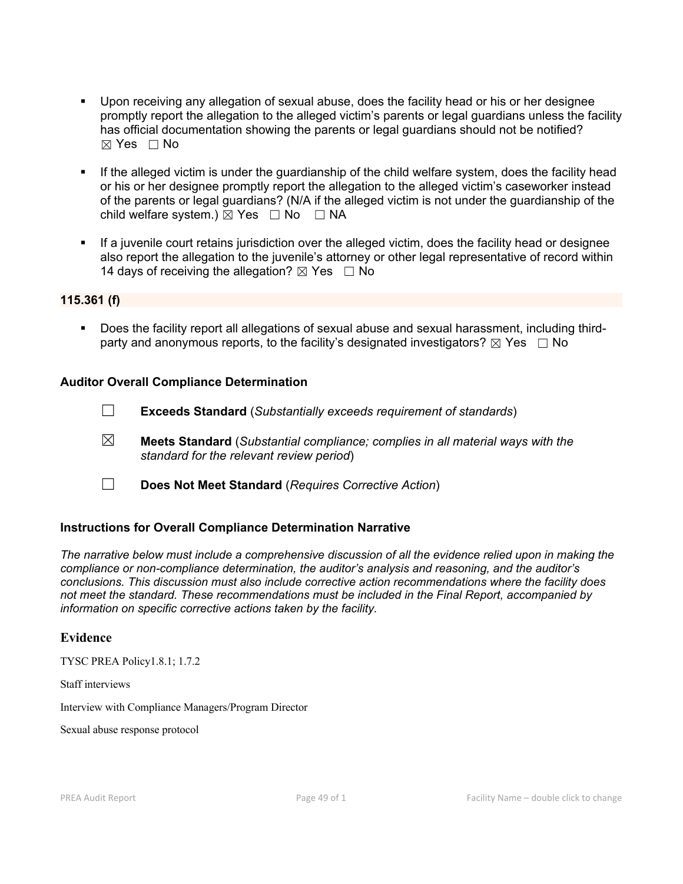- Upon receiving any allegation of sexual abuse, does the facility head or his or her designee promptly report the allegation to the alleged victim's parents or legal guardians unless the facility has official documentation showing the parents or legal guardians should not be notified? ☒ Yes ☐ No

- If the alleged victim is under the guardianship of the child welfare system, does the facility head or his or her designee promptly report the allegation to the alleged victim's caseworker instead of the parents or legal guardians? (N/A if the alleged victim is not under the guardianship of the child welfare system.) ☒ Yes ☐ No ☐ NA

- If a juvenile court retains jurisdiction over the alleged victim, does the facility head or designee also report the allegation to the juvenile's attorney or other legal representative of record within 14 days of receiving the allegation? ☒ Yes ☐ No

**115.361 (f)**

- Does the facility report all allegations of sexual abuse and sexual harassment, including third-party and anonymous reports, to the facility's designated investigators? ☒ Yes ☐ No

### Auditor Overall Compliance Determination

☐ **Exceeds Standard** (*Substantially exceeds requirement of standards*)

☒ **Meets Standard** (*Substantial compliance; complies in all material ways with the standard for the relevant review period*)

☐ **Does Not Meet Standard** (*Requires Corrective Action*)

### Instructions for Overall Compliance Determination Narrative

*The narrative below must include a comprehensive discussion of all the evidence relied upon in making the compliance or non-compliance determination, the auditor's analysis and reasoning, and the auditor's conclusions. This discussion must also include corrective action recommendations where the facility does not meet the standard. These recommendations must be included in the Final Report, accompanied by information on specific corrective actions taken by the facility.*

### Evidence

TYSC PREA Policy1.8.1; 1.7.2

Staff interviews

Interview with Compliance Managers/Program Director

Sexual abuse response protocol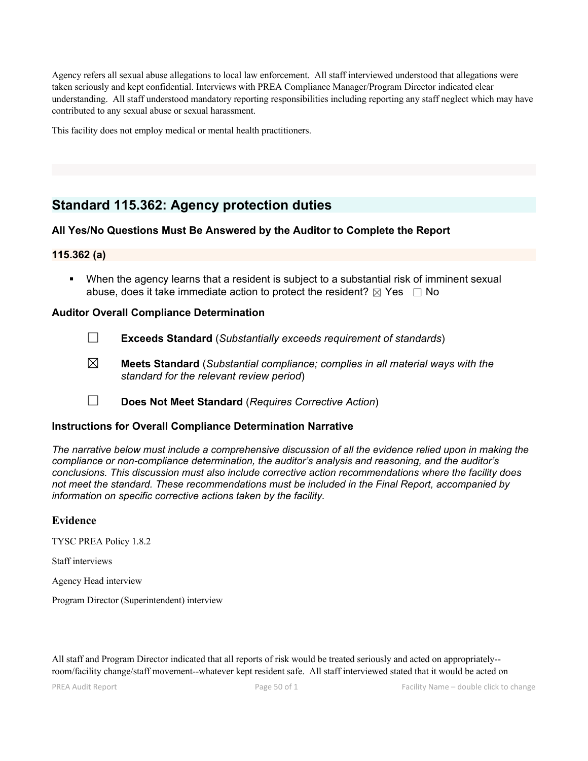Agency refers all sexual abuse allegations to local law enforcement. All staff interviewed understood that allegations were taken seriously and kept confidential. Interviews with PREA Compliance Manager/Program Director indicated clear understanding. All staff understood mandatory reporting responsibilities including reporting any staff neglect which may have contributed to any sexual abuse or sexual harassment.

This facility does not employ medical or mental health practitioners.

## Standard 115.362: Agency protection duties

### All Yes/No Questions Must Be Answered by the Auditor to Complete the Report

### 115.362 (a)

- When the agency learns that a resident is subject to a substantial risk of imminent sexual abuse, does it take immediate action to protect the resident? ☒ Yes ☐ No

### Auditor Overall Compliance Determination

☐ **Exceeds Standard** (*Substantially exceeds requirement of standards*)

☒ **Meets Standard** (*Substantial compliance; complies in all material ways with the standard for the relevant review period*)

☐ **Does Not Meet Standard** (*Requires Corrective Action*)

### Instructions for Overall Compliance Determination Narrative

*The narrative below must include a comprehensive discussion of all the evidence relied upon in making the compliance or non-compliance determination, the auditor's analysis and reasoning, and the auditor's conclusions. This discussion must also include corrective action recommendations where the facility does not meet the standard. These recommendations must be included in the Final Report, accompanied by information on specific corrective actions taken by the facility.*

### Evidence

TYSC PREA Policy 1.8.2

Staff interviews

Agency Head interview

Program Director (Superintendent) interview

All staff and Program Director indicated that all reports of risk would be treated seriously and acted on appropriately--room/facility change/staff movement--whatever kept resident safe. All staff interviewed stated that it would be acted on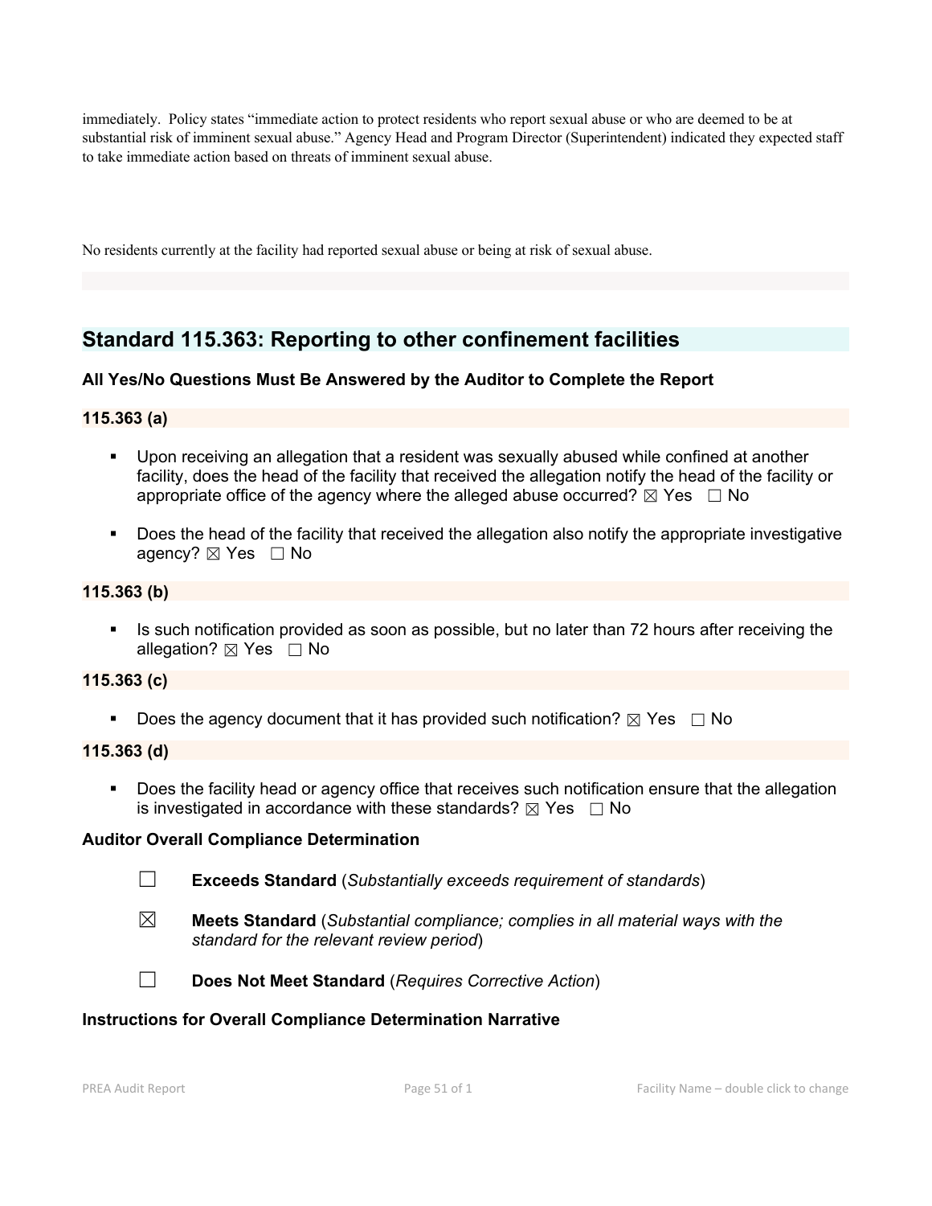immediately. Policy states "immediate action to protect residents who report sexual abuse or who are deemed to be at substantial risk of imminent sexual abuse." Agency Head and Program Director (Superintendent) indicated they expected staff to take immediate action based on threats of imminent sexual abuse.

No residents currently at the facility had reported sexual abuse or being at risk of sexual abuse.

## Standard 115.363: Reporting to other confinement facilities

**All Yes/No Questions Must Be Answered by the Auditor to Complete the Report**

### 115.363 (a)

- Upon receiving an allegation that a resident was sexually abused while confined at another facility, does the head of the facility that received the allegation notify the head of the facility or appropriate office of the agency where the alleged abuse occurred? ☒ Yes ☐ No
- Does the head of the facility that received the allegation also notify the appropriate investigative agency? ☒ Yes ☐ No

### 115.363 (b)

- Is such notification provided as soon as possible, but no later than 72 hours after receiving the allegation? ☒ Yes ☐ No

### 115.363 (c)

- Does the agency document that it has provided such notification? ☒ Yes ☐ No

### 115.363 (d)

- Does the facility head or agency office that receives such notification ensure that the allegation is investigated in accordance with these standards? ☒ Yes ☐ No

**Auditor Overall Compliance Determination**

☐ **Exceeds Standard** (*Substantially exceeds requirement of standards*)

☒ **Meets Standard** (*Substantial compliance; complies in all material ways with the standard for the relevant review period*)

☐ **Does Not Meet Standard** (*Requires Corrective Action*)

**Instructions for Overall Compliance Determination Narrative**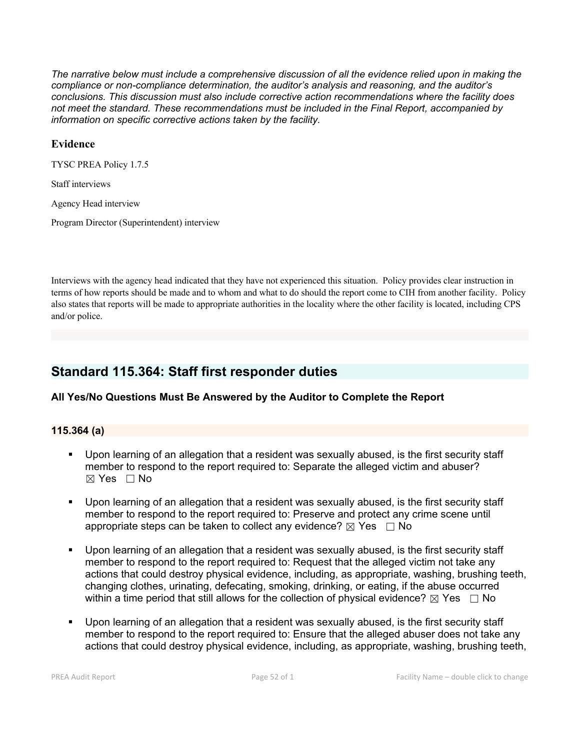*The narrative below must include a comprehensive discussion of all the evidence relied upon in making the compliance or non-compliance determination, the auditor's analysis and reasoning, and the auditor's conclusions. This discussion must also include corrective action recommendations where the facility does not meet the standard. These recommendations must be included in the Final Report, accompanied by information on specific corrective actions taken by the facility.*

### Evidence

TYSC PREA Policy 1.7.5

Staff interviews

Agency Head interview

Program Director (Superintendent) interview

Interviews with the agency head indicated that they have not experienced this situation. Policy provides clear instruction in terms of how reports should be made and to whom and what to do should the report come to CIH from another facility. Policy also states that reports will be made to appropriate authorities in the locality where the other facility is located, including CPS and/or police.

## Standard 115.364: Staff first responder duties

**All Yes/No Questions Must Be Answered by the Auditor to Complete the Report**

### 115.364 (a)

- Upon learning of an allegation that a resident was sexually abused, is the first security staff member to respond to the report required to: Separate the alleged victim and abuser? ☒ Yes ☐ No
- Upon learning of an allegation that a resident was sexually abused, is the first security staff member to respond to the report required to: Preserve and protect any crime scene until appropriate steps can be taken to collect any evidence? ☒ Yes ☐ No
- Upon learning of an allegation that a resident was sexually abused, is the first security staff member to respond to the report required to: Request that the alleged victim not take any actions that could destroy physical evidence, including, as appropriate, washing, brushing teeth, changing clothes, urinating, defecating, smoking, drinking, or eating, if the abuse occurred within a time period that still allows for the collection of physical evidence? ☒ Yes ☐ No
- Upon learning of an allegation that a resident was sexually abused, is the first security staff member to respond to the report required to: Ensure that the alleged abuser does not take any actions that could destroy physical evidence, including, as appropriate, washing, brushing teeth,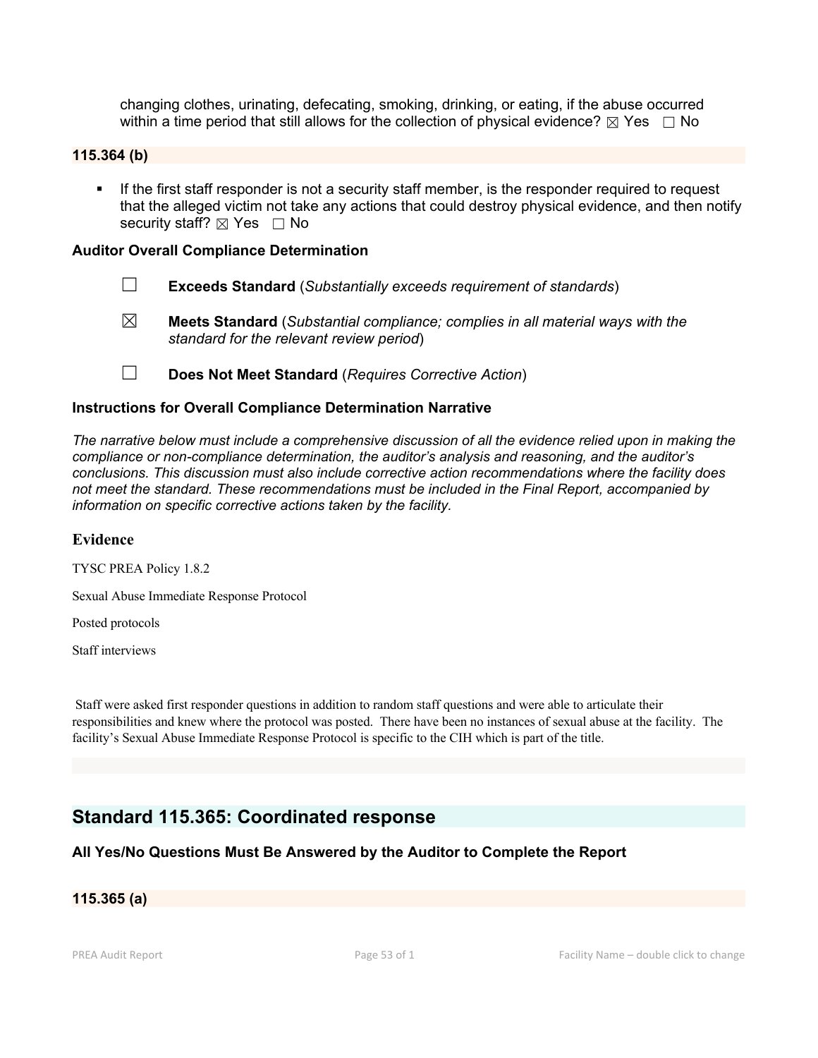changing clothes, urinating, defecating, smoking, drinking, or eating, if the abuse occurred within a time period that still allows for the collection of physical evidence? ☒ Yes ☐ No

**115.364 (b)**

- If the first staff responder is not a security staff member, is the responder required to request that the alleged victim not take any actions that could destroy physical evidence, and then notify security staff? ☒ Yes ☐ No

**Auditor Overall Compliance Determination**

☐ **Exceeds Standard** (*Substantially exceeds requirement of standards*)

☒ **Meets Standard** (*Substantial compliance; complies in all material ways with the standard for the relevant review period*)

☐ **Does Not Meet Standard** (*Requires Corrective Action*)

**Instructions for Overall Compliance Determination Narrative**

*The narrative below must include a comprehensive discussion of all the evidence relied upon in making the compliance or non-compliance determination, the auditor's analysis and reasoning, and the auditor's conclusions. This discussion must also include corrective action recommendations where the facility does not meet the standard. These recommendations must be included in the Final Report, accompanied by information on specific corrective actions taken by the facility.*

### Evidence

TYSC PREA Policy 1.8.2

Sexual Abuse Immediate Response Protocol

Posted protocols

Staff interviews

Staff were asked first responder questions in addition to random staff questions and were able to articulate their responsibilities and knew where the protocol was posted. There have been no instances of sexual abuse at the facility. The facility's Sexual Abuse Immediate Response Protocol is specific to the CIH which is part of the title.

## Standard 115.365: Coordinated response

**All Yes/No Questions Must Be Answered by the Auditor to Complete the Report**

**115.365 (a)**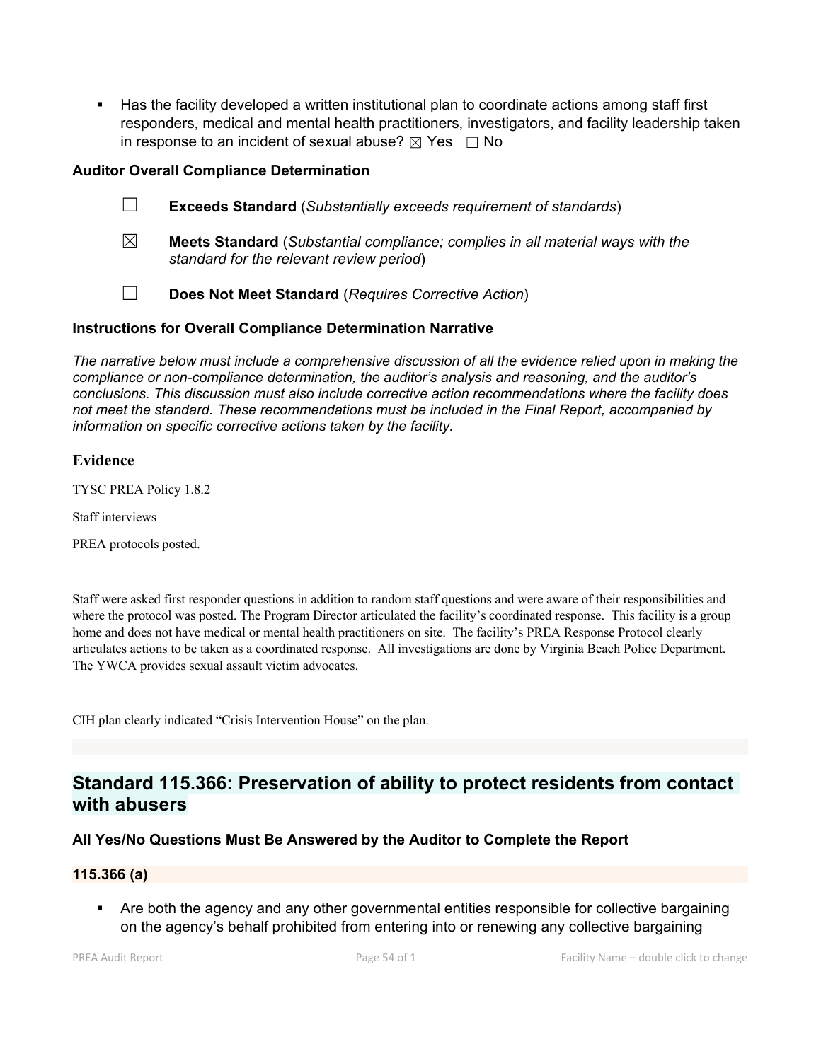- Has the facility developed a written institutional plan to coordinate actions among staff first responders, medical and mental health practitioners, investigators, and facility leadership taken in response to an incident of sexual abuse? ☒ Yes ☐ No

### Auditor Overall Compliance Determination

☐ **Exceeds Standard** (*Substantially exceeds requirement of standards*)

☒ **Meets Standard** (*Substantial compliance; complies in all material ways with the standard for the relevant review period*)

☐ **Does Not Meet Standard** (*Requires Corrective Action*)

### Instructions for Overall Compliance Determination Narrative

*The narrative below must include a comprehensive discussion of all the evidence relied upon in making the compliance or non-compliance determination, the auditor's analysis and reasoning, and the auditor's conclusions. This discussion must also include corrective action recommendations where the facility does not meet the standard. These recommendations must be included in the Final Report, accompanied by information on specific corrective actions taken by the facility.*

### Evidence

TYSC PREA Policy 1.8.2

Staff interviews

PREA protocols posted.

Staff were asked first responder questions in addition to random staff questions and were aware of their responsibilities and where the protocol was posted. The Program Director articulated the facility's coordinated response. This facility is a group home and does not have medical or mental health practitioners on site. The facility's PREA Response Protocol clearly articulates actions to be taken as a coordinated response. All investigations are done by Virginia Beach Police Department. The YWCA provides sexual assault victim advocates.

CIH plan clearly indicated "Crisis Intervention House" on the plan.

## Standard 115.366: Preservation of ability to protect residents from contact with abusers

### All Yes/No Questions Must Be Answered by the Auditor to Complete the Report

#### 115.366 (a)

- Are both the agency and any other governmental entities responsible for collective bargaining on the agency's behalf prohibited from entering into or renewing any collective bargaining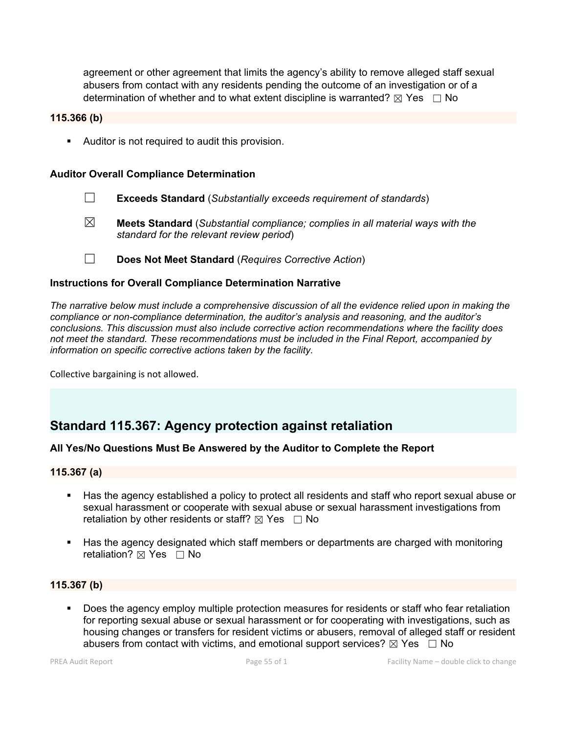agreement or other agreement that limits the agency's ability to remove alleged staff sexual abusers from contact with any residents pending the outcome of an investigation or of a determination of whether and to what extent discipline is warranted? ☒ Yes ☐ No

**115.366 (b)**

- Auditor is not required to audit this provision.

**Auditor Overall Compliance Determination**

☐ **Exceeds Standard** (*Substantially exceeds requirement of standards*)

☒ **Meets Standard** (*Substantial compliance; complies in all material ways with the standard for the relevant review period*)

☐ **Does Not Meet Standard** (*Requires Corrective Action*)

**Instructions for Overall Compliance Determination Narrative**

*The narrative below must include a comprehensive discussion of all the evidence relied upon in making the compliance or non-compliance determination, the auditor's analysis and reasoning, and the auditor's conclusions. This discussion must also include corrective action recommendations where the facility does not meet the standard. These recommendations must be included in the Final Report, accompanied by information on specific corrective actions taken by the facility.*

Collective bargaining is not allowed.

## Standard 115.367: Agency protection against retaliation

**All Yes/No Questions Must Be Answered by the Auditor to Complete the Report**

**115.367 (a)**

- Has the agency established a policy to protect all residents and staff who report sexual abuse or sexual harassment or cooperate with sexual abuse or sexual harassment investigations from retaliation by other residents or staff? ☒ Yes ☐ No
- Has the agency designated which staff members or departments are charged with monitoring retaliation? ☒ Yes ☐ No

**115.367 (b)**

- Does the agency employ multiple protection measures for residents or staff who fear retaliation for reporting sexual abuse or sexual harassment or for cooperating with investigations, such as housing changes or transfers for resident victims or abusers, removal of alleged staff or resident abusers from contact with victims, and emotional support services? ☒ Yes ☐ No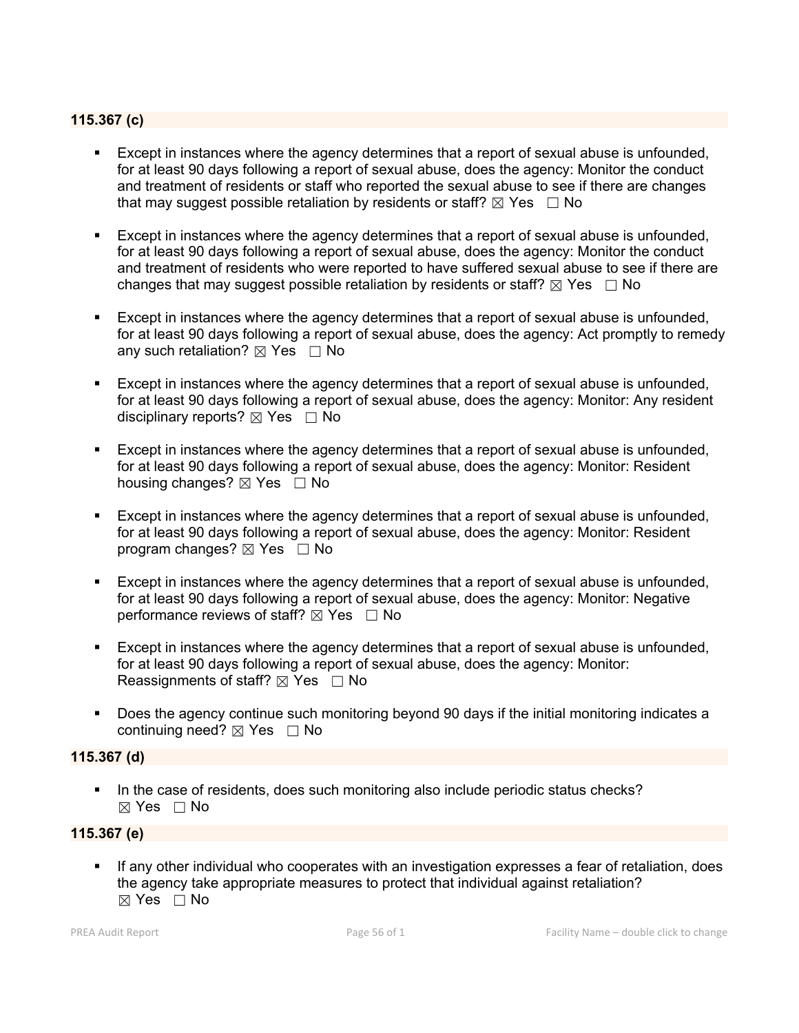**115.367 (c)**

- Except in instances where the agency determines that a report of sexual abuse is unfounded, for at least 90 days following a report of sexual abuse, does the agency: Monitor the conduct and treatment of residents or staff who reported the sexual abuse to see if there are changes that may suggest possible retaliation by residents or staff? ☒ Yes ☐ No

- Except in instances where the agency determines that a report of sexual abuse is unfounded, for at least 90 days following a report of sexual abuse, does the agency: Monitor the conduct and treatment of residents who were reported to have suffered sexual abuse to see if there are changes that may suggest possible retaliation by residents or staff? ☒ Yes ☐ No

- Except in instances where the agency determines that a report of sexual abuse is unfounded, for at least 90 days following a report of sexual abuse, does the agency: Act promptly to remedy any such retaliation? ☒ Yes ☐ No

- Except in instances where the agency determines that a report of sexual abuse is unfounded, for at least 90 days following a report of sexual abuse, does the agency: Monitor: Any resident disciplinary reports? ☒ Yes ☐ No

- Except in instances where the agency determines that a report of sexual abuse is unfounded, for at least 90 days following a report of sexual abuse, does the agency: Monitor: Resident housing changes? ☒ Yes ☐ No

- Except in instances where the agency determines that a report of sexual abuse is unfounded, for at least 90 days following a report of sexual abuse, does the agency: Monitor: Resident program changes? ☒ Yes ☐ No

- Except in instances where the agency determines that a report of sexual abuse is unfounded, for at least 90 days following a report of sexual abuse, does the agency: Monitor: Negative performance reviews of staff? ☒ Yes ☐ No

- Except in instances where the agency determines that a report of sexual abuse is unfounded, for at least 90 days following a report of sexual abuse, does the agency: Monitor: Reassignments of staff? ☒ Yes ☐ No

- Does the agency continue such monitoring beyond 90 days if the initial monitoring indicates a continuing need? ☒ Yes ☐ No

**115.367 (d)**

- In the case of residents, does such monitoring also include periodic status checks? ☒ Yes ☐ No

**115.367 (e)**

- If any other individual who cooperates with an investigation expresses a fear of retaliation, does the agency take appropriate measures to protect that individual against retaliation? ☒ Yes ☐ No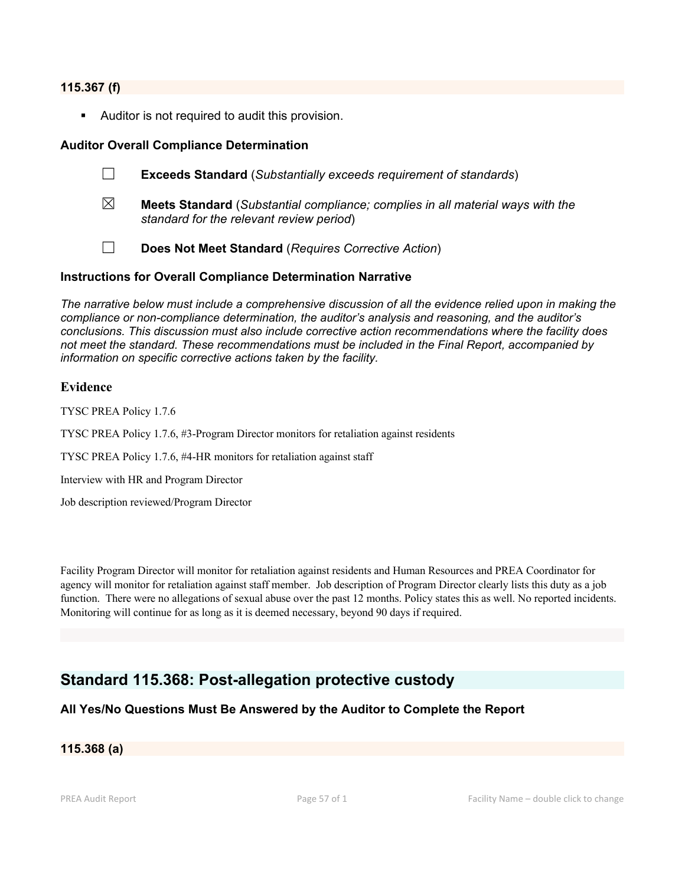**115.367 (f)**

- Auditor is not required to audit this provision.

**Auditor Overall Compliance Determination**

☐ **Exceeds Standard** (*Substantially exceeds requirement of standards*)

☒ **Meets Standard** (*Substantial compliance; complies in all material ways with the standard for the relevant review period*)

☐ **Does Not Meet Standard** (*Requires Corrective Action*)

**Instructions for Overall Compliance Determination Narrative**

*The narrative below must include a comprehensive discussion of all the evidence relied upon in making the compliance or non-compliance determination, the auditor's analysis and reasoning, and the auditor's conclusions. This discussion must also include corrective action recommendations where the facility does not meet the standard. These recommendations must be included in the Final Report, accompanied by information on specific corrective actions taken by the facility.*

**Evidence**

TYSC PREA Policy 1.7.6

TYSC PREA Policy 1.7.6, #3-Program Director monitors for retaliation against residents

TYSC PREA Policy 1.7.6, #4-HR monitors for retaliation against staff

Interview with HR and Program Director

Job description reviewed/Program Director

Facility Program Director will monitor for retaliation against residents and Human Resources and PREA Coordinator for agency will monitor for retaliation against staff member. Job description of Program Director clearly lists this duty as a job function. There were no allegations of sexual abuse over the past 12 months. Policy states this as well. No reported incidents. Monitoring will continue for as long as it is deemed necessary, beyond 90 days if required.

## Standard 115.368: Post-allegation protective custody

**All Yes/No Questions Must Be Answered by the Auditor to Complete the Report**

**115.368 (a)**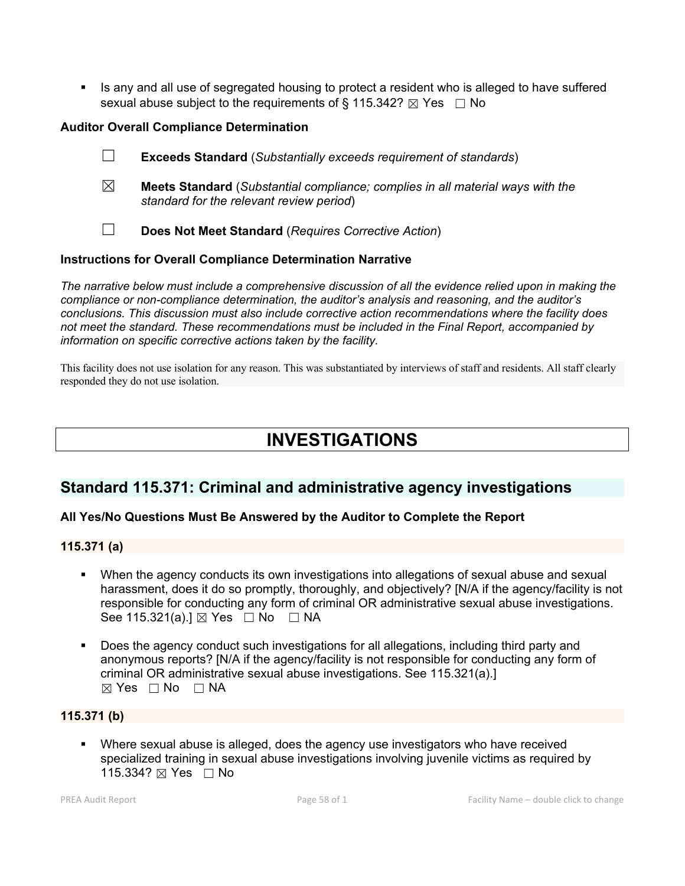- Is any and all use of segregated housing to protect a resident who is alleged to have suffered sexual abuse subject to the requirements of § 115.342? ☒ Yes ☐ No

**Auditor Overall Compliance Determination**

☐ **Exceeds Standard** (*Substantially exceeds requirement of standards*)

☒ **Meets Standard** (*Substantial compliance; complies in all material ways with the standard for the relevant review period*)

☐ **Does Not Meet Standard** (*Requires Corrective Action*)

**Instructions for Overall Compliance Determination Narrative**

*The narrative below must include a comprehensive discussion of all the evidence relied upon in making the compliance or non-compliance determination, the auditor's analysis and reasoning, and the auditor's conclusions. This discussion must also include corrective action recommendations where the facility does not meet the standard. These recommendations must be included in the Final Report, accompanied by information on specific corrective actions taken by the facility.*

This facility does not use isolation for any reason. This was substantiated by interviews of staff and residents. All staff clearly responded they do not use isolation.

# INVESTIGATIONS

## Standard 115.371: Criminal and administrative agency investigations

**All Yes/No Questions Must Be Answered by the Auditor to Complete the Report**

**115.371 (a)**

- When the agency conducts its own investigations into allegations of sexual abuse and sexual harassment, does it do so promptly, thoroughly, and objectively? [N/A if the agency/facility is not responsible for conducting any form of criminal OR administrative sexual abuse investigations. See 115.321(a).] ☒ Yes ☐ No ☐ NA
- Does the agency conduct such investigations for all allegations, including third party and anonymous reports? [N/A if the agency/facility is not responsible for conducting any form of criminal OR administrative sexual abuse investigations. See 115.321(a).] ☒ Yes ☐ No ☐ NA

**115.371 (b)**

- Where sexual abuse is alleged, does the agency use investigators who have received specialized training in sexual abuse investigations involving juvenile victims as required by 115.334? ☒ Yes ☐ No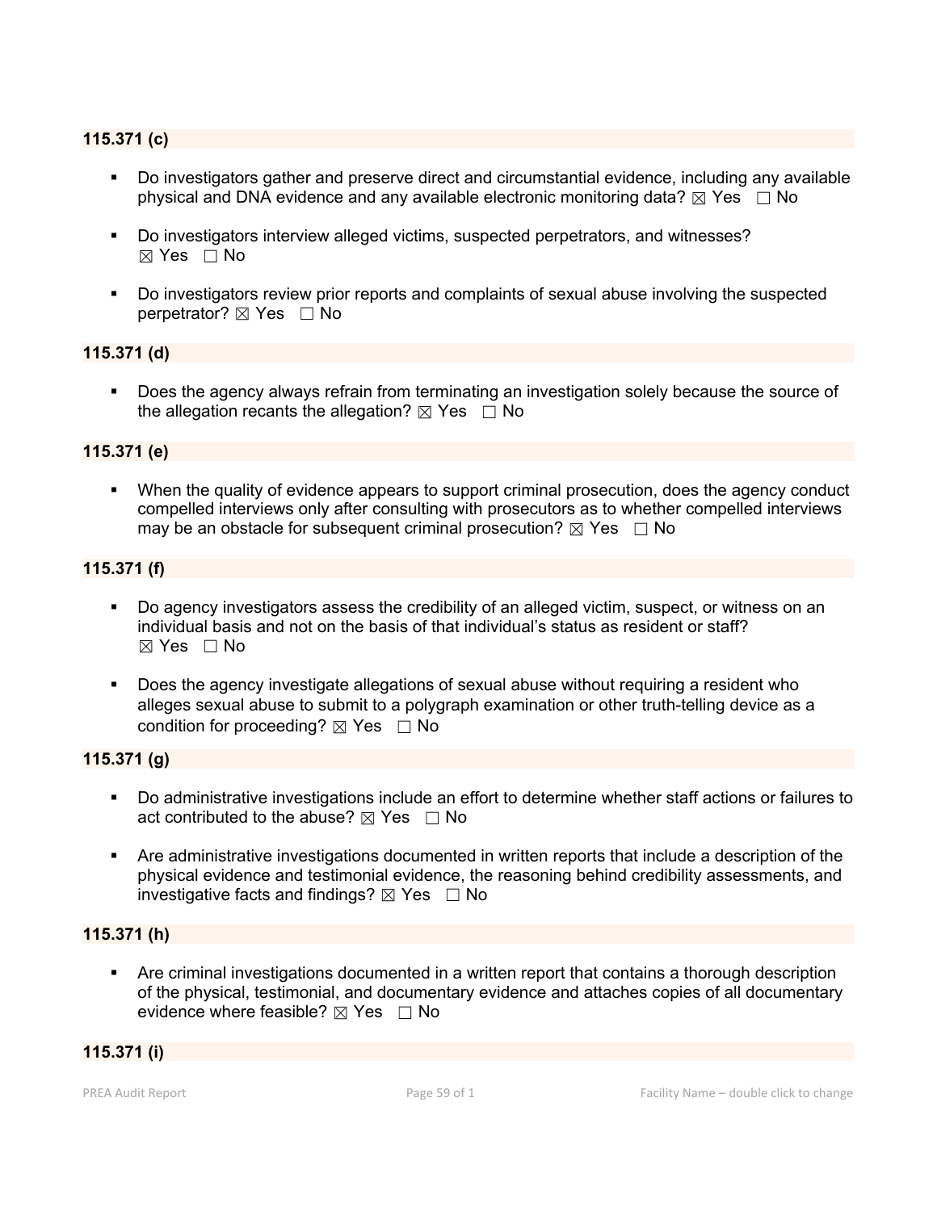**115.371 (c)**

- Do investigators gather and preserve direct and circumstantial evidence, including any available physical and DNA evidence and any available electronic monitoring data? ☒ Yes ☐ No
- Do investigators interview alleged victims, suspected perpetrators, and witnesses? ☒ Yes ☐ No
- Do investigators review prior reports and complaints of sexual abuse involving the suspected perpetrator? ☒ Yes ☐ No

**115.371 (d)**

- Does the agency always refrain from terminating an investigation solely because the source of the allegation recants the allegation? ☒ Yes ☐ No

**115.371 (e)**

- When the quality of evidence appears to support criminal prosecution, does the agency conduct compelled interviews only after consulting with prosecutors as to whether compelled interviews may be an obstacle for subsequent criminal prosecution? ☒ Yes ☐ No

**115.371 (f)**

- Do agency investigators assess the credibility of an alleged victim, suspect, or witness on an individual basis and not on the basis of that individual's status as resident or staff? ☒ Yes ☐ No
- Does the agency investigate allegations of sexual abuse without requiring a resident who alleges sexual abuse to submit to a polygraph examination or other truth-telling device as a condition for proceeding? ☒ Yes ☐ No

**115.371 (g)**

- Do administrative investigations include an effort to determine whether staff actions or failures to act contributed to the abuse? ☒ Yes ☐ No
- Are administrative investigations documented in written reports that include a description of the physical evidence and testimonial evidence, the reasoning behind credibility assessments, and investigative facts and findings? ☒ Yes ☐ No

**115.371 (h)**

- Are criminal investigations documented in a written report that contains a thorough description of the physical, testimonial, and documentary evidence and attaches copies of all documentary evidence where feasible? ☒ Yes ☐ No

**115.371 (i)**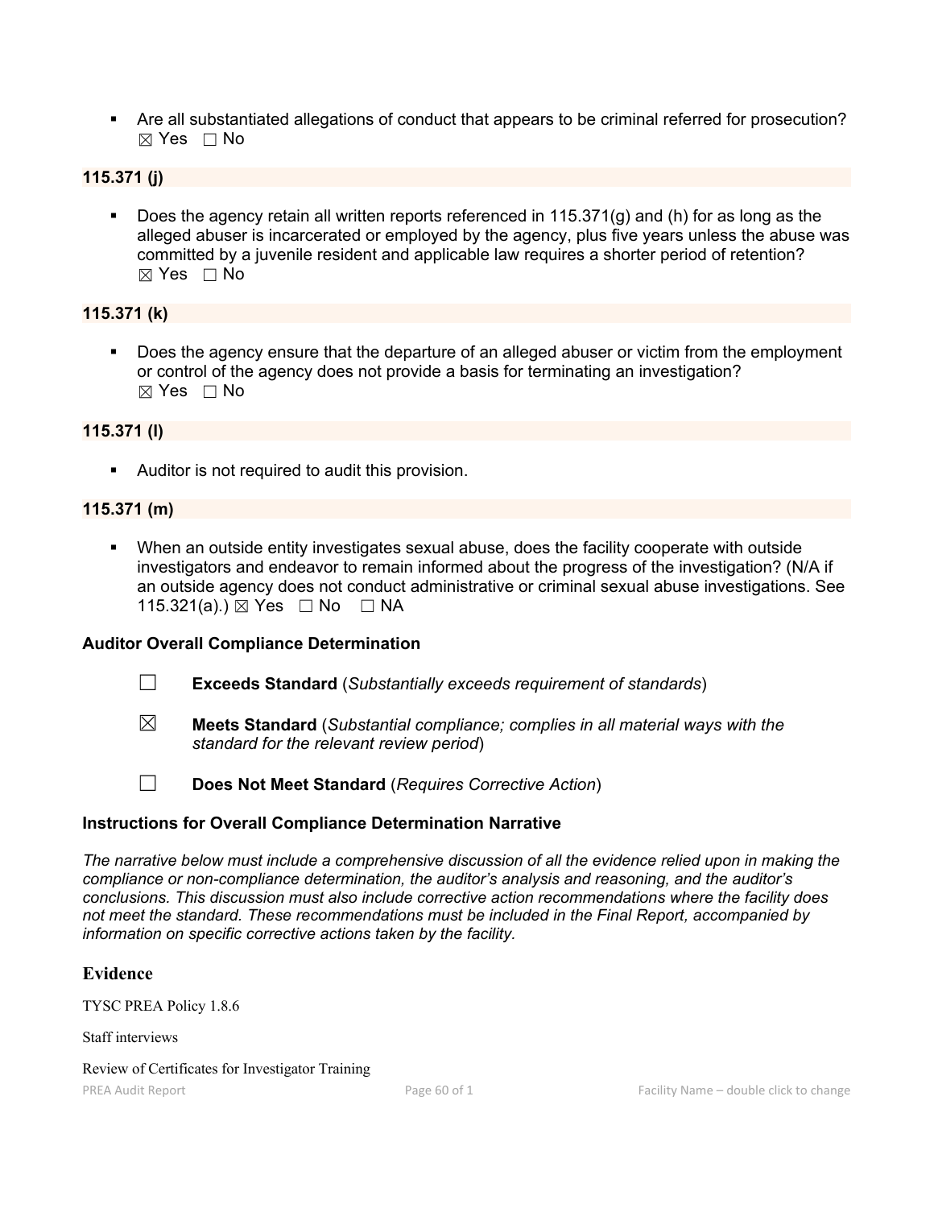- Are all substantiated allegations of conduct that appears to be criminal referred for prosecution? ☒ Yes ☐ No

**115.371 (j)**

- Does the agency retain all written reports referenced in 115.371(g) and (h) for as long as the alleged abuser is incarcerated or employed by the agency, plus five years unless the abuse was committed by a juvenile resident and applicable law requires a shorter period of retention? ☒ Yes ☐ No

**115.371 (k)**

- Does the agency ensure that the departure of an alleged abuser or victim from the employment or control of the agency does not provide a basis for terminating an investigation? ☒ Yes ☐ No

**115.371 (l)**

- Auditor is not required to audit this provision.

**115.371 (m)**

- When an outside entity investigates sexual abuse, does the facility cooperate with outside investigators and endeavor to remain informed about the progress of the investigation? (N/A if an outside agency does not conduct administrative or criminal sexual abuse investigations. See 115.321(a).) ☒ Yes ☐ No ☐ NA

**Auditor Overall Compliance Determination**

☐ **Exceeds Standard** (*Substantially exceeds requirement of standards*)

☒ **Meets Standard** (*Substantial compliance; complies in all material ways with the standard for the relevant review period*)

☐ **Does Not Meet Standard** (*Requires Corrective Action*)

**Instructions for Overall Compliance Determination Narrative**

*The narrative below must include a comprehensive discussion of all the evidence relied upon in making the compliance or non-compliance determination, the auditor's analysis and reasoning, and the auditor's conclusions. This discussion must also include corrective action recommendations where the facility does not meet the standard. These recommendations must be included in the Final Report, accompanied by information on specific corrective actions taken by the facility.*

## Evidence

TYSC PREA Policy 1.8.6

Staff interviews

Review of Certificates for Investigator Training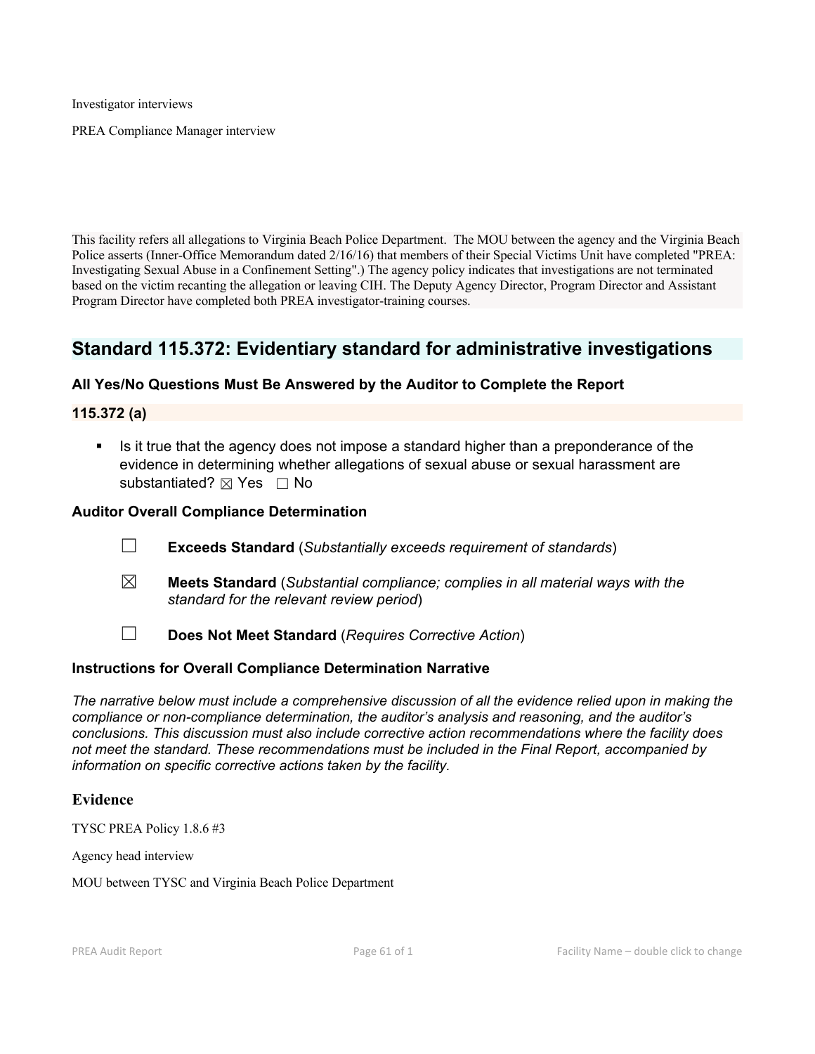Investigator interviews

PREA Compliance Manager interview

This facility refers all allegations to Virginia Beach Police Department. The MOU between the agency and the Virginia Beach Police asserts (Inner-Office Memorandum dated 2/16/16) that members of their Special Victims Unit have completed "PREA: Investigating Sexual Abuse in a Confinement Setting".) The agency policy indicates that investigations are not terminated based on the victim recanting the allegation or leaving CIH. The Deputy Agency Director, Program Director and Assistant Program Director have completed both PREA investigator-training courses.

## Standard 115.372: Evidentiary standard for administrative investigations

### All Yes/No Questions Must Be Answered by the Auditor to Complete the Report

### 115.372 (a)

- Is it true that the agency does not impose a standard higher than a preponderance of the evidence in determining whether allegations of sexual abuse or sexual harassment are substantiated? ☒ Yes ☐ No

### Auditor Overall Compliance Determination

☐ **Exceeds Standard** (*Substantially exceeds requirement of standards*)

☒ **Meets Standard** (*Substantial compliance; complies in all material ways with the standard for the relevant review period*)

☐ **Does Not Meet Standard** (*Requires Corrective Action*)

### Instructions for Overall Compliance Determination Narrative

*The narrative below must include a comprehensive discussion of all the evidence relied upon in making the compliance or non-compliance determination, the auditor's analysis and reasoning, and the auditor's conclusions. This discussion must also include corrective action recommendations where the facility does not meet the standard. These recommendations must be included in the Final Report, accompanied by information on specific corrective actions taken by the facility.*

### Evidence

TYSC PREA Policy 1.8.6 #3

Agency head interview

MOU between TYSC and Virginia Beach Police Department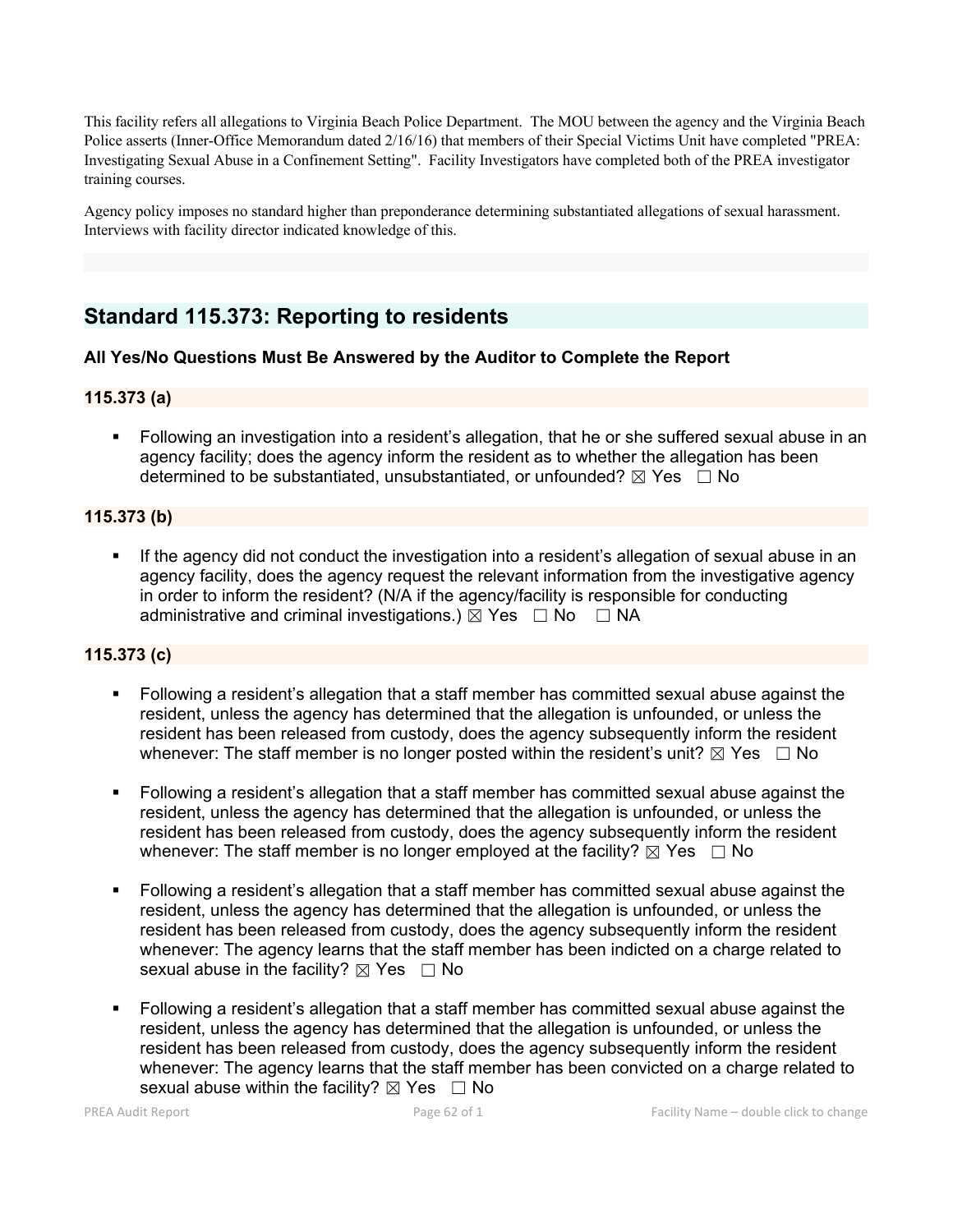This facility refers all allegations to Virginia Beach Police Department. The MOU between the agency and the Virginia Beach Police asserts (Inner-Office Memorandum dated 2/16/16) that members of their Special Victims Unit have completed "PREA: Investigating Sexual Abuse in a Confinement Setting". Facility Investigators have completed both of the PREA investigator training courses.

Agency policy imposes no standard higher than preponderance determining substantiated allegations of sexual harassment. Interviews with facility director indicated knowledge of this.

## Standard 115.373: Reporting to residents

### All Yes/No Questions Must Be Answered by the Auditor to Complete the Report

### 115.373 (a)

- Following an investigation into a resident's allegation, that he or she suffered sexual abuse in an agency facility; does the agency inform the resident as to whether the allegation has been determined to be substantiated, unsubstantiated, or unfounded? ☒ Yes ☐ No

### 115.373 (b)

- If the agency did not conduct the investigation into a resident's allegation of sexual abuse in an agency facility, does the agency request the relevant information from the investigative agency in order to inform the resident? (N/A if the agency/facility is responsible for conducting administrative and criminal investigations.) ☒ Yes ☐ No ☐ NA

### 115.373 (c)

- Following a resident's allegation that a staff member has committed sexual abuse against the resident, unless the agency has determined that the allegation is unfounded, or unless the resident has been released from custody, does the agency subsequently inform the resident whenever: The staff member is no longer posted within the resident's unit? ☒ Yes ☐ No

- Following a resident's allegation that a staff member has committed sexual abuse against the resident, unless the agency has determined that the allegation is unfounded, or unless the resident has been released from custody, does the agency subsequently inform the resident whenever: The staff member is no longer employed at the facility? ☒ Yes ☐ No

- Following a resident's allegation that a staff member has committed sexual abuse against the resident, unless the agency has determined that the allegation is unfounded, or unless the resident has been released from custody, does the agency subsequently inform the resident whenever: The agency learns that the staff member has been indicted on a charge related to sexual abuse in the facility? ☒ Yes ☐ No

- Following a resident's allegation that a staff member has committed sexual abuse against the resident, unless the agency has determined that the allegation is unfounded, or unless the resident has been released from custody, does the agency subsequently inform the resident whenever: The agency learns that the staff member has been convicted on a charge related to sexual abuse within the facility? ☒ Yes ☐ No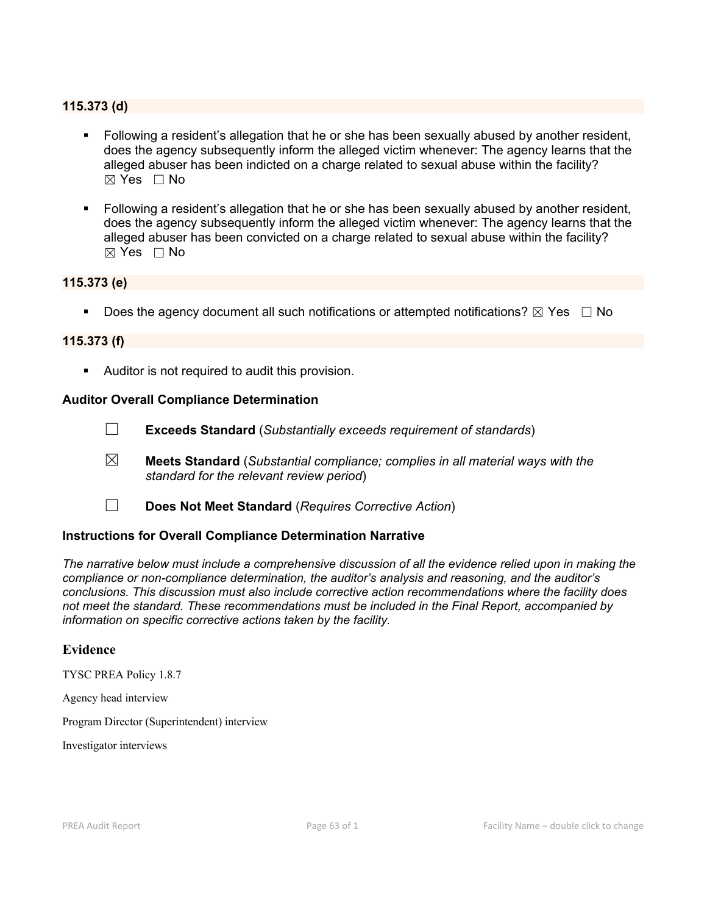**115.373 (d)**

- Following a resident's allegation that he or she has been sexually abused by another resident, does the agency subsequently inform the alleged victim whenever: The agency learns that the alleged abuser has been indicted on a charge related to sexual abuse within the facility? ☒ Yes ☐ No

- Following a resident's allegation that he or she has been sexually abused by another resident, does the agency subsequently inform the alleged victim whenever: The agency learns that the alleged abuser has been convicted on a charge related to sexual abuse within the facility? ☒ Yes ☐ No

**115.373 (e)**

- Does the agency document all such notifications or attempted notifications? ☒ Yes ☐ No

**115.373 (f)**

- Auditor is not required to audit this provision.

**Auditor Overall Compliance Determination**

☐ **Exceeds Standard** (*Substantially exceeds requirement of standards*)

☒ **Meets Standard** (*Substantial compliance; complies in all material ways with the standard for the relevant review period*)

☐ **Does Not Meet Standard** (*Requires Corrective Action*)

**Instructions for Overall Compliance Determination Narrative**

*The narrative below must include a comprehensive discussion of all the evidence relied upon in making the compliance or non-compliance determination, the auditor's analysis and reasoning, and the auditor's conclusions. This discussion must also include corrective action recommendations where the facility does not meet the standard. These recommendations must be included in the Final Report, accompanied by information on specific corrective actions taken by the facility.*

## Evidence

TYSC PREA Policy 1.8.7

Agency head interview

Program Director (Superintendent) interview

Investigator interviews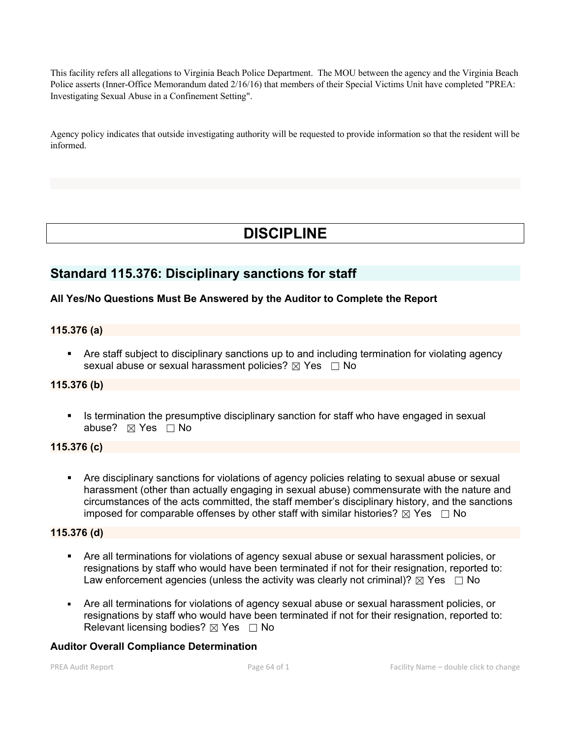This facility refers all allegations to Virginia Beach Police Department. The MOU between the agency and the Virginia Beach Police asserts (Inner-Office Memorandum dated 2/16/16) that members of their Special Victims Unit have completed "PREA: Investigating Sexual Abuse in a Confinement Setting".

Agency policy indicates that outside investigating authority will be requested to provide information so that the resident will be informed.

# DISCIPLINE

## Standard 115.376: Disciplinary sanctions for staff

**All Yes/No Questions Must Be Answered by the Auditor to Complete the Report**

### 115.376 (a)

- Are staff subject to disciplinary sanctions up to and including termination for violating agency sexual abuse or sexual harassment policies? ☒ Yes ☐ No

### 115.376 (b)

- Is termination the presumptive disciplinary sanction for staff who have engaged in sexual abuse? ☒ Yes ☐ No

### 115.376 (c)

- Are disciplinary sanctions for violations of agency policies relating to sexual abuse or sexual harassment (other than actually engaging in sexual abuse) commensurate with the nature and circumstances of the acts committed, the staff member's disciplinary history, and the sanctions imposed for comparable offenses by other staff with similar histories? ☒ Yes ☐ No

### 115.376 (d)

- Are all terminations for violations of agency sexual abuse or sexual harassment policies, or resignations by staff who would have been terminated if not for their resignation, reported to: Law enforcement agencies (unless the activity was clearly not criminal)? ☒ Yes ☐ No
- Are all terminations for violations of agency sexual abuse or sexual harassment policies, or resignations by staff who would have been terminated if not for their resignation, reported to: Relevant licensing bodies? ☒ Yes ☐ No

**Auditor Overall Compliance Determination**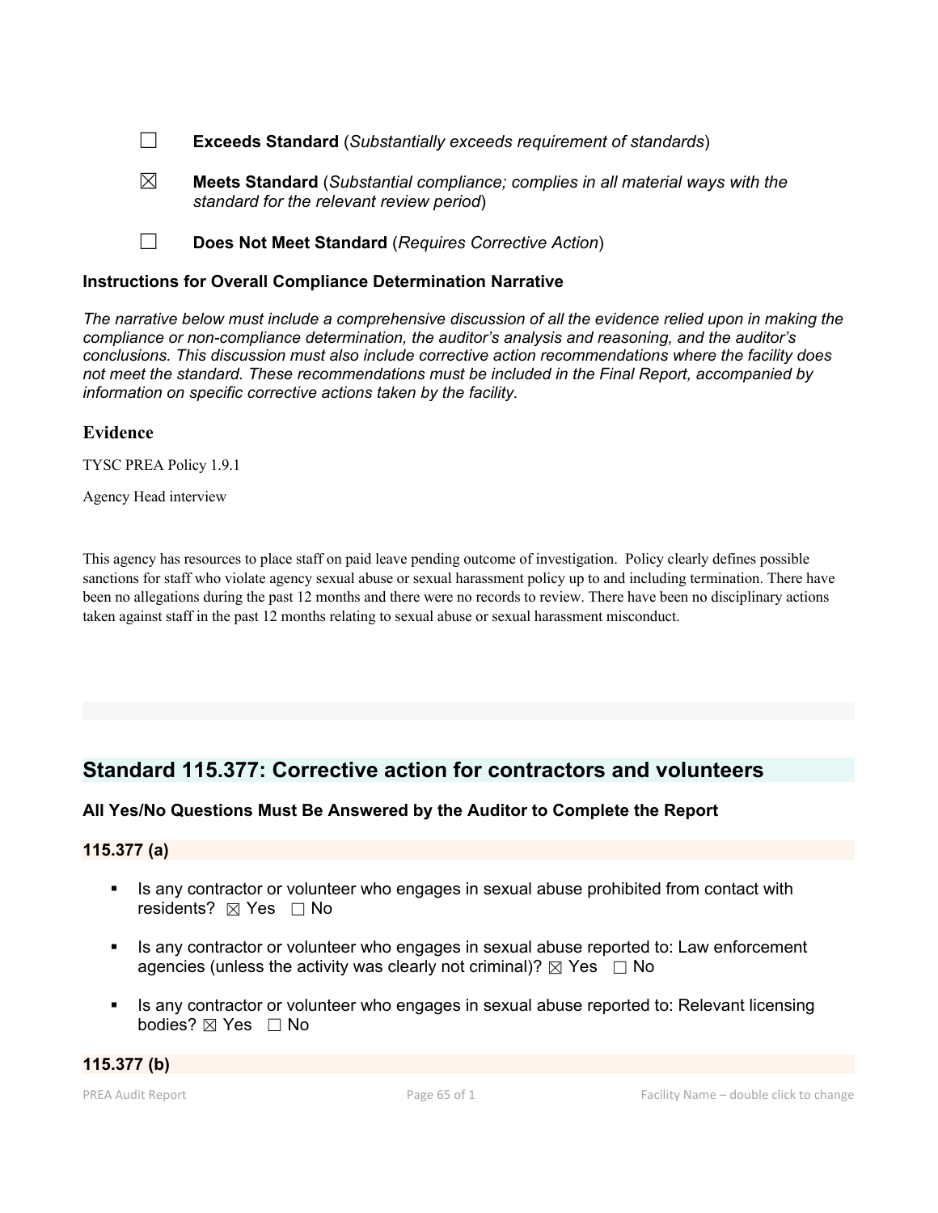☐ **Exceeds Standard** (*Substantially exceeds requirement of standards*)

☒ **Meets Standard** (*Substantial compliance; complies in all material ways with the standard for the relevant review period*)

☐ **Does Not Meet Standard** (*Requires Corrective Action*)

### Instructions for Overall Compliance Determination Narrative

*The narrative below must include a comprehensive discussion of all the evidence relied upon in making the compliance or non-compliance determination, the auditor's analysis and reasoning, and the auditor's conclusions. This discussion must also include corrective action recommendations where the facility does not meet the standard. These recommendations must be included in the Final Report, accompanied by information on specific corrective actions taken by the facility.*

### Evidence

TYSC PREA Policy 1.9.1

Agency Head interview

This agency has resources to place staff on paid leave pending outcome of investigation. Policy clearly defines possible sanctions for staff who violate agency sexual abuse or sexual harassment policy up to and including termination. There have been no allegations during the past 12 months and there were no records to review. There have been no disciplinary actions taken against staff in the past 12 months relating to sexual abuse or sexual harassment misconduct.

## Standard 115.377: Corrective action for contractors and volunteers

### All Yes/No Questions Must Be Answered by the Auditor to Complete the Report

### 115.377 (a)

- Is any contractor or volunteer who engages in sexual abuse prohibited from contact with residents? ☒ Yes ☐ No
- Is any contractor or volunteer who engages in sexual abuse reported to: Law enforcement agencies (unless the activity was clearly not criminal)? ☒ Yes ☐ No
- Is any contractor or volunteer who engages in sexual abuse reported to: Relevant licensing bodies? ☒ Yes ☐ No

### 115.377 (b)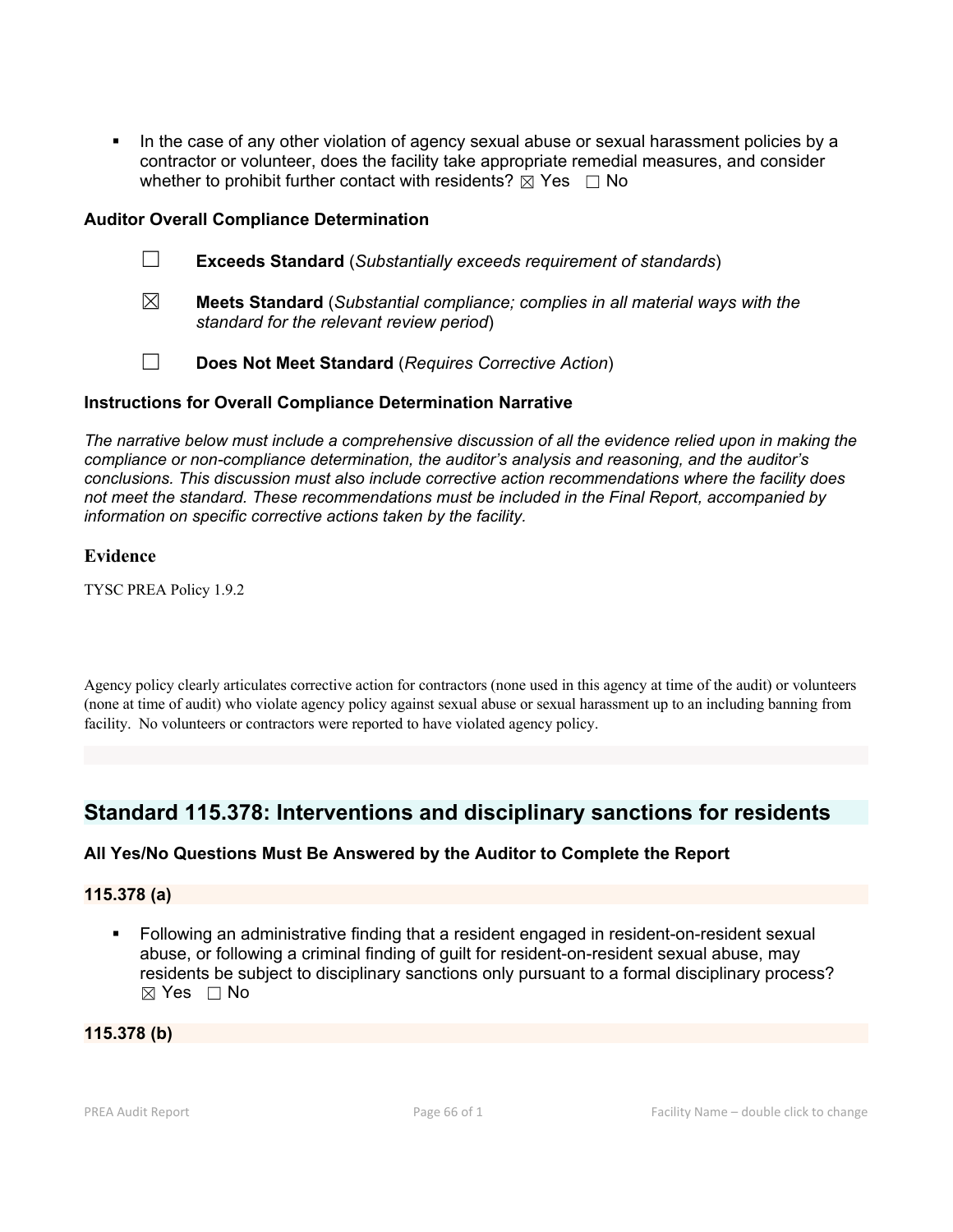- In the case of any other violation of agency sexual abuse or sexual harassment policies by a contractor or volunteer, does the facility take appropriate remedial measures, and consider whether to prohibit further contact with residents? ☒ Yes ☐ No

**Auditor Overall Compliance Determination**

☐ **Exceeds Standard** (*Substantially exceeds requirement of standards*)

☒ **Meets Standard** (*Substantial compliance; complies in all material ways with the standard for the relevant review period*)

☐ **Does Not Meet Standard** (*Requires Corrective Action*)

**Instructions for Overall Compliance Determination Narrative**

*The narrative below must include a comprehensive discussion of all the evidence relied upon in making the compliance or non-compliance determination, the auditor's analysis and reasoning, and the auditor's conclusions. This discussion must also include corrective action recommendations where the facility does not meet the standard. These recommendations must be included in the Final Report, accompanied by information on specific corrective actions taken by the facility.*

**Evidence**

TYSC PREA Policy 1.9.2

Agency policy clearly articulates corrective action for contractors (none used in this agency at time of the audit) or volunteers (none at time of audit) who violate agency policy against sexual abuse or sexual harassment up to an including banning from facility. No volunteers or contractors were reported to have violated agency policy.

## Standard 115.378: Interventions and disciplinary sanctions for residents

**All Yes/No Questions Must Be Answered by the Auditor to Complete the Report**

**115.378 (a)**

- Following an administrative finding that a resident engaged in resident-on-resident sexual abuse, or following a criminal finding of guilt for resident-on-resident sexual abuse, may residents be subject to disciplinary sanctions only pursuant to a formal disciplinary process? ☒ Yes ☐ No

**115.378 (b)**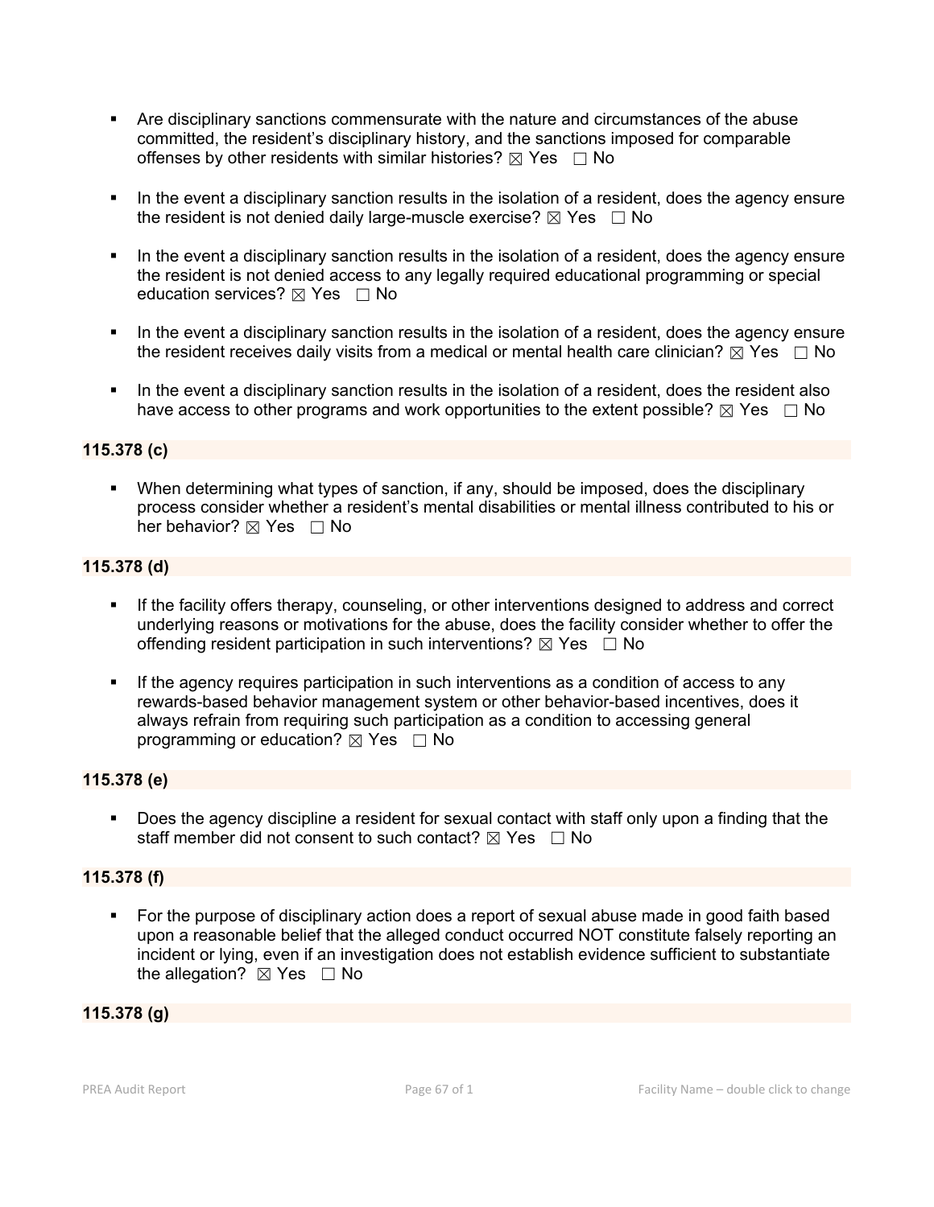- Are disciplinary sanctions commensurate with the nature and circumstances of the abuse committed, the resident's disciplinary history, and the sanctions imposed for comparable offenses by other residents with similar histories? ☒ Yes ☐ No

- In the event a disciplinary sanction results in the isolation of a resident, does the agency ensure the resident is not denied daily large-muscle exercise? ☒ Yes ☐ No

- In the event a disciplinary sanction results in the isolation of a resident, does the agency ensure the resident is not denied access to any legally required educational programming or special education services? ☒ Yes ☐ No

- In the event a disciplinary sanction results in the isolation of a resident, does the agency ensure the resident receives daily visits from a medical or mental health care clinician? ☒ Yes ☐ No

- In the event a disciplinary sanction results in the isolation of a resident, does the resident also have access to other programs and work opportunities to the extent possible? ☒ Yes ☐ No

**115.378 (c)**

- When determining what types of sanction, if any, should be imposed, does the disciplinary process consider whether a resident's mental disabilities or mental illness contributed to his or her behavior? ☒ Yes ☐ No

**115.378 (d)**

- If the facility offers therapy, counseling, or other interventions designed to address and correct underlying reasons or motivations for the abuse, does the facility consider whether to offer the offending resident participation in such interventions? ☒ Yes ☐ No

- If the agency requires participation in such interventions as a condition of access to any rewards-based behavior management system or other behavior-based incentives, does it always refrain from requiring such participation as a condition to accessing general programming or education? ☒ Yes ☐ No

**115.378 (e)**

- Does the agency discipline a resident for sexual contact with staff only upon a finding that the staff member did not consent to such contact? ☒ Yes ☐ No

**115.378 (f)**

- For the purpose of disciplinary action does a report of sexual abuse made in good faith based upon a reasonable belief that the alleged conduct occurred NOT constitute falsely reporting an incident or lying, even if an investigation does not establish evidence sufficient to substantiate the allegation? ☒ Yes ☐ No

**115.378 (g)**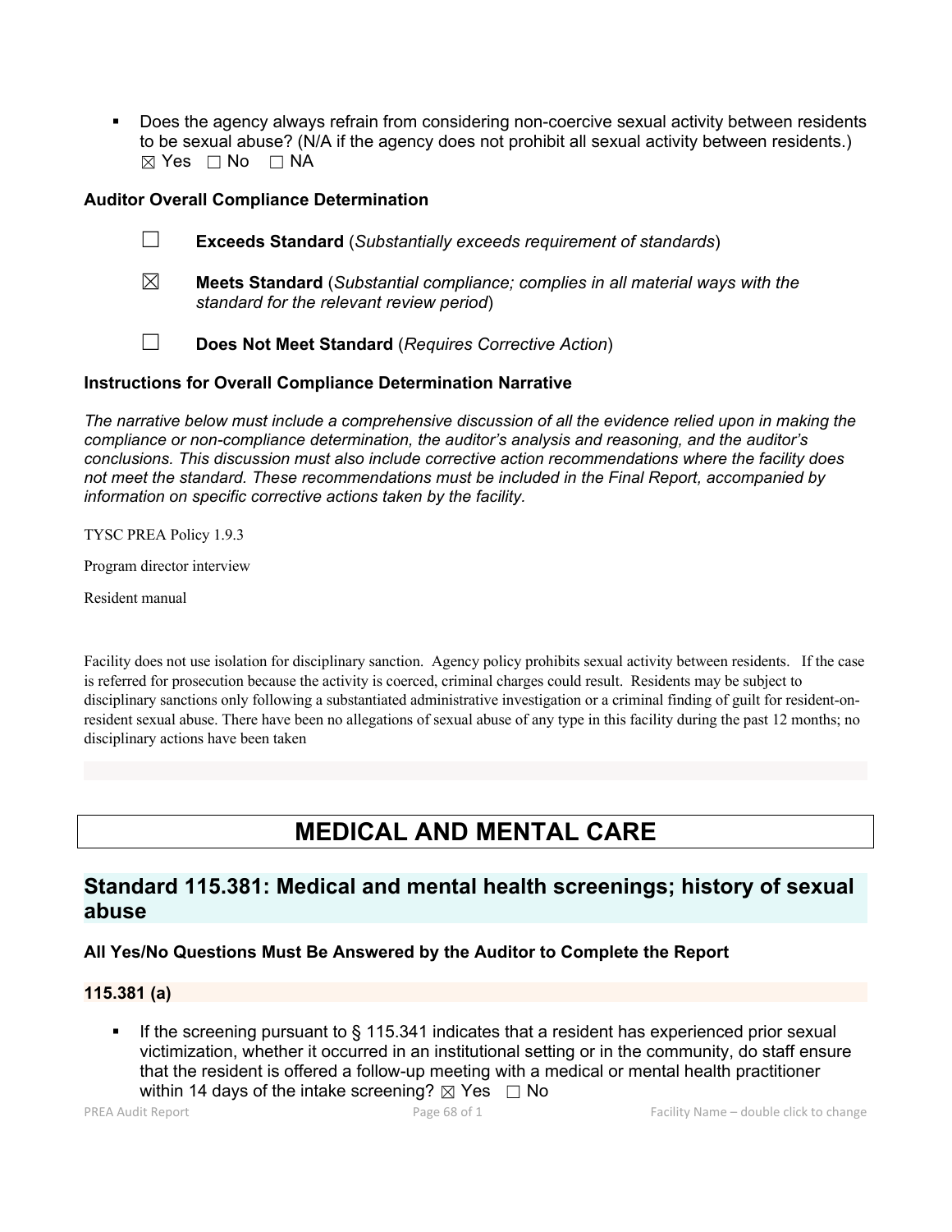- Does the agency always refrain from considering non-coercive sexual activity between residents to be sexual abuse? (N/A if the agency does not prohibit all sexual activity between residents.)
  ☒ Yes ☐ No ☐ NA

### Auditor Overall Compliance Determination

☐ **Exceeds Standard** (*Substantially exceeds requirement of standards*)

☒ **Meets Standard** (*Substantial compliance; complies in all material ways with the standard for the relevant review period*)

☐ **Does Not Meet Standard** (*Requires Corrective Action*)

### Instructions for Overall Compliance Determination Narrative

*The narrative below must include a comprehensive discussion of all the evidence relied upon in making the compliance or non-compliance determination, the auditor's analysis and reasoning, and the auditor's conclusions. This discussion must also include corrective action recommendations where the facility does not meet the standard. These recommendations must be included in the Final Report, accompanied by information on specific corrective actions taken by the facility.*

TYSC PREA Policy 1.9.3

Program director interview

Resident manual

Facility does not use isolation for disciplinary sanction. Agency policy prohibits sexual activity between residents. If the case is referred for prosecution because the activity is coerced, criminal charges could result. Residents may be subject to disciplinary sanctions only following a substantiated administrative investigation or a criminal finding of guilt for resident-on-resident sexual abuse. There have been no allegations of sexual abuse of any type in this facility during the past 12 months; no disciplinary actions have been taken

# MEDICAL AND MENTAL CARE

## Standard 115.381: Medical and mental health screenings; history of sexual abuse

### All Yes/No Questions Must Be Answered by the Auditor to Complete the Report

#### 115.381 (a)

- If the screening pursuant to § 115.341 indicates that a resident has experienced prior sexual victimization, whether it occurred in an institutional setting or in the community, do staff ensure that the resident is offered a follow-up meeting with a medical or mental health practitioner within 14 days of the intake screening? ☒ Yes ☐ No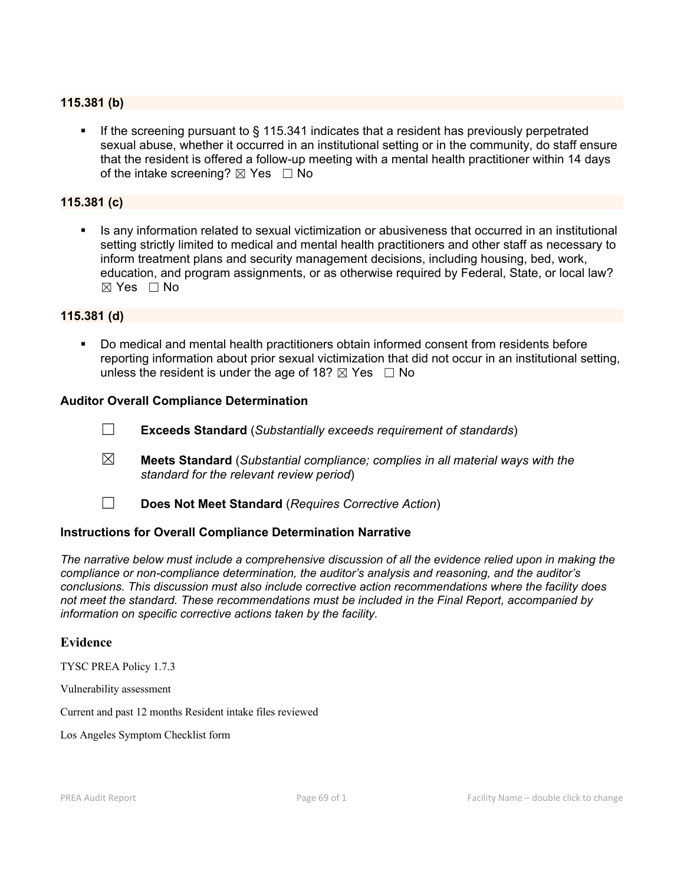**115.381 (b)**

- If the screening pursuant to § 115.341 indicates that a resident has previously perpetrated sexual abuse, whether it occurred in an institutional setting or in the community, do staff ensure that the resident is offered a follow-up meeting with a mental health practitioner within 14 days of the intake screening? ☒ Yes ☐ No

**115.381 (c)**

- Is any information related to sexual victimization or abusiveness that occurred in an institutional setting strictly limited to medical and mental health practitioners and other staff as necessary to inform treatment plans and security management decisions, including housing, bed, work, education, and program assignments, or as otherwise required by Federal, State, or local law? ☒ Yes ☐ No

**115.381 (d)**

- Do medical and mental health practitioners obtain informed consent from residents before reporting information about prior sexual victimization that did not occur in an institutional setting, unless the resident is under the age of 18? ☒ Yes ☐ No

**Auditor Overall Compliance Determination**

☐ **Exceeds Standard** (*Substantially exceeds requirement of standards*)

☒ **Meets Standard** (*Substantial compliance; complies in all material ways with the standard for the relevant review period*)

☐ **Does Not Meet Standard** (*Requires Corrective Action*)

**Instructions for Overall Compliance Determination Narrative**

*The narrative below must include a comprehensive discussion of all the evidence relied upon in making the compliance or non-compliance determination, the auditor's analysis and reasoning, and the auditor's conclusions. This discussion must also include corrective action recommendations where the facility does not meet the standard. These recommendations must be included in the Final Report, accompanied by information on specific corrective actions taken by the facility.*

## Evidence

TYSC PREA Policy 1.7.3

Vulnerability assessment

Current and past 12 months Resident intake files reviewed

Los Angeles Symptom Checklist form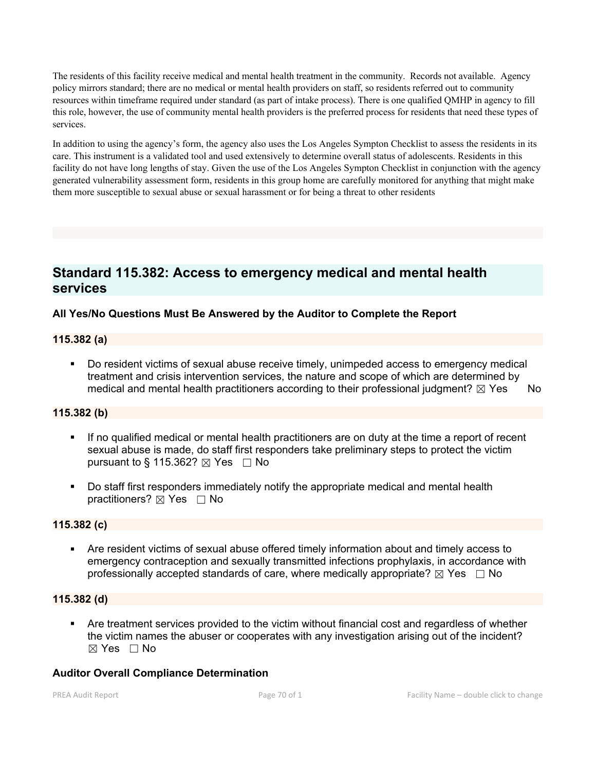The residents of this facility receive medical and mental health treatment in the community. Records not available. Agency policy mirrors standard; there are no medical or mental health providers on staff, so residents referred out to community resources within timeframe required under standard (as part of intake process). There is one qualified QMHP in agency to fill this role, however, the use of community mental health providers is the preferred process for residents that need these types of services.

In addition to using the agency's form, the agency also uses the Los Angeles Sympton Checklist to assess the residents in its care. This instrument is a validated tool and used extensively to determine overall status of adolescents. Residents in this facility do not have long lengths of stay. Given the use of the Los Angeles Sympton Checklist in conjunction with the agency generated vulnerability assessment form, residents in this group home are carefully monitored for anything that might make them more susceptible to sexual abuse or sexual harassment or for being a threat to other residents

## Standard 115.382: Access to emergency medical and mental health services

### All Yes/No Questions Must Be Answered by the Auditor to Complete the Report

### 115.382 (a)

- Do resident victims of sexual abuse receive timely, unimpeded access to emergency medical treatment and crisis intervention services, the nature and scope of which are determined by medical and mental health practitioners according to their professional judgment? ☒ Yes No

### 115.382 (b)

- If no qualified medical or mental health practitioners are on duty at the time a report of recent sexual abuse is made, do staff first responders take preliminary steps to protect the victim pursuant to § 115.362? ☒ Yes ☐ No
- Do staff first responders immediately notify the appropriate medical and mental health practitioners? ☒ Yes ☐ No

### 115.382 (c)

- Are resident victims of sexual abuse offered timely information about and timely access to emergency contraception and sexually transmitted infections prophylaxis, in accordance with professionally accepted standards of care, where medically appropriate? ☒ Yes ☐ No

### 115.382 (d)

- Are treatment services provided to the victim without financial cost and regardless of whether the victim names the abuser or cooperates with any investigation arising out of the incident? ☒ Yes ☐ No

### Auditor Overall Compliance Determination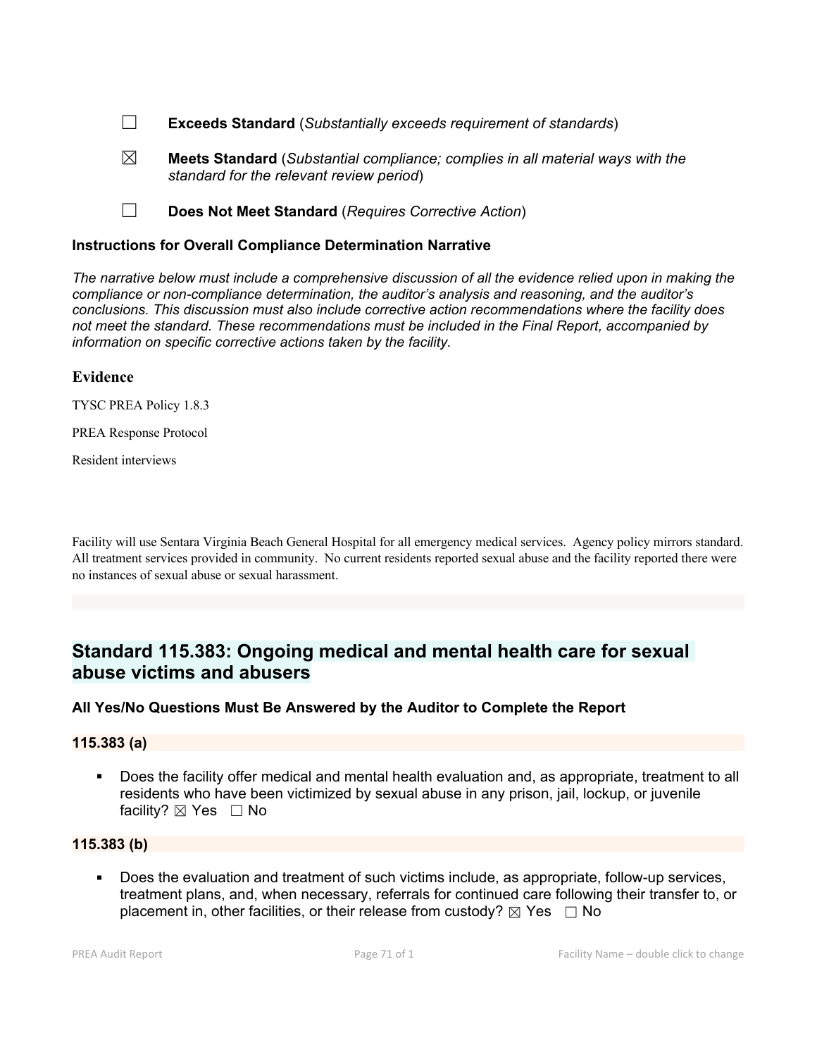☐ **Exceeds Standard** (*Substantially exceeds requirement of standards*)

☒ **Meets Standard** (*Substantial compliance; complies in all material ways with the standard for the relevant review period*)

☐ **Does Not Meet Standard** (*Requires Corrective Action*)

### Instructions for Overall Compliance Determination Narrative

*The narrative below must include a comprehensive discussion of all the evidence relied upon in making the compliance or non-compliance determination, the auditor's analysis and reasoning, and the auditor's conclusions. This discussion must also include corrective action recommendations where the facility does not meet the standard. These recommendations must be included in the Final Report, accompanied by information on specific corrective actions taken by the facility.*

### Evidence

TYSC PREA Policy 1.8.3

PREA Response Protocol

Resident interviews

Facility will use Sentara Virginia Beach General Hospital for all emergency medical services. Agency policy mirrors standard. All treatment services provided in community. No current residents reported sexual abuse and the facility reported there were no instances of sexual abuse or sexual harassment.

## Standard 115.383: Ongoing medical and mental health care for sexual abuse victims and abusers

### All Yes/No Questions Must Be Answered by the Auditor to Complete the Report

### 115.383 (a)

- Does the facility offer medical and mental health evaluation and, as appropriate, treatment to all residents who have been victimized by sexual abuse in any prison, jail, lockup, or juvenile facility? ☒ Yes ☐ No

### 115.383 (b)

- Does the evaluation and treatment of such victims include, as appropriate, follow-up services, treatment plans, and, when necessary, referrals for continued care following their transfer to, or placement in, other facilities, or their release from custody? ☒ Yes ☐ No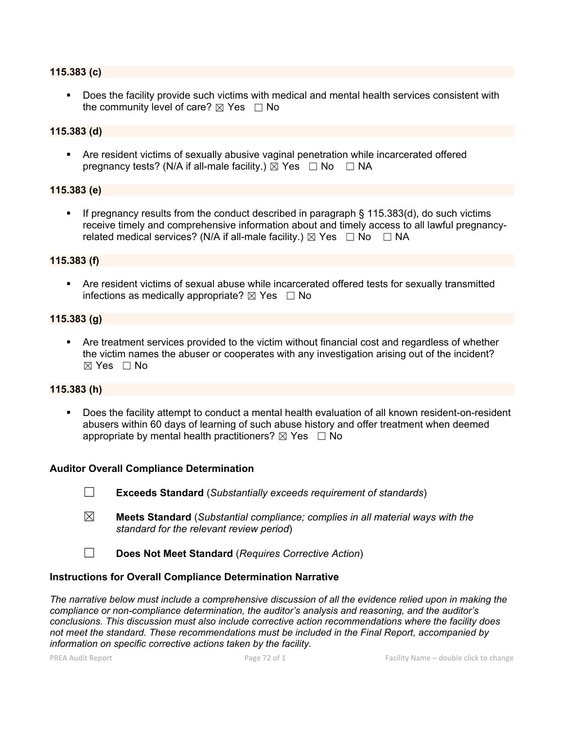**115.383 (c)**

- Does the facility provide such victims with medical and mental health services consistent with the community level of care? ☒ Yes ☐ No

**115.383 (d)**

- Are resident victims of sexually abusive vaginal penetration while incarcerated offered pregnancy tests? (N/A if all-male facility.) ☒ Yes ☐ No ☐ NA

**115.383 (e)**

- If pregnancy results from the conduct described in paragraph § 115.383(d), do such victims receive timely and comprehensive information about and timely access to all lawful pregnancy-related medical services? (N/A if all-male facility.) ☒ Yes ☐ No ☐ NA

**115.383 (f)**

- Are resident victims of sexual abuse while incarcerated offered tests for sexually transmitted infections as medically appropriate? ☒ Yes ☐ No

**115.383 (g)**

- Are treatment services provided to the victim without financial cost and regardless of whether the victim names the abuser or cooperates with any investigation arising out of the incident? ☒ Yes ☐ No

**115.383 (h)**

- Does the facility attempt to conduct a mental health evaluation of all known resident-on-resident abusers within 60 days of learning of such abuse history and offer treatment when deemed appropriate by mental health practitioners? ☒ Yes ☐ No

**Auditor Overall Compliance Determination**

☐ **Exceeds Standard** (*Substantially exceeds requirement of standards*)

☒ **Meets Standard** (*Substantial compliance; complies in all material ways with the standard for the relevant review period*)

☐ **Does Not Meet Standard** (*Requires Corrective Action*)

**Instructions for Overall Compliance Determination Narrative**

*The narrative below must include a comprehensive discussion of all the evidence relied upon in making the compliance or non-compliance determination, the auditor's analysis and reasoning, and the auditor's conclusions. This discussion must also include corrective action recommendations where the facility does not meet the standard. These recommendations must be included in the Final Report, accompanied by information on specific corrective actions taken by the facility.*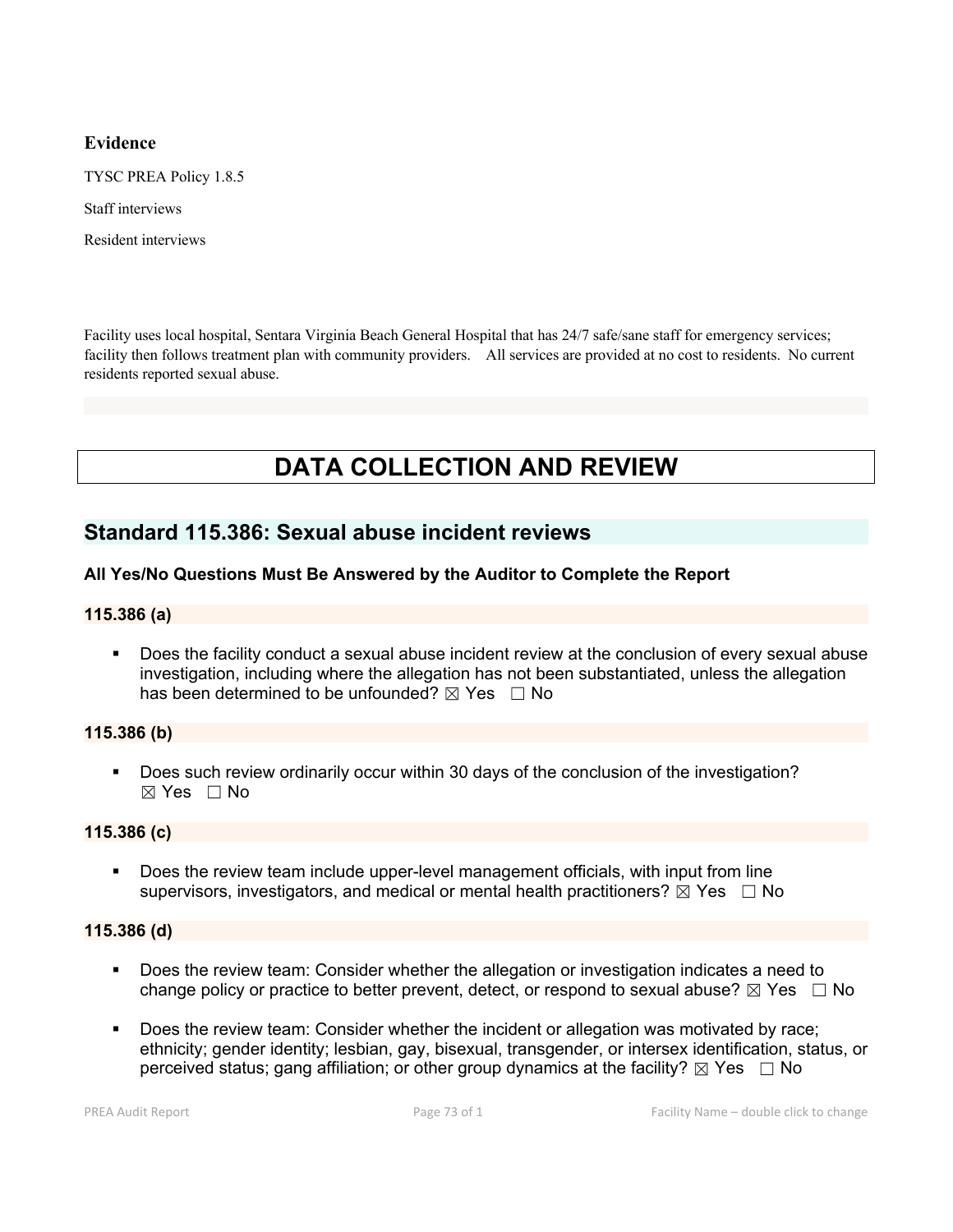**Evidence**

TYSC PREA Policy 1.8.5

Staff interviews

Resident interviews

Facility uses local hospital, Sentara Virginia Beach General Hospital that has 24/7 safe/sane staff for emergency services; facility then follows treatment plan with community providers. All services are provided at no cost to residents. No current residents reported sexual abuse.

# DATA COLLECTION AND REVIEW

## Standard 115.386: Sexual abuse incident reviews

**All Yes/No Questions Must Be Answered by the Auditor to Complete the Report**

### 115.386 (a)

- Does the facility conduct a sexual abuse incident review at the conclusion of every sexual abuse investigation, including where the allegation has not been substantiated, unless the allegation has been determined to be unfounded? ☒ Yes ☐ No

### 115.386 (b)

- Does such review ordinarily occur within 30 days of the conclusion of the investigation? ☒ Yes ☐ No

### 115.386 (c)

- Does the review team include upper-level management officials, with input from line supervisors, investigators, and medical or mental health practitioners? ☒ Yes ☐ No

### 115.386 (d)

- Does the review team: Consider whether the allegation or investigation indicates a need to change policy or practice to better prevent, detect, or respond to sexual abuse? ☒ Yes ☐ No
- Does the review team: Consider whether the incident or allegation was motivated by race; ethnicity; gender identity; lesbian, gay, bisexual, transgender, or intersex identification, status, or perceived status; gang affiliation; or other group dynamics at the facility? ☒ Yes ☐ No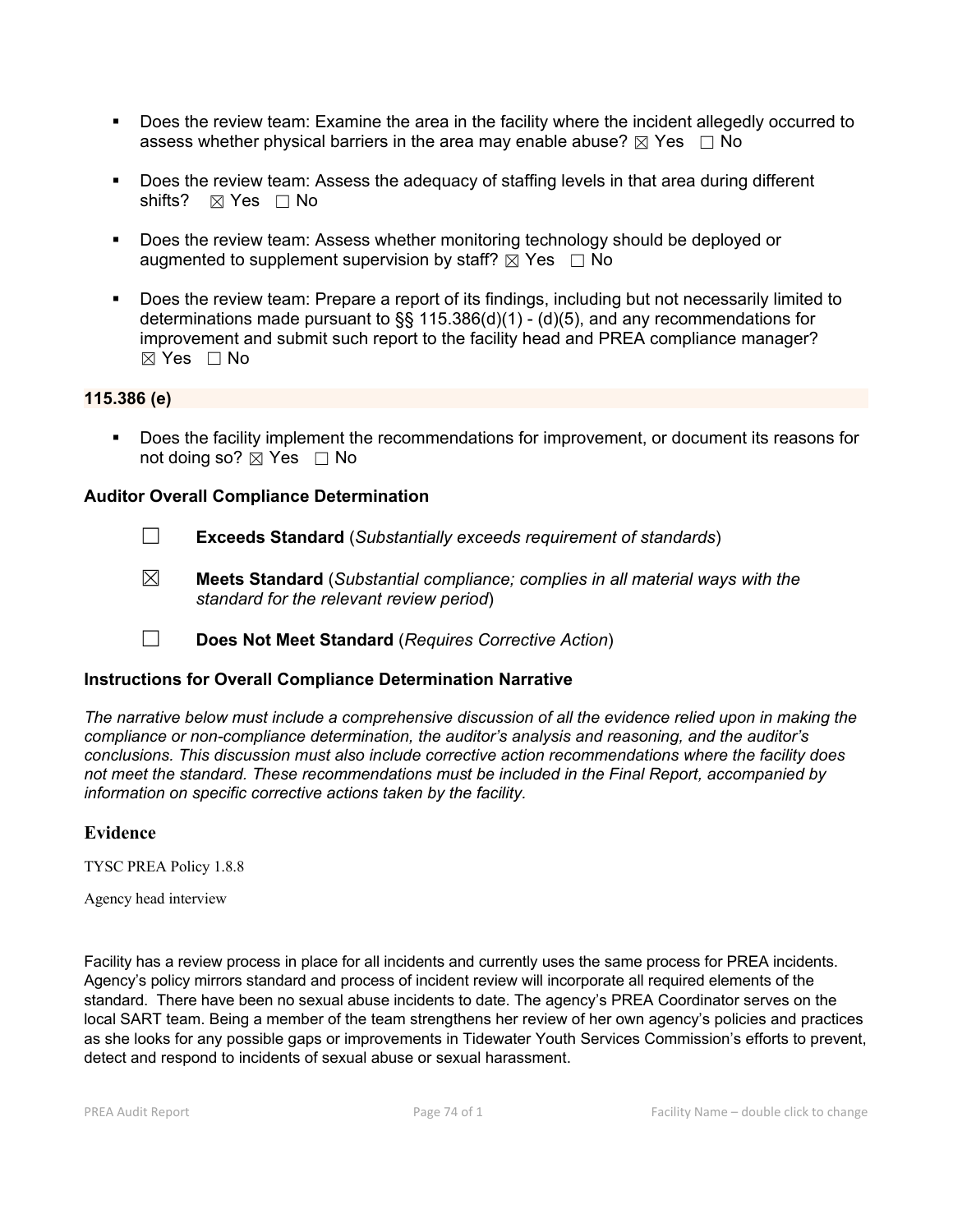- Does the review team: Examine the area in the facility where the incident allegedly occurred to assess whether physical barriers in the area may enable abuse? ☒ Yes ☐ No

- Does the review team: Assess the adequacy of staffing levels in that area during different shifts? ☒ Yes ☐ No

- Does the review team: Assess whether monitoring technology should be deployed or augmented to supplement supervision by staff? ☒ Yes ☐ No

- Does the review team: Prepare a report of its findings, including but not necessarily limited to determinations made pursuant to §§ 115.386(d)(1) - (d)(5), and any recommendations for improvement and submit such report to the facility head and PREA compliance manager? ☒ Yes ☐ No

**115.386 (e)**

- Does the facility implement the recommendations for improvement, or document its reasons for not doing so? ☒ Yes ☐ No

### Auditor Overall Compliance Determination

☐ **Exceeds Standard** (*Substantially exceeds requirement of standards*)

☒ **Meets Standard** (*Substantial compliance; complies in all material ways with the standard for the relevant review period*)

☐ **Does Not Meet Standard** (*Requires Corrective Action*)

### Instructions for Overall Compliance Determination Narrative

*The narrative below must include a comprehensive discussion of all the evidence relied upon in making the compliance or non-compliance determination, the auditor's analysis and reasoning, and the auditor's conclusions. This discussion must also include corrective action recommendations where the facility does not meet the standard. These recommendations must be included in the Final Report, accompanied by information on specific corrective actions taken by the facility.*

### Evidence

TYSC PREA Policy 1.8.8

Agency head interview

Facility has a review process in place for all incidents and currently uses the same process for PREA incidents. Agency's policy mirrors standard and process of incident review will incorporate all required elements of the standard. There have been no sexual abuse incidents to date. The agency's PREA Coordinator serves on the local SART team. Being a member of the team strengthens her review of her own agency's policies and practices as she looks for any possible gaps or improvements in Tidewater Youth Services Commission's efforts to prevent, detect and respond to incidents of sexual abuse or sexual harassment.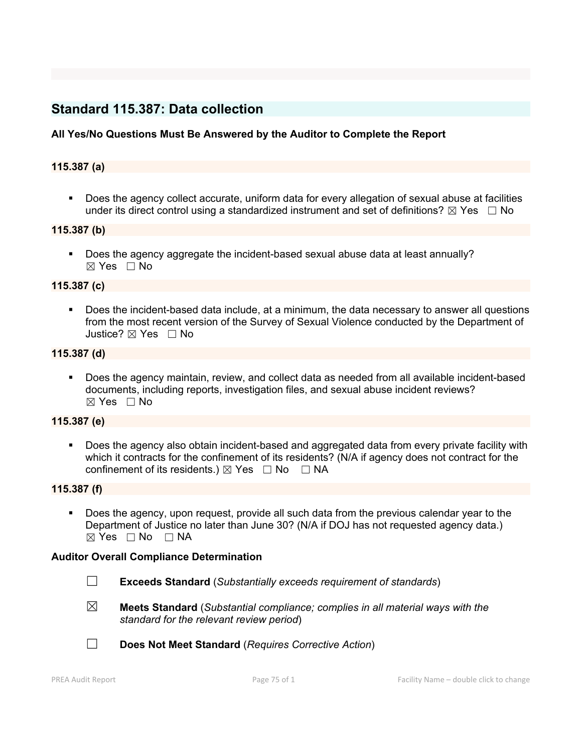## Standard 115.387: Data collection

**All Yes/No Questions Must Be Answered by the Auditor to Complete the Report**

**115.387 (a)**

- Does the agency collect accurate, uniform data for every allegation of sexual abuse at facilities under its direct control using a standardized instrument and set of definitions? ☒ Yes ☐ No

**115.387 (b)**

- Does the agency aggregate the incident-based sexual abuse data at least annually? ☒ Yes ☐ No

**115.387 (c)**

- Does the incident-based data include, at a minimum, the data necessary to answer all questions from the most recent version of the Survey of Sexual Violence conducted by the Department of Justice? ☒ Yes ☐ No

**115.387 (d)**

- Does the agency maintain, review, and collect data as needed from all available incident-based documents, including reports, investigation files, and sexual abuse incident reviews? ☒ Yes ☐ No

**115.387 (e)**

- Does the agency also obtain incident-based and aggregated data from every private facility with which it contracts for the confinement of its residents? (N/A if agency does not contract for the confinement of its residents.) ☒ Yes ☐ No ☐ NA

**115.387 (f)**

- Does the agency, upon request, provide all such data from the previous calendar year to the Department of Justice no later than June 30? (N/A if DOJ has not requested agency data.) ☒ Yes ☐ No ☐ NA

**Auditor Overall Compliance Determination**

☐ **Exceeds Standard** (*Substantially exceeds requirement of standards*)

☒ **Meets Standard** (*Substantial compliance; complies in all material ways with the standard for the relevant review period*)

☐ **Does Not Meet Standard** (*Requires Corrective Action*)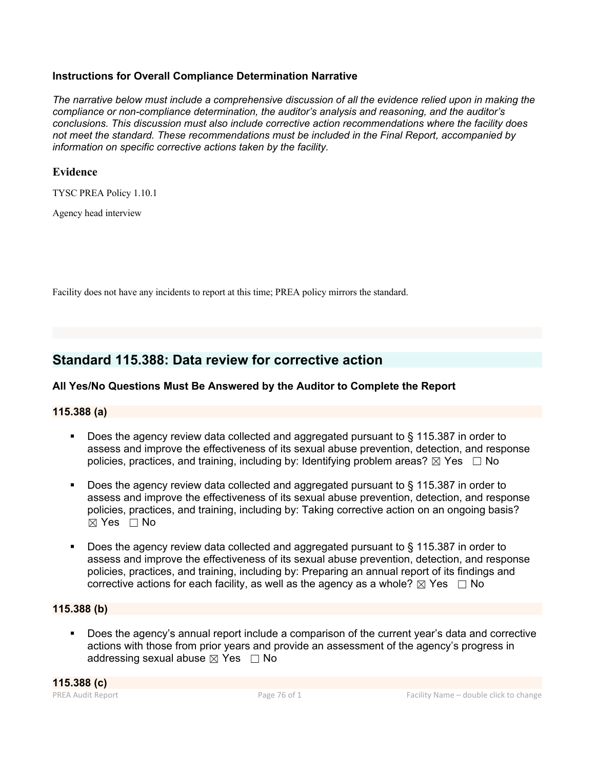**Instructions for Overall Compliance Determination Narrative**

*The narrative below must include a comprehensive discussion of all the evidence relied upon in making the compliance or non-compliance determination, the auditor's analysis and reasoning, and the auditor's conclusions. This discussion must also include corrective action recommendations where the facility does not meet the standard. These recommendations must be included in the Final Report, accompanied by information on specific corrective actions taken by the facility.*

### Evidence

TYSC PREA Policy 1.10.1

Agency head interview

Facility does not have any incidents to report at this time; PREA policy mirrors the standard.

## Standard 115.388: Data review for corrective action

**All Yes/No Questions Must Be Answered by the Auditor to Complete the Report**

**115.388 (a)**

- Does the agency review data collected and aggregated pursuant to § 115.387 in order to assess and improve the effectiveness of its sexual abuse prevention, detection, and response policies, practices, and training, including by: Identifying problem areas? ☒ Yes ☐ No
- Does the agency review data collected and aggregated pursuant to § 115.387 in order to assess and improve the effectiveness of its sexual abuse prevention, detection, and response policies, practices, and training, including by: Taking corrective action on an ongoing basis? ☒ Yes ☐ No
- Does the agency review data collected and aggregated pursuant to § 115.387 in order to assess and improve the effectiveness of its sexual abuse prevention, detection, and response policies, practices, and training, including by: Preparing an annual report of its findings and corrective actions for each facility, as well as the agency as a whole? ☒ Yes ☐ No

**115.388 (b)**

- Does the agency's annual report include a comparison of the current year's data and corrective actions with those from prior years and provide an assessment of the agency's progress in addressing sexual abuse ☒ Yes ☐ No

**115.388 (c)**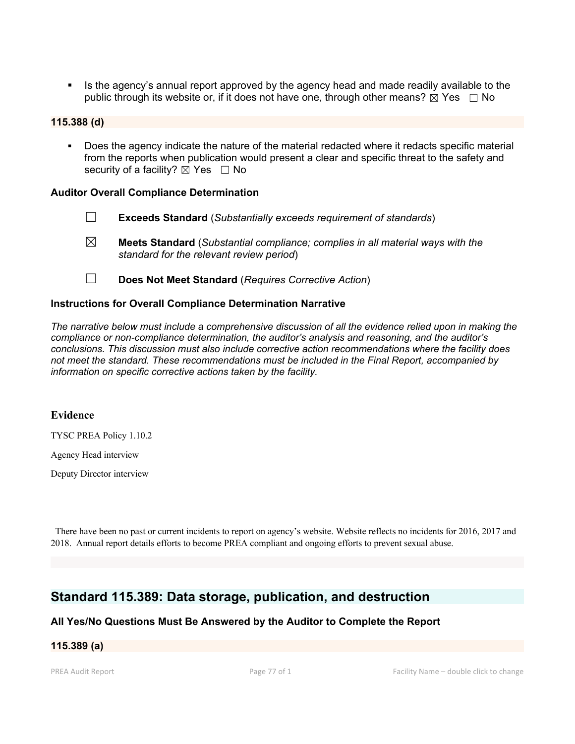- Is the agency's annual report approved by the agency head and made readily available to the public through its website or, if it does not have one, through other means? ☒ Yes ☐ No

**115.388 (d)**

- Does the agency indicate the nature of the material redacted where it redacts specific material from the reports when publication would present a clear and specific threat to the safety and security of a facility? ☒ Yes ☐ No

**Auditor Overall Compliance Determination**

☐ **Exceeds Standard** (*Substantially exceeds requirement of standards*)

☒ **Meets Standard** (*Substantial compliance; complies in all material ways with the standard for the relevant review period*)

☐ **Does Not Meet Standard** (*Requires Corrective Action*)

**Instructions for Overall Compliance Determination Narrative**

*The narrative below must include a comprehensive discussion of all the evidence relied upon in making the compliance or non-compliance determination, the auditor's analysis and reasoning, and the auditor's conclusions. This discussion must also include corrective action recommendations where the facility does not meet the standard. These recommendations must be included in the Final Report, accompanied by information on specific corrective actions taken by the facility.*

**Evidence**

TYSC PREA Policy 1.10.2

Agency Head interview

Deputy Director interview

There have been no past or current incidents to report on agency's website. Website reflects no incidents for 2016, 2017 and 2018. Annual report details efforts to become PREA compliant and ongoing efforts to prevent sexual abuse.

## Standard 115.389: Data storage, publication, and destruction

**All Yes/No Questions Must Be Answered by the Auditor to Complete the Report**

**115.389 (a)**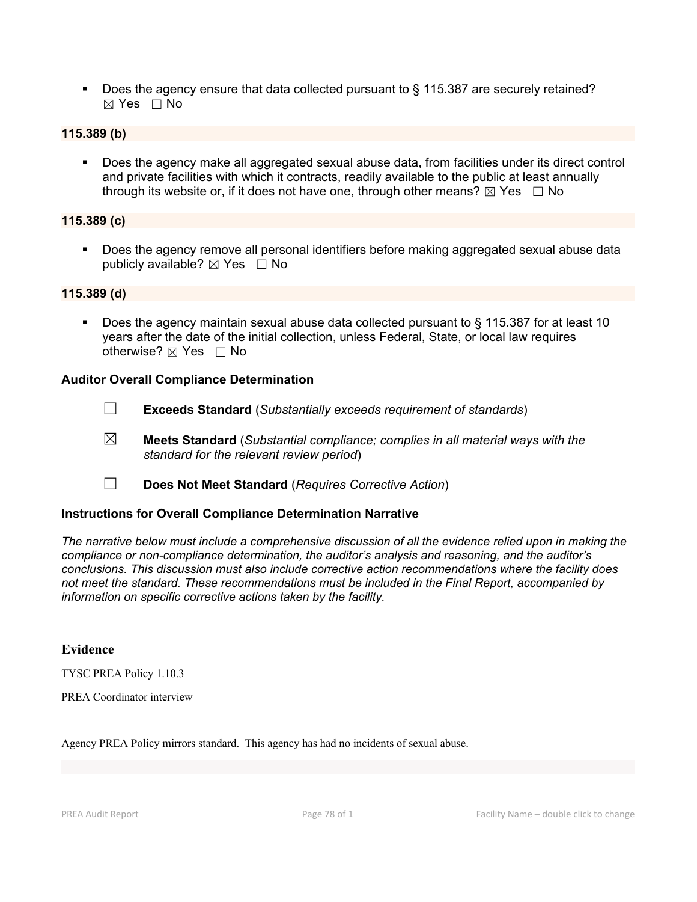- Does the agency ensure that data collected pursuant to § 115.387 are securely retained? ☒ Yes ☐ No

**115.389 (b)**

- Does the agency make all aggregated sexual abuse data, from facilities under its direct control and private facilities with which it contracts, readily available to the public at least annually through its website or, if it does not have one, through other means? ☒ Yes ☐ No

**115.389 (c)**

- Does the agency remove all personal identifiers before making aggregated sexual abuse data publicly available? ☒ Yes ☐ No

**115.389 (d)**

- Does the agency maintain sexual abuse data collected pursuant to § 115.387 for at least 10 years after the date of the initial collection, unless Federal, State, or local law requires otherwise? ☒ Yes ☐ No

**Auditor Overall Compliance Determination**

☐ **Exceeds Standard** (*Substantially exceeds requirement of standards*)

☒ **Meets Standard** (*Substantial compliance; complies in all material ways with the standard for the relevant review period*)

☐ **Does Not Meet Standard** (*Requires Corrective Action*)

**Instructions for Overall Compliance Determination Narrative**

*The narrative below must include a comprehensive discussion of all the evidence relied upon in making the compliance or non-compliance determination, the auditor's analysis and reasoning, and the auditor's conclusions. This discussion must also include corrective action recommendations where the facility does not meet the standard. These recommendations must be included in the Final Report, accompanied by information on specific corrective actions taken by the facility.*

**Evidence**

TYSC PREA Policy 1.10.3

PREA Coordinator interview

Agency PREA Policy mirrors standard. This agency has had no incidents of sexual abuse.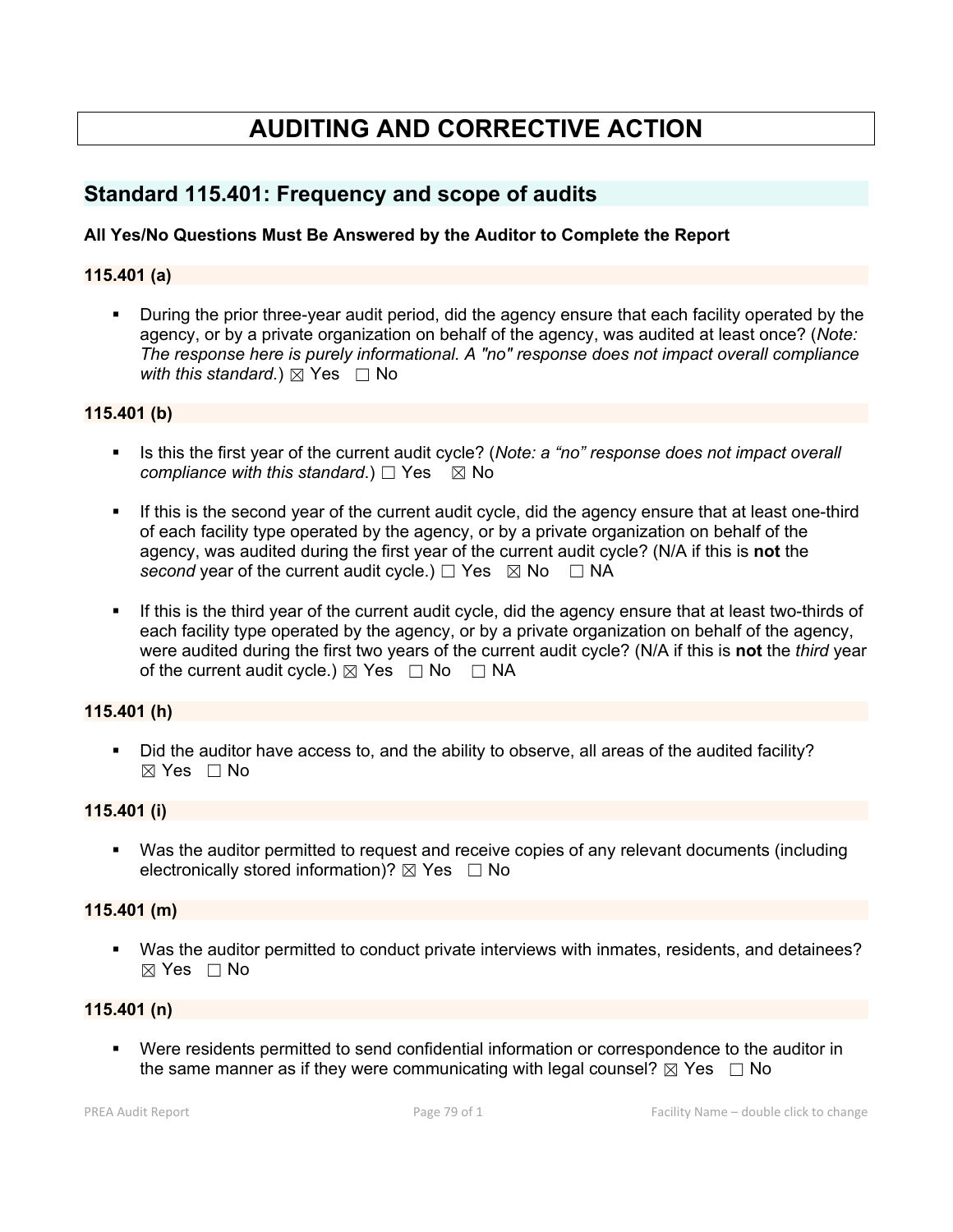# AUDITING AND CORRECTIVE ACTION

## Standard 115.401: Frequency and scope of audits

**All Yes/No Questions Must Be Answered by the Auditor to Complete the Report**

### 115.401 (a)

- During the prior three-year audit period, did the agency ensure that each facility operated by the agency, or by a private organization on behalf of the agency, was audited at least once? (*Note: The response here is purely informational. A "no" response does not impact overall compliance with this standard.*) ☒ Yes ☐ No

### 115.401 (b)

- Is this the first year of the current audit cycle? (*Note: a "no" response does not impact overall compliance with this standard.*) ☐ Yes ☒ No

- If this is the second year of the current audit cycle, did the agency ensure that at least one-third of each facility type operated by the agency, or by a private organization on behalf of the agency, was audited during the first year of the current audit cycle? (N/A if this is **not** the *second* year of the current audit cycle.) ☐ Yes ☒ No ☐ NA

- If this is the third year of the current audit cycle, did the agency ensure that at least two-thirds of each facility type operated by the agency, or by a private organization on behalf of the agency, were audited during the first two years of the current audit cycle? (N/A if this is **not** the *third* year of the current audit cycle.) ☒ Yes ☐ No ☐ NA

### 115.401 (h)

- Did the auditor have access to, and the ability to observe, all areas of the audited facility? ☒ Yes ☐ No

### 115.401 (i)

- Was the auditor permitted to request and receive copies of any relevant documents (including electronically stored information)? ☒ Yes ☐ No

### 115.401 (m)

- Was the auditor permitted to conduct private interviews with inmates, residents, and detainees? ☒ Yes ☐ No

### 115.401 (n)

- Were residents permitted to send confidential information or correspondence to the auditor in the same manner as if they were communicating with legal counsel? ☒ Yes ☐ No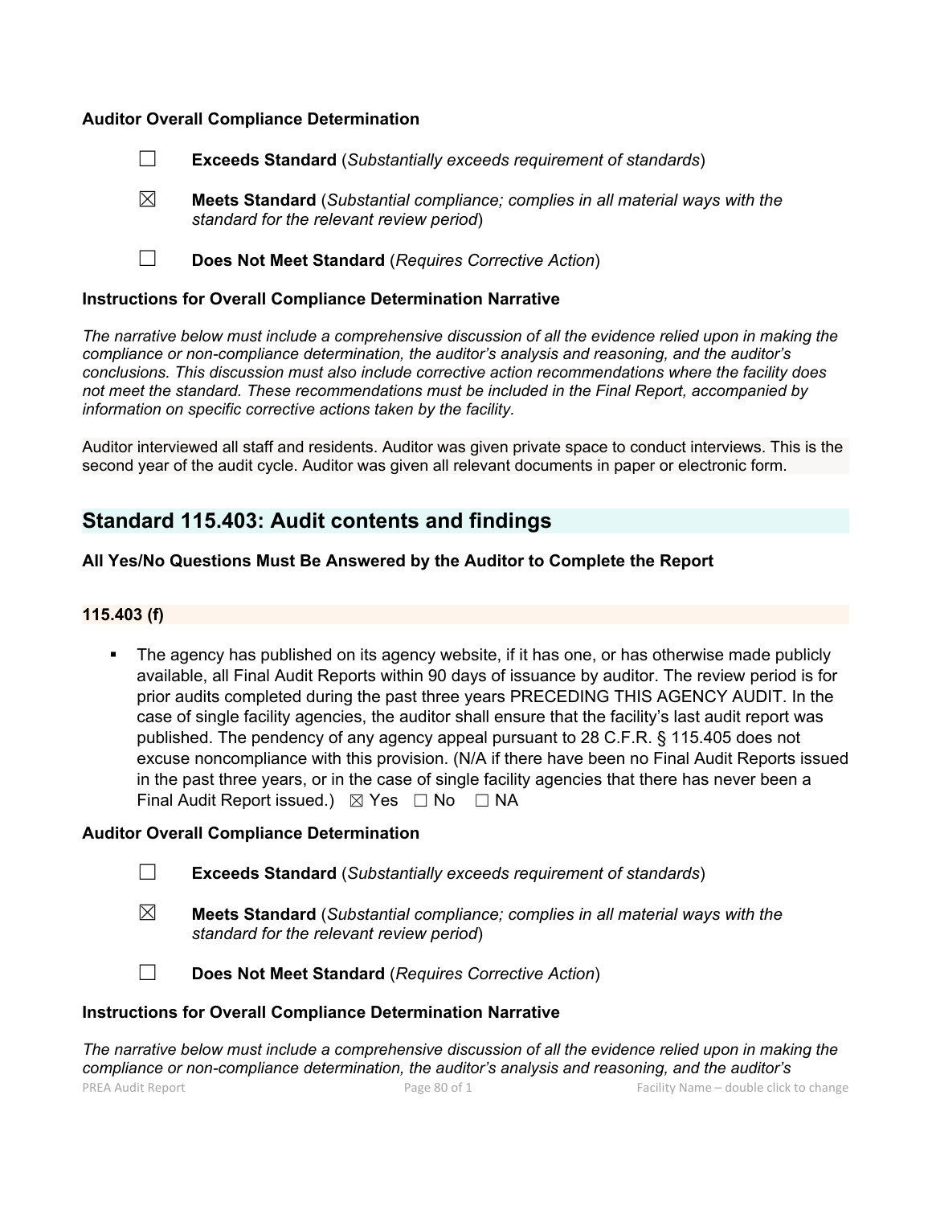**Auditor Overall Compliance Determination**

☐ **Exceeds Standard** (*Substantially exceeds requirement of standards*)

☒ **Meets Standard** (*Substantial compliance; complies in all material ways with the standard for the relevant review period*)

☐ **Does Not Meet Standard** (*Requires Corrective Action*)

**Instructions for Overall Compliance Determination Narrative**

*The narrative below must include a comprehensive discussion of all the evidence relied upon in making the compliance or non-compliance determination, the auditor's analysis and reasoning, and the auditor's conclusions. This discussion must also include corrective action recommendations where the facility does not meet the standard. These recommendations must be included in the Final Report, accompanied by information on specific corrective actions taken by the facility.*

Auditor interviewed all staff and residents. Auditor was given private space to conduct interviews. This is the second year of the audit cycle. Auditor was given all relevant documents in paper or electronic form.

## Standard 115.403: Audit contents and findings

**All Yes/No Questions Must Be Answered by the Auditor to Complete the Report**

**115.403 (f)**

- The agency has published on its agency website, if it has one, or has otherwise made publicly available, all Final Audit Reports within 90 days of issuance by auditor. The review period is for prior audits completed during the past three years PRECEDING THIS AGENCY AUDIT. In the case of single facility agencies, the auditor shall ensure that the facility's last audit report was published. The pendency of any agency appeal pursuant to 28 C.F.R. § 115.405 does not excuse noncompliance with this provision. (N/A if there have been no Final Audit Reports issued in the past three years, or in the case of single facility agencies that there has never been a Final Audit Report issued.) ☒ Yes ☐ No ☐ NA

**Auditor Overall Compliance Determination**

☐ **Exceeds Standard** (*Substantially exceeds requirement of standards*)

☒ **Meets Standard** (*Substantial compliance; complies in all material ways with the standard for the relevant review period*)

☐ **Does Not Meet Standard** (*Requires Corrective Action*)

**Instructions for Overall Compliance Determination Narrative**

*The narrative below must include a comprehensive discussion of all the evidence relied upon in making the compliance or non-compliance determination, the auditor's analysis and reasoning, and the auditor's*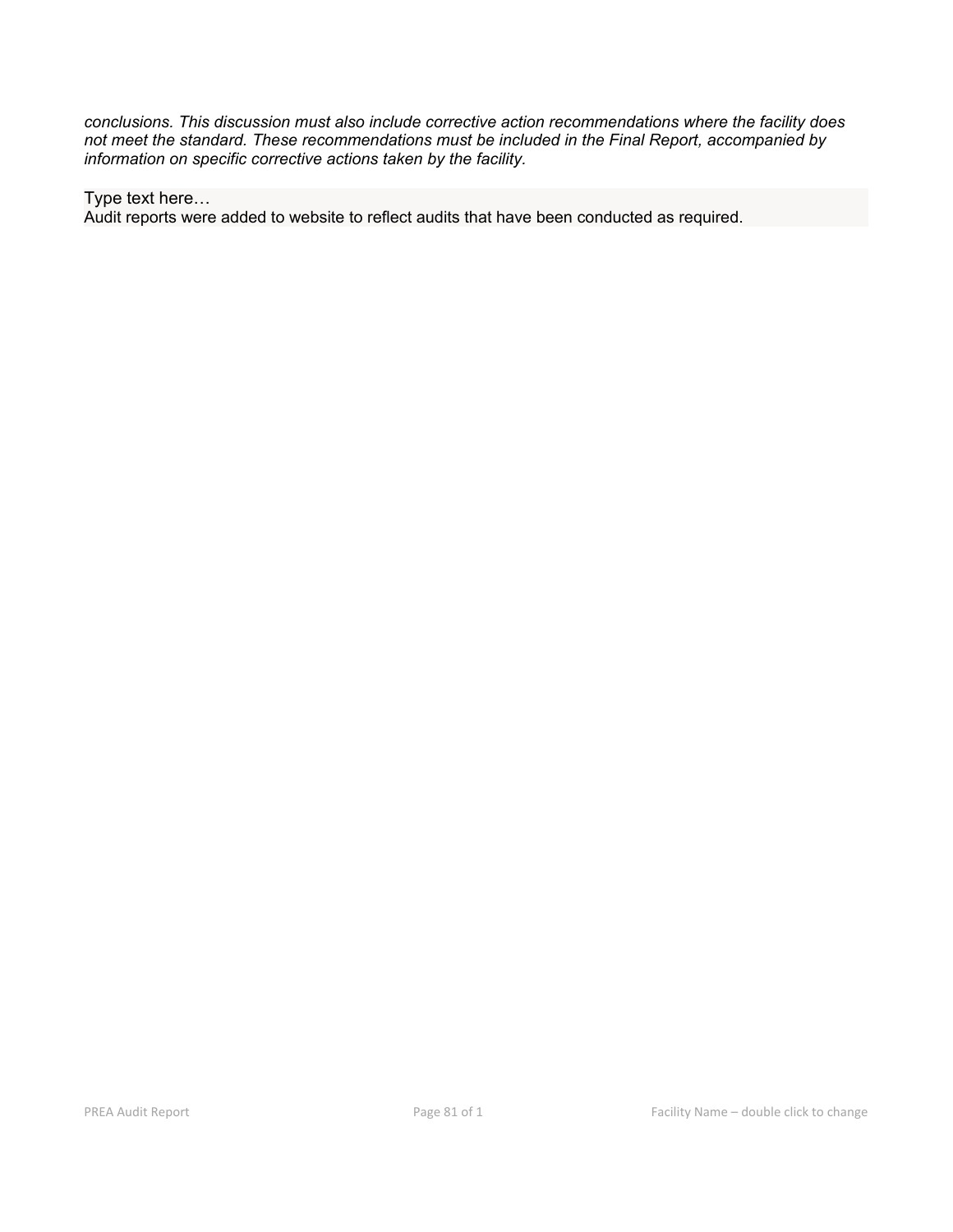*conclusions. This discussion must also include corrective action recommendations where the facility does not meet the standard. These recommendations must be included in the Final Report, accompanied by information on specific corrective actions taken by the facility.*

Type text here…
Audit reports were added to website to reflect audits that have been conducted as required.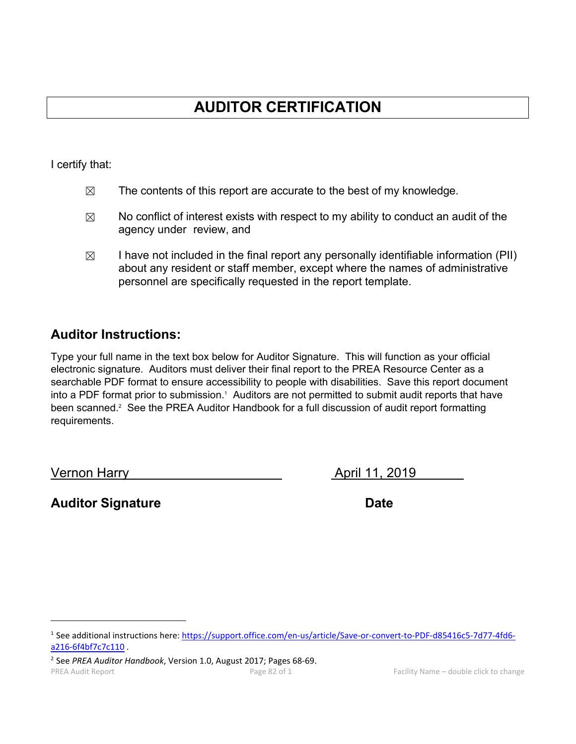# AUDITOR CERTIFICATION

I certify that:

☒ The contents of this report are accurate to the best of my knowledge.

☒ No conflict of interest exists with respect to my ability to conduct an audit of the agency under review, and

☒ I have not included in the final report any personally identifiable information (PII) about any resident or staff member, except where the names of administrative personnel are specifically requested in the report template.

## Auditor Instructions:

Type your full name in the text box below for Auditor Signature. This will function as your official electronic signature. Auditors must deliver their final report to the PREA Resource Center as a searchable PDF format to ensure accessibility to people with disabilities. Save this report document into a PDF format prior to submission.[1] Auditors are not permitted to submit audit reports that have been scanned.[2] See the PREA Auditor Handbook for a full discussion of audit report formatting requirements.

Vernon Harry | April 11, 2019

**Auditor Signature** | **Date**

---

[1] See additional instructions here: https://support.office.com/en-us/article/Save-or-convert-to-PDF-d85416c5-7d77-4fd6-a216-6f4bf7c7c110 .

[2] See *PREA Auditor Handbook*, Version 1.0, August 2017; Pages 68-69.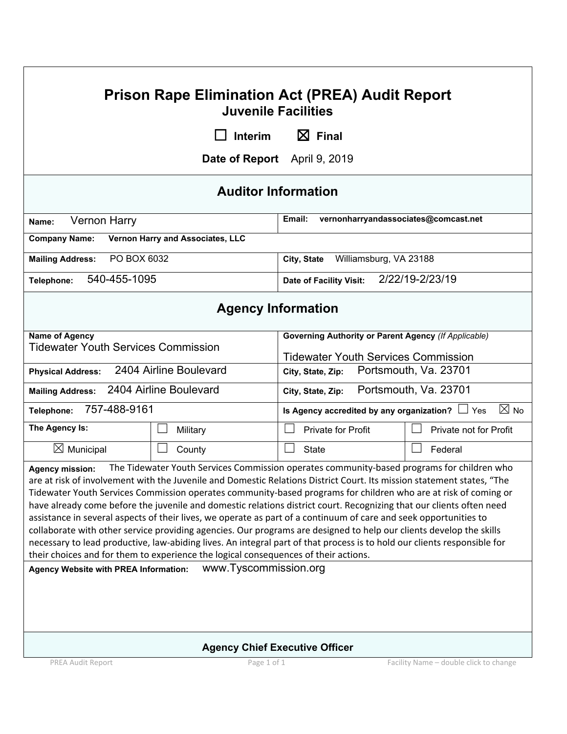# Prison Rape Elimination Act (PREA) Audit Report

## Juvenile Facilities

☐ Interim ☒ Final

**Date of Report** April 9, 2019

## Auditor Information

| | |
|---|---|
| **Name:** Vernon Harry | **Email:** vernonharryandassociates@comcast.net |
| **Company Name:** Vernon Harry and Associates, LLC | |
| **Mailing Address:** PO BOX 6032 | **City, State** Williamsburg, VA 23188 |
| **Telephone:** 540-455-1095 | **Date of Facility Visit:** 2/22/19-2/23/19 |

## Agency Information

| | | | |
|---|---|---|---|
| **Name of Agency** Tidewater Youth Services Commission | | **Governing Authority or Parent Agency** *(If Applicable)* Tidewater Youth Services Commission | |
| **Physical Address:** 2404 Airline Boulevard | | **City, State, Zip:** Portsmouth, Va. 23701 | |
| **Mailing Address:** 2404 Airline Boulevard | | **City, State, Zip:** Portsmouth, Va. 23701 | |
| **Telephone:** 757-488-9161 | | **Is Agency accredited by any organization?** ☐ Yes ☒ No | |
| **The Agency Is:** | ☐ Military | ☐ Private for Profit | ☐ Private not for Profit |
| ☒ Municipal | ☐ County | ☐ State | ☐ Federal |

**Agency mission:** The Tidewater Youth Services Commission operates community-based programs for children who are at risk of involvement with the Juvenile and Domestic Relations District Court. Its mission statement states, "The Tidewater Youth Services Commission operates community-based programs for children who are at risk of coming or have already come before the juvenile and domestic relations district court. Recognizing that our clients often need assistance in several aspects of their lives, we operate as part of a continuum of care and seek opportunities to collaborate with other service providing agencies. Our programs are designed to help our clients develop the skills necessary to lead productive, law-abiding lives. An integral part of that process is to hold our clients responsible for their choices and for them to experience the logical consequences of their actions.

**Agency Website with PREA Information:** www.Tyscommission.org

### Agency Chief Executive Officer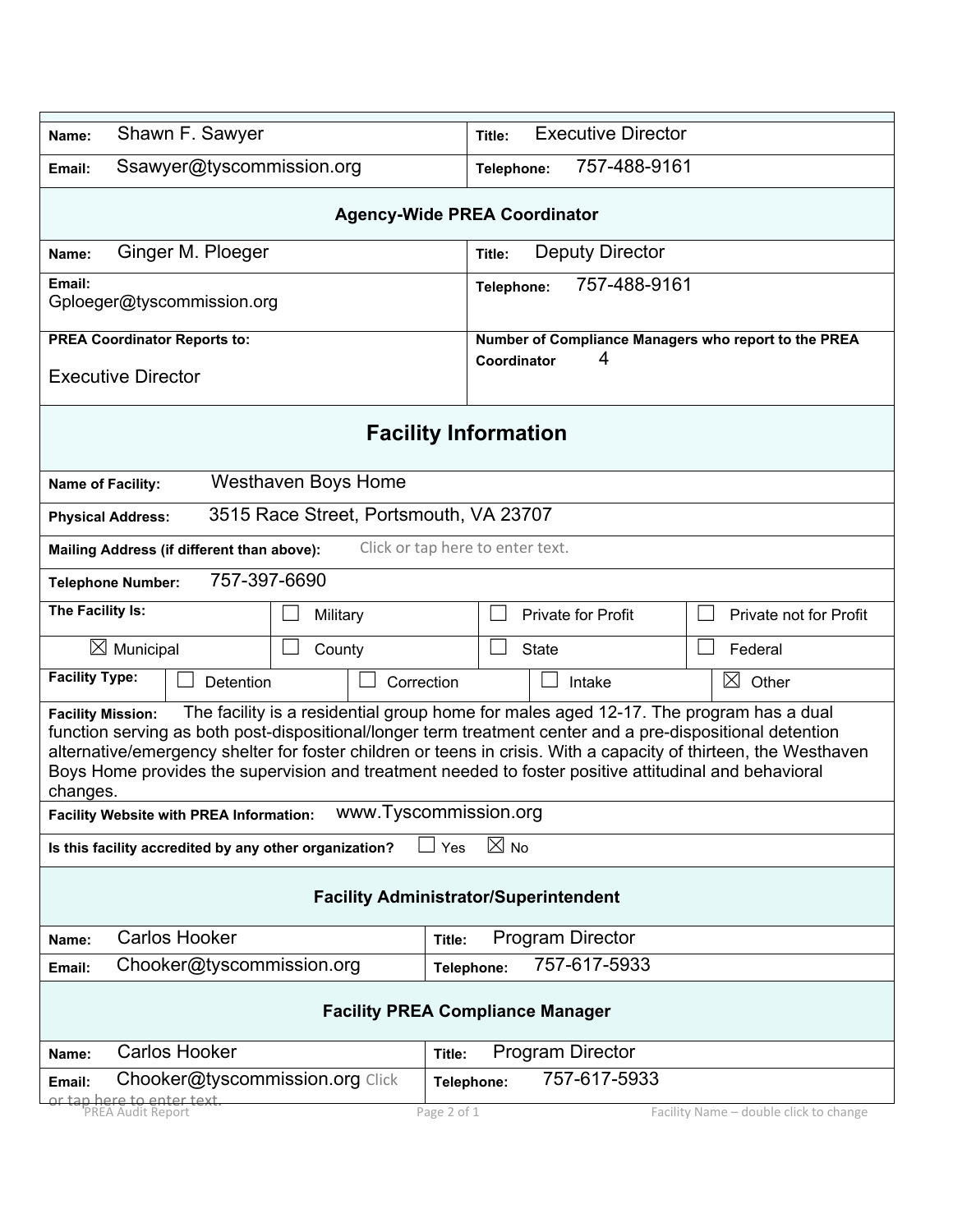| | |
|---|---|
| **Name:** Shawn F. Sawyer | **Title:** Executive Director |
| **Email:** Ssawyer@tyscommission.org | **Telephone:** 757-488-9161 |

### Agency-Wide PREA Coordinator

| | |
|---|---|
| **Name:** Ginger M. Ploeger | **Title:** Deputy Director |
| **Email:** Gploeger@tyscommission.org | **Telephone:** 757-488-9161 |
| **PREA Coordinator Reports to:** Executive Director | **Number of Compliance Managers who report to the PREA Coordinator** 4 |

## Facility Information

**Name of Facility:** Westhaven Boys Home

**Physical Address:** 3515 Race Street, Portsmouth, VA 23707

**Mailing Address (if different than above):** Click or tap here to enter text.

**Telephone Number:** 757-397-6690

| **The Facility Is:** | ☐ Military | ☐ Private for Profit | ☐ Private not for Profit |
|---|---|---|---|
| ☒ Municipal | ☐ County | ☐ State | ☐ Federal |

| **Facility Type:** | ☐ Detention | ☐ Correction | ☐ Intake | ☒ Other |
|---|---|---|---|---|

**Facility Mission:** The facility is a residential group home for males aged 12-17. The program has a dual function serving as both post-dispositional/longer term treatment center and a pre-dispositional detention alternative/emergency shelter for foster children or teens in crisis. With a capacity of thirteen, the Westhaven Boys Home provides the supervision and treatment needed to foster positive attitudinal and behavioral changes.

**Facility Website with PREA Information:** www.Tyscommission.org

**Is this facility accredited by any other organization?** ☐ Yes ☒ No

### Facility Administrator/Superintendent

| | |
|---|---|
| **Name:** Carlos Hooker | **Title:** Program Director |
| **Email:** Chooker@tyscommission.org | **Telephone:** 757-617-5933 |

### Facility PREA Compliance Manager

| | |
|---|---|
| **Name:** Carlos Hooker | **Title:** Program Director |
| **Email:** Chooker@tyscommission.org Click or tap here to enter text. | **Telephone:** 757-617-5933 |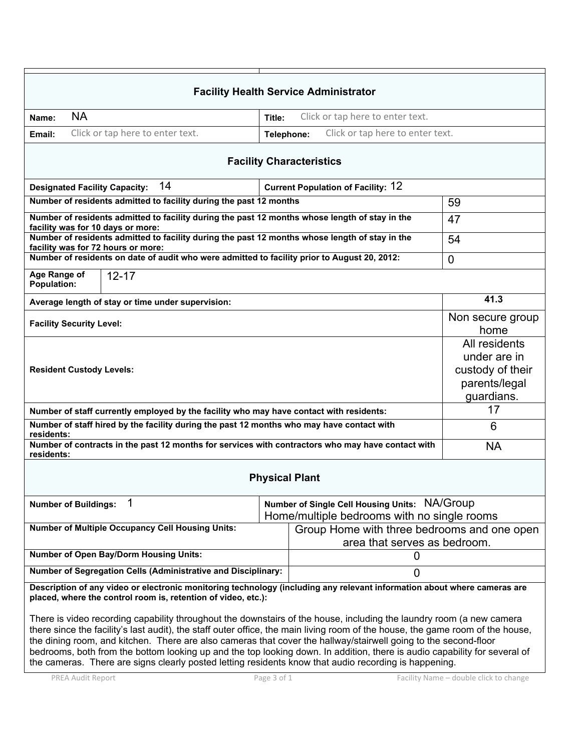## Facility Health Service Administrator

| | |
|---|---|
| **Name:** NA | **Title:** Click or tap here to enter text. |
| **Email:** Click or tap here to enter text. | **Telephone:** Click or tap here to enter text. |

## Facility Characteristics

| | |
|---|---|
| **Designated Facility Capacity:** 14 | **Current Population of Facility:** 12 |

| | |
|---|---|
| **Number of residents admitted to facility during the past 12 months** | 59 |
| **Number of residents admitted to facility during the past 12 months whose length of stay in the facility was for 10 days or more:** | 47 |
| **Number of residents admitted to facility during the past 12 months whose length of stay in the facility was for 72 hours or more:** | 54 |
| **Number of residents on date of audit who were admitted to facility prior to August 20, 2012:** | 0 |
| **Age Range of Population:** | 12-17 |
| **Average length of stay or time under supervision:** | 41.3 |
| **Facility Security Level:** | Non secure group home |
| **Resident Custody Levels:** | All residents under are in custody of their parents/legal guardians. |
| **Number of staff currently employed by the facility who may have contact with residents:** | 17 |
| **Number of staff hired by the facility during the past 12 months who may have contact with residents:** | 6 |
| **Number of contracts in the past 12 months for services with contractors who may have contact with residents:** | NA |

## Physical Plant

| | |
|---|---|
| **Number of Buildings:** 1 | **Number of Single Cell Housing Units:** NA/Group Home/multiple bedrooms with no single rooms |
| **Number of Multiple Occupancy Cell Housing Units:** | Group Home with three bedrooms and one open area that serves as bedroom. |
| **Number of Open Bay/Dorm Housing Units:** | 0 |
| **Number of Segregation Cells (Administrative and Disciplinary:** | 0 |

**Description of any video or electronic monitoring technology (including any relevant information about where cameras are placed, where the control room is, retention of video, etc.):**

There is video recording capability throughout the downstairs of the house, including the laundry room (a new camera there since the facility's last audit), the staff outer office, the main living room of the house, the game room of the house, the dining room, and kitchen. There are also cameras that cover the hallway/stairwell going to the second-floor bedrooms, both from the bottom looking up and the top looking down. In addition, there is audio capability for several of the cameras. There are signs clearly posted letting residents know that audio recording is happening.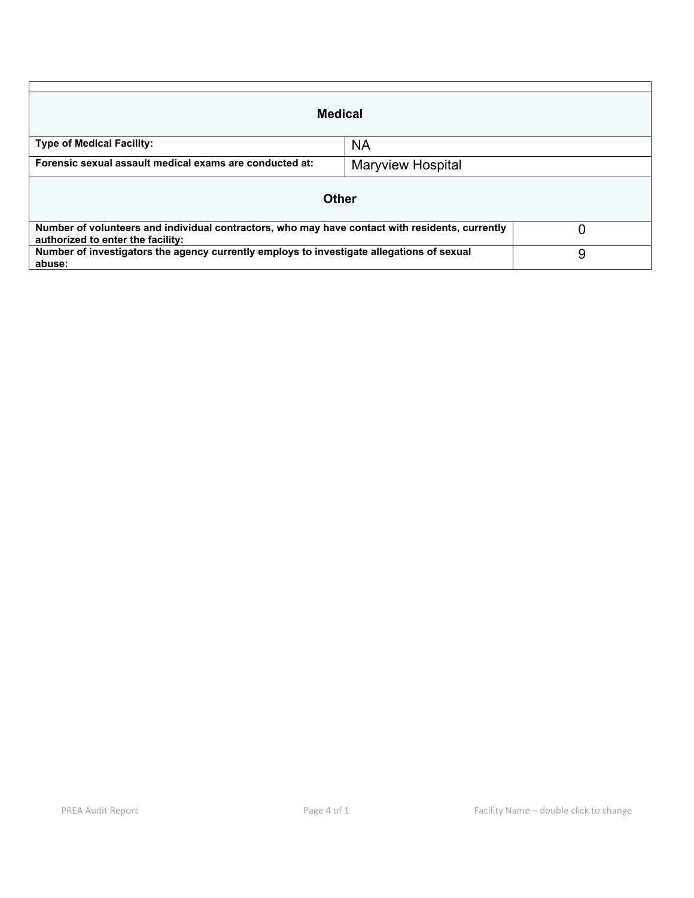| **Medical** | |
|---|---|
| **Type of Medical Facility:** | NA |
| **Forensic sexual assault medical exams are conducted at:** | Maryview Hospital |

| **Other** | |
|---|---|
| **Number of volunteers and individual contractors, who may have contact with residents, currently authorized to enter the facility:** | 0 |
| **Number of investigators the agency currently employs to investigate allegations of sexual abuse:** | 9 |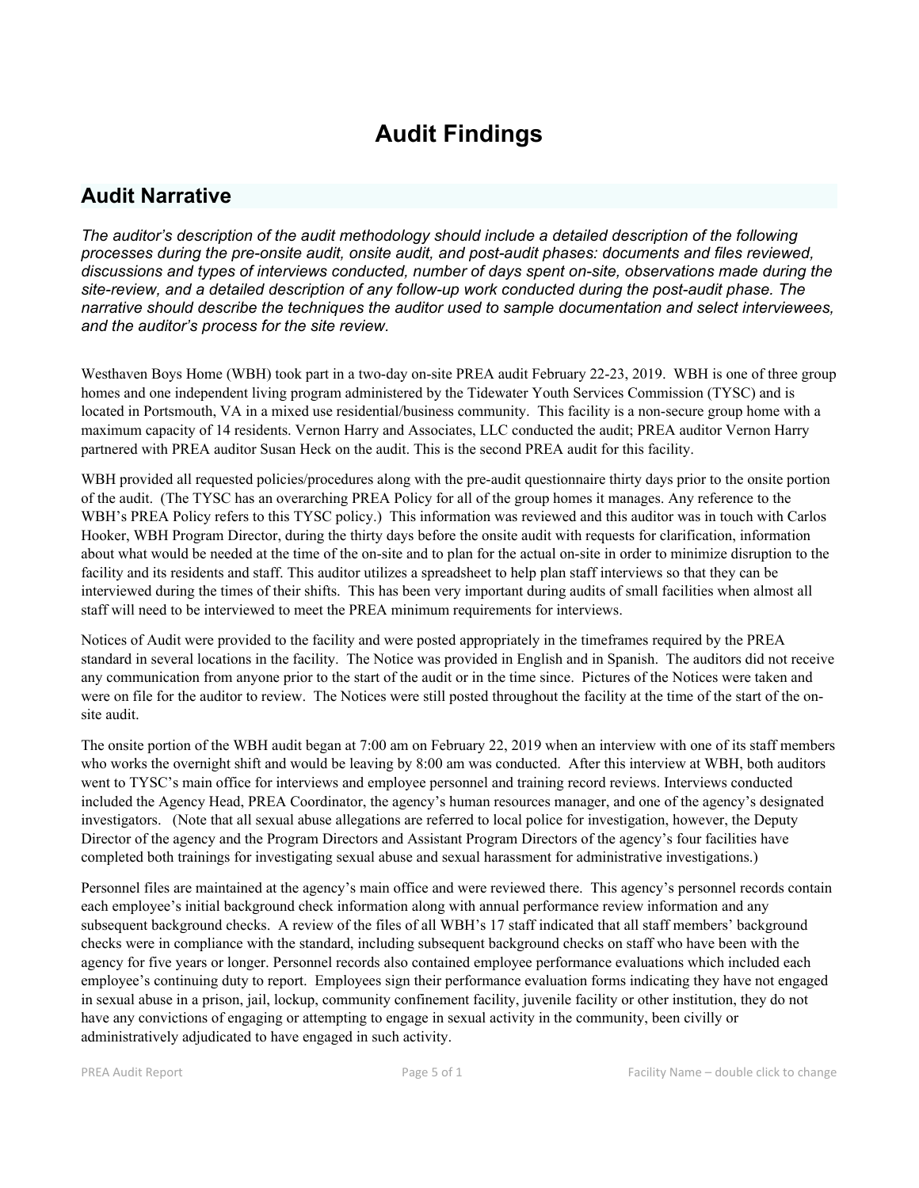# Audit Findings

## Audit Narrative

*The auditor's description of the audit methodology should include a detailed description of the following processes during the pre-onsite audit, onsite audit, and post-audit phases: documents and files reviewed, discussions and types of interviews conducted, number of days spent on-site, observations made during the site-review, and a detailed description of any follow-up work conducted during the post-audit phase. The narrative should describe the techniques the auditor used to sample documentation and select interviewees, and the auditor's process for the site review.*

Westhaven Boys Home (WBH) took part in a two-day on-site PREA audit February 22-23, 2019. WBH is one of three group homes and one independent living program administered by the Tidewater Youth Services Commission (TYSC) and is located in Portsmouth, VA in a mixed use residential/business community. This facility is a non-secure group home with a maximum capacity of 14 residents. Vernon Harry and Associates, LLC conducted the audit; PREA auditor Vernon Harry partnered with PREA auditor Susan Heck on the audit. This is the second PREA audit for this facility.

WBH provided all requested policies/procedures along with the pre-audit questionnaire thirty days prior to the onsite portion of the audit. (The TYSC has an overarching PREA Policy for all of the group homes it manages. Any reference to the WBH's PREA Policy refers to this TYSC policy.) This information was reviewed and this auditor was in touch with Carlos Hooker, WBH Program Director, during the thirty days before the onsite audit with requests for clarification, information about what would be needed at the time of the on-site and to plan for the actual on-site in order to minimize disruption to the facility and its residents and staff. This auditor utilizes a spreadsheet to help plan staff interviews so that they can be interviewed during the times of their shifts. This has been very important during audits of small facilities when almost all staff will need to be interviewed to meet the PREA minimum requirements for interviews.

Notices of Audit were provided to the facility and were posted appropriately in the timeframes required by the PREA standard in several locations in the facility. The Notice was provided in English and in Spanish. The auditors did not receive any communication from anyone prior to the start of the audit or in the time since. Pictures of the Notices were taken and were on file for the auditor to review. The Notices were still posted throughout the facility at the time of the start of the on-site audit.

The onsite portion of the WBH audit began at 7:00 am on February 22, 2019 when an interview with one of its staff members who works the overnight shift and would be leaving by 8:00 am was conducted. After this interview at WBH, both auditors went to TYSC's main office for interviews and employee personnel and training record reviews. Interviews conducted included the Agency Head, PREA Coordinator, the agency's human resources manager, and one of the agency's designated investigators. (Note that all sexual abuse allegations are referred to local police for investigation, however, the Deputy Director of the agency and the Program Directors and Assistant Program Directors of the agency's four facilities have completed both trainings for investigating sexual abuse and sexual harassment for administrative investigations.)

Personnel files are maintained at the agency's main office and were reviewed there. This agency's personnel records contain each employee's initial background check information along with annual performance review information and any subsequent background checks. A review of the files of all WBH's 17 staff indicated that all staff members' background checks were in compliance with the standard, including subsequent background checks on staff who have been with the agency for five years or longer. Personnel records also contained employee performance evaluations which included each employee's continuing duty to report. Employees sign their performance evaluation forms indicating they have not engaged in sexual abuse in a prison, jail, lockup, community confinement facility, juvenile facility or other institution, they do not have any convictions of engaging or attempting to engage in sexual activity in the community, been civilly or administratively adjudicated to have engaged in such activity.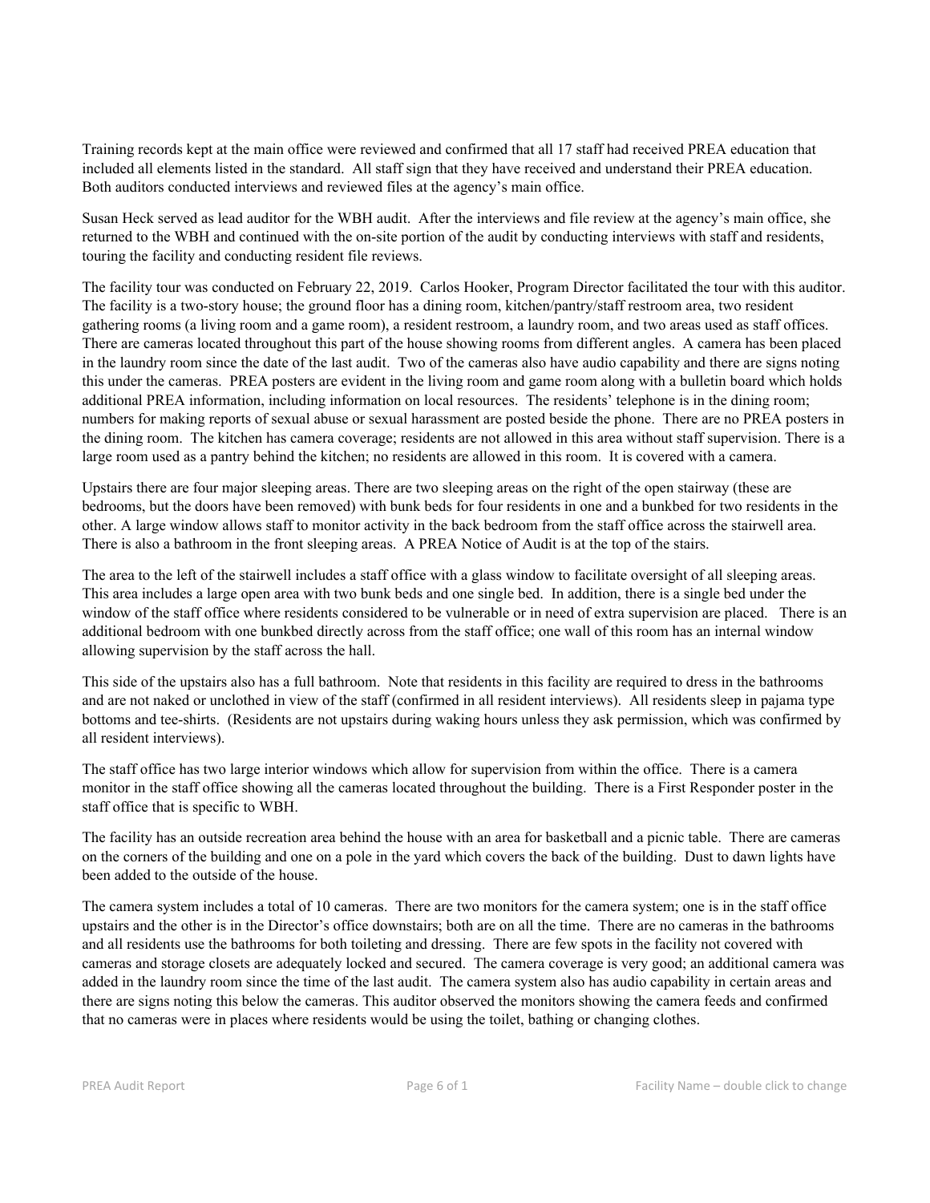Training records kept at the main office were reviewed and confirmed that all 17 staff had received PREA education that included all elements listed in the standard. All staff sign that they have received and understand their PREA education. Both auditors conducted interviews and reviewed files at the agency's main office.

Susan Heck served as lead auditor for the WBH audit. After the interviews and file review at the agency's main office, she returned to the WBH and continued with the on-site portion of the audit by conducting interviews with staff and residents, touring the facility and conducting resident file reviews.

The facility tour was conducted on February 22, 2019. Carlos Hooker, Program Director facilitated the tour with this auditor. The facility is a two-story house; the ground floor has a dining room, kitchen/pantry/staff restroom area, two resident gathering rooms (a living room and a game room), a resident restroom, a laundry room, and two areas used as staff offices. There are cameras located throughout this part of the house showing rooms from different angles. A camera has been placed in the laundry room since the date of the last audit. Two of the cameras also have audio capability and there are signs noting this under the cameras. PREA posters are evident in the living room and game room along with a bulletin board which holds additional PREA information, including information on local resources. The residents' telephone is in the dining room; numbers for making reports of sexual abuse or sexual harassment are posted beside the phone. There are no PREA posters in the dining room. The kitchen has camera coverage; residents are not allowed in this area without staff supervision. There is a large room used as a pantry behind the kitchen; no residents are allowed in this room. It is covered with a camera.

Upstairs there are four major sleeping areas. There are two sleeping areas on the right of the open stairway (these are bedrooms, but the doors have been removed) with bunk beds for four residents in one and a bunkbed for two residents in the other. A large window allows staff to monitor activity in the back bedroom from the staff office across the stairwell area. There is also a bathroom in the front sleeping areas. A PREA Notice of Audit is at the top of the stairs.

The area to the left of the stairwell includes a staff office with a glass window to facilitate oversight of all sleeping areas. This area includes a large open area with two bunk beds and one single bed. In addition, there is a single bed under the window of the staff office where residents considered to be vulnerable or in need of extra supervision are placed. There is an additional bedroom with one bunkbed directly across from the staff office; one wall of this room has an internal window allowing supervision by the staff across the hall.

This side of the upstairs also has a full bathroom. Note that residents in this facility are required to dress in the bathrooms and are not naked or unclothed in view of the staff (confirmed in all resident interviews). All residents sleep in pajama type bottoms and tee-shirts. (Residents are not upstairs during waking hours unless they ask permission, which was confirmed by all resident interviews).

The staff office has two large interior windows which allow for supervision from within the office. There is a camera monitor in the staff office showing all the cameras located throughout the building. There is a First Responder poster in the staff office that is specific to WBH.

The facility has an outside recreation area behind the house with an area for basketball and a picnic table. There are cameras on the corners of the building and one on a pole in the yard which covers the back of the building. Dust to dawn lights have been added to the outside of the house.

The camera system includes a total of 10 cameras. There are two monitors for the camera system; one is in the staff office upstairs and the other is in the Director's office downstairs; both are on all the time. There are no cameras in the bathrooms and all residents use the bathrooms for both toileting and dressing. There are few spots in the facility not covered with cameras and storage closets are adequately locked and secured. The camera coverage is very good; an additional camera was added in the laundry room since the time of the last audit. The camera system also has audio capability in certain areas and there are signs noting this below the cameras. This auditor observed the monitors showing the camera feeds and confirmed that no cameras were in places where residents would be using the toilet, bathing or changing clothes.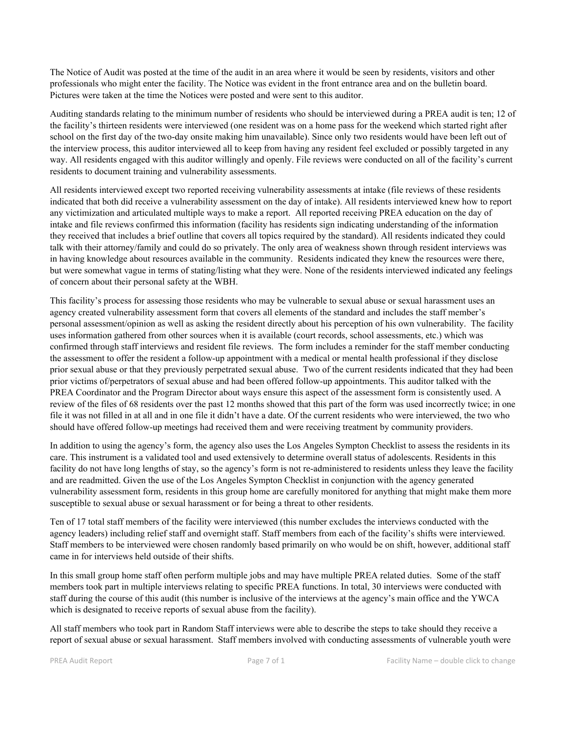The Notice of Audit was posted at the time of the audit in an area where it would be seen by residents, visitors and other professionals who might enter the facility. The Notice was evident in the front entrance area and on the bulletin board. Pictures were taken at the time the Notices were posted and were sent to this auditor.

Auditing standards relating to the minimum number of residents who should be interviewed during a PREA audit is ten; 12 of the facility's thirteen residents were interviewed (one resident was on a home pass for the weekend which started right after school on the first day of the two-day onsite making him unavailable). Since only two residents would have been left out of the interview process, this auditor interviewed all to keep from having any resident feel excluded or possibly targeted in any way. All residents engaged with this auditor willingly and openly. File reviews were conducted on all of the facility's current residents to document training and vulnerability assessments.

All residents interviewed except two reported receiving vulnerability assessments at intake (file reviews of these residents indicated that both did receive a vulnerability assessment on the day of intake). All residents interviewed knew how to report any victimization and articulated multiple ways to make a report. All reported receiving PREA education on the day of intake and file reviews confirmed this information (facility has residents sign indicating understanding of the information they received that includes a brief outline that covers all topics required by the standard). All residents indicated they could talk with their attorney/family and could do so privately. The only area of weakness shown through resident interviews was in having knowledge about resources available in the community. Residents indicated they knew the resources were there, but were somewhat vague in terms of stating/listing what they were. None of the residents interviewed indicated any feelings of concern about their personal safety at the WBH.

This facility's process for assessing those residents who may be vulnerable to sexual abuse or sexual harassment uses an agency created vulnerability assessment form that covers all elements of the standard and includes the staff member's personal assessment/opinion as well as asking the resident directly about his perception of his own vulnerability. The facility uses information gathered from other sources when it is available (court records, school assessments, etc.) which was confirmed through staff interviews and resident file reviews. The form includes a reminder for the staff member conducting the assessment to offer the resident a follow-up appointment with a medical or mental health professional if they disclose prior sexual abuse or that they previously perpetrated sexual abuse. Two of the current residents indicated that they had been prior victims of/perpetrators of sexual abuse and had been offered follow-up appointments. This auditor talked with the PREA Coordinator and the Program Director about ways ensure this aspect of the assessment form is consistently used. A review of the files of 68 residents over the past 12 months showed that this part of the form was used incorrectly twice; in one file it was not filled in at all and in one file it didn't have a date. Of the current residents who were interviewed, the two who should have offered follow-up meetings had received them and were receiving treatment by community providers.

In addition to using the agency's form, the agency also uses the Los Angeles Sympton Checklist to assess the residents in its care. This instrument is a validated tool and used extensively to determine overall status of adolescents. Residents in this facility do not have long lengths of stay, so the agency's form is not re-administered to residents unless they leave the facility and are readmitted. Given the use of the Los Angeles Sympton Checklist in conjunction with the agency generated vulnerability assessment form, residents in this group home are carefully monitored for anything that might make them more susceptible to sexual abuse or sexual harassment or for being a threat to other residents.

Ten of 17 total staff members of the facility were interviewed (this number excludes the interviews conducted with the agency leaders) including relief staff and overnight staff. Staff members from each of the facility's shifts were interviewed. Staff members to be interviewed were chosen randomly based primarily on who would be on shift, however, additional staff came in for interviews held outside of their shifts.

In this small group home staff often perform multiple jobs and may have multiple PREA related duties. Some of the staff members took part in multiple interviews relating to specific PREA functions. In total, 30 interviews were conducted with staff during the course of this audit (this number is inclusive of the interviews at the agency's main office and the YWCA which is designated to receive reports of sexual abuse from the facility).

All staff members who took part in Random Staff interviews were able to describe the steps to take should they receive a report of sexual abuse or sexual harassment. Staff members involved with conducting assessments of vulnerable youth were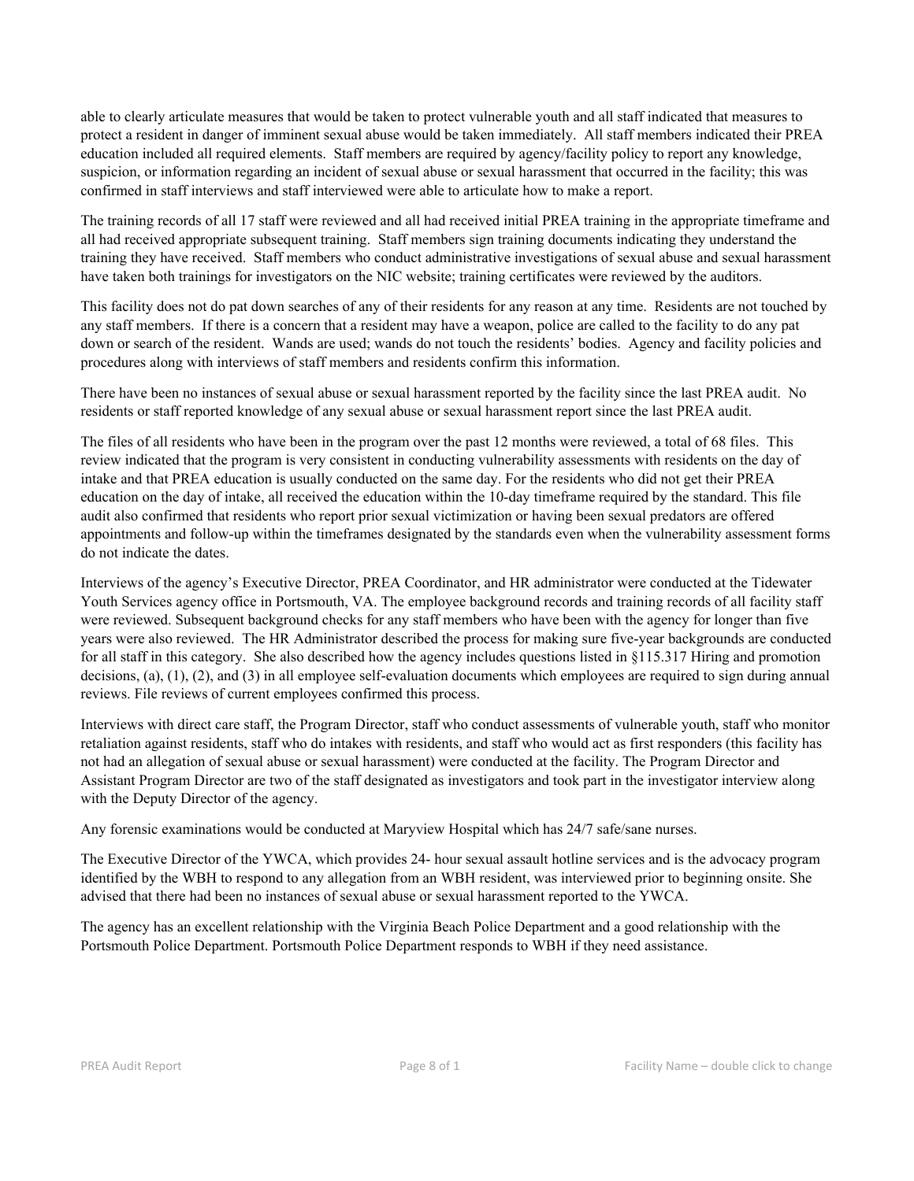able to clearly articulate measures that would be taken to protect vulnerable youth and all staff indicated that measures to protect a resident in danger of imminent sexual abuse would be taken immediately. All staff members indicated their PREA education included all required elements. Staff members are required by agency/facility policy to report any knowledge, suspicion, or information regarding an incident of sexual abuse or sexual harassment that occurred in the facility; this was confirmed in staff interviews and staff interviewed were able to articulate how to make a report.

The training records of all 17 staff were reviewed and all had received initial PREA training in the appropriate timeframe and all had received appropriate subsequent training. Staff members sign training documents indicating they understand the training they have received. Staff members who conduct administrative investigations of sexual abuse and sexual harassment have taken both trainings for investigators on the NIC website; training certificates were reviewed by the auditors.

This facility does not do pat down searches of any of their residents for any reason at any time. Residents are not touched by any staff members. If there is a concern that a resident may have a weapon, police are called to the facility to do any pat down or search of the resident. Wands are used; wands do not touch the residents' bodies. Agency and facility policies and procedures along with interviews of staff members and residents confirm this information.

There have been no instances of sexual abuse or sexual harassment reported by the facility since the last PREA audit. No residents or staff reported knowledge of any sexual abuse or sexual harassment report since the last PREA audit.

The files of all residents who have been in the program over the past 12 months were reviewed, a total of 68 files. This review indicated that the program is very consistent in conducting vulnerability assessments with residents on the day of intake and that PREA education is usually conducted on the same day. For the residents who did not get their PREA education on the day of intake, all received the education within the 10-day timeframe required by the standard. This file audit also confirmed that residents who report prior sexual victimization or having been sexual predators are offered appointments and follow-up within the timeframes designated by the standards even when the vulnerability assessment forms do not indicate the dates.

Interviews of the agency's Executive Director, PREA Coordinator, and HR administrator were conducted at the Tidewater Youth Services agency office in Portsmouth, VA. The employee background records and training records of all facility staff were reviewed. Subsequent background checks for any staff members who have been with the agency for longer than five years were also reviewed. The HR Administrator described the process for making sure five-year backgrounds are conducted for all staff in this category. She also described how the agency includes questions listed in §115.317 Hiring and promotion decisions, (a), (1), (2), and (3) in all employee self-evaluation documents which employees are required to sign during annual reviews. File reviews of current employees confirmed this process.

Interviews with direct care staff, the Program Director, staff who conduct assessments of vulnerable youth, staff who monitor retaliation against residents, staff who do intakes with residents, and staff who would act as first responders (this facility has not had an allegation of sexual abuse or sexual harassment) were conducted at the facility. The Program Director and Assistant Program Director are two of the staff designated as investigators and took part in the investigator interview along with the Deputy Director of the agency.

Any forensic examinations would be conducted at Maryview Hospital which has 24/7 safe/sane nurses.

The Executive Director of the YWCA, which provides 24- hour sexual assault hotline services and is the advocacy program identified by the WBH to respond to any allegation from an WBH resident, was interviewed prior to beginning onsite. She advised that there had been no instances of sexual abuse or sexual harassment reported to the YWCA.

The agency has an excellent relationship with the Virginia Beach Police Department and a good relationship with the Portsmouth Police Department. Portsmouth Police Department responds to WBH if they need assistance.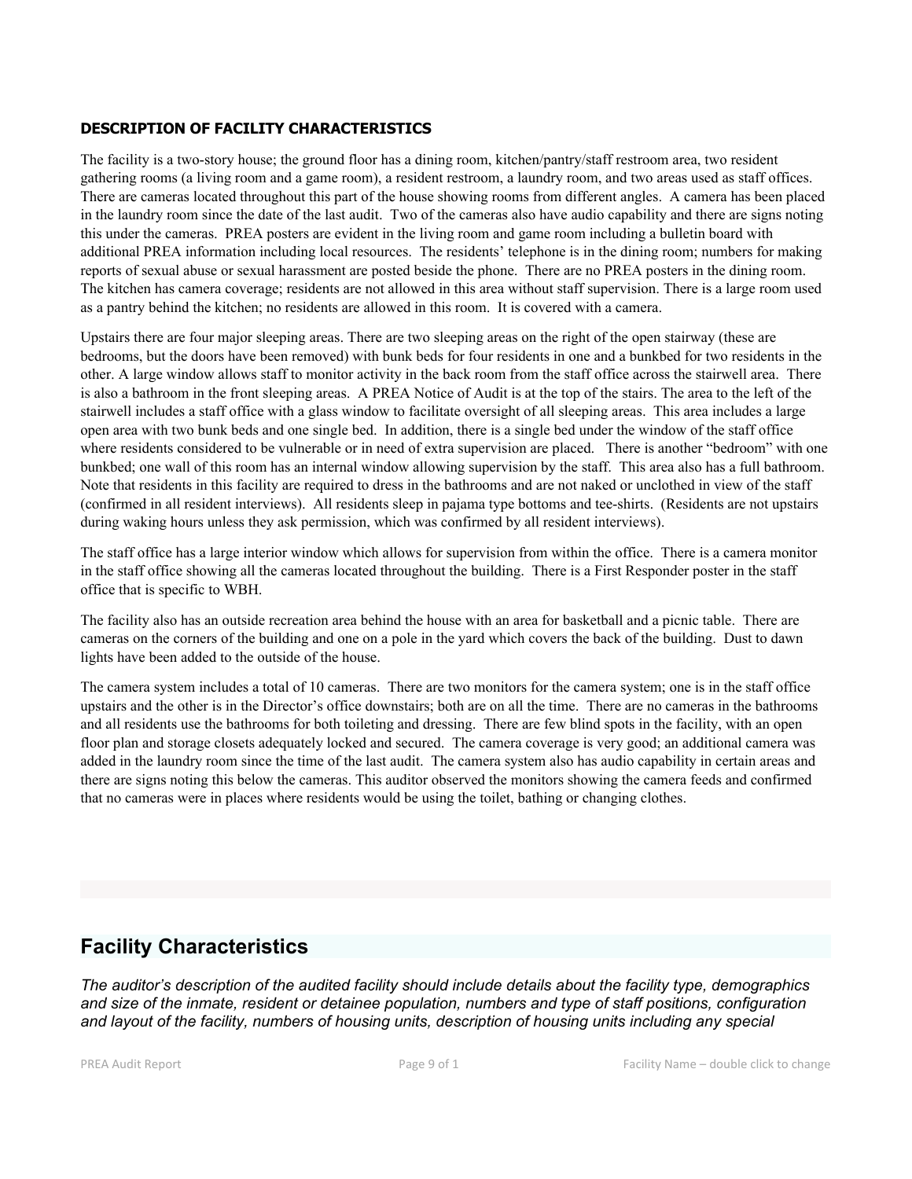**DESCRIPTION OF FACILITY CHARACTERISTICS**

The facility is a two-story house; the ground floor has a dining room, kitchen/pantry/staff restroom area, two resident gathering rooms (a living room and a game room), a resident restroom, a laundry room, and two areas used as staff offices. There are cameras located throughout this part of the house showing rooms from different angles. A camera has been placed in the laundry room since the date of the last audit. Two of the cameras also have audio capability and there are signs noting this under the cameras. PREA posters are evident in the living room and game room including a bulletin board with additional PREA information including local resources. The residents' telephone is in the dining room; numbers for making reports of sexual abuse or sexual harassment are posted beside the phone. There are no PREA posters in the dining room. The kitchen has camera coverage; residents are not allowed in this area without staff supervision. There is a large room used as a pantry behind the kitchen; no residents are allowed in this room. It is covered with a camera.

Upstairs there are four major sleeping areas. There are two sleeping areas on the right of the open stairway (these are bedrooms, but the doors have been removed) with bunk beds for four residents in one and a bunkbed for two residents in the other. A large window allows staff to monitor activity in the back room from the staff office across the stairwell area. There is also a bathroom in the front sleeping areas. A PREA Notice of Audit is at the top of the stairs. The area to the left of the stairwell includes a staff office with a glass window to facilitate oversight of all sleeping areas. This area includes a large open area with two bunk beds and one single bed. In addition, there is a single bed under the window of the staff office where residents considered to be vulnerable or in need of extra supervision are placed. There is another "bedroom" with one bunkbed; one wall of this room has an internal window allowing supervision by the staff. This area also has a full bathroom. Note that residents in this facility are required to dress in the bathrooms and are not naked or unclothed in view of the staff (confirmed in all resident interviews). All residents sleep in pajama type bottoms and tee-shirts. (Residents are not upstairs during waking hours unless they ask permission, which was confirmed by all resident interviews).

The staff office has a large interior window which allows for supervision from within the office. There is a camera monitor in the staff office showing all the cameras located throughout the building. There is a First Responder poster in the staff office that is specific to WBH.

The facility also has an outside recreation area behind the house with an area for basketball and a picnic table. There are cameras on the corners of the building and one on a pole in the yard which covers the back of the building. Dust to dawn lights have been added to the outside of the house.

The camera system includes a total of 10 cameras. There are two monitors for the camera system; one is in the staff office upstairs and the other is in the Director's office downstairs; both are on all the time. There are no cameras in the bathrooms and all residents use the bathrooms for both toileting and dressing. There are few blind spots in the facility, with an open floor plan and storage closets adequately locked and secured. The camera coverage is very good; an additional camera was added in the laundry room since the time of the last audit. The camera system also has audio capability in certain areas and there are signs noting this below the cameras. This auditor observed the monitors showing the camera feeds and confirmed that no cameras were in places where residents would be using the toilet, bathing or changing clothes.

## Facility Characteristics

*The auditor's description of the audited facility should include details about the facility type, demographics and size of the inmate, resident or detainee population, numbers and type of staff positions, configuration and layout of the facility, numbers of housing units, description of housing units including any special*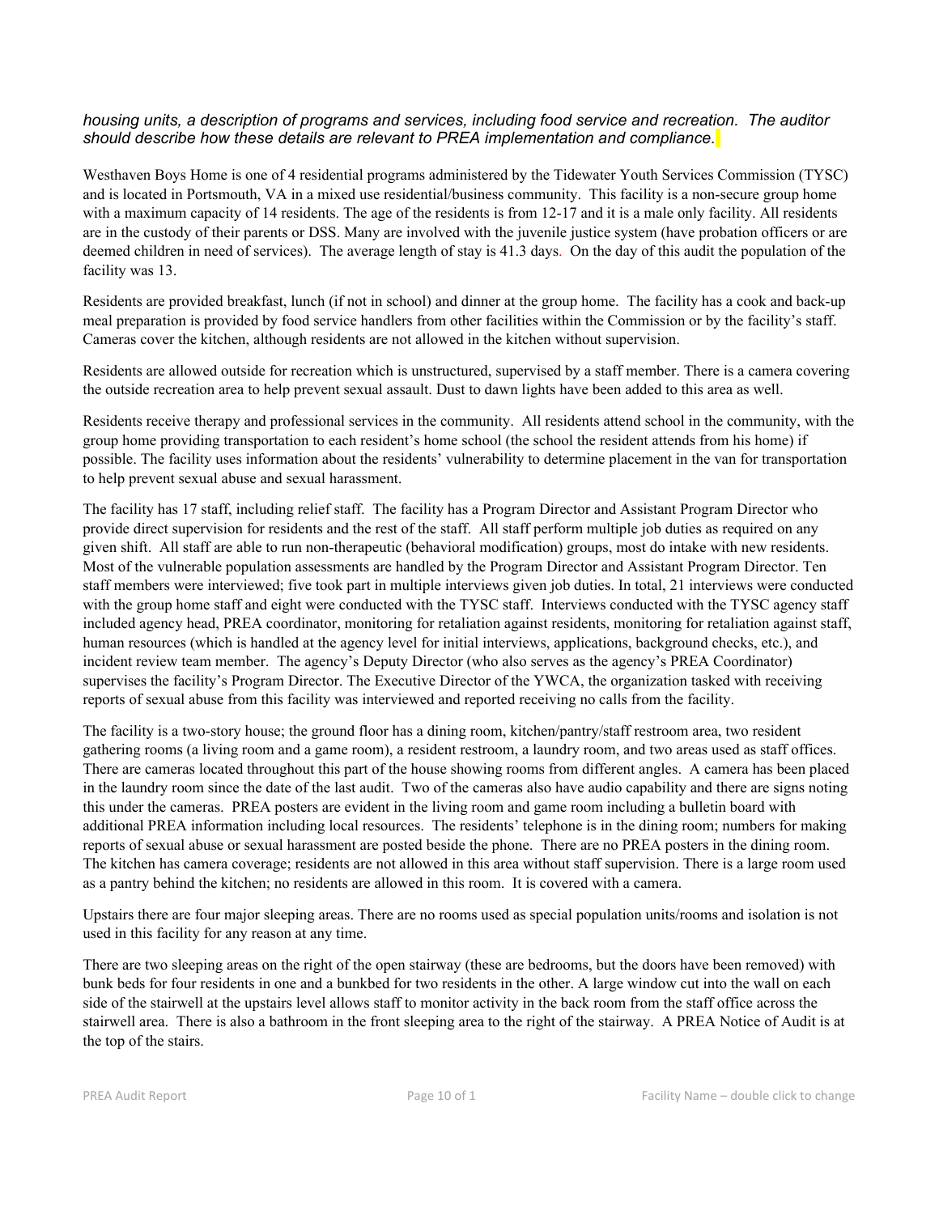*housing units, a description of programs and services, including food service and recreation. The auditor should describe how these details are relevant to PREA implementation and compliance.*

Westhaven Boys Home is one of 4 residential programs administered by the Tidewater Youth Services Commission (TYSC) and is located in Portsmouth, VA in a mixed use residential/business community. This facility is a non-secure group home with a maximum capacity of 14 residents. The age of the residents is from 12-17 and it is a male only facility. All residents are in the custody of their parents or DSS. Many are involved with the juvenile justice system (have probation officers or are deemed children in need of services). The average length of stay is 41.3 days. On the day of this audit the population of the facility was 13.

Residents are provided breakfast, lunch (if not in school) and dinner at the group home. The facility has a cook and back-up meal preparation is provided by food service handlers from other facilities within the Commission or by the facility's staff. Cameras cover the kitchen, although residents are not allowed in the kitchen without supervision.

Residents are allowed outside for recreation which is unstructured, supervised by a staff member. There is a camera covering the outside recreation area to help prevent sexual assault. Dust to dawn lights have been added to this area as well.

Residents receive therapy and professional services in the community. All residents attend school in the community, with the group home providing transportation to each resident's home school (the school the resident attends from his home) if possible. The facility uses information about the residents' vulnerability to determine placement in the van for transportation to help prevent sexual abuse and sexual harassment.

The facility has 17 staff, including relief staff. The facility has a Program Director and Assistant Program Director who provide direct supervision for residents and the rest of the staff. All staff perform multiple job duties as required on any given shift. All staff are able to run non-therapeutic (behavioral modification) groups, most do intake with new residents. Most of the vulnerable population assessments are handled by the Program Director and Assistant Program Director. Ten staff members were interviewed; five took part in multiple interviews given job duties. In total, 21 interviews were conducted with the group home staff and eight were conducted with the TYSC staff. Interviews conducted with the TYSC agency staff included agency head, PREA coordinator, monitoring for retaliation against residents, monitoring for retaliation against staff, human resources (which is handled at the agency level for initial interviews, applications, background checks, etc.), and incident review team member. The agency's Deputy Director (who also serves as the agency's PREA Coordinator) supervises the facility's Program Director. The Executive Director of the YWCA, the organization tasked with receiving reports of sexual abuse from this facility was interviewed and reported receiving no calls from the facility.

The facility is a two-story house; the ground floor has a dining room, kitchen/pantry/staff restroom area, two resident gathering rooms (a living room and a game room), a resident restroom, a laundry room, and two areas used as staff offices. There are cameras located throughout this part of the house showing rooms from different angles. A camera has been placed in the laundry room since the date of the last audit. Two of the cameras also have audio capability and there are signs noting this under the cameras. PREA posters are evident in the living room and game room including a bulletin board with additional PREA information including local resources. The residents' telephone is in the dining room; numbers for making reports of sexual abuse or sexual harassment are posted beside the phone. There are no PREA posters in the dining room. The kitchen has camera coverage; residents are not allowed in this area without staff supervision. There is a large room used as a pantry behind the kitchen; no residents are allowed in this room. It is covered with a camera.

Upstairs there are four major sleeping areas. There are no rooms used as special population units/rooms and isolation is not used in this facility for any reason at any time.

There are two sleeping areas on the right of the open stairway (these are bedrooms, but the doors have been removed) with bunk beds for four residents in one and a bunkbed for two residents in the other. A large window cut into the wall on each side of the stairwell at the upstairs level allows staff to monitor activity in the back room from the staff office across the stairwell area. There is also a bathroom in the front sleeping area to the right of the stairway. A PREA Notice of Audit is at the top of the stairs.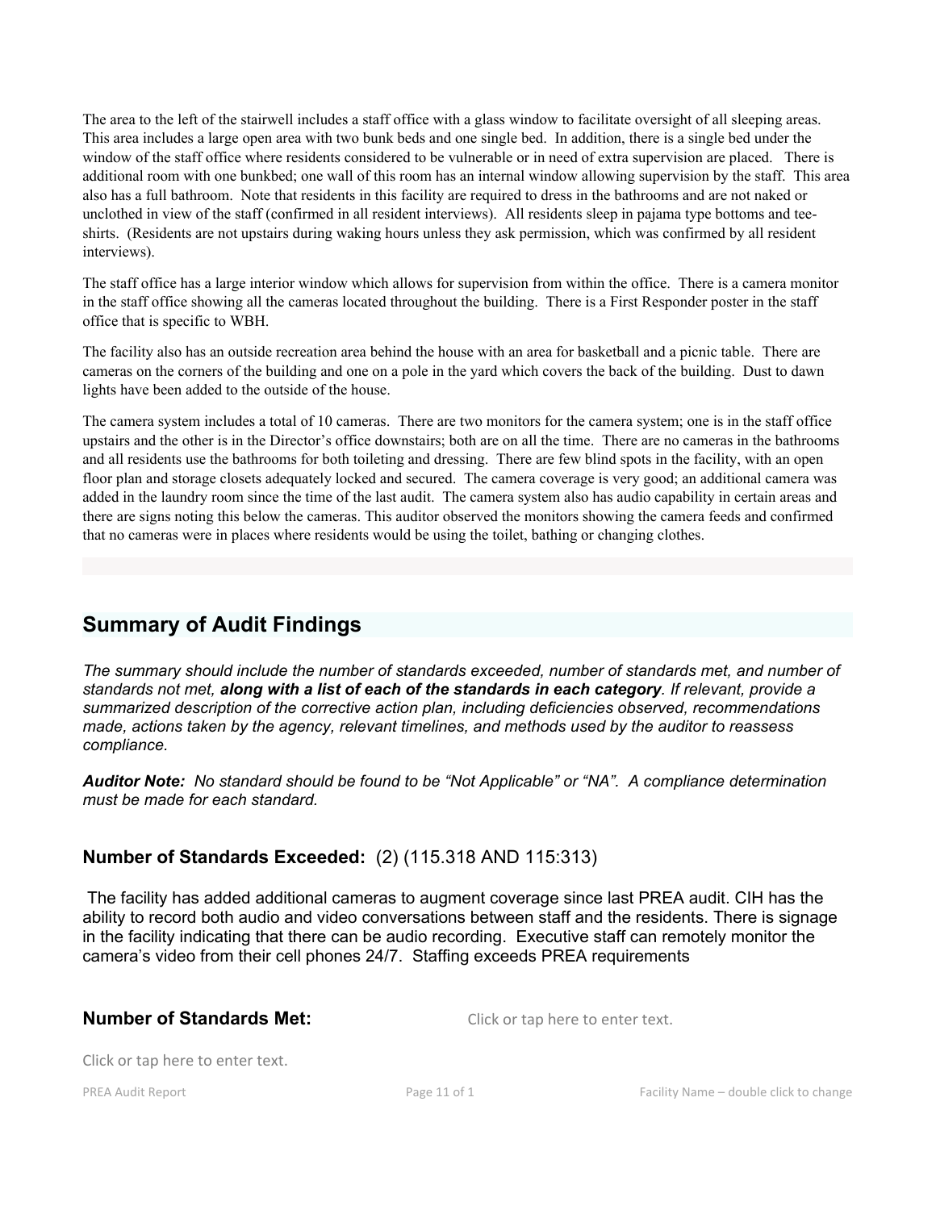The area to the left of the stairwell includes a staff office with a glass window to facilitate oversight of all sleeping areas. This area includes a large open area with two bunk beds and one single bed. In addition, there is a single bed under the window of the staff office where residents considered to be vulnerable or in need of extra supervision are placed. There is additional room with one bunkbed; one wall of this room has an internal window allowing supervision by the staff. This area also has a full bathroom. Note that residents in this facility are required to dress in the bathrooms and are not naked or unclothed in view of the staff (confirmed in all resident interviews). All residents sleep in pajama type bottoms and tee-shirts. (Residents are not upstairs during waking hours unless they ask permission, which was confirmed by all resident interviews).

The staff office has a large interior window which allows for supervision from within the office. There is a camera monitor in the staff office showing all the cameras located throughout the building. There is a First Responder poster in the staff office that is specific to WBH.

The facility also has an outside recreation area behind the house with an area for basketball and a picnic table. There are cameras on the corners of the building and one on a pole in the yard which covers the back of the building. Dust to dawn lights have been added to the outside of the house.

The camera system includes a total of 10 cameras. There are two monitors for the camera system; one is in the staff office upstairs and the other is in the Director's office downstairs; both are on all the time. There are no cameras in the bathrooms and all residents use the bathrooms for both toileting and dressing. There are few blind spots in the facility, with an open floor plan and storage closets adequately locked and secured. The camera coverage is very good; an additional camera was added in the laundry room since the time of the last audit. The camera system also has audio capability in certain areas and there are signs noting this below the cameras. This auditor observed the monitors showing the camera feeds and confirmed that no cameras were in places where residents would be using the toilet, bathing or changing clothes.

## Summary of Audit Findings

*The summary should include the number of standards exceeded, number of standards met, and number of standards not met, **along with a list of each of the standards in each category**. If relevant, provide a summarized description of the corrective action plan, including deficiencies observed, recommendations made, actions taken by the agency, relevant timelines, and methods used by the auditor to reassess compliance.*

***Auditor Note:*** *No standard should be found to be "Not Applicable" or "NA". A compliance determination must be made for each standard.*

### Number of Standards Exceeded: (2) (115.318 AND 115:313)

The facility has added additional cameras to augment coverage since last PREA audit. CIH has the ability to record both audio and video conversations between staff and the residents. There is signage in the facility indicating that there can be audio recording. Executive staff can remotely monitor the camera's video from their cell phones 24/7. Staffing exceeds PREA requirements

### Number of Standards Met: Click or tap here to enter text.

Click or tap here to enter text.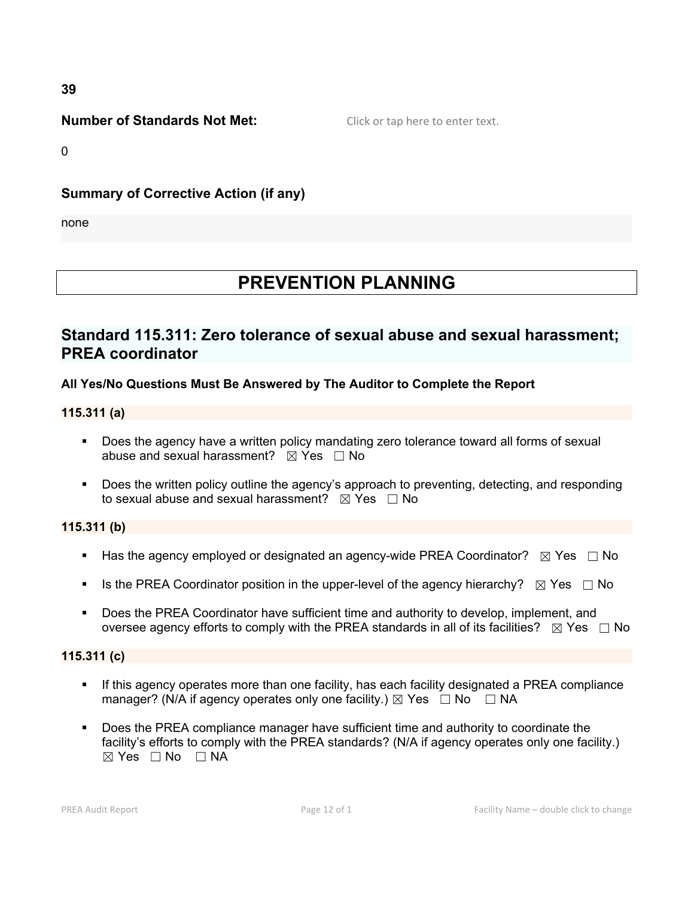39

**Number of Standards Not Met:** Click or tap here to enter text.

0

**Summary of Corrective Action (if any)**

none

# PREVENTION PLANNING

## Standard 115.311: Zero tolerance of sexual abuse and sexual harassment; PREA coordinator

**All Yes/No Questions Must Be Answered by The Auditor to Complete the Report**

**115.311 (a)**

- Does the agency have a written policy mandating zero tolerance toward all forms of sexual abuse and sexual harassment? ☒ Yes ☐ No
- Does the written policy outline the agency's approach to preventing, detecting, and responding to sexual abuse and sexual harassment? ☒ Yes ☐ No

**115.311 (b)**

- Has the agency employed or designated an agency-wide PREA Coordinator? ☒ Yes ☐ No
- Is the PREA Coordinator position in the upper-level of the agency hierarchy? ☒ Yes ☐ No
- Does the PREA Coordinator have sufficient time and authority to develop, implement, and oversee agency efforts to comply with the PREA standards in all of its facilities? ☒ Yes ☐ No

**115.311 (c)**

- If this agency operates more than one facility, has each facility designated a PREA compliance manager? (N/A if agency operates only one facility.) ☒ Yes ☐ No ☐ NA
- Does the PREA compliance manager have sufficient time and authority to coordinate the facility's efforts to comply with the PREA standards? (N/A if agency operates only one facility.) ☒ Yes ☐ No ☐ NA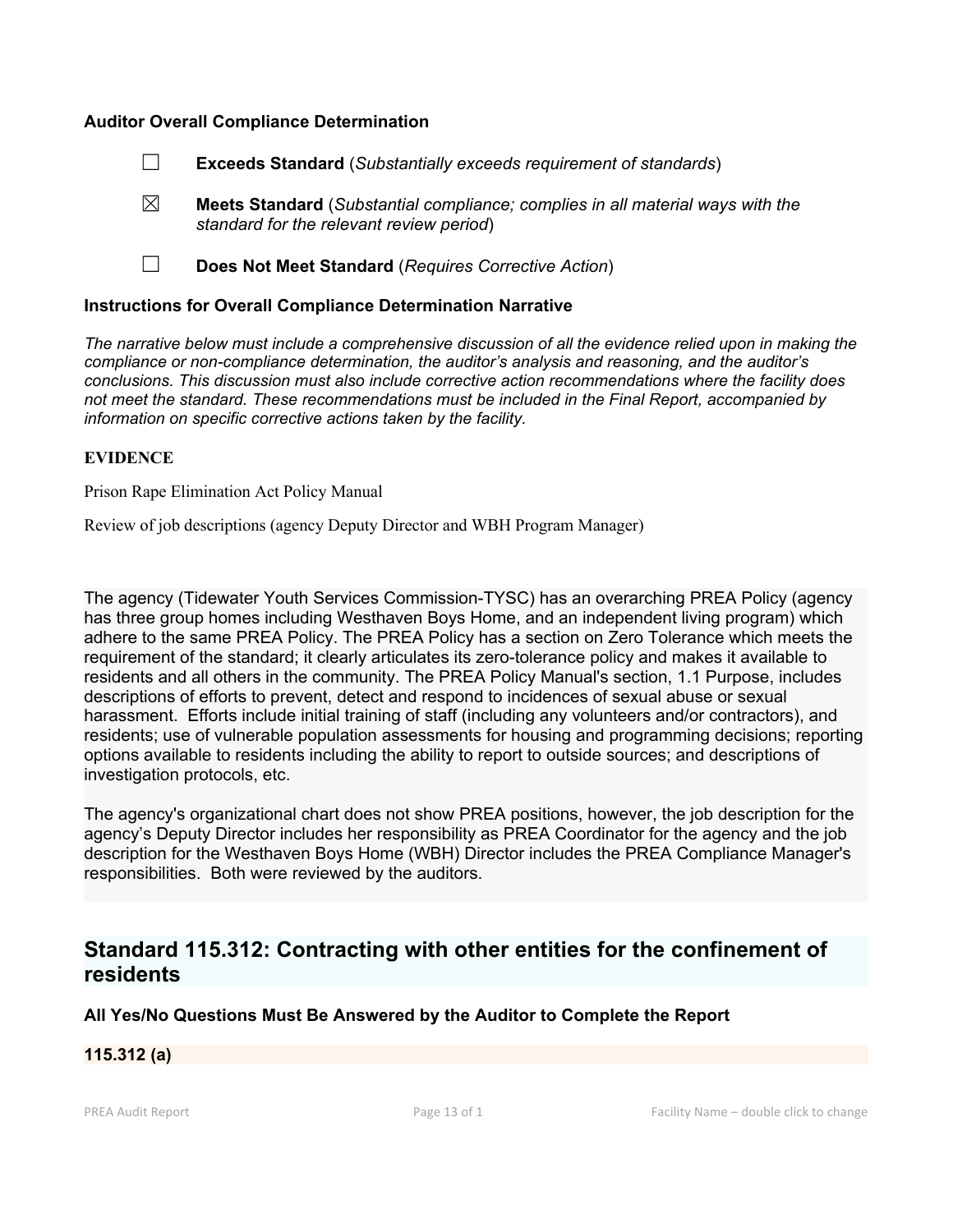**Auditor Overall Compliance Determination**

☐ **Exceeds Standard** (*Substantially exceeds requirement of standards*)

☒ **Meets Standard** (*Substantial compliance; complies in all material ways with the standard for the relevant review period*)

☐ **Does Not Meet Standard** (*Requires Corrective Action*)

**Instructions for Overall Compliance Determination Narrative**

*The narrative below must include a comprehensive discussion of all the evidence relied upon in making the compliance or non-compliance determination, the auditor's analysis and reasoning, and the auditor's conclusions. This discussion must also include corrective action recommendations where the facility does not meet the standard. These recommendations must be included in the Final Report, accompanied by information on specific corrective actions taken by the facility.*

**EVIDENCE**

Prison Rape Elimination Act Policy Manual

Review of job descriptions (agency Deputy Director and WBH Program Manager)

The agency (Tidewater Youth Services Commission-TYSC) has an overarching PREA Policy (agency has three group homes including Westhaven Boys Home, and an independent living program) which adhere to the same PREA Policy. The PREA Policy has a section on Zero Tolerance which meets the requirement of the standard; it clearly articulates its zero-tolerance policy and makes it available to residents and all others in the community. The PREA Policy Manual's section, 1.1 Purpose, includes descriptions of efforts to prevent, detect and respond to incidences of sexual abuse or sexual harassment. Efforts include initial training of staff (including any volunteers and/or contractors), and residents; use of vulnerable population assessments for housing and programming decisions; reporting options available to residents including the ability to report to outside sources; and descriptions of investigation protocols, etc.

The agency's organizational chart does not show PREA positions, however, the job description for the agency's Deputy Director includes her responsibility as PREA Coordinator for the agency and the job description for the Westhaven Boys Home (WBH) Director includes the PREA Compliance Manager's responsibilities. Both were reviewed by the auditors.

## Standard 115.312: Contracting with other entities for the confinement of residents

**All Yes/No Questions Must Be Answered by the Auditor to Complete the Report**

**115.312 (a)**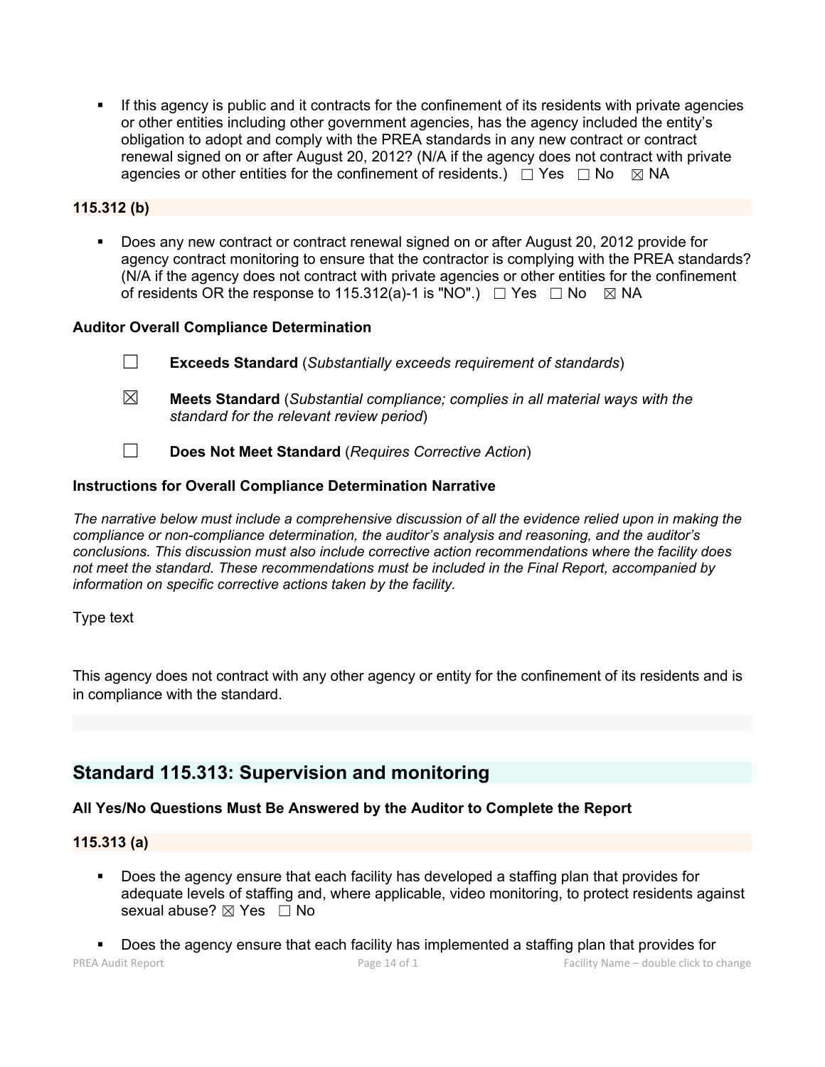- If this agency is public and it contracts for the confinement of its residents with private agencies or other entities including other government agencies, has the agency included the entity's obligation to adopt and comply with the PREA standards in any new contract or contract renewal signed on or after August 20, 2012? (N/A if the agency does not contract with private agencies or other entities for the confinement of residents.) ☐ Yes ☐ No ☒ NA

### 115.312 (b)

- Does any new contract or contract renewal signed on or after August 20, 2012 provide for agency contract monitoring to ensure that the contractor is complying with the PREA standards? (N/A if the agency does not contract with private agencies or other entities for the confinement of residents OR the response to 115.312(a)-1 is "NO".) ☐ Yes ☐ No ☒ NA

### Auditor Overall Compliance Determination

☐ **Exceeds Standard** (*Substantially exceeds requirement of standards*)

☒ **Meets Standard** (*Substantial compliance; complies in all material ways with the standard for the relevant review period*)

☐ **Does Not Meet Standard** (*Requires Corrective Action*)

### Instructions for Overall Compliance Determination Narrative

*The narrative below must include a comprehensive discussion of all the evidence relied upon in making the compliance or non-compliance determination, the auditor's analysis and reasoning, and the auditor's conclusions. This discussion must also include corrective action recommendations where the facility does not meet the standard. These recommendations must be included in the Final Report, accompanied by information on specific corrective actions taken by the facility.*

Type text

This agency does not contract with any other agency or entity for the confinement of its residents and is in compliance with the standard.

## Standard 115.313: Supervision and monitoring

### All Yes/No Questions Must Be Answered by the Auditor to Complete the Report

### 115.313 (a)

- Does the agency ensure that each facility has developed a staffing plan that provides for adequate levels of staffing and, where applicable, video monitoring, to protect residents against sexual abuse? ☒ Yes ☐ No

- Does the agency ensure that each facility has implemented a staffing plan that provides for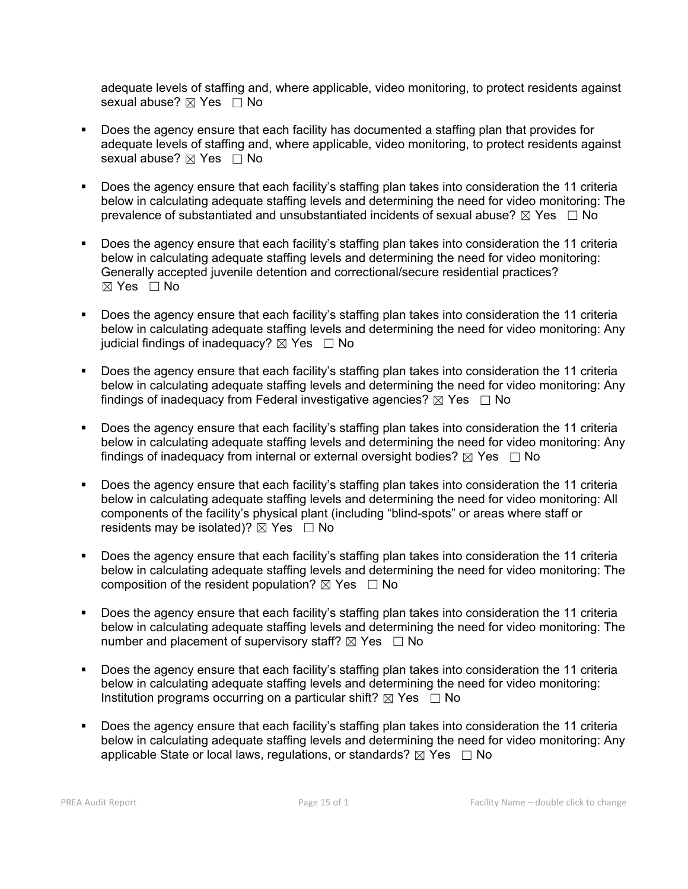adequate levels of staffing and, where applicable, video monitoring, to protect residents against sexual abuse? ☒ Yes ☐ No

- Does the agency ensure that each facility has documented a staffing plan that provides for adequate levels of staffing and, where applicable, video monitoring, to protect residents against sexual abuse? ☒ Yes ☐ No

- Does the agency ensure that each facility's staffing plan takes into consideration the 11 criteria below in calculating adequate staffing levels and determining the need for video monitoring: The prevalence of substantiated and unsubstantiated incidents of sexual abuse? ☒ Yes ☐ No

- Does the agency ensure that each facility's staffing plan takes into consideration the 11 criteria below in calculating adequate staffing levels and determining the need for video monitoring: Generally accepted juvenile detention and correctional/secure residential practices? ☒ Yes ☐ No

- Does the agency ensure that each facility's staffing plan takes into consideration the 11 criteria below in calculating adequate staffing levels and determining the need for video monitoring: Any judicial findings of inadequacy? ☒ Yes ☐ No

- Does the agency ensure that each facility's staffing plan takes into consideration the 11 criteria below in calculating adequate staffing levels and determining the need for video monitoring: Any findings of inadequacy from Federal investigative agencies? ☒ Yes ☐ No

- Does the agency ensure that each facility's staffing plan takes into consideration the 11 criteria below in calculating adequate staffing levels and determining the need for video monitoring: Any findings of inadequacy from internal or external oversight bodies? ☒ Yes ☐ No

- Does the agency ensure that each facility's staffing plan takes into consideration the 11 criteria below in calculating adequate staffing levels and determining the need for video monitoring: All components of the facility's physical plant (including "blind-spots" or areas where staff or residents may be isolated)? ☒ Yes ☐ No

- Does the agency ensure that each facility's staffing plan takes into consideration the 11 criteria below in calculating adequate staffing levels and determining the need for video monitoring: The composition of the resident population? ☒ Yes ☐ No

- Does the agency ensure that each facility's staffing plan takes into consideration the 11 criteria below in calculating adequate staffing levels and determining the need for video monitoring: The number and placement of supervisory staff? ☒ Yes ☐ No

- Does the agency ensure that each facility's staffing plan takes into consideration the 11 criteria below in calculating adequate staffing levels and determining the need for video monitoring: Institution programs occurring on a particular shift? ☒ Yes ☐ No

- Does the agency ensure that each facility's staffing plan takes into consideration the 11 criteria below in calculating adequate staffing levels and determining the need for video monitoring: Any applicable State or local laws, regulations, or standards? ☒ Yes ☐ No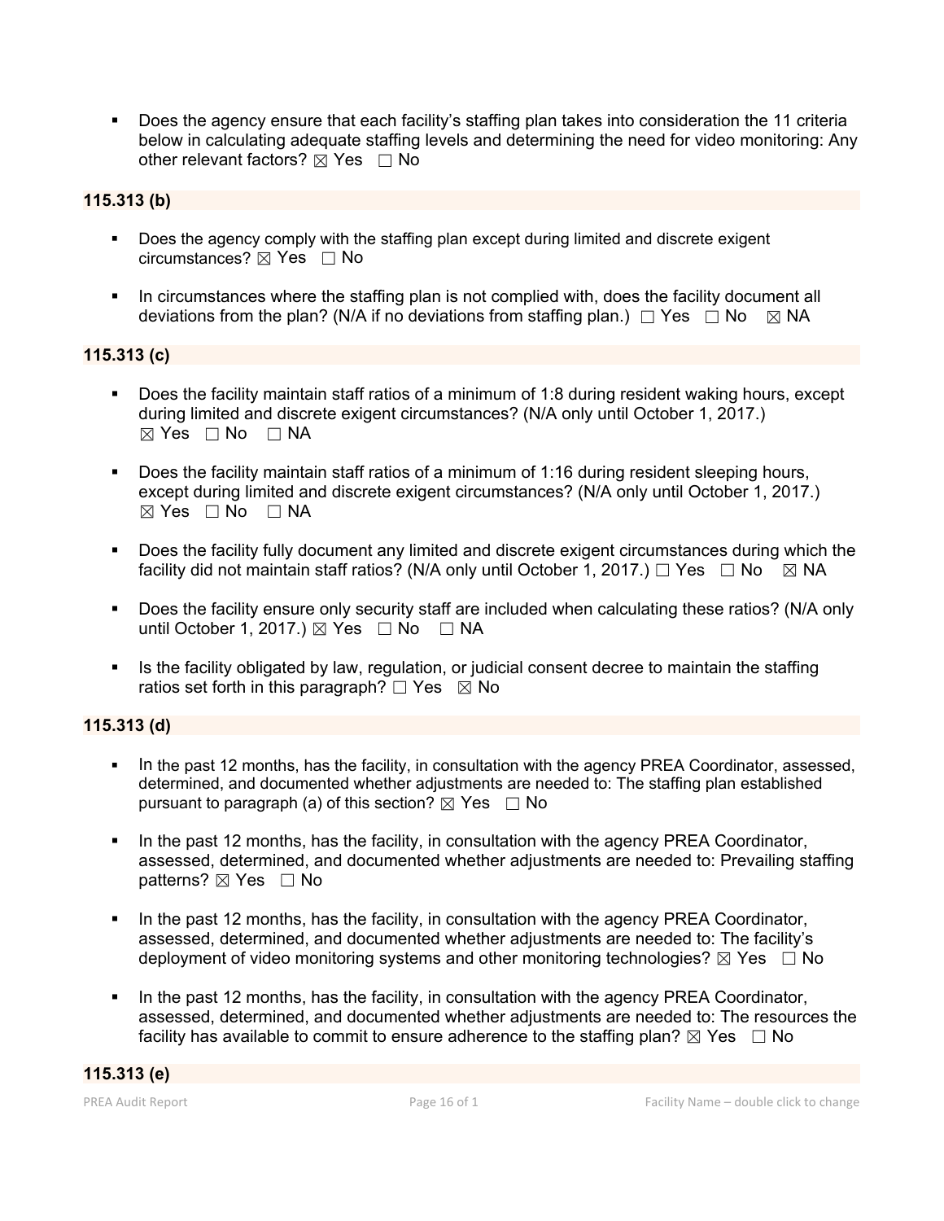- Does the agency ensure that each facility's staffing plan takes into consideration the 11 criteria below in calculating adequate staffing levels and determining the need for video monitoring: Any other relevant factors? ☒ Yes ☐ No

**115.313 (b)**

- Does the agency comply with the staffing plan except during limited and discrete exigent circumstances? ☒ Yes ☐ No
- In circumstances where the staffing plan is not complied with, does the facility document all deviations from the plan? (N/A if no deviations from staffing plan.) ☐ Yes ☐ No ☒ NA

**115.313 (c)**

- Does the facility maintain staff ratios of a minimum of 1:8 during resident waking hours, except during limited and discrete exigent circumstances? (N/A only until October 1, 2017.) ☒ Yes ☐ No ☐ NA
- Does the facility maintain staff ratios of a minimum of 1:16 during resident sleeping hours, except during limited and discrete exigent circumstances? (N/A only until October 1, 2017.) ☒ Yes ☐ No ☐ NA
- Does the facility fully document any limited and discrete exigent circumstances during which the facility did not maintain staff ratios? (N/A only until October 1, 2017.) ☐ Yes ☐ No ☒ NA
- Does the facility ensure only security staff are included when calculating these ratios? (N/A only until October 1, 2017.) ☒ Yes ☐ No ☐ NA
- Is the facility obligated by law, regulation, or judicial consent decree to maintain the staffing ratios set forth in this paragraph? ☐ Yes ☒ No

**115.313 (d)**

- In the past 12 months, has the facility, in consultation with the agency PREA Coordinator, assessed, determined, and documented whether adjustments are needed to: The staffing plan established pursuant to paragraph (a) of this section? ☒ Yes ☐ No
- In the past 12 months, has the facility, in consultation with the agency PREA Coordinator, assessed, determined, and documented whether adjustments are needed to: Prevailing staffing patterns? ☒ Yes ☐ No
- In the past 12 months, has the facility, in consultation with the agency PREA Coordinator, assessed, determined, and documented whether adjustments are needed to: The facility's deployment of video monitoring systems and other monitoring technologies? ☒ Yes ☐ No
- In the past 12 months, has the facility, in consultation with the agency PREA Coordinator, assessed, determined, and documented whether adjustments are needed to: The resources the facility has available to commit to ensure adherence to the staffing plan? ☒ Yes ☐ No

**115.313 (e)**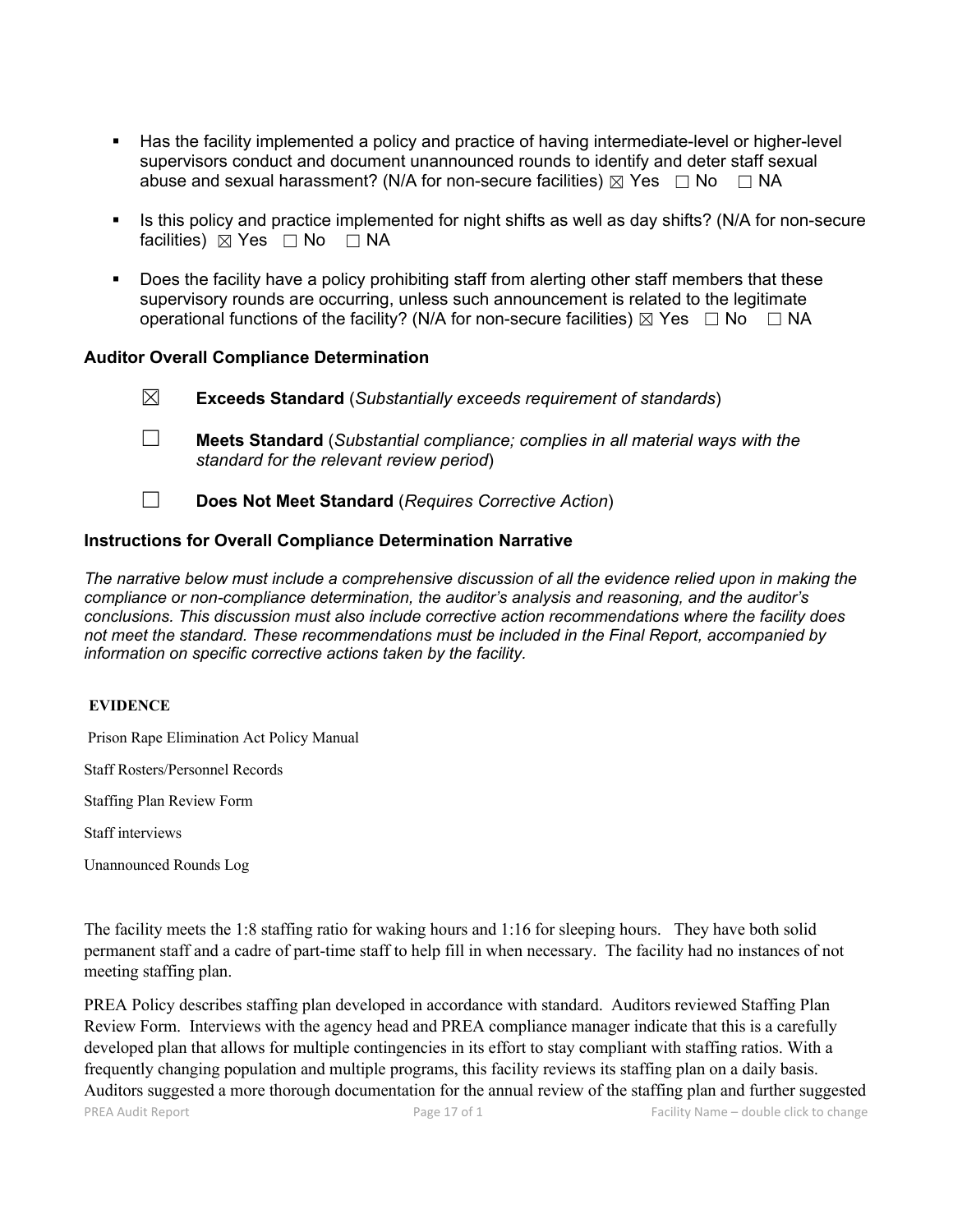- Has the facility implemented a policy and practice of having intermediate-level or higher-level supervisors conduct and document unannounced rounds to identify and deter staff sexual abuse and sexual harassment? (N/A for non-secure facilities) ☒ Yes ☐ No ☐ NA

- Is this policy and practice implemented for night shifts as well as day shifts? (N/A for non-secure facilities) ☒ Yes ☐ No ☐ NA

- Does the facility have a policy prohibiting staff from alerting other staff members that these supervisory rounds are occurring, unless such announcement is related to the legitimate operational functions of the facility? (N/A for non-secure facilities) ☒ Yes ☐ No ☐ NA

### Auditor Overall Compliance Determination

☒ **Exceeds Standard** (*Substantially exceeds requirement of standards*)

☐ **Meets Standard** (*Substantial compliance; complies in all material ways with the standard for the relevant review period*)

☐ **Does Not Meet Standard** (*Requires Corrective Action*)

### Instructions for Overall Compliance Determination Narrative

*The narrative below must include a comprehensive discussion of all the evidence relied upon in making the compliance or non-compliance determination, the auditor's analysis and reasoning, and the auditor's conclusions. This discussion must also include corrective action recommendations where the facility does not meet the standard. These recommendations must be included in the Final Report, accompanied by information on specific corrective actions taken by the facility.*

**EVIDENCE**

Prison Rape Elimination Act Policy Manual

Staff Rosters/Personnel Records

Staffing Plan Review Form

Staff interviews

Unannounced Rounds Log

The facility meets the 1:8 staffing ratio for waking hours and 1:16 for sleeping hours. They have both solid permanent staff and a cadre of part-time staff to help fill in when necessary. The facility had no instances of not meeting staffing plan.

PREA Policy describes staffing plan developed in accordance with standard. Auditors reviewed Staffing Plan Review Form. Interviews with the agency head and PREA compliance manager indicate that this is a carefully developed plan that allows for multiple contingencies in its effort to stay compliant with staffing ratios. With a frequently changing population and multiple programs, this facility reviews its staffing plan on a daily basis. Auditors suggested a more thorough documentation for the annual review of the staffing plan and further suggested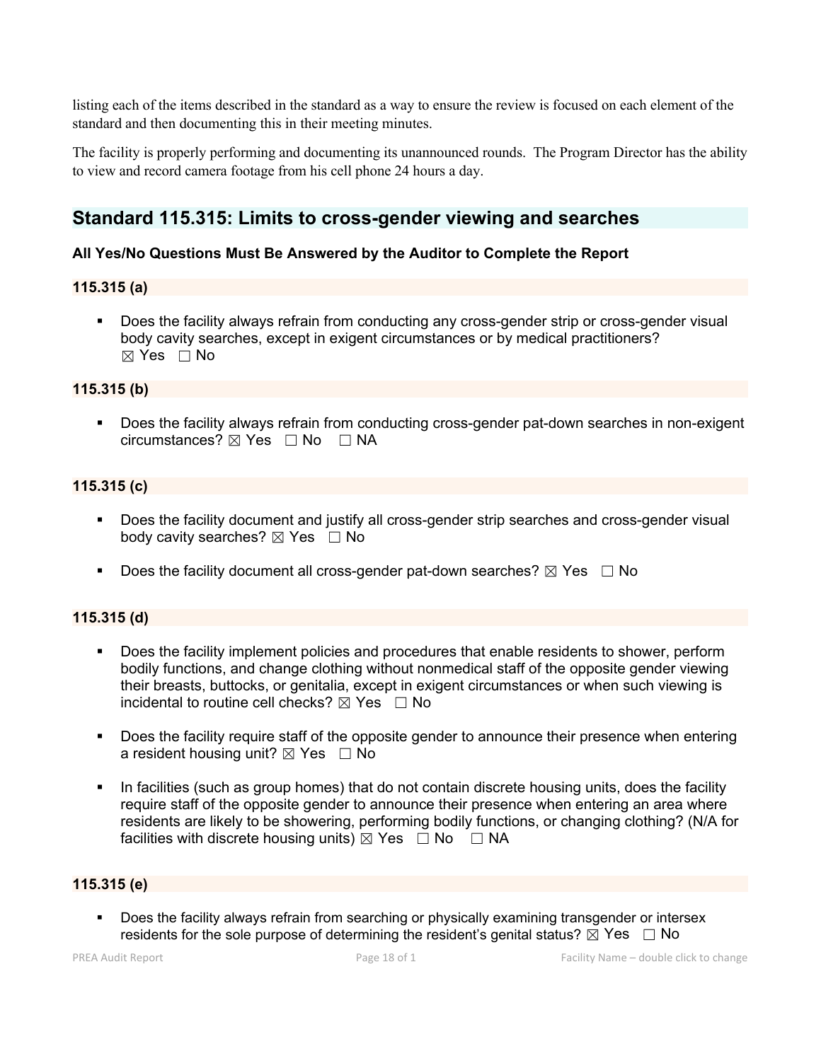listing each of the items described in the standard as a way to ensure the review is focused on each element of the standard and then documenting this in their meeting minutes.

The facility is properly performing and documenting its unannounced rounds. The Program Director has the ability to view and record camera footage from his cell phone 24 hours a day.

## Standard 115.315: Limits to cross-gender viewing and searches

**All Yes/No Questions Must Be Answered by the Auditor to Complete the Report**

### 115.315 (a)

- Does the facility always refrain from conducting any cross-gender strip or cross-gender visual body cavity searches, except in exigent circumstances or by medical practitioners? ☒ Yes ☐ No

### 115.315 (b)

- Does the facility always refrain from conducting cross-gender pat-down searches in non-exigent circumstances? ☒ Yes ☐ No ☐ NA

### 115.315 (c)

- Does the facility document and justify all cross-gender strip searches and cross-gender visual body cavity searches? ☒ Yes ☐ No
- Does the facility document all cross-gender pat-down searches? ☒ Yes ☐ No

### 115.315 (d)

- Does the facility implement policies and procedures that enable residents to shower, perform bodily functions, and change clothing without nonmedical staff of the opposite gender viewing their breasts, buttocks, or genitalia, except in exigent circumstances or when such viewing is incidental to routine cell checks? ☒ Yes ☐ No
- Does the facility require staff of the opposite gender to announce their presence when entering a resident housing unit? ☒ Yes ☐ No
- In facilities (such as group homes) that do not contain discrete housing units, does the facility require staff of the opposite gender to announce their presence when entering an area where residents are likely to be showering, performing bodily functions, or changing clothing? (N/A for facilities with discrete housing units) ☒ Yes ☐ No ☐ NA

### 115.315 (e)

- Does the facility always refrain from searching or physically examining transgender or intersex residents for the sole purpose of determining the resident's genital status? ☒ Yes ☐ No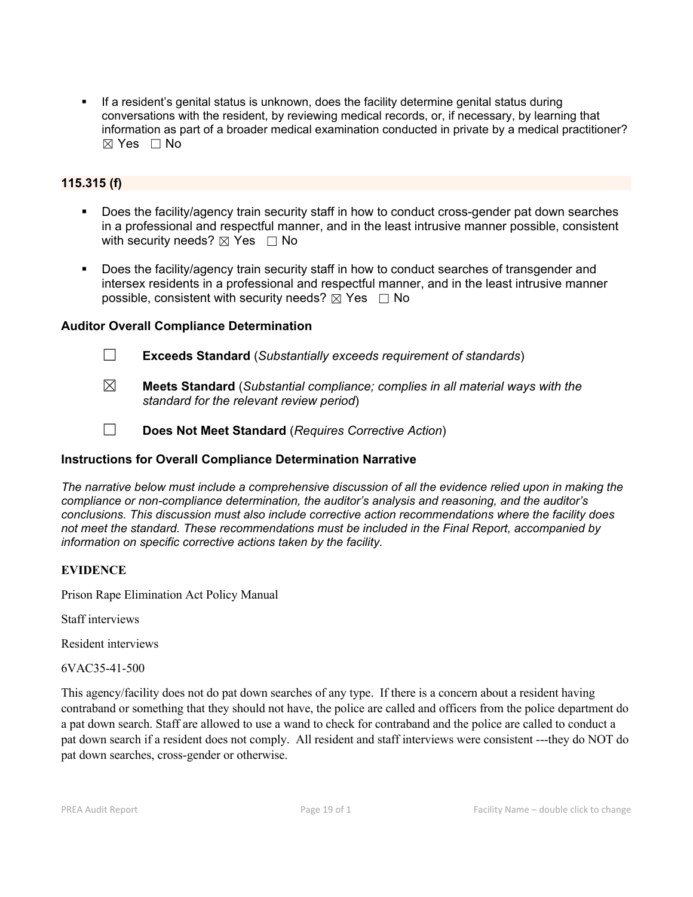- If a resident's genital status is unknown, does the facility determine genital status during conversations with the resident, by reviewing medical records, or, if necessary, by learning that information as part of a broader medical examination conducted in private by a medical practitioner? ☒ Yes ☐ No

### 115.315 (f)

- Does the facility/agency train security staff in how to conduct cross-gender pat down searches in a professional and respectful manner, and in the least intrusive manner possible, consistent with security needs? ☒ Yes ☐ No
- Does the facility/agency train security staff in how to conduct searches of transgender and intersex residents in a professional and respectful manner, and in the least intrusive manner possible, consistent with security needs? ☒ Yes ☐ No

### Auditor Overall Compliance Determination

☐ **Exceeds Standard** (*Substantially exceeds requirement of standards*)

☒ **Meets Standard** (*Substantial compliance; complies in all material ways with the standard for the relevant review period*)

☐ **Does Not Meet Standard** (*Requires Corrective Action*)

### Instructions for Overall Compliance Determination Narrative

*The narrative below must include a comprehensive discussion of all the evidence relied upon in making the compliance or non-compliance determination, the auditor's analysis and reasoning, and the auditor's conclusions. This discussion must also include corrective action recommendations where the facility does not meet the standard. These recommendations must be included in the Final Report, accompanied by information on specific corrective actions taken by the facility.*

**EVIDENCE**

Prison Rape Elimination Act Policy Manual

Staff interviews

Resident interviews

6VAC35-41-500

This agency/facility does not do pat down searches of any type. If there is a concern about a resident having contraband or something that they should not have, the police are called and officers from the police department do a pat down search. Staff are allowed to use a wand to check for contraband and the police are called to conduct a pat down search if a resident does not comply. All resident and staff interviews were consistent ---they do NOT do pat down searches, cross-gender or otherwise.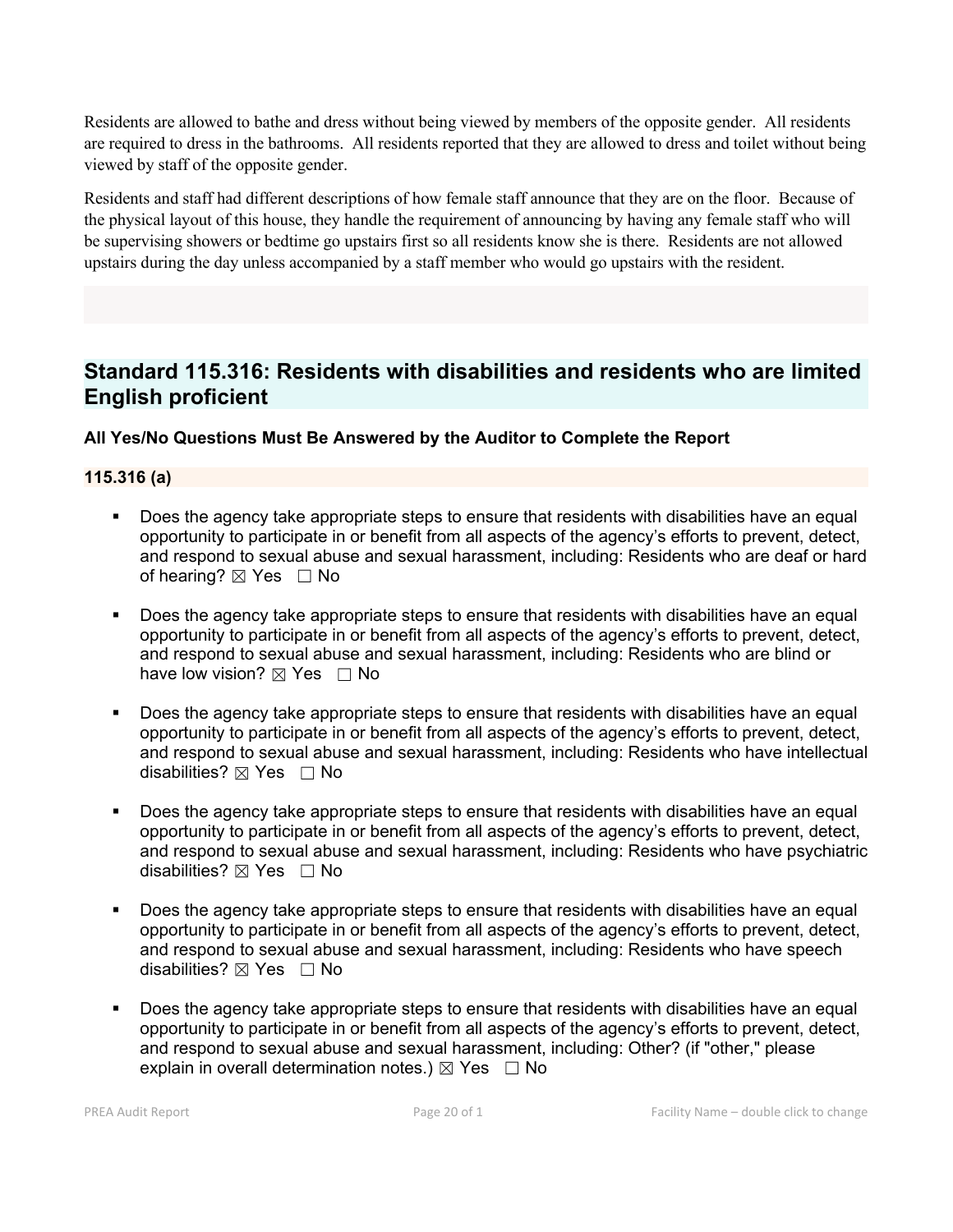Residents are allowed to bathe and dress without being viewed by members of the opposite gender. All residents are required to dress in the bathrooms. All residents reported that they are allowed to dress and toilet without being viewed by staff of the opposite gender.

Residents and staff had different descriptions of how female staff announce that they are on the floor. Because of the physical layout of this house, they handle the requirement of announcing by having any female staff who will be supervising showers or bedtime go upstairs first so all residents know she is there. Residents are not allowed upstairs during the day unless accompanied by a staff member who would go upstairs with the resident.

## Standard 115.316: Residents with disabilities and residents who are limited English proficient

**All Yes/No Questions Must Be Answered by the Auditor to Complete the Report**

### 115.316 (a)

- Does the agency take appropriate steps to ensure that residents with disabilities have an equal opportunity to participate in or benefit from all aspects of the agency's efforts to prevent, detect, and respond to sexual abuse and sexual harassment, including: Residents who are deaf or hard of hearing? ☒ Yes ☐ No

- Does the agency take appropriate steps to ensure that residents with disabilities have an equal opportunity to participate in or benefit from all aspects of the agency's efforts to prevent, detect, and respond to sexual abuse and sexual harassment, including: Residents who are blind or have low vision? ☒ Yes ☐ No

- Does the agency take appropriate steps to ensure that residents with disabilities have an equal opportunity to participate in or benefit from all aspects of the agency's efforts to prevent, detect, and respond to sexual abuse and sexual harassment, including: Residents who have intellectual disabilities? ☒ Yes ☐ No

- Does the agency take appropriate steps to ensure that residents with disabilities have an equal opportunity to participate in or benefit from all aspects of the agency's efforts to prevent, detect, and respond to sexual abuse and sexual harassment, including: Residents who have psychiatric disabilities? ☒ Yes ☐ No

- Does the agency take appropriate steps to ensure that residents with disabilities have an equal opportunity to participate in or benefit from all aspects of the agency's efforts to prevent, detect, and respond to sexual abuse and sexual harassment, including: Residents who have speech disabilities? ☒ Yes ☐ No

- Does the agency take appropriate steps to ensure that residents with disabilities have an equal opportunity to participate in or benefit from all aspects of the agency's efforts to prevent, detect, and respond to sexual abuse and sexual harassment, including: Other? (if "other," please explain in overall determination notes.) ☒ Yes ☐ No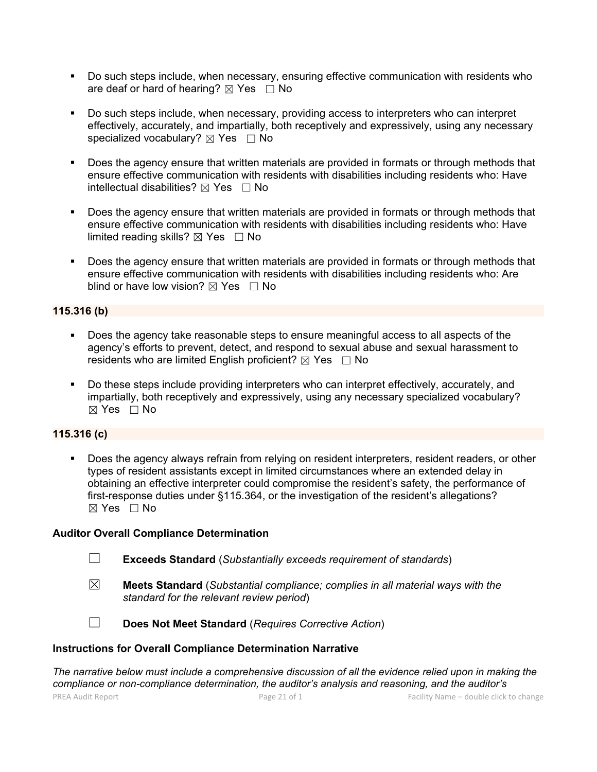- Do such steps include, when necessary, ensuring effective communication with residents who are deaf or hard of hearing? ☒ Yes ☐ No

- Do such steps include, when necessary, providing access to interpreters who can interpret effectively, accurately, and impartially, both receptively and expressively, using any necessary specialized vocabulary? ☒ Yes ☐ No

- Does the agency ensure that written materials are provided in formats or through methods that ensure effective communication with residents with disabilities including residents who: Have intellectual disabilities? ☒ Yes ☐ No

- Does the agency ensure that written materials are provided in formats or through methods that ensure effective communication with residents with disabilities including residents who: Have limited reading skills? ☒ Yes ☐ No

- Does the agency ensure that written materials are provided in formats or through methods that ensure effective communication with residents with disabilities including residents who: Are blind or have low vision? ☒ Yes ☐ No

### 115.316 (b)

- Does the agency take reasonable steps to ensure meaningful access to all aspects of the agency's efforts to prevent, detect, and respond to sexual abuse and sexual harassment to residents who are limited English proficient? ☒ Yes ☐ No

- Do these steps include providing interpreters who can interpret effectively, accurately, and impartially, both receptively and expressively, using any necessary specialized vocabulary? ☒ Yes ☐ No

### 115.316 (c)

- Does the agency always refrain from relying on resident interpreters, resident readers, or other types of resident assistants except in limited circumstances where an extended delay in obtaining an effective interpreter could compromise the resident's safety, the performance of first-response duties under §115.364, or the investigation of the resident's allegations? ☒ Yes ☐ No

### Auditor Overall Compliance Determination

☐ **Exceeds Standard** (*Substantially exceeds requirement of standards*)

☒ **Meets Standard** (*Substantial compliance; complies in all material ways with the standard for the relevant review period*)

☐ **Does Not Meet Standard** (*Requires Corrective Action*)

### Instructions for Overall Compliance Determination Narrative

*The narrative below must include a comprehensive discussion of all the evidence relied upon in making the compliance or non-compliance determination, the auditor's analysis and reasoning, and the auditor's*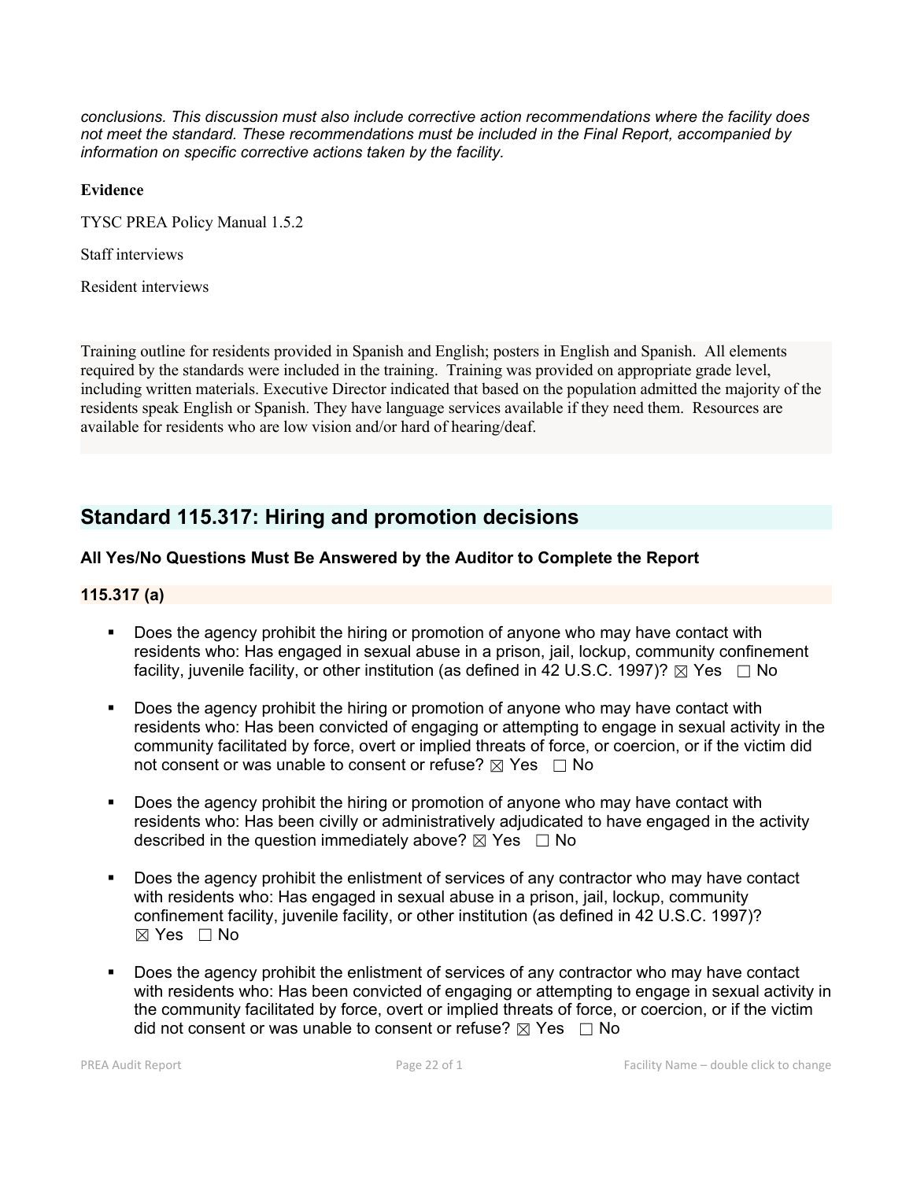*conclusions. This discussion must also include corrective action recommendations where the facility does not meet the standard. These recommendations must be included in the Final Report, accompanied by information on specific corrective actions taken by the facility.*

**Evidence**

TYSC PREA Policy Manual 1.5.2

Staff interviews

Resident interviews

Training outline for residents provided in Spanish and English; posters in English and Spanish. All elements required by the standards were included in the training. Training was provided on appropriate grade level, including written materials. Executive Director indicated that based on the population admitted the majority of the residents speak English or Spanish. They have language services available if they need them. Resources are available for residents who are low vision and/or hard of hearing/deaf.

## Standard 115.317: Hiring and promotion decisions

### All Yes/No Questions Must Be Answered by the Auditor to Complete the Report

### 115.317 (a)

- Does the agency prohibit the hiring or promotion of anyone who may have contact with residents who: Has engaged in sexual abuse in a prison, jail, lockup, community confinement facility, juvenile facility, or other institution (as defined in 42 U.S.C. 1997)? ☒ Yes ☐ No
- Does the agency prohibit the hiring or promotion of anyone who may have contact with residents who: Has been convicted of engaging or attempting to engage in sexual activity in the community facilitated by force, overt or implied threats of force, or coercion, or if the victim did not consent or was unable to consent or refuse? ☒ Yes ☐ No
- Does the agency prohibit the hiring or promotion of anyone who may have contact with residents who: Has been civilly or administratively adjudicated to have engaged in the activity described in the question immediately above? ☒ Yes ☐ No
- Does the agency prohibit the enlistment of services of any contractor who may have contact with residents who: Has engaged in sexual abuse in a prison, jail, lockup, community confinement facility, juvenile facility, or other institution (as defined in 42 U.S.C. 1997)? ☒ Yes ☐ No
- Does the agency prohibit the enlistment of services of any contractor who may have contact with residents who: Has been convicted of engaging or attempting to engage in sexual activity in the community facilitated by force, overt or implied threats of force, or coercion, or if the victim did not consent or was unable to consent or refuse? ☒ Yes ☐ No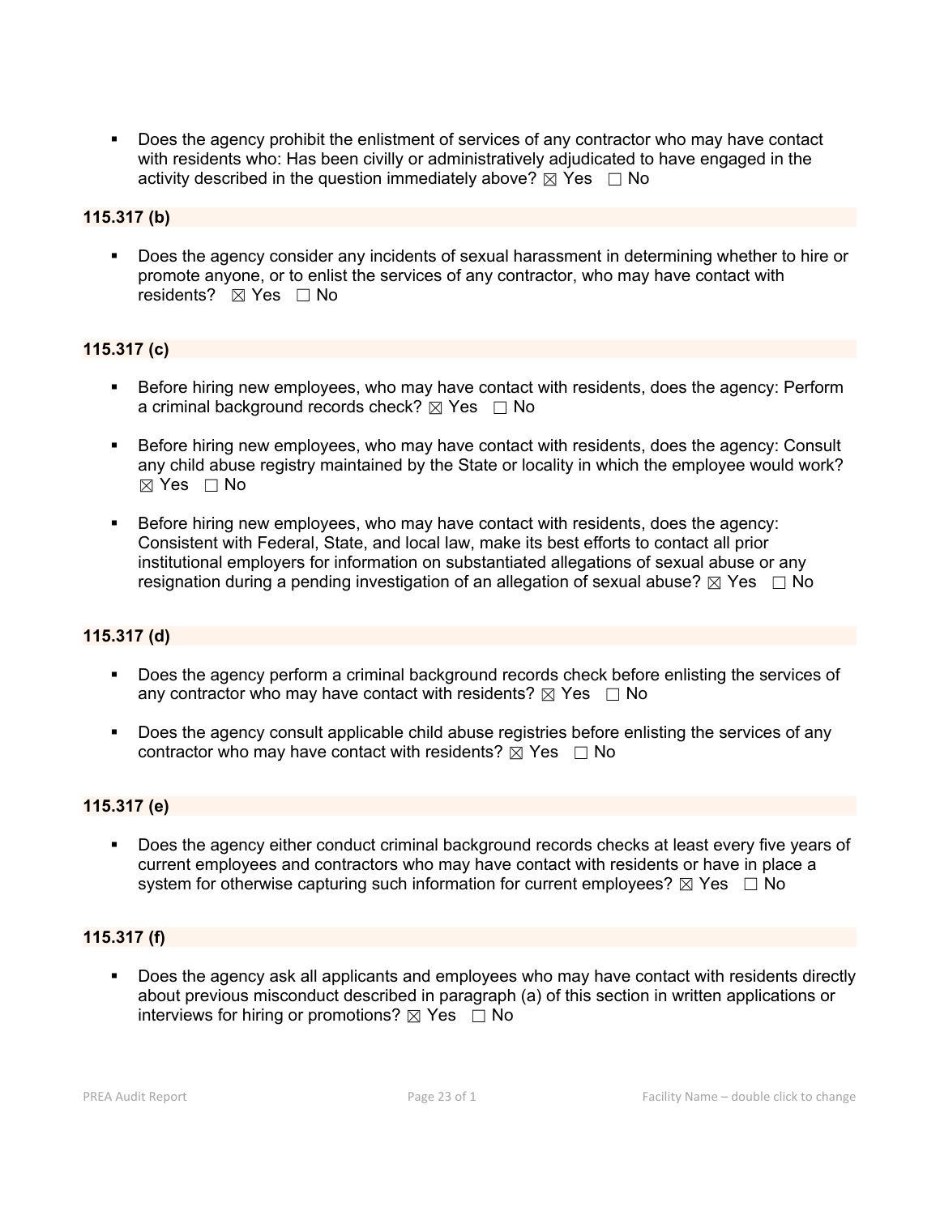- Does the agency prohibit the enlistment of services of any contractor who may have contact with residents who: Has been civilly or administratively adjudicated to have engaged in the activity described in the question immediately above? ☒ Yes ☐ No

**115.317 (b)**

- Does the agency consider any incidents of sexual harassment in determining whether to hire or promote anyone, or to enlist the services of any contractor, who may have contact with residents? ☒ Yes ☐ No

**115.317 (c)**

- Before hiring new employees, who may have contact with residents, does the agency: Perform a criminal background records check? ☒ Yes ☐ No
- Before hiring new employees, who may have contact with residents, does the agency: Consult any child abuse registry maintained by the State or locality in which the employee would work? ☒ Yes ☐ No
- Before hiring new employees, who may have contact with residents, does the agency: Consistent with Federal, State, and local law, make its best efforts to contact all prior institutional employers for information on substantiated allegations of sexual abuse or any resignation during a pending investigation of an allegation of sexual abuse? ☒ Yes ☐ No

**115.317 (d)**

- Does the agency perform a criminal background records check before enlisting the services of any contractor who may have contact with residents? ☒ Yes ☐ No
- Does the agency consult applicable child abuse registries before enlisting the services of any contractor who may have contact with residents? ☒ Yes ☐ No

**115.317 (e)**

- Does the agency either conduct criminal background records checks at least every five years of current employees and contractors who may have contact with residents or have in place a system for otherwise capturing such information for current employees? ☒ Yes ☐ No

**115.317 (f)**

- Does the agency ask all applicants and employees who may have contact with residents directly about previous misconduct described in paragraph (a) of this section in written applications or interviews for hiring or promotions? ☒ Yes ☐ No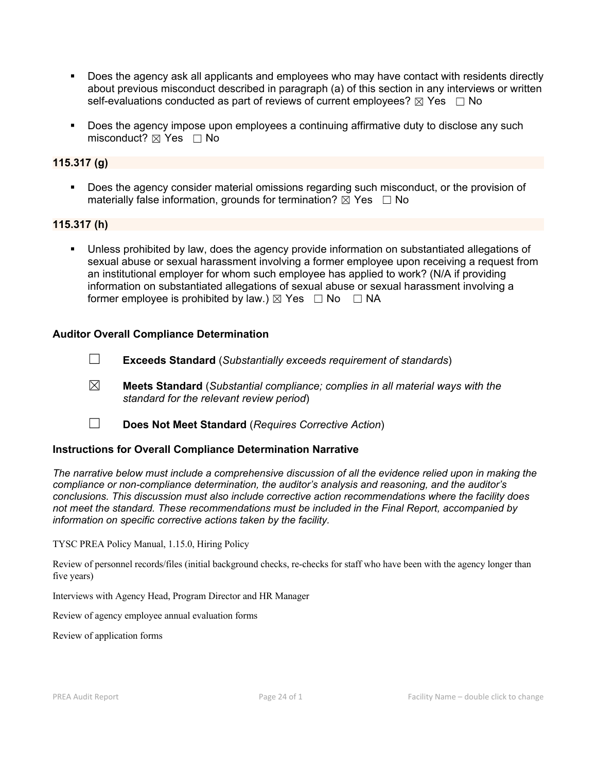- Does the agency ask all applicants and employees who may have contact with residents directly about previous misconduct described in paragraph (a) of this section in any interviews or written self-evaluations conducted as part of reviews of current employees? ☒ Yes ☐ No

- Does the agency impose upon employees a continuing affirmative duty to disclose any such misconduct? ☒ Yes ☐ No

### 115.317 (g)

- Does the agency consider material omissions regarding such misconduct, or the provision of materially false information, grounds for termination? ☒ Yes ☐ No

### 115.317 (h)

- Unless prohibited by law, does the agency provide information on substantiated allegations of sexual abuse or sexual harassment involving a former employee upon receiving a request from an institutional employer for whom such employee has applied to work? (N/A if providing information on substantiated allegations of sexual abuse or sexual harassment involving a former employee is prohibited by law.) ☒ Yes ☐ No ☐ NA

### Auditor Overall Compliance Determination

☐ **Exceeds Standard** (*Substantially exceeds requirement of standards*)

☒ **Meets Standard** (*Substantial compliance; complies in all material ways with the standard for the relevant review period*)

☐ **Does Not Meet Standard** (*Requires Corrective Action*)

### Instructions for Overall Compliance Determination Narrative

*The narrative below must include a comprehensive discussion of all the evidence relied upon in making the compliance or non-compliance determination, the auditor's analysis and reasoning, and the auditor's conclusions. This discussion must also include corrective action recommendations where the facility does not meet the standard. These recommendations must be included in the Final Report, accompanied by information on specific corrective actions taken by the facility.*

TYSC PREA Policy Manual, 1.15.0, Hiring Policy

Review of personnel records/files (initial background checks, re-checks for staff who have been with the agency longer than five years)

Interviews with Agency Head, Program Director and HR Manager

Review of agency employee annual evaluation forms

Review of application forms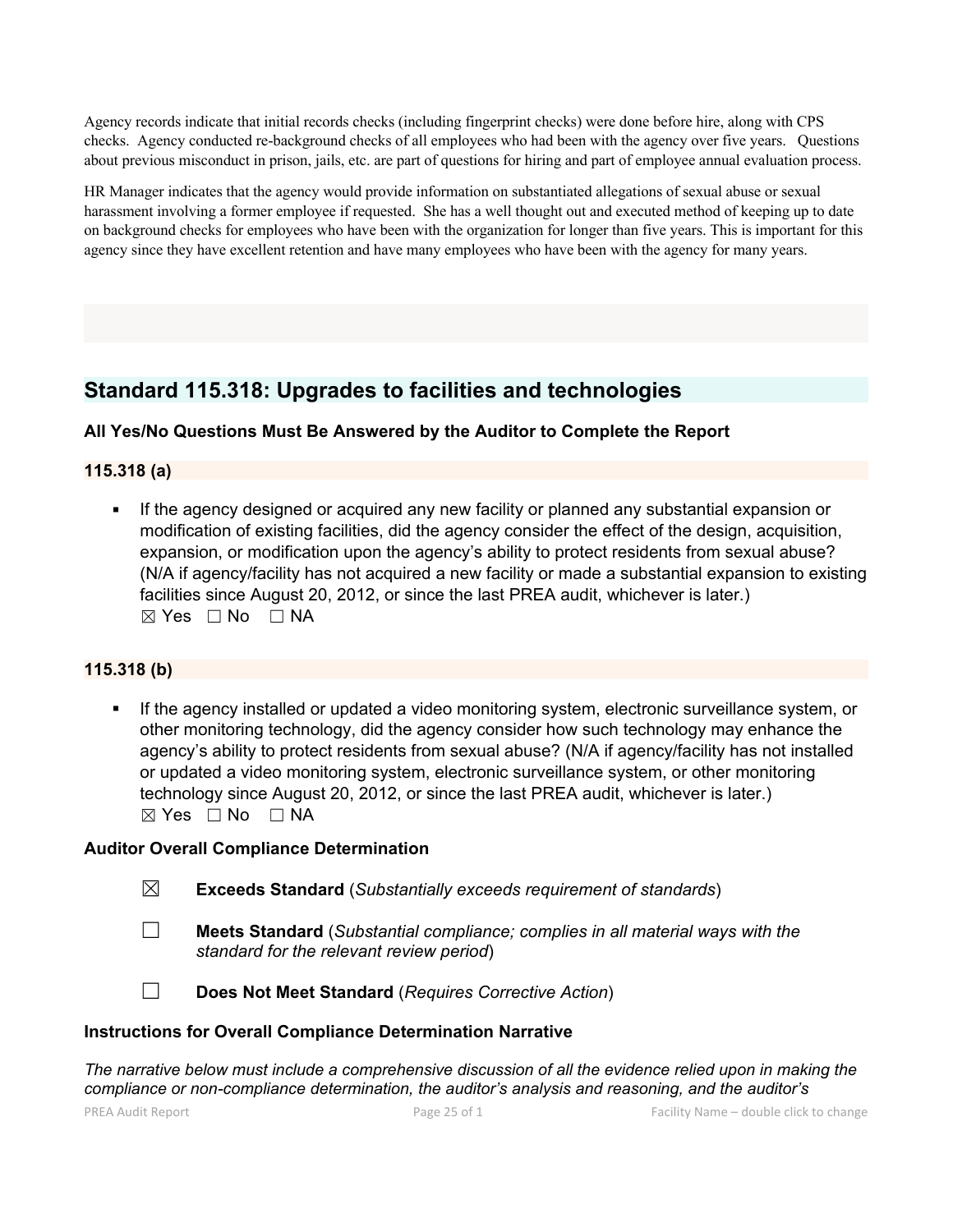Agency records indicate that initial records checks (including fingerprint checks) were done before hire, along with CPS checks. Agency conducted re-background checks of all employees who had been with the agency over five years. Questions about previous misconduct in prison, jails, etc. are part of questions for hiring and part of employee annual evaluation process.

HR Manager indicates that the agency would provide information on substantiated allegations of sexual abuse or sexual harassment involving a former employee if requested. She has a well thought out and executed method of keeping up to date on background checks for employees who have been with the organization for longer than five years. This is important for this agency since they have excellent retention and have many employees who have been with the agency for many years.

## Standard 115.318: Upgrades to facilities and technologies

**All Yes/No Questions Must Be Answered by the Auditor to Complete the Report**

### 115.318 (a)

- If the agency designed or acquired any new facility or planned any substantial expansion or modification of existing facilities, did the agency consider the effect of the design, acquisition, expansion, or modification upon the agency's ability to protect residents from sexual abuse? (N/A if agency/facility has not acquired a new facility or made a substantial expansion to existing facilities since August 20, 2012, or since the last PREA audit, whichever is later.)
  ☒ Yes ☐ No ☐ NA

### 115.318 (b)

- If the agency installed or updated a video monitoring system, electronic surveillance system, or other monitoring technology, did the agency consider how such technology may enhance the agency's ability to protect residents from sexual abuse? (N/A if agency/facility has not installed or updated a video monitoring system, electronic surveillance system, or other monitoring technology since August 20, 2012, or since the last PREA audit, whichever is later.)
  ☒ Yes ☐ No ☐ NA

**Auditor Overall Compliance Determination**

☒ **Exceeds Standard** (*Substantially exceeds requirement of standards*)

☐ **Meets Standard** (*Substantial compliance; complies in all material ways with the standard for the relevant review period*)

☐ **Does Not Meet Standard** (*Requires Corrective Action*)

**Instructions for Overall Compliance Determination Narrative**

*The narrative below must include a comprehensive discussion of all the evidence relied upon in making the compliance or non-compliance determination, the auditor's analysis and reasoning, and the auditor's*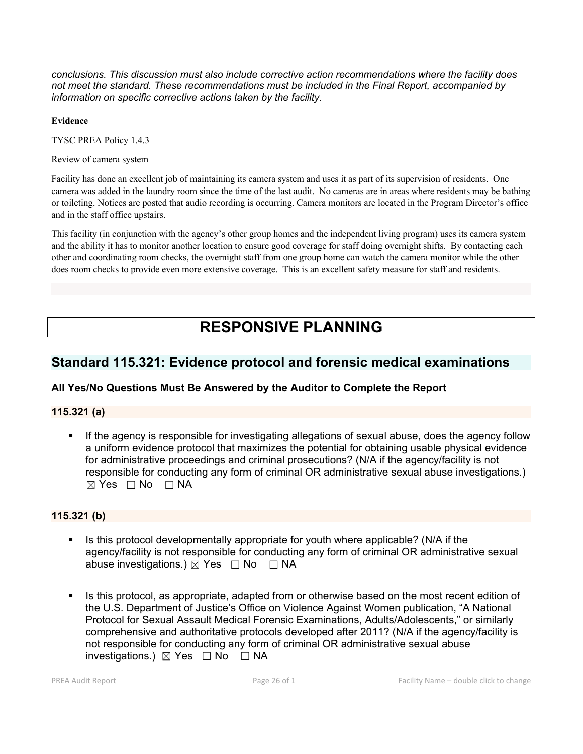*conclusions. This discussion must also include corrective action recommendations where the facility does not meet the standard. These recommendations must be included in the Final Report, accompanied by information on specific corrective actions taken by the facility.*

**Evidence**

TYSC PREA Policy 1.4.3

Review of camera system

Facility has done an excellent job of maintaining its camera system and uses it as part of its supervision of residents. One camera was added in the laundry room since the time of the last audit. No cameras are in areas where residents may be bathing or toileting. Notices are posted that audio recording is occurring. Camera monitors are located in the Program Director's office and in the staff office upstairs.

This facility (in conjunction with the agency's other group homes and the independent living program) uses its camera system and the ability it has to monitor another location to ensure good coverage for staff doing overnight shifts. By contacting each other and coordinating room checks, the overnight staff from one group home can watch the camera monitor while the other does room checks to provide even more extensive coverage. This is an excellent safety measure for staff and residents.

# RESPONSIVE PLANNING

## Standard 115.321: Evidence protocol and forensic medical examinations

### All Yes/No Questions Must Be Answered by the Auditor to Complete the Report

### 115.321 (a)

- If the agency is responsible for investigating allegations of sexual abuse, does the agency follow a uniform evidence protocol that maximizes the potential for obtaining usable physical evidence for administrative proceedings and criminal prosecutions? (N/A if the agency/facility is not responsible for conducting any form of criminal OR administrative sexual abuse investigations.) ☒ Yes ☐ No ☐ NA

### 115.321 (b)

- Is this protocol developmentally appropriate for youth where applicable? (N/A if the agency/facility is not responsible for conducting any form of criminal OR administrative sexual abuse investigations.) ☒ Yes ☐ No ☐ NA

- Is this protocol, as appropriate, adapted from or otherwise based on the most recent edition of the U.S. Department of Justice's Office on Violence Against Women publication, "A National Protocol for Sexual Assault Medical Forensic Examinations, Adults/Adolescents," or similarly comprehensive and authoritative protocols developed after 2011? (N/A if the agency/facility is not responsible for conducting any form of criminal OR administrative sexual abuse investigations.) ☒ Yes ☐ No ☐ NA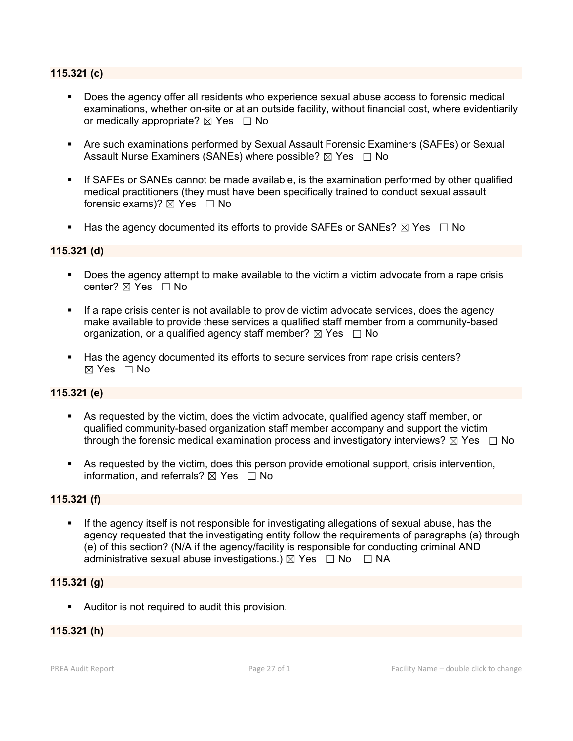**115.321 (c)**

- Does the agency offer all residents who experience sexual abuse access to forensic medical examinations, whether on-site or at an outside facility, without financial cost, where evidentiarily or medically appropriate? ☒ Yes ☐ No
- Are such examinations performed by Sexual Assault Forensic Examiners (SAFEs) or Sexual Assault Nurse Examiners (SANEs) where possible? ☒ Yes ☐ No
- If SAFEs or SANEs cannot be made available, is the examination performed by other qualified medical practitioners (they must have been specifically trained to conduct sexual assault forensic exams)? ☒ Yes ☐ No
- Has the agency documented its efforts to provide SAFEs or SANEs? ☒ Yes ☐ No

**115.321 (d)**

- Does the agency attempt to make available to the victim a victim advocate from a rape crisis center? ☒ Yes ☐ No
- If a rape crisis center is not available to provide victim advocate services, does the agency make available to provide these services a qualified staff member from a community-based organization, or a qualified agency staff member? ☒ Yes ☐ No
- Has the agency documented its efforts to secure services from rape crisis centers? ☒ Yes ☐ No

**115.321 (e)**

- As requested by the victim, does the victim advocate, qualified agency staff member, or qualified community-based organization staff member accompany and support the victim through the forensic medical examination process and investigatory interviews? ☒ Yes ☐ No
- As requested by the victim, does this person provide emotional support, crisis intervention, information, and referrals? ☒ Yes ☐ No

**115.321 (f)**

- If the agency itself is not responsible for investigating allegations of sexual abuse, has the agency requested that the investigating entity follow the requirements of paragraphs (a) through (e) of this section? (N/A if the agency/facility is responsible for conducting criminal AND administrative sexual abuse investigations.) ☒ Yes ☐ No ☐ NA

**115.321 (g)**

- Auditor is not required to audit this provision.

**115.321 (h)**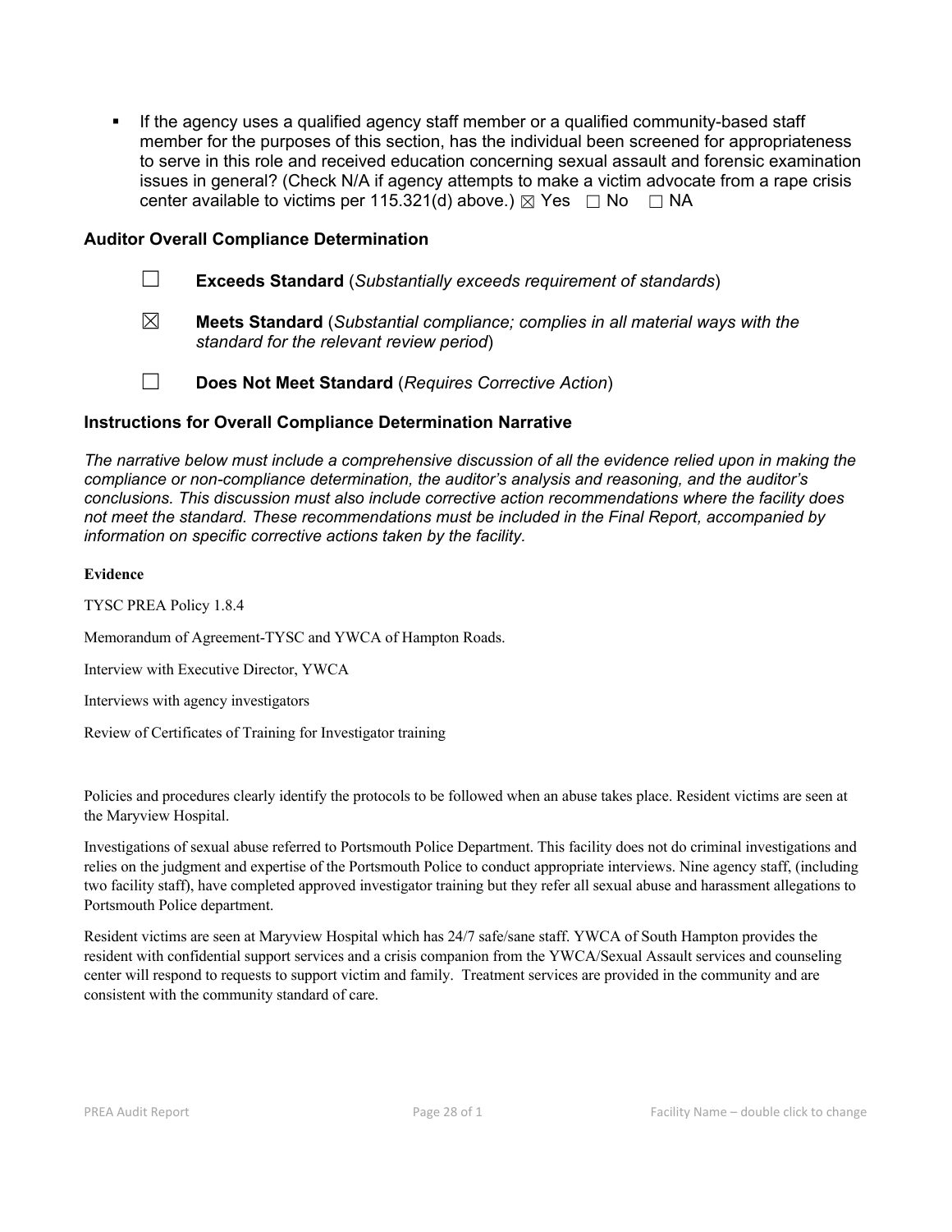- If the agency uses a qualified agency staff member or a qualified community-based staff member for the purposes of this section, has the individual been screened for appropriateness to serve in this role and received education concerning sexual assault and forensic examination issues in general? (Check N/A if agency attempts to make a victim advocate from a rape crisis center available to victims per 115.321(d) above.) ☒ Yes ☐ No ☐ NA

### Auditor Overall Compliance Determination

☐ **Exceeds Standard** (*Substantially exceeds requirement of standards*)

☒ **Meets Standard** (*Substantial compliance; complies in all material ways with the standard for the relevant review period*)

☐ **Does Not Meet Standard** (*Requires Corrective Action*)

### Instructions for Overall Compliance Determination Narrative

*The narrative below must include a comprehensive discussion of all the evidence relied upon in making the compliance or non-compliance determination, the auditor's analysis and reasoning, and the auditor's conclusions. This discussion must also include corrective action recommendations where the facility does not meet the standard. These recommendations must be included in the Final Report, accompanied by information on specific corrective actions taken by the facility.*

**Evidence**

TYSC PREA Policy 1.8.4

Memorandum of Agreement-TYSC and YWCA of Hampton Roads.

Interview with Executive Director, YWCA

Interviews with agency investigators

Review of Certificates of Training for Investigator training

Policies and procedures clearly identify the protocols to be followed when an abuse takes place. Resident victims are seen at the Maryview Hospital.

Investigations of sexual abuse referred to Portsmouth Police Department. This facility does not do criminal investigations and relies on the judgment and expertise of the Portsmouth Police to conduct appropriate interviews. Nine agency staff, (including two facility staff), have completed approved investigator training but they refer all sexual abuse and harassment allegations to Portsmouth Police department.

Resident victims are seen at Maryview Hospital which has 24/7 safe/sane staff. YWCA of South Hampton provides the resident with confidential support services and a crisis companion from the YWCA/Sexual Assault services and counseling center will respond to requests to support victim and family. Treatment services are provided in the community and are consistent with the community standard of care.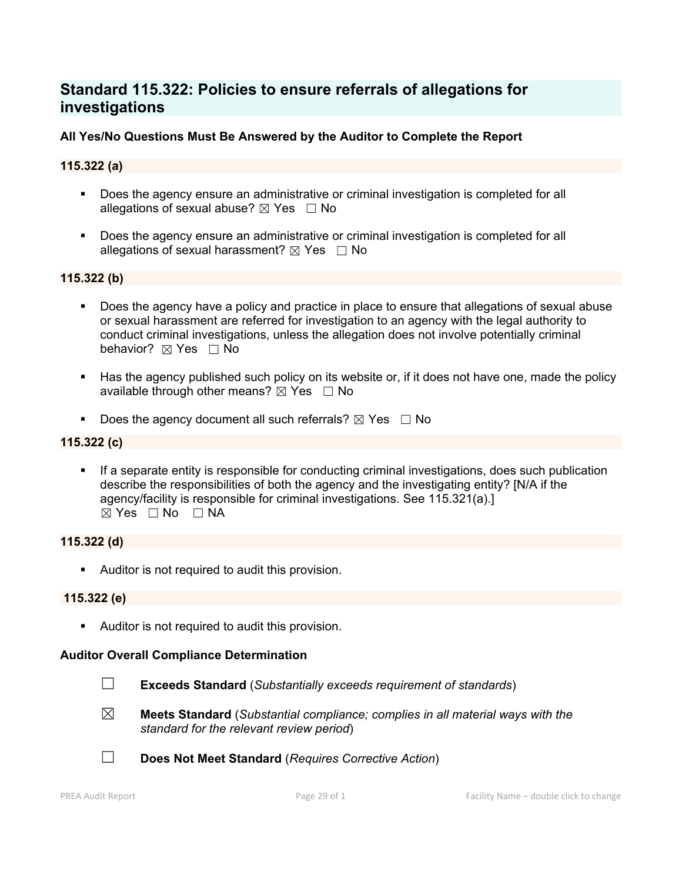## Standard 115.322: Policies to ensure referrals of allegations for investigations

**All Yes/No Questions Must Be Answered by the Auditor to Complete the Report**

### 115.322 (a)

- Does the agency ensure an administrative or criminal investigation is completed for all allegations of sexual abuse? ☒ Yes ☐ No
- Does the agency ensure an administrative or criminal investigation is completed for all allegations of sexual harassment? ☒ Yes ☐ No

### 115.322 (b)

- Does the agency have a policy and practice in place to ensure that allegations of sexual abuse or sexual harassment are referred for investigation to an agency with the legal authority to conduct criminal investigations, unless the allegation does not involve potentially criminal behavior? ☒ Yes ☐ No
- Has the agency published such policy on its website or, if it does not have one, made the policy available through other means? ☒ Yes ☐ No
- Does the agency document all such referrals? ☒ Yes ☐ No

### 115.322 (c)

- If a separate entity is responsible for conducting criminal investigations, does such publication describe the responsibilities of both the agency and the investigating entity? [N/A if the agency/facility is responsible for criminal investigations. See 115.321(a).] ☒ Yes ☐ No ☐ NA

### 115.322 (d)

- Auditor is not required to audit this provision.

### 115.322 (e)

- Auditor is not required to audit this provision.

**Auditor Overall Compliance Determination**

☐ **Exceeds Standard** (*Substantially exceeds requirement of standards*)

☒ **Meets Standard** (*Substantial compliance; complies in all material ways with the standard for the relevant review period*)

☐ **Does Not Meet Standard** (*Requires Corrective Action*)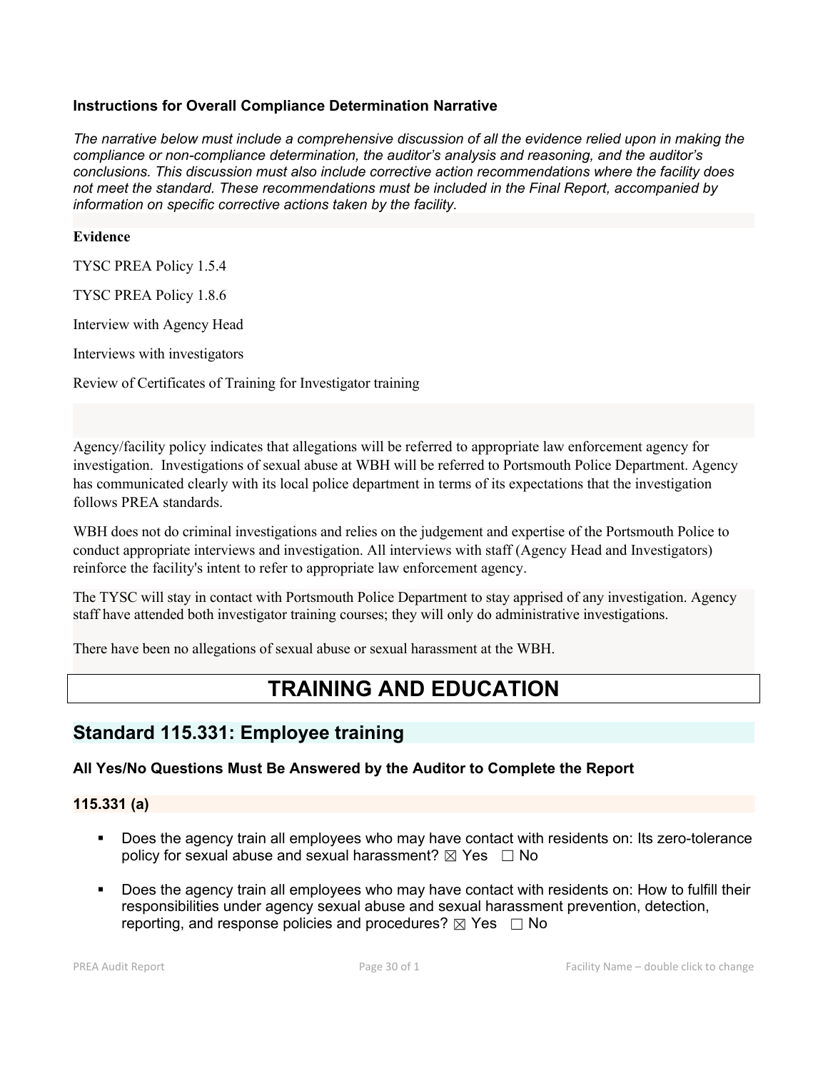### Instructions for Overall Compliance Determination Narrative

*The narrative below must include a comprehensive discussion of all the evidence relied upon in making the compliance or non-compliance determination, the auditor's analysis and reasoning, and the auditor's conclusions. This discussion must also include corrective action recommendations where the facility does not meet the standard. These recommendations must be included in the Final Report, accompanied by information on specific corrective actions taken by the facility.*

**Evidence**

TYSC PREA Policy 1.5.4

TYSC PREA Policy 1.8.6

Interview with Agency Head

Interviews with investigators

Review of Certificates of Training for Investigator training

Agency/facility policy indicates that allegations will be referred to appropriate law enforcement agency for investigation. Investigations of sexual abuse at WBH will be referred to Portsmouth Police Department. Agency has communicated clearly with its local police department in terms of its expectations that the investigation follows PREA standards.

WBH does not do criminal investigations and relies on the judgement and expertise of the Portsmouth Police to conduct appropriate interviews and investigation. All interviews with staff (Agency Head and Investigators) reinforce the facility's intent to refer to appropriate law enforcement agency.

The TYSC will stay in contact with Portsmouth Police Department to stay apprised of any investigation. Agency staff have attended both investigator training courses; they will only do administrative investigations.

There have been no allegations of sexual abuse or sexual harassment at the WBH.

# TRAINING AND EDUCATION

## Standard 115.331: Employee training

### All Yes/No Questions Must Be Answered by the Auditor to Complete the Report

### 115.331 (a)

- Does the agency train all employees who may have contact with residents on: Its zero-tolerance policy for sexual abuse and sexual harassment? ☒ Yes ☐ No
- Does the agency train all employees who may have contact with residents on: How to fulfill their responsibilities under agency sexual abuse and sexual harassment prevention, detection, reporting, and response policies and procedures? ☒ Yes ☐ No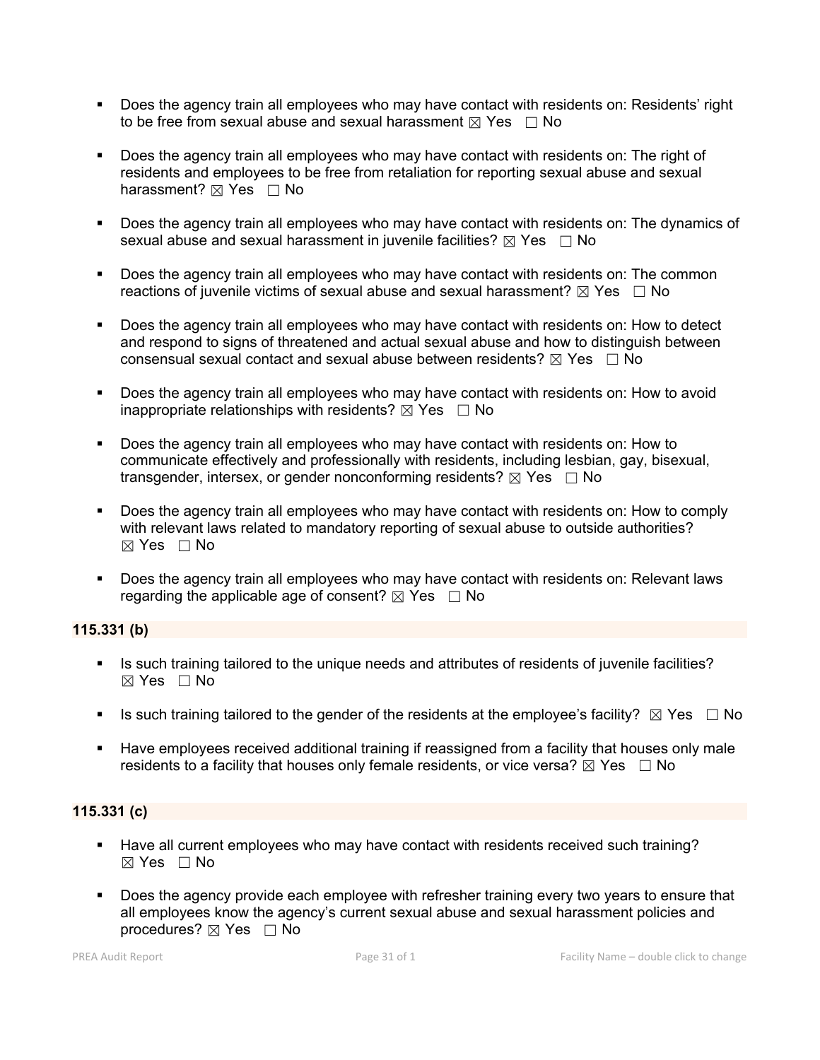- Does the agency train all employees who may have contact with residents on: Residents' right to be free from sexual abuse and sexual harassment ☒ Yes ☐ No

- Does the agency train all employees who may have contact with residents on: The right of residents and employees to be free from retaliation for reporting sexual abuse and sexual harassment? ☒ Yes ☐ No

- Does the agency train all employees who may have contact with residents on: The dynamics of sexual abuse and sexual harassment in juvenile facilities? ☒ Yes ☐ No

- Does the agency train all employees who may have contact with residents on: The common reactions of juvenile victims of sexual abuse and sexual harassment? ☒ Yes ☐ No

- Does the agency train all employees who may have contact with residents on: How to detect and respond to signs of threatened and actual sexual abuse and how to distinguish between consensual sexual contact and sexual abuse between residents? ☒ Yes ☐ No

- Does the agency train all employees who may have contact with residents on: How to avoid inappropriate relationships with residents? ☒ Yes ☐ No

- Does the agency train all employees who may have contact with residents on: How to communicate effectively and professionally with residents, including lesbian, gay, bisexual, transgender, intersex, or gender nonconforming residents? ☒ Yes ☐ No

- Does the agency train all employees who may have contact with residents on: How to comply with relevant laws related to mandatory reporting of sexual abuse to outside authorities? ☒ Yes ☐ No

- Does the agency train all employees who may have contact with residents on: Relevant laws regarding the applicable age of consent? ☒ Yes ☐ No

**115.331 (b)**

- Is such training tailored to the unique needs and attributes of residents of juvenile facilities? ☒ Yes ☐ No

- Is such training tailored to the gender of the residents at the employee's facility? ☒ Yes ☐ No

- Have employees received additional training if reassigned from a facility that houses only male residents to a facility that houses only female residents, or vice versa? ☒ Yes ☐ No

**115.331 (c)**

- Have all current employees who may have contact with residents received such training? ☒ Yes ☐ No

- Does the agency provide each employee with refresher training every two years to ensure that all employees know the agency's current sexual abuse and sexual harassment policies and procedures? ☒ Yes ☐ No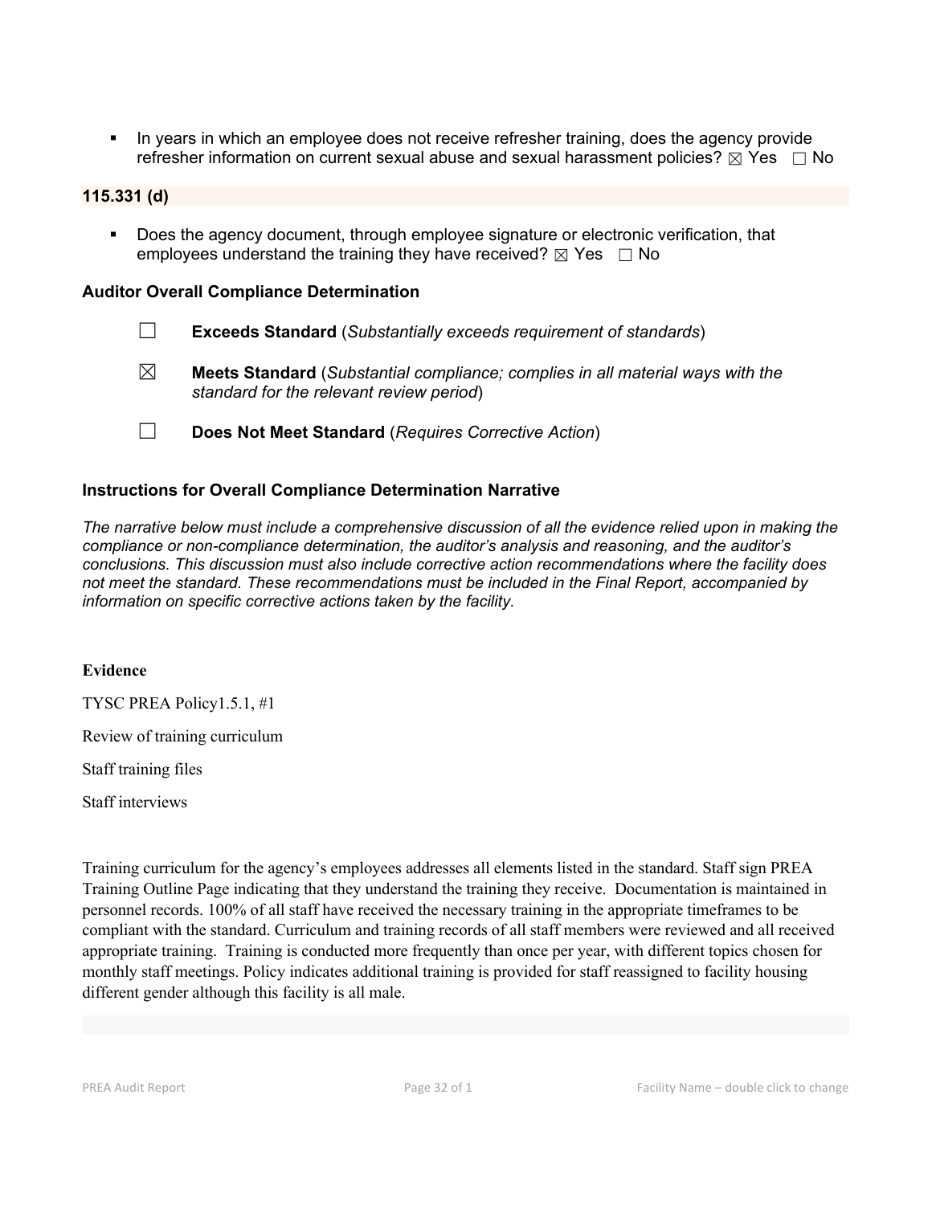- In years in which an employee does not receive refresher training, does the agency provide refresher information on current sexual abuse and sexual harassment policies? ☒ Yes ☐ No

**115.331 (d)**

- Does the agency document, through employee signature or electronic verification, that employees understand the training they have received? ☒ Yes ☐ No

### Auditor Overall Compliance Determination

☐ **Exceeds Standard** (*Substantially exceeds requirement of standards*)

☒ **Meets Standard** (*Substantial compliance; complies in all material ways with the standard for the relevant review period*)

☐ **Does Not Meet Standard** (*Requires Corrective Action*)

### Instructions for Overall Compliance Determination Narrative

*The narrative below must include a comprehensive discussion of all the evidence relied upon in making the compliance or non-compliance determination, the auditor's analysis and reasoning, and the auditor's conclusions. This discussion must also include corrective action recommendations where the facility does not meet the standard. These recommendations must be included in the Final Report, accompanied by information on specific corrective actions taken by the facility.*

**Evidence**

TYSC PREA Policy1.5.1, #1

Review of training curriculum

Staff training files

Staff interviews

Training curriculum for the agency's employees addresses all elements listed in the standard. Staff sign PREA Training Outline Page indicating that they understand the training they receive. Documentation is maintained in personnel records. 100% of all staff have received the necessary training in the appropriate timeframes to be compliant with the standard. Curriculum and training records of all staff members were reviewed and all received appropriate training. Training is conducted more frequently than once per year, with different topics chosen for monthly staff meetings. Policy indicates additional training is provided for staff reassigned to facility housing different gender although this facility is all male.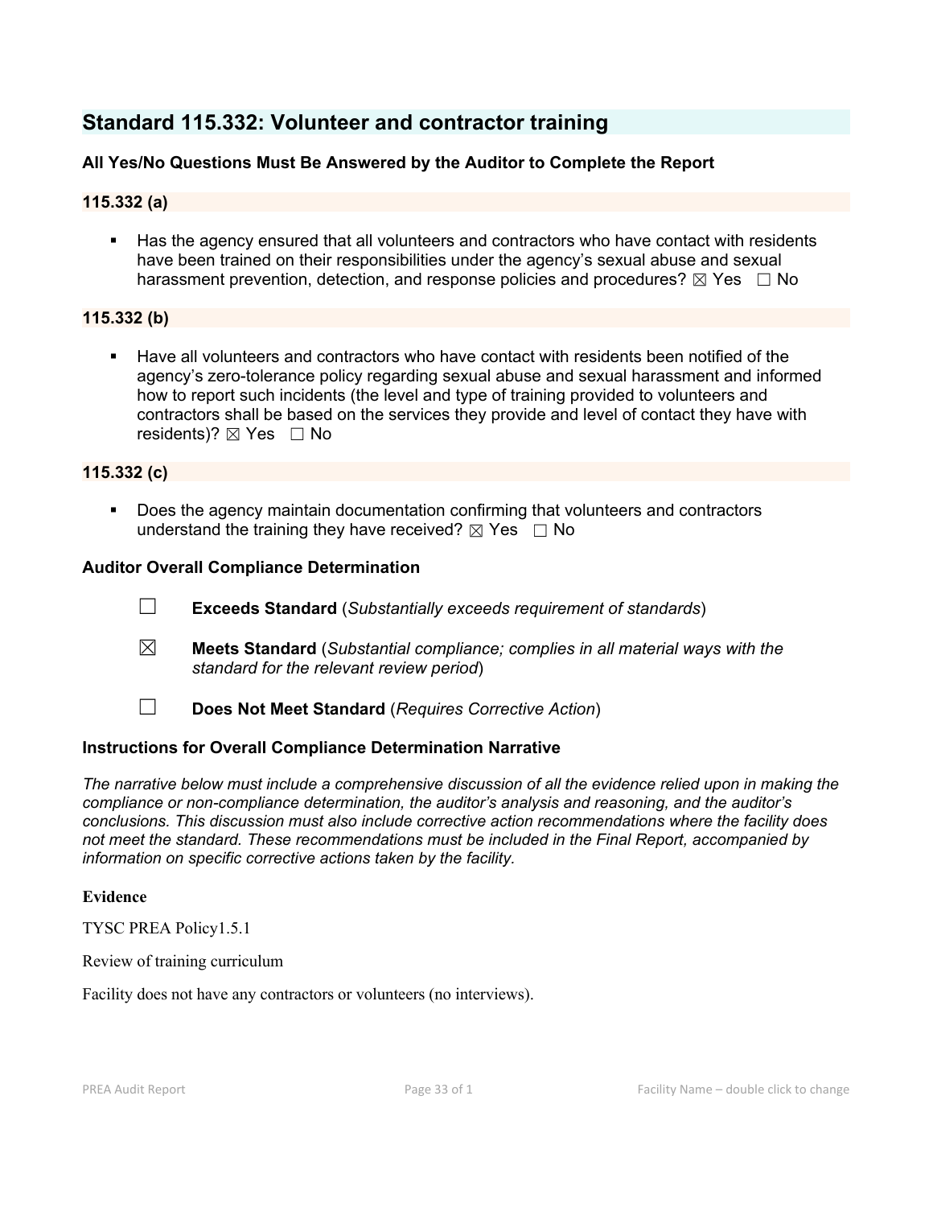## Standard 115.332: Volunteer and contractor training

### All Yes/No Questions Must Be Answered by the Auditor to Complete the Report

### 115.332 (a)

- Has the agency ensured that all volunteers and contractors who have contact with residents have been trained on their responsibilities under the agency's sexual abuse and sexual harassment prevention, detection, and response policies and procedures? ☒ Yes ☐ No

### 115.332 (b)

- Have all volunteers and contractors who have contact with residents been notified of the agency's zero-tolerance policy regarding sexual abuse and sexual harassment and informed how to report such incidents (the level and type of training provided to volunteers and contractors shall be based on the services they provide and level of contact they have with residents)? ☒ Yes ☐ No

### 115.332 (c)

- Does the agency maintain documentation confirming that volunteers and contractors understand the training they have received? ☒ Yes ☐ No

### Auditor Overall Compliance Determination

☐ **Exceeds Standard** (*Substantially exceeds requirement of standards*)

☒ **Meets Standard** (*Substantial compliance; complies in all material ways with the standard for the relevant review period*)

☐ **Does Not Meet Standard** (*Requires Corrective Action*)

### Instructions for Overall Compliance Determination Narrative

*The narrative below must include a comprehensive discussion of all the evidence relied upon in making the compliance or non-compliance determination, the auditor's analysis and reasoning, and the auditor's conclusions. This discussion must also include corrective action recommendations where the facility does not meet the standard. These recommendations must be included in the Final Report, accompanied by information on specific corrective actions taken by the facility.*

**Evidence**

TYSC PREA Policy1.5.1

Review of training curriculum

Facility does not have any contractors or volunteers (no interviews).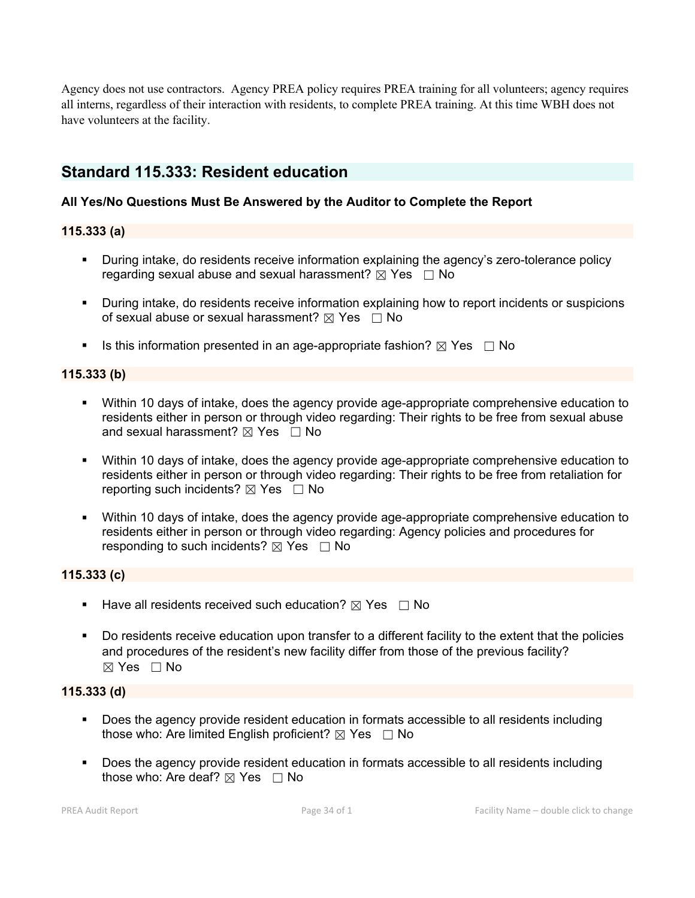Agency does not use contractors. Agency PREA policy requires PREA training for all volunteers; agency requires all interns, regardless of their interaction with residents, to complete PREA training. At this time WBH does not have volunteers at the facility.

## Standard 115.333: Resident education

**All Yes/No Questions Must Be Answered by the Auditor to Complete the Report**

**115.333 (a)**

- During intake, do residents receive information explaining the agency's zero-tolerance policy regarding sexual abuse and sexual harassment? ☒ Yes ☐ No
- During intake, do residents receive information explaining how to report incidents or suspicions of sexual abuse or sexual harassment? ☒ Yes ☐ No
- Is this information presented in an age-appropriate fashion? ☒ Yes ☐ No

**115.333 (b)**

- Within 10 days of intake, does the agency provide age-appropriate comprehensive education to residents either in person or through video regarding: Their rights to be free from sexual abuse and sexual harassment? ☒ Yes ☐ No
- Within 10 days of intake, does the agency provide age-appropriate comprehensive education to residents either in person or through video regarding: Their rights to be free from retaliation for reporting such incidents? ☒ Yes ☐ No
- Within 10 days of intake, does the agency provide age-appropriate comprehensive education to residents either in person or through video regarding: Agency policies and procedures for responding to such incidents? ☒ Yes ☐ No

**115.333 (c)**

- Have all residents received such education? ☒ Yes ☐ No
- Do residents receive education upon transfer to a different facility to the extent that the policies and procedures of the resident's new facility differ from those of the previous facility? ☒ Yes ☐ No

**115.333 (d)**

- Does the agency provide resident education in formats accessible to all residents including those who: Are limited English proficient? ☒ Yes ☐ No
- Does the agency provide resident education in formats accessible to all residents including those who: Are deaf? ☒ Yes ☐ No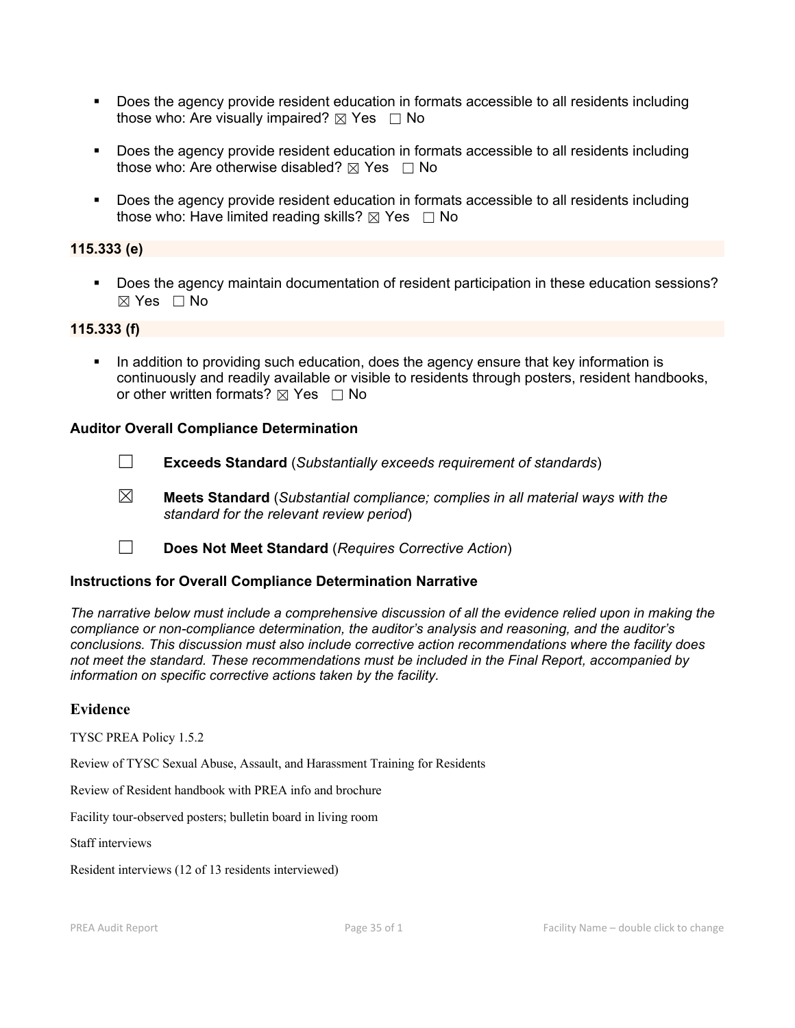- Does the agency provide resident education in formats accessible to all residents including those who: Are visually impaired? ☒ Yes ☐ No

- Does the agency provide resident education in formats accessible to all residents including those who: Are otherwise disabled? ☒ Yes ☐ No

- Does the agency provide resident education in formats accessible to all residents including those who: Have limited reading skills? ☒ Yes ☐ No

**115.333 (e)**

- Does the agency maintain documentation of resident participation in these education sessions? ☒ Yes ☐ No

**115.333 (f)**

- In addition to providing such education, does the agency ensure that key information is continuously and readily available or visible to residents through posters, resident handbooks, or other written formats? ☒ Yes ☐ No

### Auditor Overall Compliance Determination

☐ **Exceeds Standard** (*Substantially exceeds requirement of standards*)

☒ **Meets Standard** (*Substantial compliance; complies in all material ways with the standard for the relevant review period*)

☐ **Does Not Meet Standard** (*Requires Corrective Action*)

### Instructions for Overall Compliance Determination Narrative

*The narrative below must include a comprehensive discussion of all the evidence relied upon in making the compliance or non-compliance determination, the auditor's analysis and reasoning, and the auditor's conclusions. This discussion must also include corrective action recommendations where the facility does not meet the standard. These recommendations must be included in the Final Report, accompanied by information on specific corrective actions taken by the facility.*

### Evidence

TYSC PREA Policy 1.5.2

Review of TYSC Sexual Abuse, Assault, and Harassment Training for Residents

Review of Resident handbook with PREA info and brochure

Facility tour-observed posters; bulletin board in living room

Staff interviews

Resident interviews (12 of 13 residents interviewed)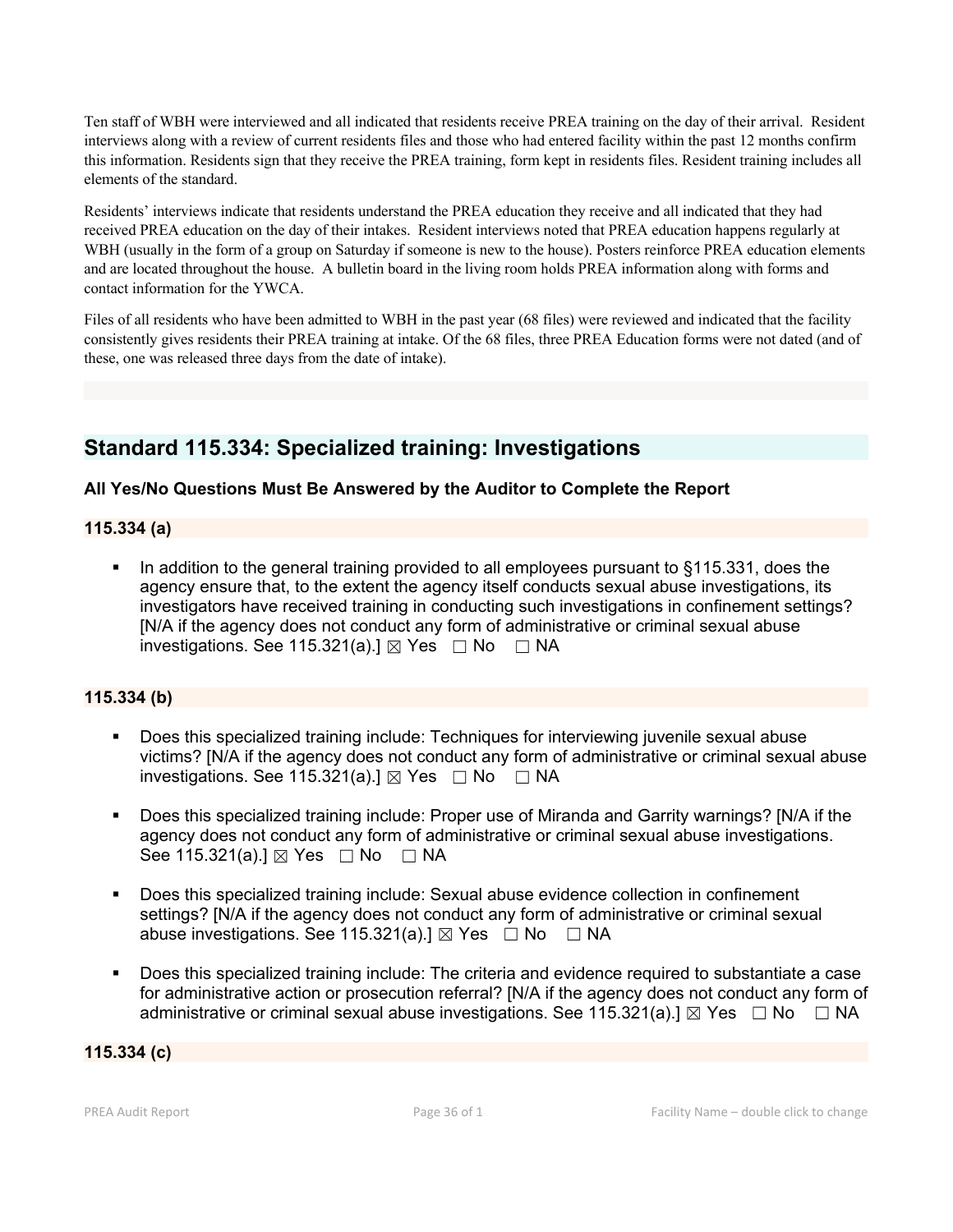Ten staff of WBH were interviewed and all indicated that residents receive PREA training on the day of their arrival. Resident interviews along with a review of current residents files and those who had entered facility within the past 12 months confirm this information. Residents sign that they receive the PREA training, form kept in residents files. Resident training includes all elements of the standard.

Residents' interviews indicate that residents understand the PREA education they receive and all indicated that they had received PREA education on the day of their intakes. Resident interviews noted that PREA education happens regularly at WBH (usually in the form of a group on Saturday if someone is new to the house). Posters reinforce PREA education elements and are located throughout the house. A bulletin board in the living room holds PREA information along with forms and contact information for the YWCA.

Files of all residents who have been admitted to WBH in the past year (68 files) were reviewed and indicated that the facility consistently gives residents their PREA training at intake. Of the 68 files, three PREA Education forms were not dated (and of these, one was released three days from the date of intake).

## Standard 115.334: Specialized training: Investigations

### All Yes/No Questions Must Be Answered by the Auditor to Complete the Report

### 115.334 (a)

- In addition to the general training provided to all employees pursuant to §115.331, does the agency ensure that, to the extent the agency itself conducts sexual abuse investigations, its investigators have received training in conducting such investigations in confinement settings? [N/A if the agency does not conduct any form of administrative or criminal sexual abuse investigations. See 115.321(a).] ☒ Yes ☐ No ☐ NA

### 115.334 (b)

- Does this specialized training include: Techniques for interviewing juvenile sexual abuse victims? [N/A if the agency does not conduct any form of administrative or criminal sexual abuse investigations. See 115.321(a).] ☒ Yes ☐ No ☐ NA
- Does this specialized training include: Proper use of Miranda and Garrity warnings? [N/A if the agency does not conduct any form of administrative or criminal sexual abuse investigations. See 115.321(a).] ☒ Yes ☐ No ☐ NA
- Does this specialized training include: Sexual abuse evidence collection in confinement settings? [N/A if the agency does not conduct any form of administrative or criminal sexual abuse investigations. See 115.321(a).] ☒ Yes ☐ No ☐ NA
- Does this specialized training include: The criteria and evidence required to substantiate a case for administrative action or prosecution referral? [N/A if the agency does not conduct any form of administrative or criminal sexual abuse investigations. See 115.321(a).] ☒ Yes ☐ No ☐ NA

### 115.334 (c)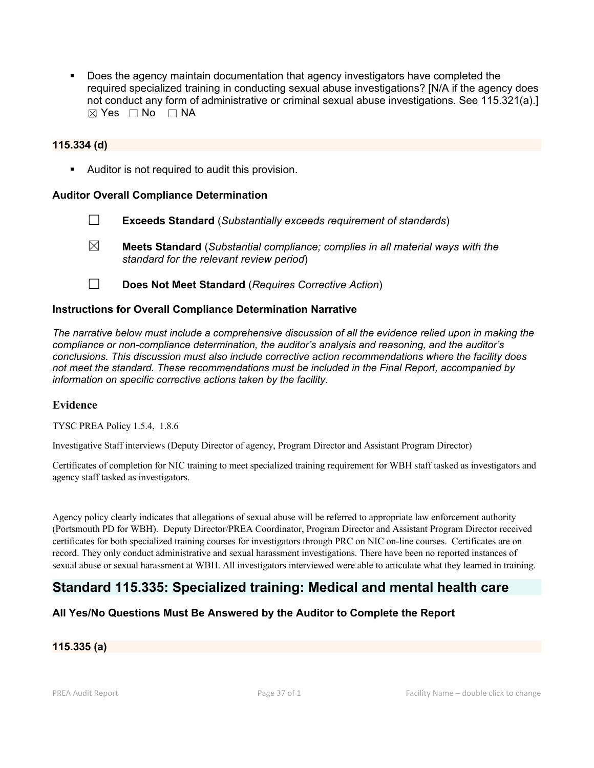- Does the agency maintain documentation that agency investigators have completed the required specialized training in conducting sexual abuse investigations? [N/A if the agency does not conduct any form of administrative or criminal sexual abuse investigations. See 115.321(a).]
  ☒ Yes ☐ No ☐ NA

### 115.334 (d)

- Auditor is not required to audit this provision.

### Auditor Overall Compliance Determination

☐ **Exceeds Standard** (*Substantially exceeds requirement of standards*)

☒ **Meets Standard** (*Substantial compliance; complies in all material ways with the standard for the relevant review period*)

☐ **Does Not Meet Standard** (*Requires Corrective Action*)

### Instructions for Overall Compliance Determination Narrative

*The narrative below must include a comprehensive discussion of all the evidence relied upon in making the compliance or non-compliance determination, the auditor's analysis and reasoning, and the auditor's conclusions. This discussion must also include corrective action recommendations where the facility does not meet the standard. These recommendations must be included in the Final Report, accompanied by information on specific corrective actions taken by the facility.*

### Evidence

TYSC PREA Policy 1.5.4, 1.8.6

Investigative Staff interviews (Deputy Director of agency, Program Director and Assistant Program Director)

Certificates of completion for NIC training to meet specialized training requirement for WBH staff tasked as investigators and agency staff tasked as investigators.

Agency policy clearly indicates that allegations of sexual abuse will be referred to appropriate law enforcement authority (Portsmouth PD for WBH). Deputy Director/PREA Coordinator, Program Director and Assistant Program Director received certificates for both specialized training courses for investigators through PRC on NIC on-line courses. Certificates are on record. They only conduct administrative and sexual harassment investigations. There have been no reported instances of sexual abuse or sexual harassment at WBH. All investigators interviewed were able to articulate what they learned in training.

## Standard 115.335: Specialized training: Medical and mental health care

### All Yes/No Questions Must Be Answered by the Auditor to Complete the Report

### 115.335 (a)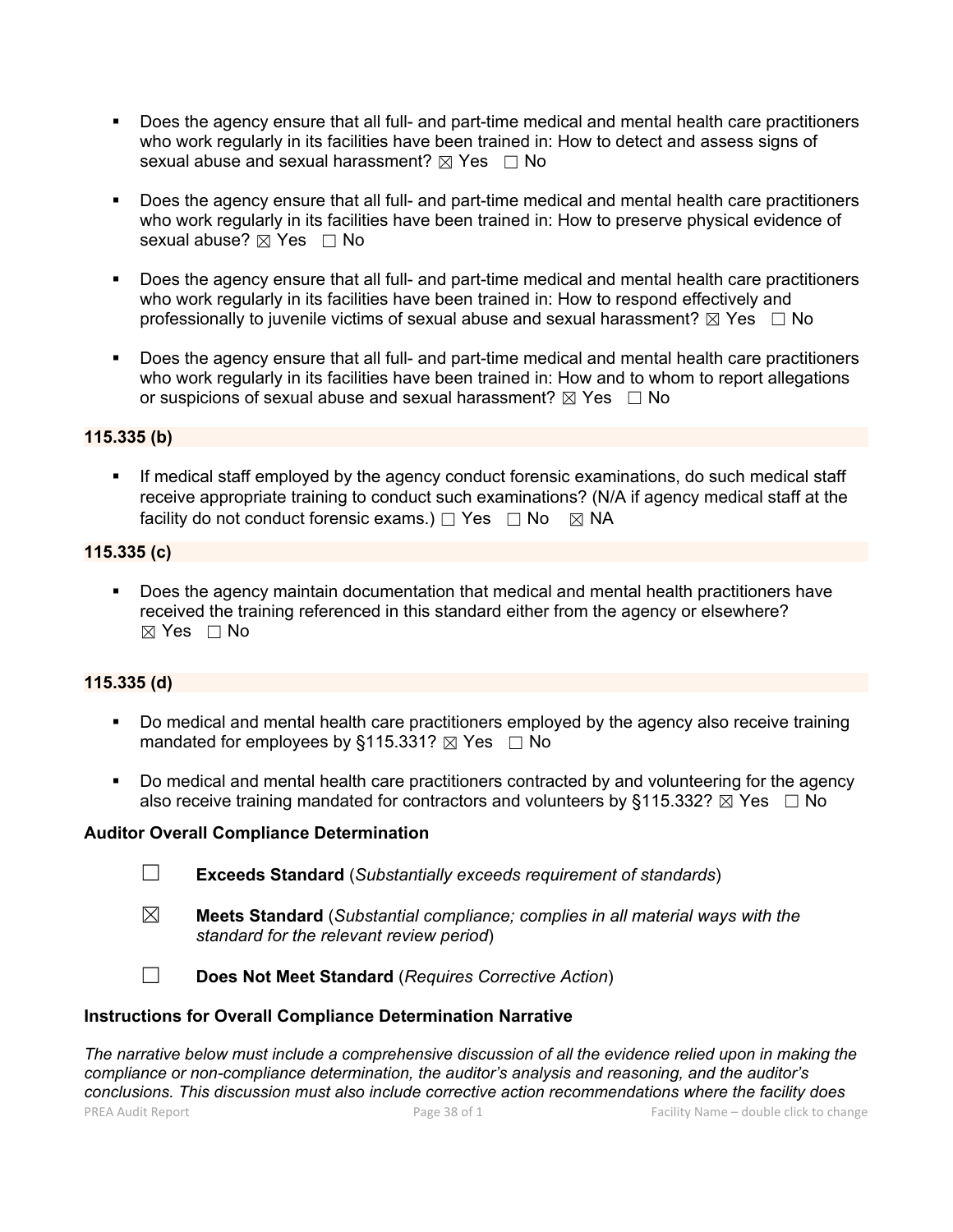- Does the agency ensure that all full- and part-time medical and mental health care practitioners who work regularly in its facilities have been trained in: How to detect and assess signs of sexual abuse and sexual harassment? ☒ Yes ☐ No

- Does the agency ensure that all full- and part-time medical and mental health care practitioners who work regularly in its facilities have been trained in: How to preserve physical evidence of sexual abuse? ☒ Yes ☐ No

- Does the agency ensure that all full- and part-time medical and mental health care practitioners who work regularly in its facilities have been trained in: How to respond effectively and professionally to juvenile victims of sexual abuse and sexual harassment? ☒ Yes ☐ No

- Does the agency ensure that all full- and part-time medical and mental health care practitioners who work regularly in its facilities have been trained in: How and to whom to report allegations or suspicions of sexual abuse and sexual harassment? ☒ Yes ☐ No

**115.335 (b)**

- If medical staff employed by the agency conduct forensic examinations, do such medical staff receive appropriate training to conduct such examinations? (N/A if agency medical staff at the facility do not conduct forensic exams.) ☐ Yes ☐ No ☒ NA

**115.335 (c)**

- Does the agency maintain documentation that medical and mental health practitioners have received the training referenced in this standard either from the agency or elsewhere? ☒ Yes ☐ No

**115.335 (d)**

- Do medical and mental health care practitioners employed by the agency also receive training mandated for employees by §115.331? ☒ Yes ☐ No

- Do medical and mental health care practitioners contracted by and volunteering for the agency also receive training mandated for contractors and volunteers by §115.332? ☒ Yes ☐ No

**Auditor Overall Compliance Determination**

☐ **Exceeds Standard** (*Substantially exceeds requirement of standards*)

☒ **Meets Standard** (*Substantial compliance; complies in all material ways with the standard for the relevant review period*)

☐ **Does Not Meet Standard** (*Requires Corrective Action*)

**Instructions for Overall Compliance Determination Narrative**

*The narrative below must include a comprehensive discussion of all the evidence relied upon in making the compliance or non-compliance determination, the auditor's analysis and reasoning, and the auditor's conclusions. This discussion must also include corrective action recommendations where the facility does*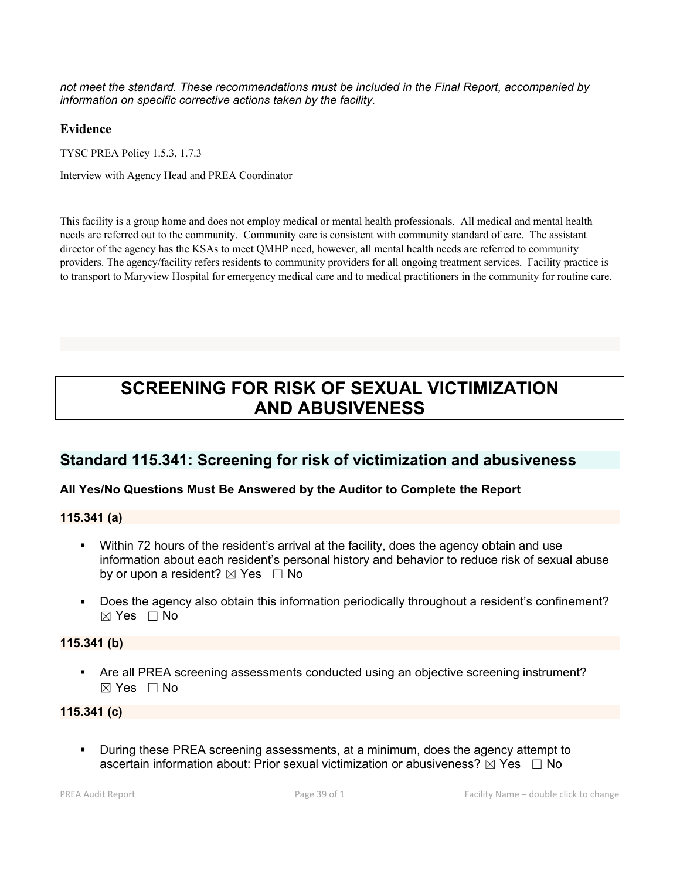*not meet the standard. These recommendations must be included in the Final Report, accompanied by information on specific corrective actions taken by the facility.*

### Evidence

TYSC PREA Policy 1.5.3, 1.7.3

Interview with Agency Head and PREA Coordinator

This facility is a group home and does not employ medical or mental health professionals. All medical and mental health needs are referred out to the community. Community care is consistent with community standard of care. The assistant director of the agency has the KSAs to meet QMHP need, however, all mental health needs are referred to community providers. The agency/facility refers residents to community providers for all ongoing treatment services. Facility practice is to transport to Maryview Hospital for emergency medical care and to medical practitioners in the community for routine care.

# SCREENING FOR RISK OF SEXUAL VICTIMIZATION AND ABUSIVENESS

## Standard 115.341: Screening for risk of victimization and abusiveness

**All Yes/No Questions Must Be Answered by the Auditor to Complete the Report**

### 115.341 (a)

- Within 72 hours of the resident's arrival at the facility, does the agency obtain and use information about each resident's personal history and behavior to reduce risk of sexual abuse by or upon a resident? ☒ Yes ☐ No
- Does the agency also obtain this information periodically throughout a resident's confinement? ☒ Yes ☐ No

### 115.341 (b)

- Are all PREA screening assessments conducted using an objective screening instrument? ☒ Yes ☐ No

### 115.341 (c)

- During these PREA screening assessments, at a minimum, does the agency attempt to ascertain information about: Prior sexual victimization or abusiveness? ☒ Yes ☐ No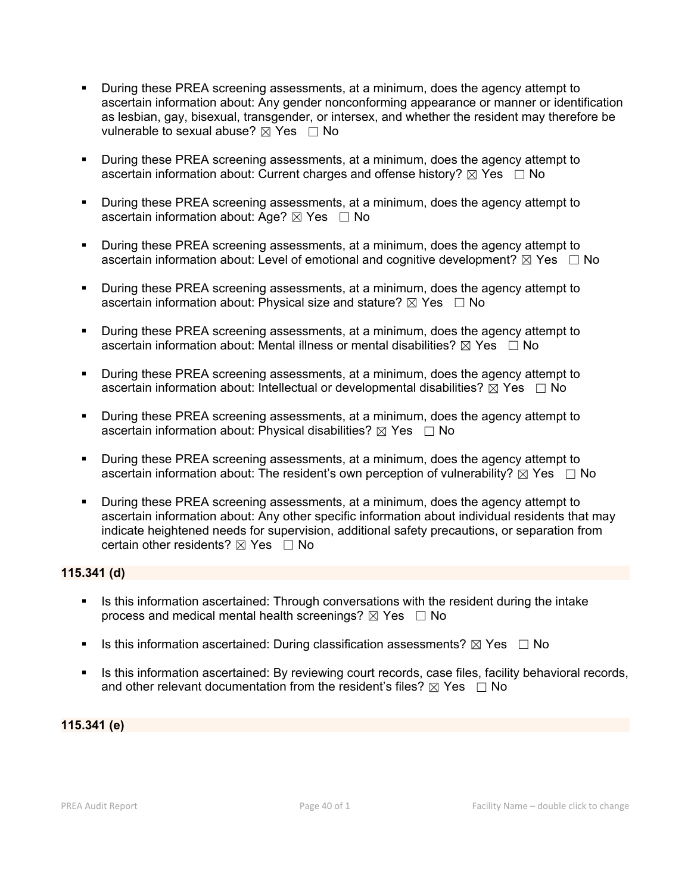- During these PREA screening assessments, at a minimum, does the agency attempt to ascertain information about: Any gender nonconforming appearance or manner or identification as lesbian, gay, bisexual, transgender, or intersex, and whether the resident may therefore be vulnerable to sexual abuse? ☒ Yes ☐ No

- During these PREA screening assessments, at a minimum, does the agency attempt to ascertain information about: Current charges and offense history? ☒ Yes ☐ No

- During these PREA screening assessments, at a minimum, does the agency attempt to ascertain information about: Age? ☒ Yes ☐ No

- During these PREA screening assessments, at a minimum, does the agency attempt to ascertain information about: Level of emotional and cognitive development? ☒ Yes ☐ No

- During these PREA screening assessments, at a minimum, does the agency attempt to ascertain information about: Physical size and stature? ☒ Yes ☐ No

- During these PREA screening assessments, at a minimum, does the agency attempt to ascertain information about: Mental illness or mental disabilities? ☒ Yes ☐ No

- During these PREA screening assessments, at a minimum, does the agency attempt to ascertain information about: Intellectual or developmental disabilities? ☒ Yes ☐ No

- During these PREA screening assessments, at a minimum, does the agency attempt to ascertain information about: Physical disabilities? ☒ Yes ☐ No

- During these PREA screening assessments, at a minimum, does the agency attempt to ascertain information about: The resident's own perception of vulnerability? ☒ Yes ☐ No

- During these PREA screening assessments, at a minimum, does the agency attempt to ascertain information about: Any other specific information about individual residents that may indicate heightened needs for supervision, additional safety precautions, or separation from certain other residents? ☒ Yes ☐ No

**115.341 (d)**

- Is this information ascertained: Through conversations with the resident during the intake process and medical mental health screenings? ☒ Yes ☐ No

- Is this information ascertained: During classification assessments? ☒ Yes ☐ No

- Is this information ascertained: By reviewing court records, case files, facility behavioral records, and other relevant documentation from the resident's files? ☒ Yes ☐ No

**115.341 (e)**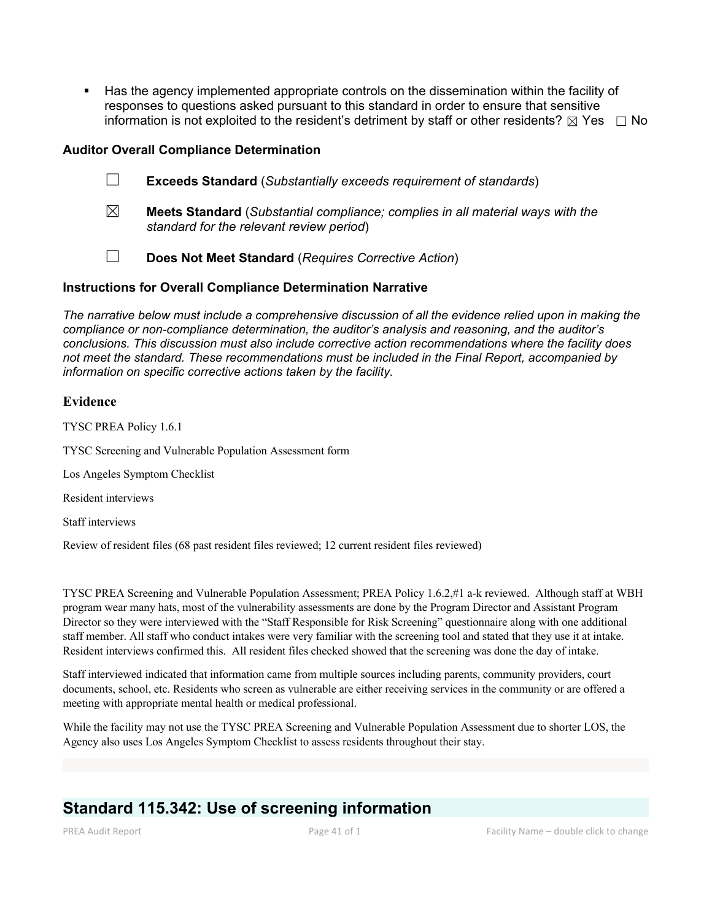- Has the agency implemented appropriate controls on the dissemination within the facility of responses to questions asked pursuant to this standard in order to ensure that sensitive information is not exploited to the resident's detriment by staff or other residents? ☒ Yes ☐ No

### Auditor Overall Compliance Determination

☐ **Exceeds Standard** (*Substantially exceeds requirement of standards*)

☒ **Meets Standard** (*Substantial compliance; complies in all material ways with the standard for the relevant review period*)

☐ **Does Not Meet Standard** (*Requires Corrective Action*)

### Instructions for Overall Compliance Determination Narrative

*The narrative below must include a comprehensive discussion of all the evidence relied upon in making the compliance or non-compliance determination, the auditor's analysis and reasoning, and the auditor's conclusions. This discussion must also include corrective action recommendations where the facility does not meet the standard. These recommendations must be included in the Final Report, accompanied by information on specific corrective actions taken by the facility.*

### Evidence

TYSC PREA Policy 1.6.1

TYSC Screening and Vulnerable Population Assessment form

Los Angeles Symptom Checklist

Resident interviews

Staff interviews

Review of resident files (68 past resident files reviewed; 12 current resident files reviewed)

TYSC PREA Screening and Vulnerable Population Assessment; PREA Policy 1.6.2,#1 a-k reviewed. Although staff at WBH program wear many hats, most of the vulnerability assessments are done by the Program Director and Assistant Program Director so they were interviewed with the "Staff Responsible for Risk Screening" questionnaire along with one additional staff member. All staff who conduct intakes were very familiar with the screening tool and stated that they use it at intake. Resident interviews confirmed this. All resident files checked showed that the screening was done the day of intake.

Staff interviewed indicated that information came from multiple sources including parents, community providers, court documents, school, etc. Residents who screen as vulnerable are either receiving services in the community or are offered a meeting with appropriate mental health or medical professional.

While the facility may not use the TYSC PREA Screening and Vulnerable Population Assessment due to shorter LOS, the Agency also uses Los Angeles Symptom Checklist to assess residents throughout their stay.

## Standard 115.342: Use of screening information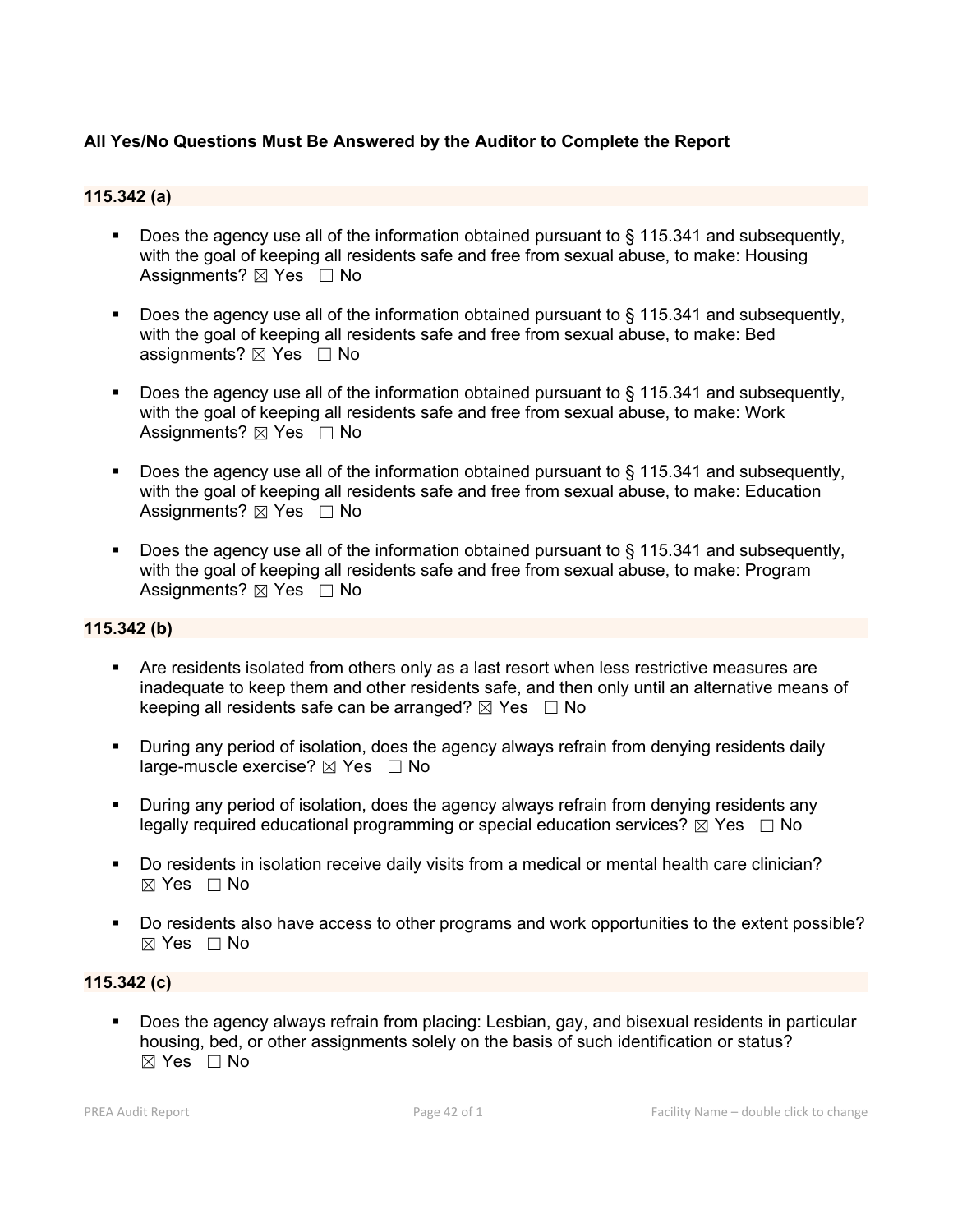**All Yes/No Questions Must Be Answered by the Auditor to Complete the Report**

**115.342 (a)**

- Does the agency use all of the information obtained pursuant to § 115.341 and subsequently, with the goal of keeping all residents safe and free from sexual abuse, to make: Housing Assignments? ☒ Yes ☐ No
- Does the agency use all of the information obtained pursuant to § 115.341 and subsequently, with the goal of keeping all residents safe and free from sexual abuse, to make: Bed assignments? ☒ Yes ☐ No
- Does the agency use all of the information obtained pursuant to § 115.341 and subsequently, with the goal of keeping all residents safe and free from sexual abuse, to make: Work Assignments? ☒ Yes ☐ No
- Does the agency use all of the information obtained pursuant to § 115.341 and subsequently, with the goal of keeping all residents safe and free from sexual abuse, to make: Education Assignments? ☒ Yes ☐ No
- Does the agency use all of the information obtained pursuant to § 115.341 and subsequently, with the goal of keeping all residents safe and free from sexual abuse, to make: Program Assignments? ☒ Yes ☐ No

**115.342 (b)**

- Are residents isolated from others only as a last resort when less restrictive measures are inadequate to keep them and other residents safe, and then only until an alternative means of keeping all residents safe can be arranged? ☒ Yes ☐ No
- During any period of isolation, does the agency always refrain from denying residents daily large-muscle exercise? ☒ Yes ☐ No
- During any period of isolation, does the agency always refrain from denying residents any legally required educational programming or special education services? ☒ Yes ☐ No
- Do residents in isolation receive daily visits from a medical or mental health care clinician? ☒ Yes ☐ No
- Do residents also have access to other programs and work opportunities to the extent possible? ☒ Yes ☐ No

**115.342 (c)**

- Does the agency always refrain from placing: Lesbian, gay, and bisexual residents in particular housing, bed, or other assignments solely on the basis of such identification or status? ☒ Yes ☐ No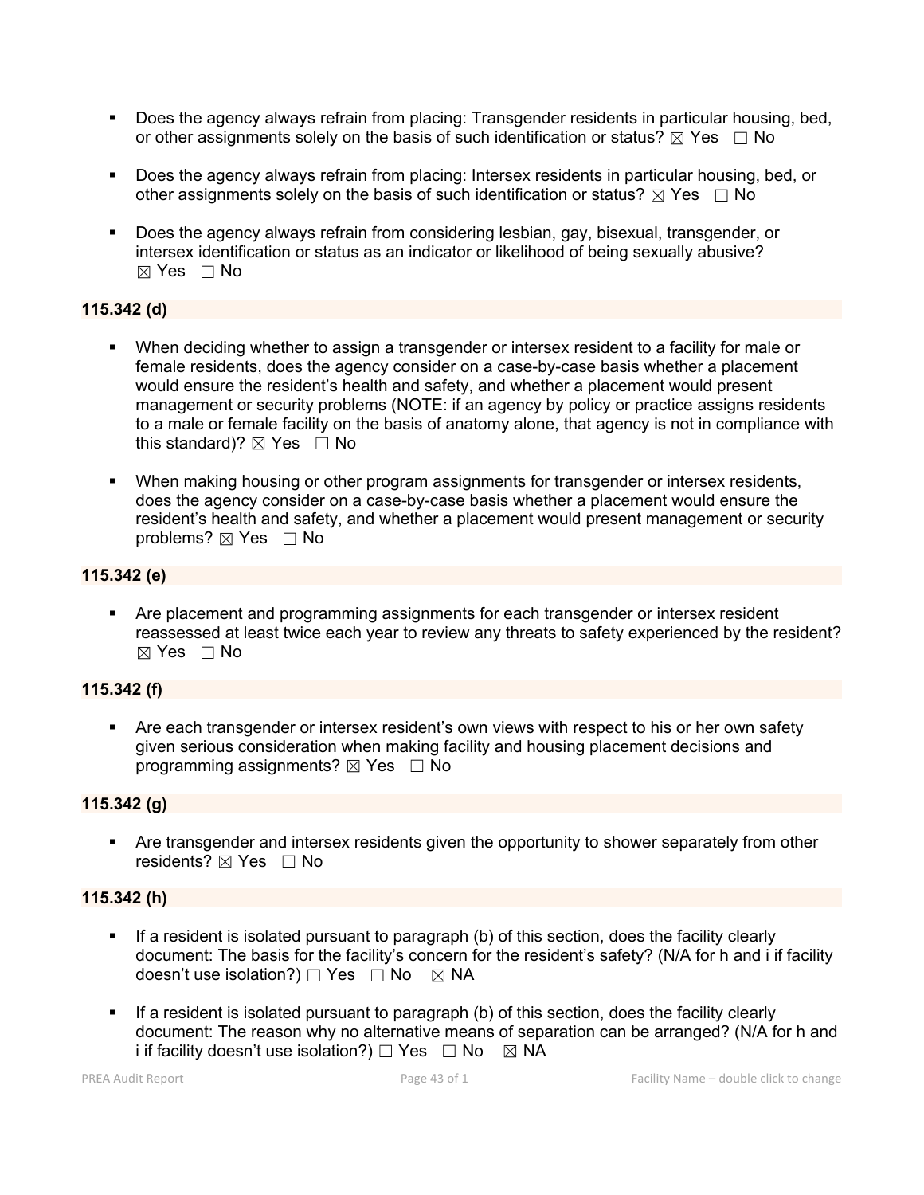- Does the agency always refrain from placing: Transgender residents in particular housing, bed, or other assignments solely on the basis of such identification or status? ☒ Yes ☐ No

- Does the agency always refrain from placing: Intersex residents in particular housing, bed, or other assignments solely on the basis of such identification or status? ☒ Yes ☐ No

- Does the agency always refrain from considering lesbian, gay, bisexual, transgender, or intersex identification or status as an indicator or likelihood of being sexually abusive? ☒ Yes ☐ No

**115.342 (d)**

- When deciding whether to assign a transgender or intersex resident to a facility for male or female residents, does the agency consider on a case-by-case basis whether a placement would ensure the resident's health and safety, and whether a placement would present management or security problems (NOTE: if an agency by policy or practice assigns residents to a male or female facility on the basis of anatomy alone, that agency is not in compliance with this standard)? ☒ Yes ☐ No

- When making housing or other program assignments for transgender or intersex residents, does the agency consider on a case-by-case basis whether a placement would ensure the resident's health and safety, and whether a placement would present management or security problems? ☒ Yes ☐ No

**115.342 (e)**

- Are placement and programming assignments for each transgender or intersex resident reassessed at least twice each year to review any threats to safety experienced by the resident? ☒ Yes ☐ No

**115.342 (f)**

- Are each transgender or intersex resident's own views with respect to his or her own safety given serious consideration when making facility and housing placement decisions and programming assignments? ☒ Yes ☐ No

**115.342 (g)**

- Are transgender and intersex residents given the opportunity to shower separately from other residents? ☒ Yes ☐ No

**115.342 (h)**

- If a resident is isolated pursuant to paragraph (b) of this section, does the facility clearly document: The basis for the facility's concern for the resident's safety? (N/A for h and i if facility doesn't use isolation?) ☐ Yes ☐ No ☒ NA

- If a resident is isolated pursuant to paragraph (b) of this section, does the facility clearly document: The reason why no alternative means of separation can be arranged? (N/A for h and i if facility doesn't use isolation?) ☐ Yes ☐ No ☒ NA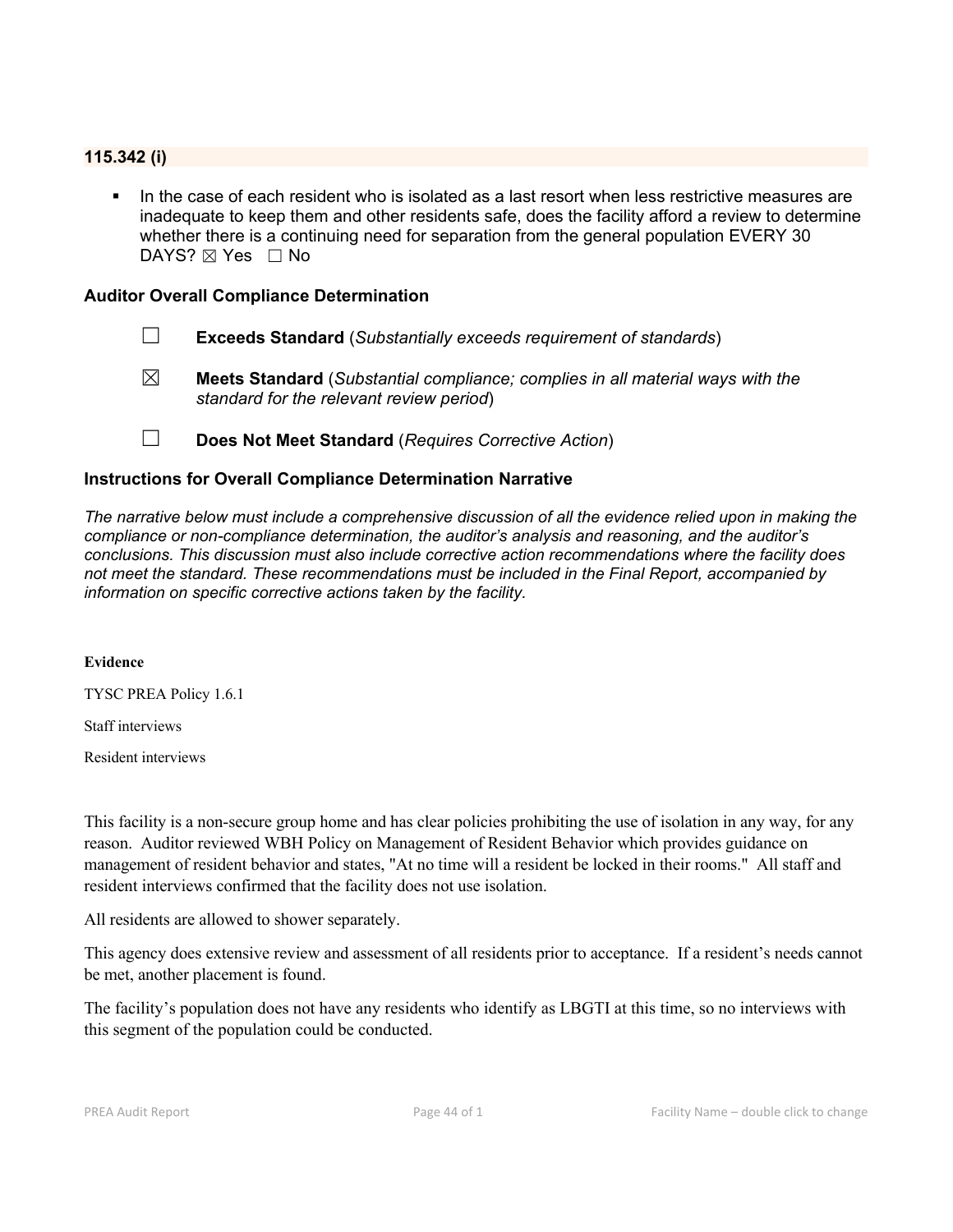### 115.342 (i)

- In the case of each resident who is isolated as a last resort when less restrictive measures are inadequate to keep them and other residents safe, does the facility afford a review to determine whether there is a continuing need for separation from the general population EVERY 30 DAYS? ☒ Yes ☐ No

### Auditor Overall Compliance Determination

☐ **Exceeds Standard** (*Substantially exceeds requirement of standards*)

☒ **Meets Standard** (*Substantial compliance; complies in all material ways with the standard for the relevant review period*)

☐ **Does Not Meet Standard** (*Requires Corrective Action*)

### Instructions for Overall Compliance Determination Narrative

*The narrative below must include a comprehensive discussion of all the evidence relied upon in making the compliance or non-compliance determination, the auditor's analysis and reasoning, and the auditor's conclusions. This discussion must also include corrective action recommendations where the facility does not meet the standard. These recommendations must be included in the Final Report, accompanied by information on specific corrective actions taken by the facility.*

**Evidence**

TYSC PREA Policy 1.6.1

Staff interviews

Resident interviews

This facility is a non-secure group home and has clear policies prohibiting the use of isolation in any way, for any reason. Auditor reviewed WBH Policy on Management of Resident Behavior which provides guidance on management of resident behavior and states, "At no time will a resident be locked in their rooms." All staff and resident interviews confirmed that the facility does not use isolation.

All residents are allowed to shower separately.

This agency does extensive review and assessment of all residents prior to acceptance. If a resident's needs cannot be met, another placement is found.

The facility's population does not have any residents who identify as LBGTI at this time, so no interviews with this segment of the population could be conducted.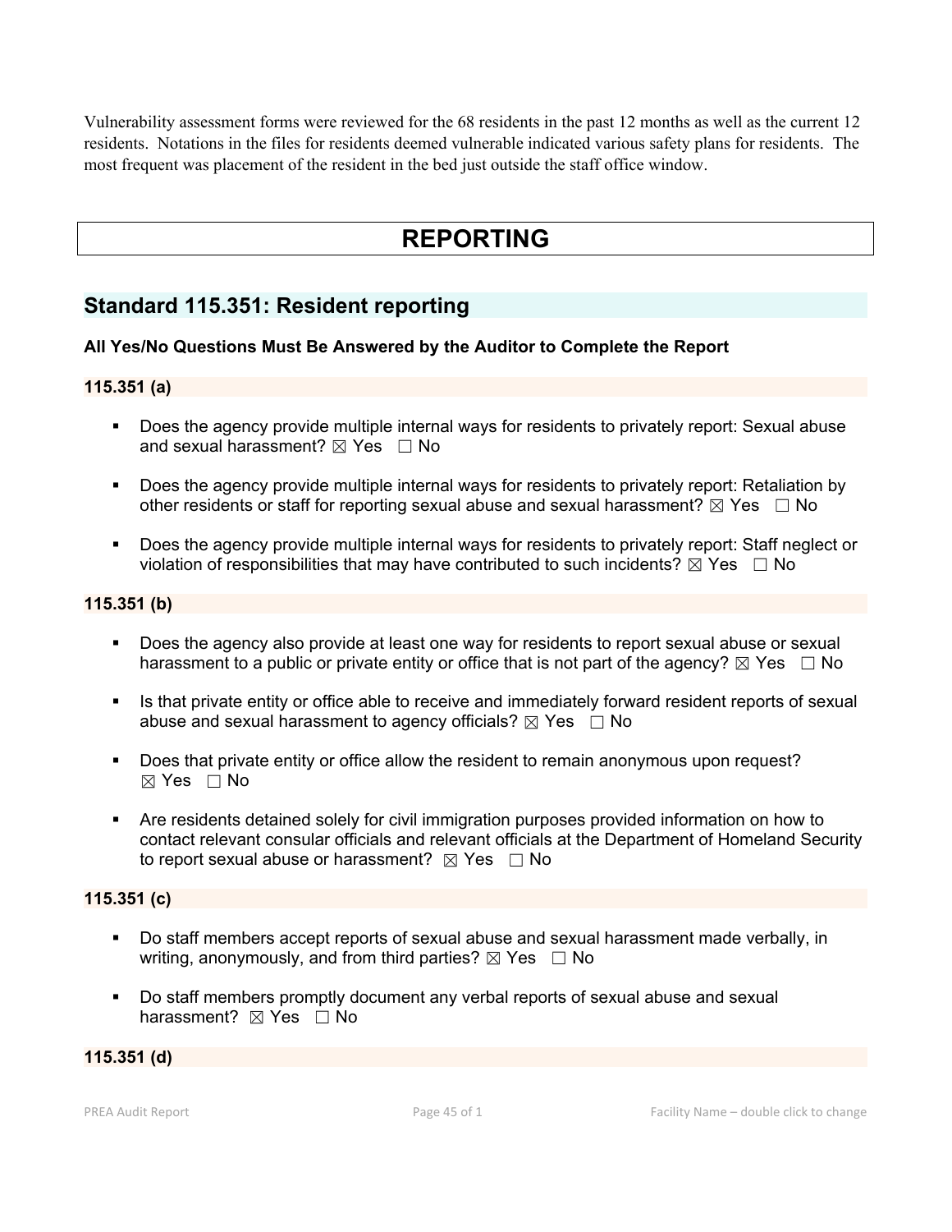Vulnerability assessment forms were reviewed for the 68 residents in the past 12 months as well as the current 12 residents. Notations in the files for residents deemed vulnerable indicated various safety plans for residents. The most frequent was placement of the resident in the bed just outside the staff office window.

# REPORTING

## Standard 115.351: Resident reporting

**All Yes/No Questions Must Be Answered by the Auditor to Complete the Report**

### 115.351 (a)

- Does the agency provide multiple internal ways for residents to privately report: Sexual abuse and sexual harassment? ☒ Yes ☐ No
- Does the agency provide multiple internal ways for residents to privately report: Retaliation by other residents or staff for reporting sexual abuse and sexual harassment? ☒ Yes ☐ No
- Does the agency provide multiple internal ways for residents to privately report: Staff neglect or violation of responsibilities that may have contributed to such incidents? ☒ Yes ☐ No

### 115.351 (b)

- Does the agency also provide at least one way for residents to report sexual abuse or sexual harassment to a public or private entity or office that is not part of the agency? ☒ Yes ☐ No
- Is that private entity or office able to receive and immediately forward resident reports of sexual abuse and sexual harassment to agency officials? ☒ Yes ☐ No
- Does that private entity or office allow the resident to remain anonymous upon request? ☒ Yes ☐ No
- Are residents detained solely for civil immigration purposes provided information on how to contact relevant consular officials and relevant officials at the Department of Homeland Security to report sexual abuse or harassment? ☒ Yes ☐ No

### 115.351 (c)

- Do staff members accept reports of sexual abuse and sexual harassment made verbally, in writing, anonymously, and from third parties? ☒ Yes ☐ No
- Do staff members promptly document any verbal reports of sexual abuse and sexual harassment? ☒ Yes ☐ No

### 115.351 (d)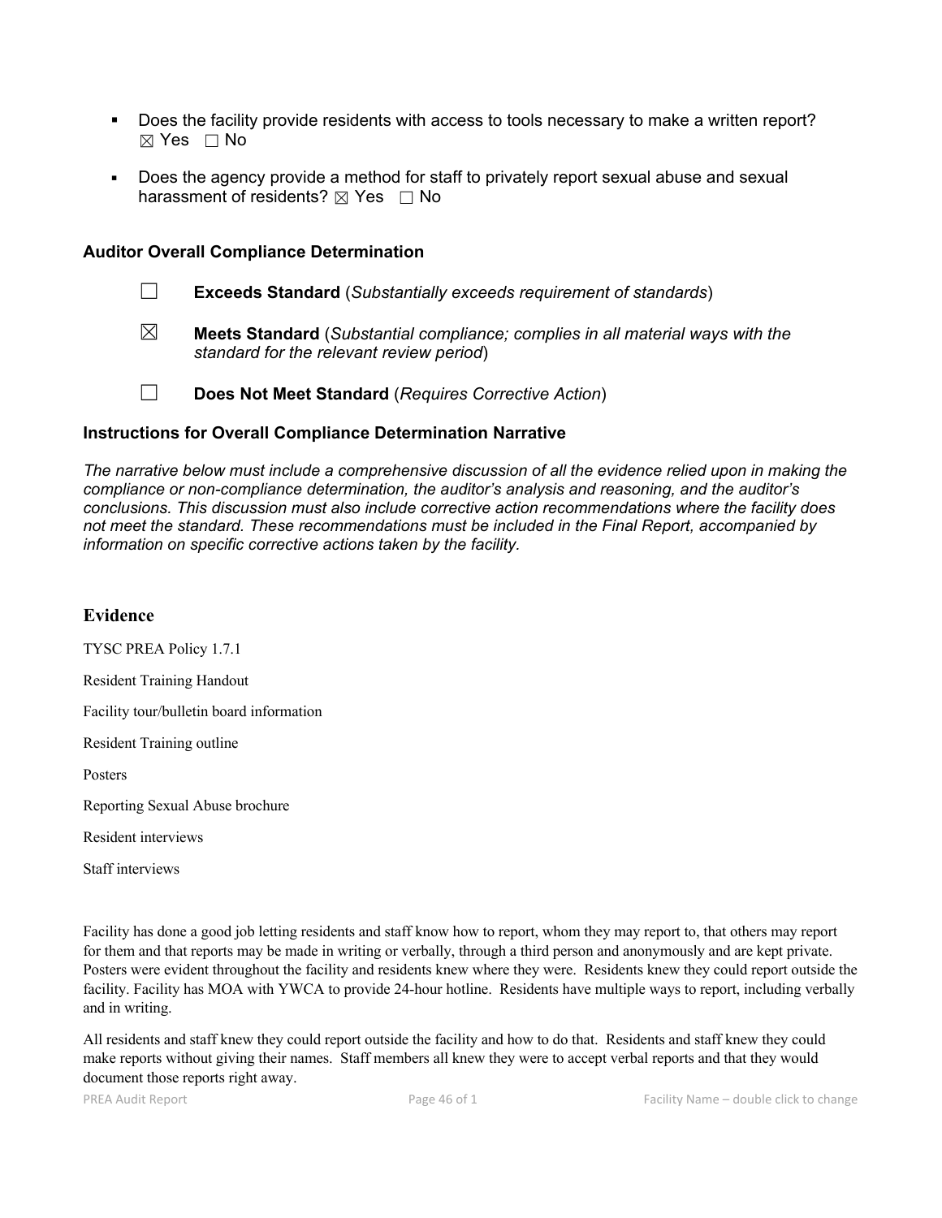- Does the facility provide residents with access to tools necessary to make a written report? ☒ Yes ☐ No

- Does the agency provide a method for staff to privately report sexual abuse and sexual harassment of residents? ☒ Yes ☐ No

### Auditor Overall Compliance Determination

☐ **Exceeds Standard** (*Substantially exceeds requirement of standards*)

☒ **Meets Standard** (*Substantial compliance; complies in all material ways with the standard for the relevant review period*)

☐ **Does Not Meet Standard** (*Requires Corrective Action*)

### Instructions for Overall Compliance Determination Narrative

*The narrative below must include a comprehensive discussion of all the evidence relied upon in making the compliance or non-compliance determination, the auditor's analysis and reasoning, and the auditor's conclusions. This discussion must also include corrective action recommendations where the facility does not meet the standard. These recommendations must be included in the Final Report, accompanied by information on specific corrective actions taken by the facility.*

## Evidence

TYSC PREA Policy 1.7.1

Resident Training Handout

Facility tour/bulletin board information

Resident Training outline

Posters

Reporting Sexual Abuse brochure

Resident interviews

Staff interviews

Facility has done a good job letting residents and staff know how to report, whom they may report to, that others may report for them and that reports may be made in writing or verbally, through a third person and anonymously and are kept private. Posters were evident throughout the facility and residents knew where they were. Residents knew they could report outside the facility. Facility has MOA with YWCA to provide 24-hour hotline. Residents have multiple ways to report, including verbally and in writing.

All residents and staff knew they could report outside the facility and how to do that. Residents and staff knew they could make reports without giving their names. Staff members all knew they were to accept verbal reports and that they would document those reports right away.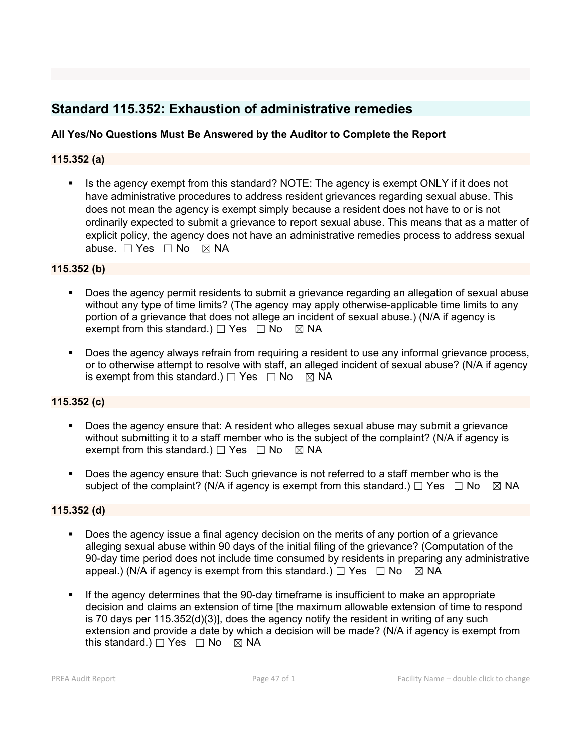## Standard 115.352: Exhaustion of administrative remedies

**All Yes/No Questions Must Be Answered by the Auditor to Complete the Report**

### 115.352 (a)

- Is the agency exempt from this standard? NOTE: The agency is exempt ONLY if it does not have administrative procedures to address resident grievances regarding sexual abuse. This does not mean the agency is exempt simply because a resident does not have to or is not ordinarily expected to submit a grievance to report sexual abuse. This means that as a matter of explicit policy, the agency does not have an administrative remedies process to address sexual abuse. ☐ Yes ☐ No ☒ NA

### 115.352 (b)

- Does the agency permit residents to submit a grievance regarding an allegation of sexual abuse without any type of time limits? (The agency may apply otherwise-applicable time limits to any portion of a grievance that does not allege an incident of sexual abuse.) (N/A if agency is exempt from this standard.) ☐ Yes ☐ No ☒ NA
- Does the agency always refrain from requiring a resident to use any informal grievance process, or to otherwise attempt to resolve with staff, an alleged incident of sexual abuse? (N/A if agency is exempt from this standard.) ☐ Yes ☐ No ☒ NA

### 115.352 (c)

- Does the agency ensure that: A resident who alleges sexual abuse may submit a grievance without submitting it to a staff member who is the subject of the complaint? (N/A if agency is exempt from this standard.) ☐ Yes ☐ No ☒ NA
- Does the agency ensure that: Such grievance is not referred to a staff member who is the subject of the complaint? (N/A if agency is exempt from this standard.) ☐ Yes ☐ No ☒ NA

### 115.352 (d)

- Does the agency issue a final agency decision on the merits of any portion of a grievance alleging sexual abuse within 90 days of the initial filing of the grievance? (Computation of the 90-day time period does not include time consumed by residents in preparing any administrative appeal.) (N/A if agency is exempt from this standard.) ☐ Yes ☐ No ☒ NA
- If the agency determines that the 90-day timeframe is insufficient to make an appropriate decision and claims an extension of time [the maximum allowable extension of time to respond is 70 days per 115.352(d)(3)], does the agency notify the resident in writing of any such extension and provide a date by which a decision will be made? (N/A if agency is exempt from this standard.) ☐ Yes ☐ No ☒ NA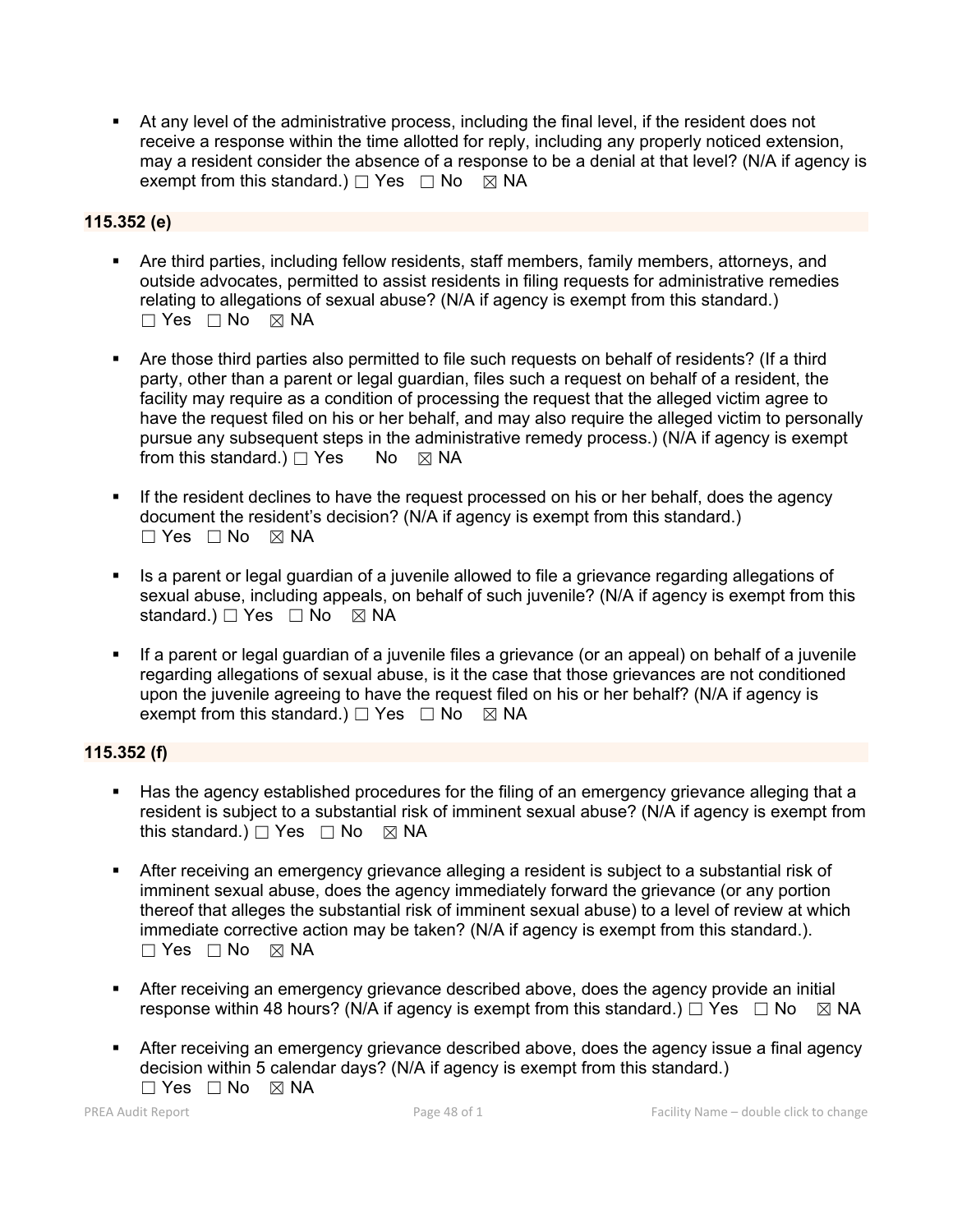- At any level of the administrative process, including the final level, if the resident does not receive a response within the time allotted for reply, including any properly noticed extension, may a resident consider the absence of a response to be a denial at that level? (N/A if agency is exempt from this standard.) ☐ Yes ☐ No ☒ NA

**115.352 (e)**

- Are third parties, including fellow residents, staff members, family members, attorneys, and outside advocates, permitted to assist residents in filing requests for administrative remedies relating to allegations of sexual abuse? (N/A if agency is exempt from this standard.) ☐ Yes ☐ No ☒ NA

- Are those third parties also permitted to file such requests on behalf of residents? (If a third party, other than a parent or legal guardian, files such a request on behalf of a resident, the facility may require as a condition of processing the request that the alleged victim agree to have the request filed on his or her behalf, and may also require the alleged victim to personally pursue any subsequent steps in the administrative remedy process.) (N/A if agency is exempt from this standard.) ☐ Yes No ☒ NA

- If the resident declines to have the request processed on his or her behalf, does the agency document the resident's decision? (N/A if agency is exempt from this standard.) ☐ Yes ☐ No ☒ NA

- Is a parent or legal guardian of a juvenile allowed to file a grievance regarding allegations of sexual abuse, including appeals, on behalf of such juvenile? (N/A if agency is exempt from this standard.) ☐ Yes ☐ No ☒ NA

- If a parent or legal guardian of a juvenile files a grievance (or an appeal) on behalf of a juvenile regarding allegations of sexual abuse, is it the case that those grievances are not conditioned upon the juvenile agreeing to have the request filed on his or her behalf? (N/A if agency is exempt from this standard.) ☐ Yes ☐ No ☒ NA

**115.352 (f)**

- Has the agency established procedures for the filing of an emergency grievance alleging that a resident is subject to a substantial risk of imminent sexual abuse? (N/A if agency is exempt from this standard.) ☐ Yes ☐ No ☒ NA

- After receiving an emergency grievance alleging a resident is subject to a substantial risk of imminent sexual abuse, does the agency immediately forward the grievance (or any portion thereof that alleges the substantial risk of imminent sexual abuse) to a level of review at which immediate corrective action may be taken? (N/A if agency is exempt from this standard.). ☐ Yes ☐ No ☒ NA

- After receiving an emergency grievance described above, does the agency provide an initial response within 48 hours? (N/A if agency is exempt from this standard.) ☐ Yes ☐ No ☒ NA

- After receiving an emergency grievance described above, does the agency issue a final agency decision within 5 calendar days? (N/A if agency is exempt from this standard.) ☐ Yes ☐ No ☒ NA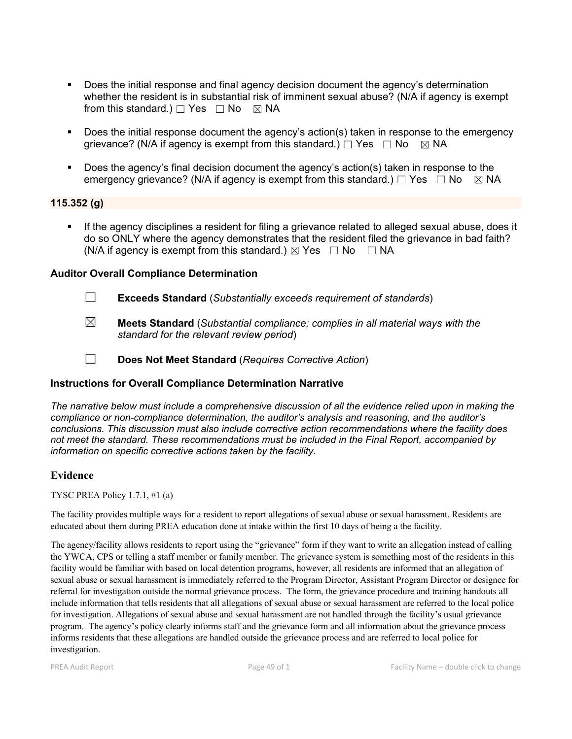- Does the initial response and final agency decision document the agency's determination whether the resident is in substantial risk of imminent sexual abuse? (N/A if agency is exempt from this standard.) ☐ Yes ☐ No ☒ NA

- Does the initial response document the agency's action(s) taken in response to the emergency grievance? (N/A if agency is exempt from this standard.) ☐ Yes ☐ No ☒ NA

- Does the agency's final decision document the agency's action(s) taken in response to the emergency grievance? (N/A if agency is exempt from this standard.) ☐ Yes ☐ No ☒ NA

**115.352 (g)**

- If the agency disciplines a resident for filing a grievance related to alleged sexual abuse, does it do so ONLY where the agency demonstrates that the resident filed the grievance in bad faith? (N/A if agency is exempt from this standard.) ☒ Yes ☐ No ☐ NA

**Auditor Overall Compliance Determination**

☐ **Exceeds Standard** (*Substantially exceeds requirement of standards*)

☒ **Meets Standard** (*Substantial compliance; complies in all material ways with the standard for the relevant review period*)

☐ **Does Not Meet Standard** (*Requires Corrective Action*)

**Instructions for Overall Compliance Determination Narrative**

*The narrative below must include a comprehensive discussion of all the evidence relied upon in making the compliance or non-compliance determination, the auditor's analysis and reasoning, and the auditor's conclusions. This discussion must also include corrective action recommendations where the facility does not meet the standard. These recommendations must be included in the Final Report, accompanied by information on specific corrective actions taken by the facility.*

## Evidence

TYSC PREA Policy 1.7.1, #1 (a)

The facility provides multiple ways for a resident to report allegations of sexual abuse or sexual harassment. Residents are educated about them during PREA education done at intake within the first 10 days of being a the facility.

The agency/facility allows residents to report using the "grievance" form if they want to write an allegation instead of calling the YWCA, CPS or telling a staff member or family member. The grievance system is something most of the residents in this facility would be familiar with based on local detention programs, however, all residents are informed that an allegation of sexual abuse or sexual harassment is immediately referred to the Program Director, Assistant Program Director or designee for referral for investigation outside the normal grievance process. The form, the grievance procedure and training handouts all include information that tells residents that all allegations of sexual abuse or sexual harassment are referred to the local police for investigation. Allegations of sexual abuse and sexual harassment are not handled through the facility's usual grievance program. The agency's policy clearly informs staff and the grievance form and all information about the grievance process informs residents that these allegations are handled outside the grievance process and are referred to local police for investigation.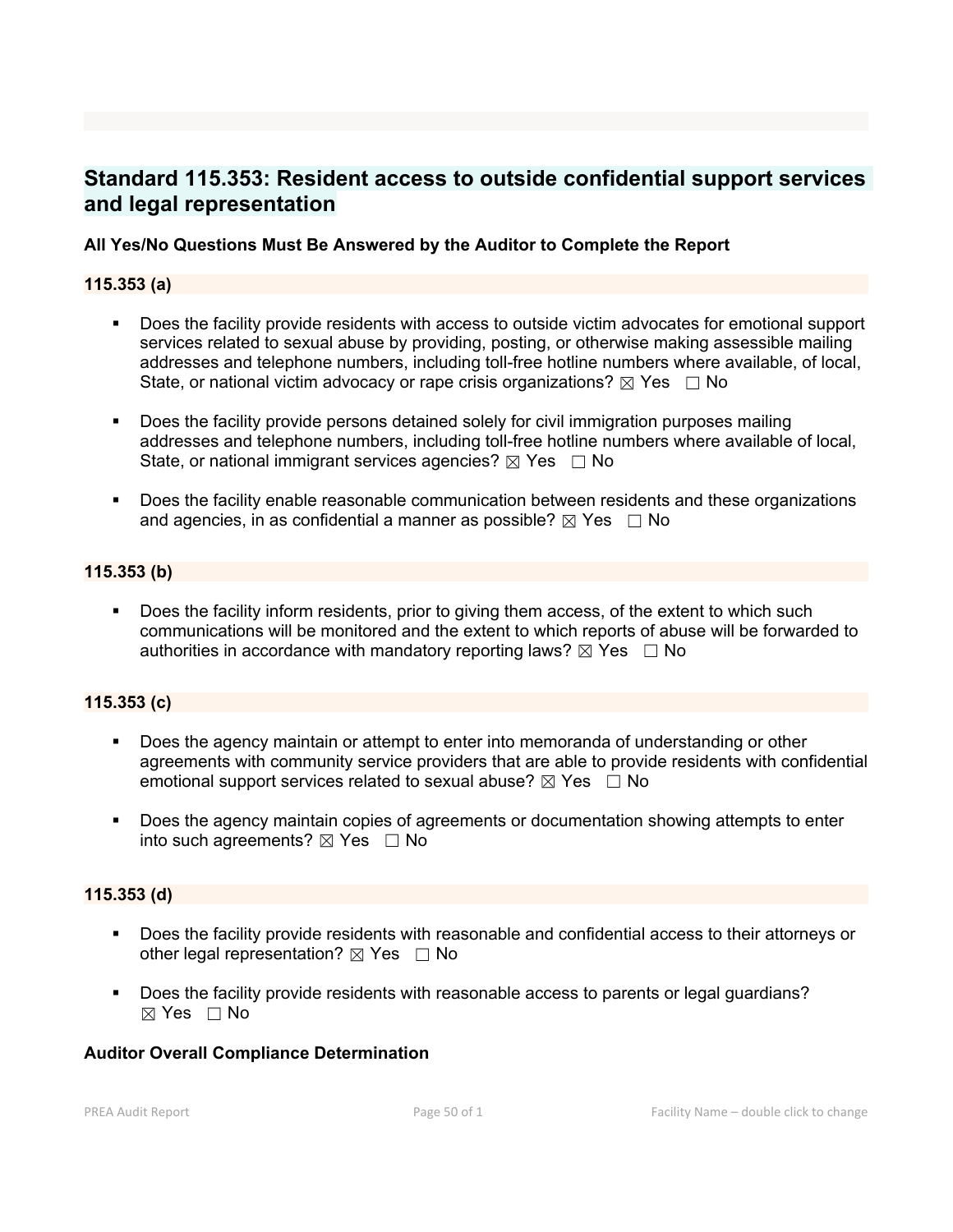## Standard 115.353: Resident access to outside confidential support services and legal representation

**All Yes/No Questions Must Be Answered by the Auditor to Complete the Report**

**115.353 (a)**

- Does the facility provide residents with access to outside victim advocates for emotional support services related to sexual abuse by providing, posting, or otherwise making assessible mailing addresses and telephone numbers, including toll-free hotline numbers where available, of local, State, or national victim advocacy or rape crisis organizations? ☒ Yes ☐ No

- Does the facility provide persons detained solely for civil immigration purposes mailing addresses and telephone numbers, including toll-free hotline numbers where available of local, State, or national immigrant services agencies? ☒ Yes ☐ No

- Does the facility enable reasonable communication between residents and these organizations and agencies, in as confidential a manner as possible? ☒ Yes ☐ No

**115.353 (b)**

- Does the facility inform residents, prior to giving them access, of the extent to which such communications will be monitored and the extent to which reports of abuse will be forwarded to authorities in accordance with mandatory reporting laws? ☒ Yes ☐ No

**115.353 (c)**

- Does the agency maintain or attempt to enter into memoranda of understanding or other agreements with community service providers that are able to provide residents with confidential emotional support services related to sexual abuse? ☒ Yes ☐ No

- Does the agency maintain copies of agreements or documentation showing attempts to enter into such agreements? ☒ Yes ☐ No

**115.353 (d)**

- Does the facility provide residents with reasonable and confidential access to their attorneys or other legal representation? ☒ Yes ☐ No

- Does the facility provide residents with reasonable access to parents or legal guardians? ☒ Yes ☐ No

**Auditor Overall Compliance Determination**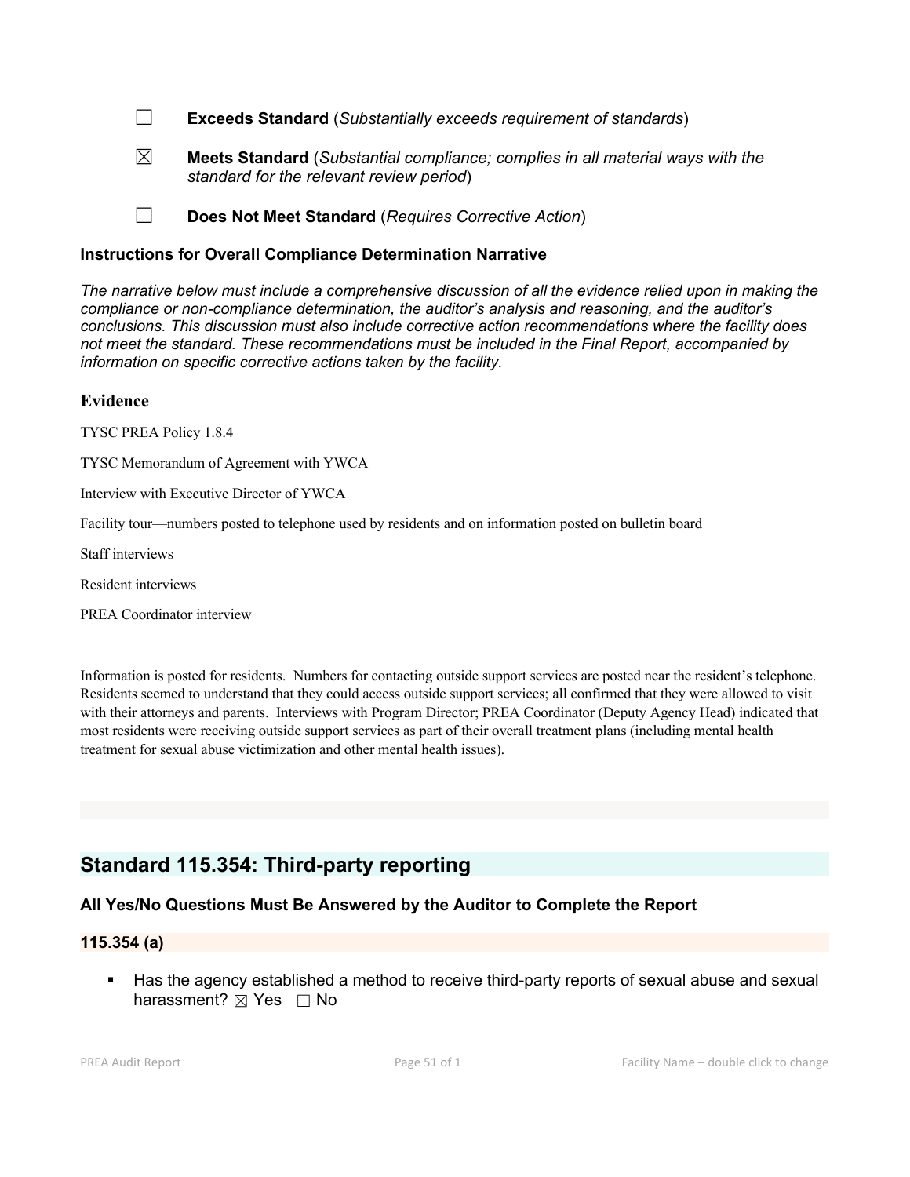☐ **Exceeds Standard** (*Substantially exceeds requirement of standards*)

☒ **Meets Standard** (*Substantial compliance; complies in all material ways with the standard for the relevant review period*)

☐ **Does Not Meet Standard** (*Requires Corrective Action*)

### Instructions for Overall Compliance Determination Narrative

*The narrative below must include a comprehensive discussion of all the evidence relied upon in making the compliance or non-compliance determination, the auditor's analysis and reasoning, and the auditor's conclusions. This discussion must also include corrective action recommendations where the facility does not meet the standard. These recommendations must be included in the Final Report, accompanied by information on specific corrective actions taken by the facility.*

### Evidence

TYSC PREA Policy 1.8.4

TYSC Memorandum of Agreement with YWCA

Interview with Executive Director of YWCA

Facility tour—numbers posted to telephone used by residents and on information posted on bulletin board

Staff interviews

Resident interviews

PREA Coordinator interview

Information is posted for residents. Numbers for contacting outside support services are posted near the resident's telephone. Residents seemed to understand that they could access outside support services; all confirmed that they were allowed to visit with their attorneys and parents. Interviews with Program Director; PREA Coordinator (Deputy Agency Head) indicated that most residents were receiving outside support services as part of their overall treatment plans (including mental health treatment for sexual abuse victimization and other mental health issues).

## Standard 115.354: Third-party reporting

### All Yes/No Questions Must Be Answered by the Auditor to Complete the Report

### 115.354 (a)

- Has the agency established a method to receive third-party reports of sexual abuse and sexual harassment? ☒ Yes ☐ No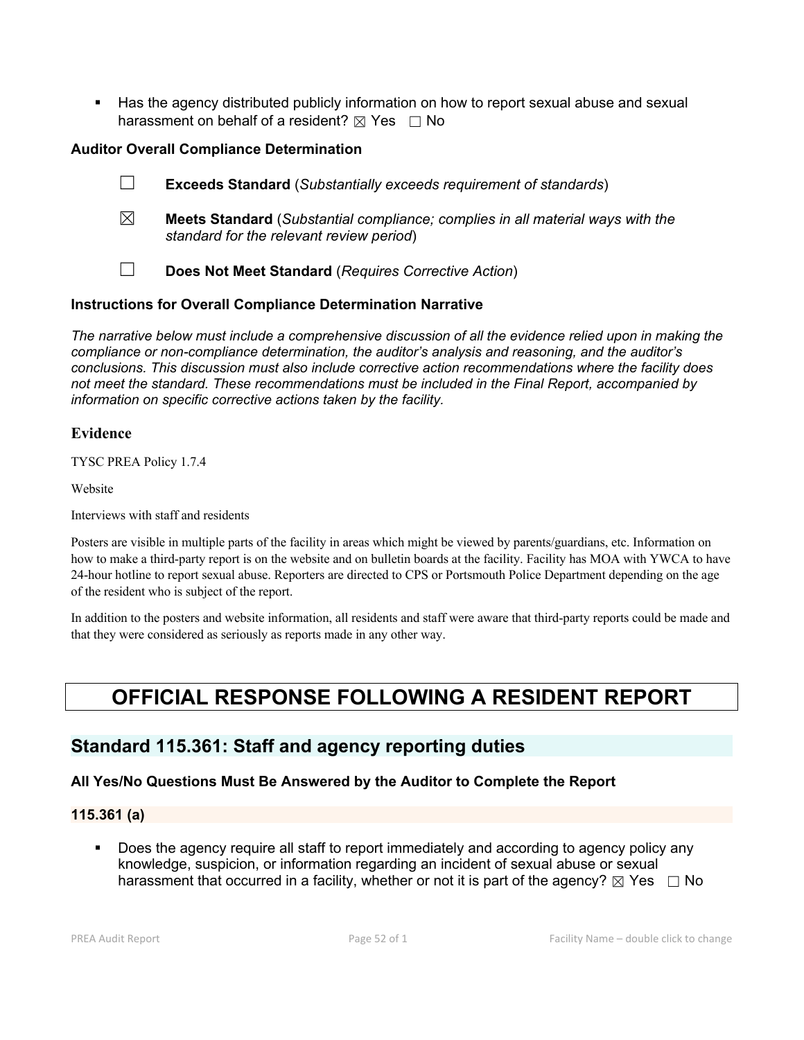- Has the agency distributed publicly information on how to report sexual abuse and sexual harassment on behalf of a resident? ☒ Yes ☐ No

**Auditor Overall Compliance Determination**

☐ **Exceeds Standard** (*Substantially exceeds requirement of standards*)

☒ **Meets Standard** (*Substantial compliance; complies in all material ways with the standard for the relevant review period*)

☐ **Does Not Meet Standard** (*Requires Corrective Action*)

**Instructions for Overall Compliance Determination Narrative**

*The narrative below must include a comprehensive discussion of all the evidence relied upon in making the compliance or non-compliance determination, the auditor's analysis and reasoning, and the auditor's conclusions. This discussion must also include corrective action recommendations where the facility does not meet the standard. These recommendations must be included in the Final Report, accompanied by information on specific corrective actions taken by the facility.*

### Evidence

TYSC PREA Policy 1.7.4

Website

Interviews with staff and residents

Posters are visible in multiple parts of the facility in areas which might be viewed by parents/guardians, etc. Information on how to make a third-party report is on the website and on bulletin boards at the facility. Facility has MOA with YWCA to have 24-hour hotline to report sexual abuse. Reporters are directed to CPS or Portsmouth Police Department depending on the age of the resident who is subject of the report.

In addition to the posters and website information, all residents and staff were aware that third-party reports could be made and that they were considered as seriously as reports made in any other way.

# OFFICIAL RESPONSE FOLLOWING A RESIDENT REPORT

## Standard 115.361: Staff and agency reporting duties

**All Yes/No Questions Must Be Answered by the Auditor to Complete the Report**

**115.361 (a)**

- Does the agency require all staff to report immediately and according to agency policy any knowledge, suspicion, or information regarding an incident of sexual abuse or sexual harassment that occurred in a facility, whether or not it is part of the agency? ☒ Yes ☐ No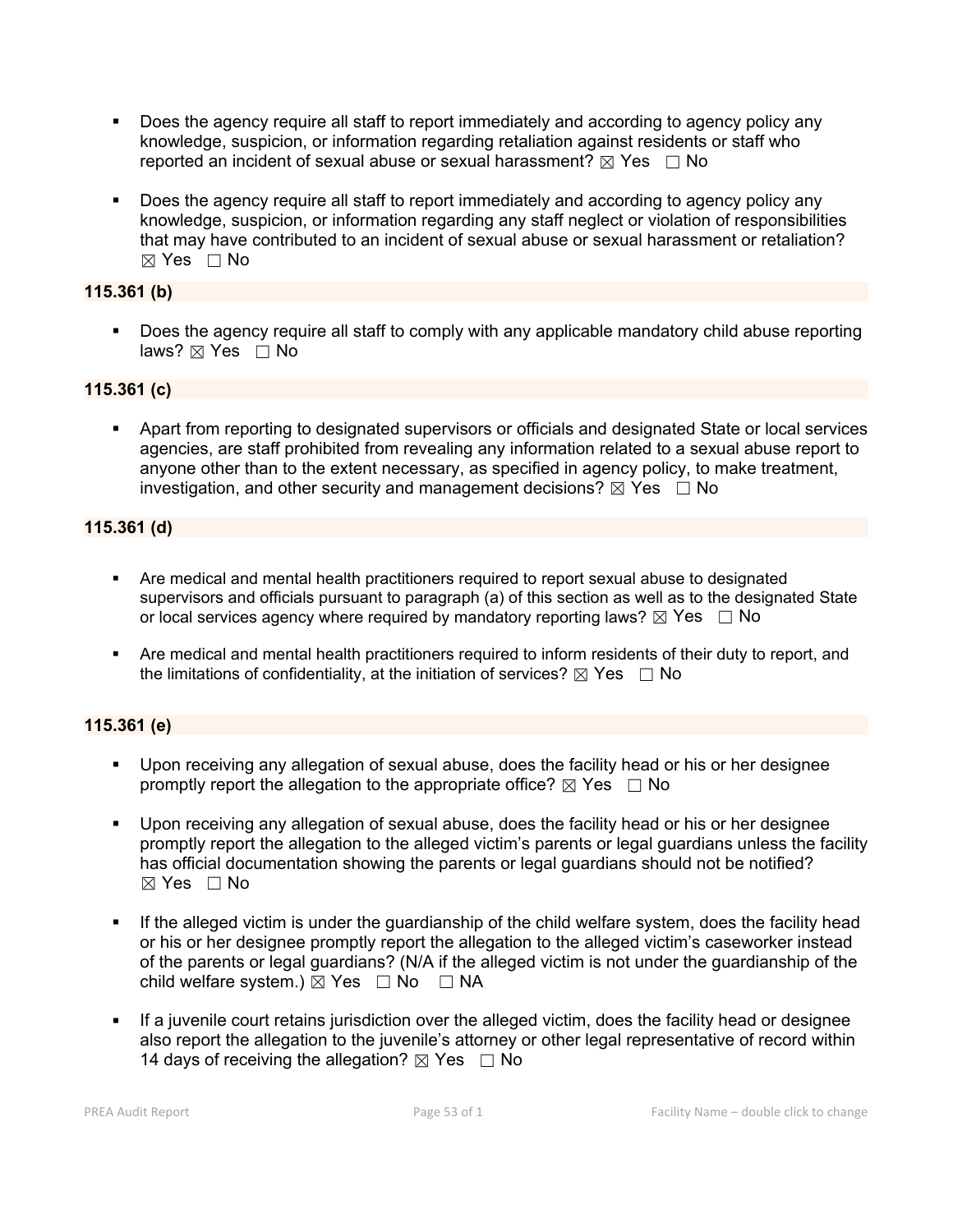- Does the agency require all staff to report immediately and according to agency policy any knowledge, suspicion, or information regarding retaliation against residents or staff who reported an incident of sexual abuse or sexual harassment? ☒ Yes ☐ No

- Does the agency require all staff to report immediately and according to agency policy any knowledge, suspicion, or information regarding any staff neglect or violation of responsibilities that may have contributed to an incident of sexual abuse or sexual harassment or retaliation? ☒ Yes ☐ No

**115.361 (b)**

- Does the agency require all staff to comply with any applicable mandatory child abuse reporting laws? ☒ Yes ☐ No

**115.361 (c)**

- Apart from reporting to designated supervisors or officials and designated State or local services agencies, are staff prohibited from revealing any information related to a sexual abuse report to anyone other than to the extent necessary, as specified in agency policy, to make treatment, investigation, and other security and management decisions? ☒ Yes ☐ No

**115.361 (d)**

- Are medical and mental health practitioners required to report sexual abuse to designated supervisors and officials pursuant to paragraph (a) of this section as well as to the designated State or local services agency where required by mandatory reporting laws? ☒ Yes ☐ No

- Are medical and mental health practitioners required to inform residents of their duty to report, and the limitations of confidentiality, at the initiation of services? ☒ Yes ☐ No

**115.361 (e)**

- Upon receiving any allegation of sexual abuse, does the facility head or his or her designee promptly report the allegation to the appropriate office? ☒ Yes ☐ No

- Upon receiving any allegation of sexual abuse, does the facility head or his or her designee promptly report the allegation to the alleged victim's parents or legal guardians unless the facility has official documentation showing the parents or legal guardians should not be notified? ☒ Yes ☐ No

- If the alleged victim is under the guardianship of the child welfare system, does the facility head or his or her designee promptly report the allegation to the alleged victim's caseworker instead of the parents or legal guardians? (N/A if the alleged victim is not under the guardianship of the child welfare system.) ☒ Yes ☐ No ☐ NA

- If a juvenile court retains jurisdiction over the alleged victim, does the facility head or designee also report the allegation to the juvenile's attorney or other legal representative of record within 14 days of receiving the allegation? ☒ Yes ☐ No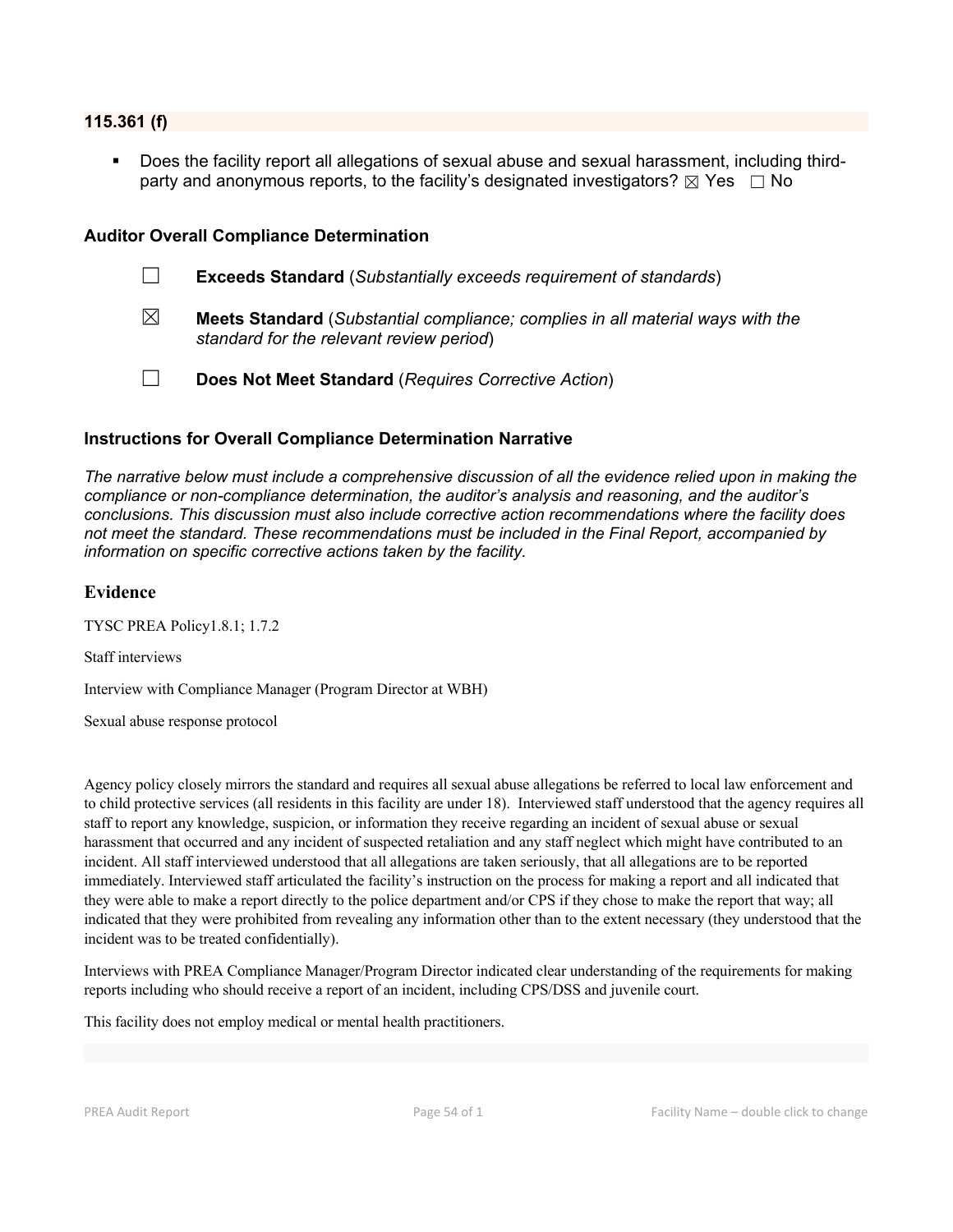### 115.361 (f)

- Does the facility report all allegations of sexual abuse and sexual harassment, including third-party and anonymous reports, to the facility's designated investigators? ☒ Yes ☐ No

### Auditor Overall Compliance Determination

☐ **Exceeds Standard** (*Substantially exceeds requirement of standards*)

☒ **Meets Standard** (*Substantial compliance; complies in all material ways with the standard for the relevant review period*)

☐ **Does Not Meet Standard** (*Requires Corrective Action*)

### Instructions for Overall Compliance Determination Narrative

*The narrative below must include a comprehensive discussion of all the evidence relied upon in making the compliance or non-compliance determination, the auditor's analysis and reasoning, and the auditor's conclusions. This discussion must also include corrective action recommendations where the facility does not meet the standard. These recommendations must be included in the Final Report, accompanied by information on specific corrective actions taken by the facility.*

## Evidence

TYSC PREA Policy1.8.1; 1.7.2

Staff interviews

Interview with Compliance Manager (Program Director at WBH)

Sexual abuse response protocol

Agency policy closely mirrors the standard and requires all sexual abuse allegations be referred to local law enforcement and to child protective services (all residents in this facility are under 18). Interviewed staff understood that the agency requires all staff to report any knowledge, suspicion, or information they receive regarding an incident of sexual abuse or sexual harassment that occurred and any incident of suspected retaliation and any staff neglect which might have contributed to an incident. All staff interviewed understood that all allegations are taken seriously, that all allegations are to be reported immediately. Interviewed staff articulated the facility's instruction on the process for making a report and all indicated that they were able to make a report directly to the police department and/or CPS if they chose to make the report that way; all indicated that they were prohibited from revealing any information other than to the extent necessary (they understood that the incident was to be treated confidentially).

Interviews with PREA Compliance Manager/Program Director indicated clear understanding of the requirements for making reports including who should receive a report of an incident, including CPS/DSS and juvenile court.

This facility does not employ medical or mental health practitioners.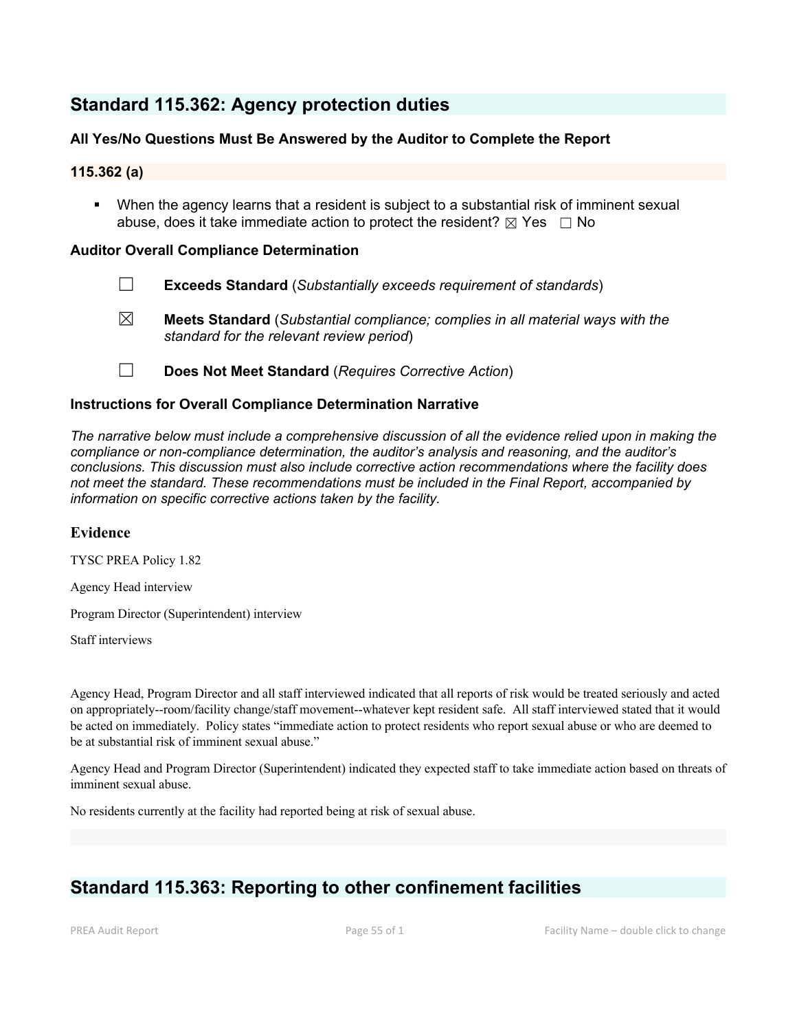## Standard 115.362: Agency protection duties

### All Yes/No Questions Must Be Answered by the Auditor to Complete the Report

### 115.362 (a)

- When the agency learns that a resident is subject to a substantial risk of imminent sexual abuse, does it take immediate action to protect the resident? ☒ Yes ☐ No

### Auditor Overall Compliance Determination

☐ **Exceeds Standard** (*Substantially exceeds requirement of standards*)

☒ **Meets Standard** (*Substantial compliance; complies in all material ways with the standard for the relevant review period*)

☐ **Does Not Meet Standard** (*Requires Corrective Action*)

### Instructions for Overall Compliance Determination Narrative

*The narrative below must include a comprehensive discussion of all the evidence relied upon in making the compliance or non-compliance determination, the auditor's analysis and reasoning, and the auditor's conclusions. This discussion must also include corrective action recommendations where the facility does not meet the standard. These recommendations must be included in the Final Report, accompanied by information on specific corrective actions taken by the facility.*

### Evidence

TYSC PREA Policy 1.82

Agency Head interview

Program Director (Superintendent) interview

Staff interviews

Agency Head, Program Director and all staff interviewed indicated that all reports of risk would be treated seriously and acted on appropriately--room/facility change/staff movement--whatever kept resident safe. All staff interviewed stated that it would be acted on immediately. Policy states "immediate action to protect residents who report sexual abuse or who are deemed to be at substantial risk of imminent sexual abuse."

Agency Head and Program Director (Superintendent) indicated they expected staff to take immediate action based on threats of imminent sexual abuse.

No residents currently at the facility had reported being at risk of sexual abuse.

## Standard 115.363: Reporting to other confinement facilities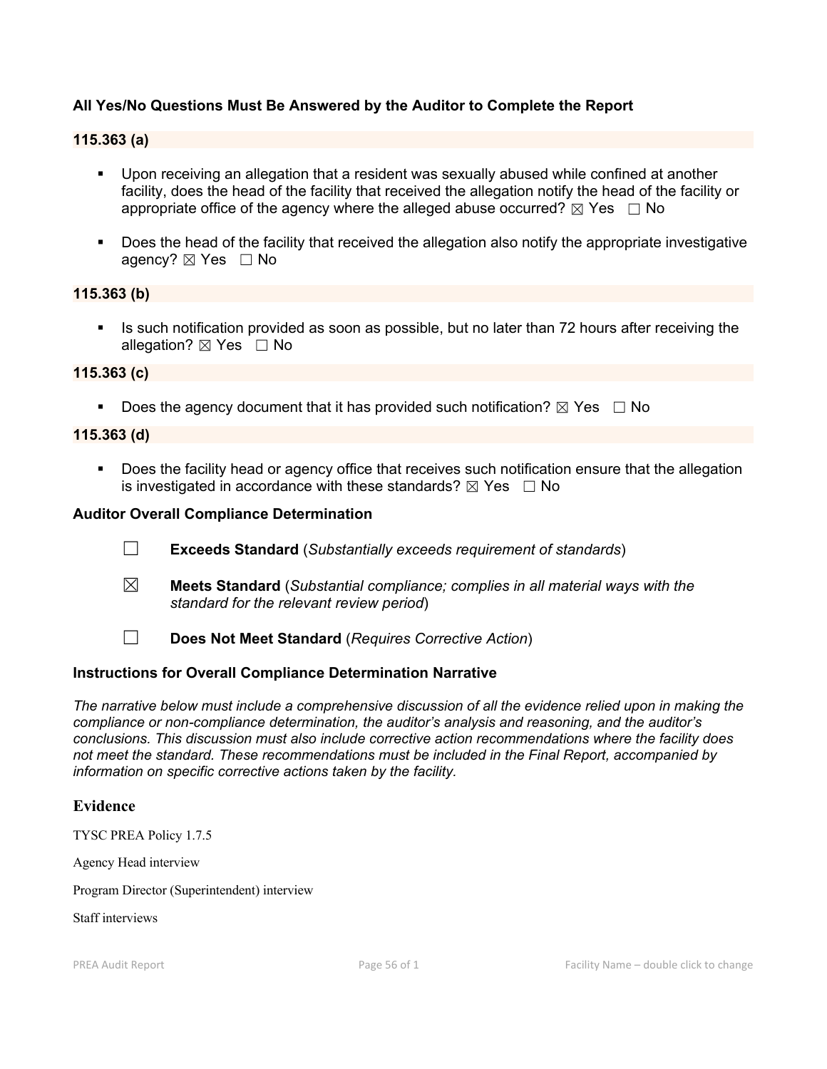**All Yes/No Questions Must Be Answered by the Auditor to Complete the Report**

**115.363 (a)**

- Upon receiving an allegation that a resident was sexually abused while confined at another facility, does the head of the facility that received the allegation notify the head of the facility or appropriate office of the agency where the alleged abuse occurred? ☒ Yes ☐ No
- Does the head of the facility that received the allegation also notify the appropriate investigative agency? ☒ Yes ☐ No

**115.363 (b)**

- Is such notification provided as soon as possible, but no later than 72 hours after receiving the allegation? ☒ Yes ☐ No

**115.363 (c)**

- Does the agency document that it has provided such notification? ☒ Yes ☐ No

**115.363 (d)**

- Does the facility head or agency office that receives such notification ensure that the allegation is investigated in accordance with these standards? ☒ Yes ☐ No

**Auditor Overall Compliance Determination**

☐ **Exceeds Standard** (*Substantially exceeds requirement of standards*)

☒ **Meets Standard** (*Substantial compliance; complies in all material ways with the standard for the relevant review period*)

☐ **Does Not Meet Standard** (*Requires Corrective Action*)

**Instructions for Overall Compliance Determination Narrative**

*The narrative below must include a comprehensive discussion of all the evidence relied upon in making the compliance or non-compliance determination, the auditor's analysis and reasoning, and the auditor's conclusions. This discussion must also include corrective action recommendations where the facility does not meet the standard. These recommendations must be included in the Final Report, accompanied by information on specific corrective actions taken by the facility.*

## Evidence

TYSC PREA Policy 1.7.5

Agency Head interview

Program Director (Superintendent) interview

Staff interviews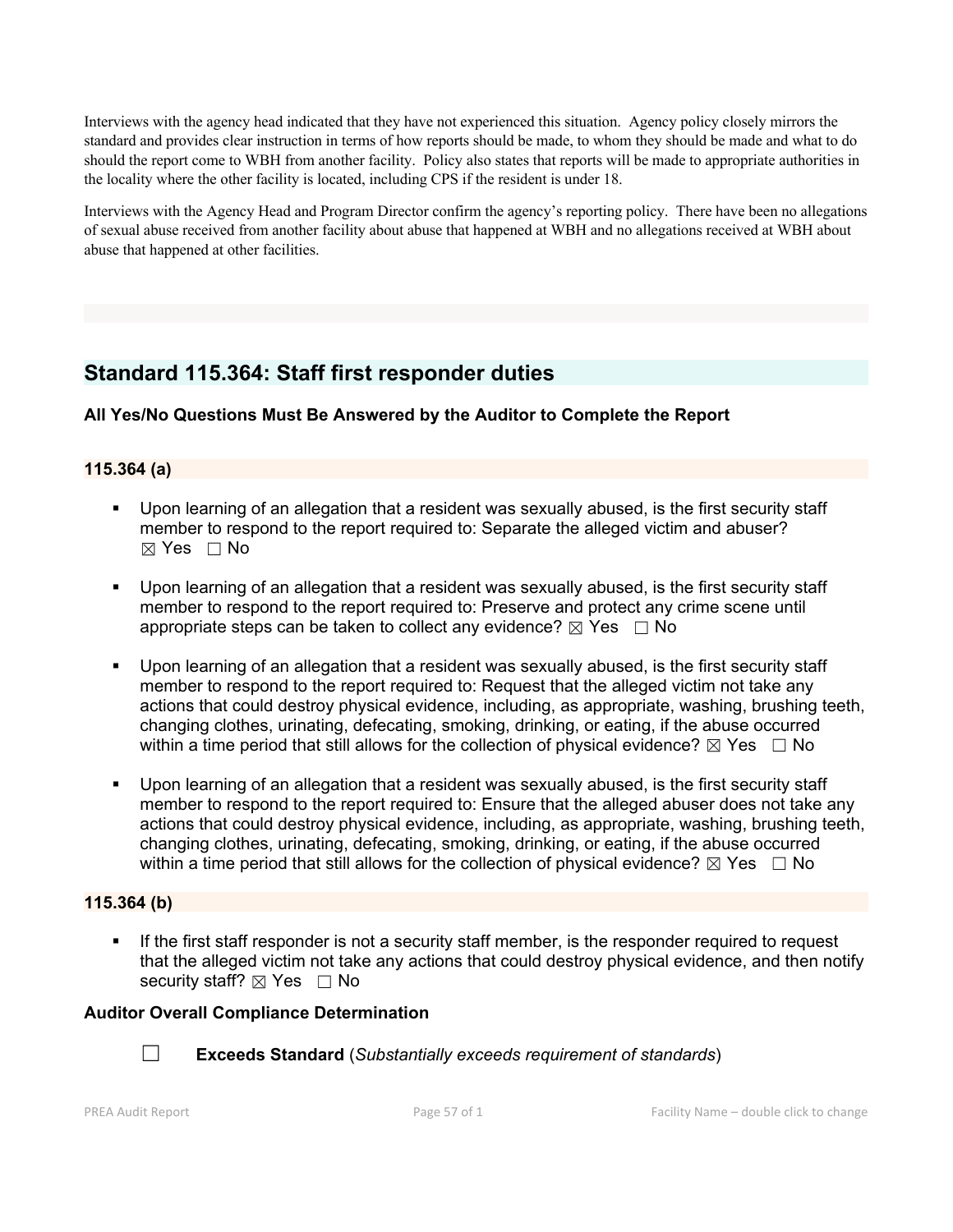Interviews with the agency head indicated that they have not experienced this situation. Agency policy closely mirrors the standard and provides clear instruction in terms of how reports should be made, to whom they should be made and what to do should the report come to WBH from another facility. Policy also states that reports will be made to appropriate authorities in the locality where the other facility is located, including CPS if the resident is under 18.

Interviews with the Agency Head and Program Director confirm the agency's reporting policy. There have been no allegations of sexual abuse received from another facility about abuse that happened at WBH and no allegations received at WBH about abuse that happened at other facilities.

## Standard 115.364: Staff first responder duties

### All Yes/No Questions Must Be Answered by the Auditor to Complete the Report

#### 115.364 (a)

- Upon learning of an allegation that a resident was sexually abused, is the first security staff member to respond to the report required to: Separate the alleged victim and abuser? ☒ Yes ☐ No
- Upon learning of an allegation that a resident was sexually abused, is the first security staff member to respond to the report required to: Preserve and protect any crime scene until appropriate steps can be taken to collect any evidence? ☒ Yes ☐ No
- Upon learning of an allegation that a resident was sexually abused, is the first security staff member to respond to the report required to: Request that the alleged victim not take any actions that could destroy physical evidence, including, as appropriate, washing, brushing teeth, changing clothes, urinating, defecating, smoking, drinking, or eating, if the abuse occurred within a time period that still allows for the collection of physical evidence? ☒ Yes ☐ No
- Upon learning of an allegation that a resident was sexually abused, is the first security staff member to respond to the report required to: Ensure that the alleged abuser does not take any actions that could destroy physical evidence, including, as appropriate, washing, brushing teeth, changing clothes, urinating, defecating, smoking, drinking, or eating, if the abuse occurred within a time period that still allows for the collection of physical evidence? ☒ Yes ☐ No

#### 115.364 (b)

- If the first staff responder is not a security staff member, is the responder required to request that the alleged victim not take any actions that could destroy physical evidence, and then notify security staff? ☒ Yes ☐ No

### Auditor Overall Compliance Determination

☐ **Exceeds Standard** (*Substantially exceeds requirement of standards*)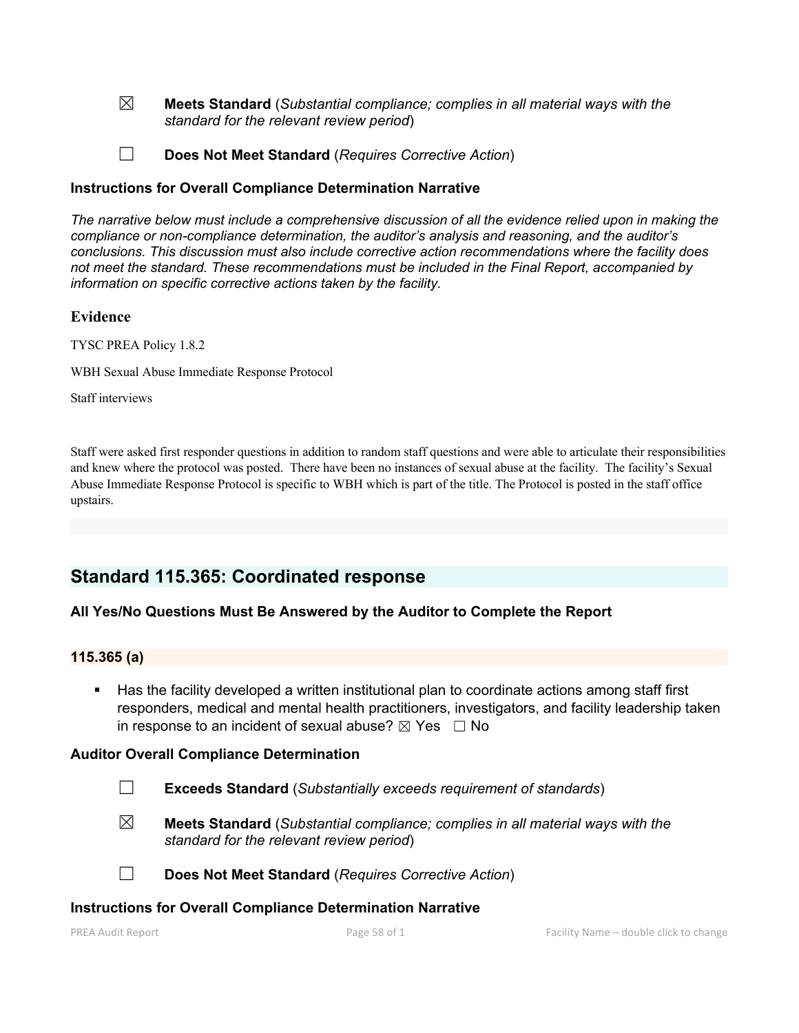☒ **Meets Standard** (*Substantial compliance; complies in all material ways with the standard for the relevant review period*)

☐ **Does Not Meet Standard** (*Requires Corrective Action*)

### Instructions for Overall Compliance Determination Narrative

*The narrative below must include a comprehensive discussion of all the evidence relied upon in making the compliance or non-compliance determination, the auditor's analysis and reasoning, and the auditor's conclusions. This discussion must also include corrective action recommendations where the facility does not meet the standard. These recommendations must be included in the Final Report, accompanied by information on specific corrective actions taken by the facility.*

### Evidence

TYSC PREA Policy 1.8.2

WBH Sexual Abuse Immediate Response Protocol

Staff interviews

Staff were asked first responder questions in addition to random staff questions and were able to articulate their responsibilities and knew where the protocol was posted. There have been no instances of sexual abuse at the facility. The facility's Sexual Abuse Immediate Response Protocol is specific to WBH which is part of the title. The Protocol is posted in the staff office upstairs.

## Standard 115.365: Coordinated response

### All Yes/No Questions Must Be Answered by the Auditor to Complete the Report

### 115.365 (a)

- Has the facility developed a written institutional plan to coordinate actions among staff first responders, medical and mental health practitioners, investigators, and facility leadership taken in response to an incident of sexual abuse? ☒ Yes ☐ No

### Auditor Overall Compliance Determination

☐ **Exceeds Standard** (*Substantially exceeds requirement of standards*)

☒ **Meets Standard** (*Substantial compliance; complies in all material ways with the standard for the relevant review period*)

☐ **Does Not Meet Standard** (*Requires Corrective Action*)

### Instructions for Overall Compliance Determination Narrative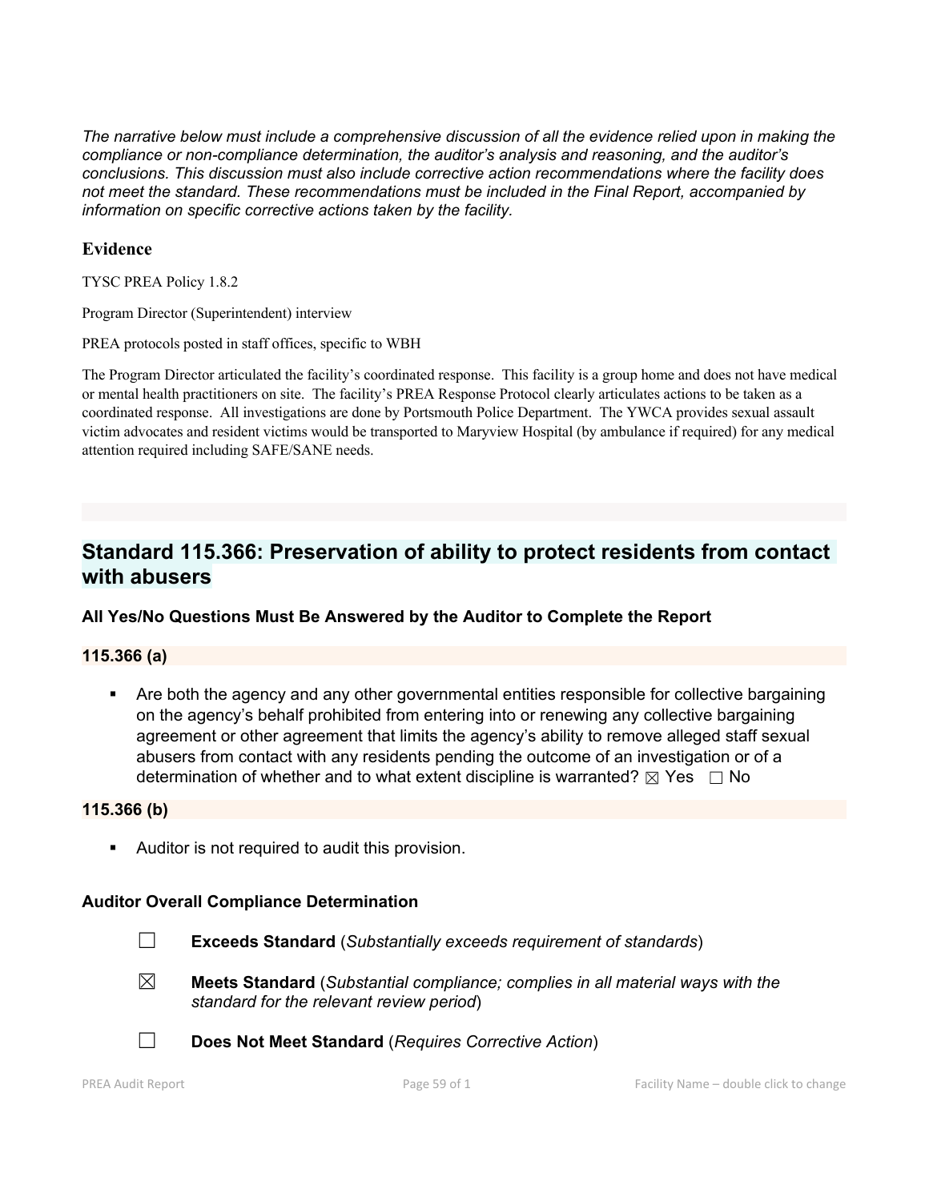*The narrative below must include a comprehensive discussion of all the evidence relied upon in making the compliance or non-compliance determination, the auditor's analysis and reasoning, and the auditor's conclusions. This discussion must also include corrective action recommendations where the facility does not meet the standard. These recommendations must be included in the Final Report, accompanied by information on specific corrective actions taken by the facility.*

### Evidence

TYSC PREA Policy 1.8.2

Program Director (Superintendent) interview

PREA protocols posted in staff offices, specific to WBH

The Program Director articulated the facility's coordinated response. This facility is a group home and does not have medical or mental health practitioners on site. The facility's PREA Response Protocol clearly articulates actions to be taken as a coordinated response. All investigations are done by Portsmouth Police Department. The YWCA provides sexual assault victim advocates and resident victims would be transported to Maryview Hospital (by ambulance if required) for any medical attention required including SAFE/SANE needs.

## Standard 115.366: Preservation of ability to protect residents from contact with abusers

### All Yes/No Questions Must Be Answered by the Auditor to Complete the Report

#### 115.366 (a)

- Are both the agency and any other governmental entities responsible for collective bargaining on the agency's behalf prohibited from entering into or renewing any collective bargaining agreement or other agreement that limits the agency's ability to remove alleged staff sexual abusers from contact with any residents pending the outcome of an investigation or of a determination of whether and to what extent discipline is warranted? ☒ Yes ☐ No

#### 115.366 (b)

- Auditor is not required to audit this provision.

### Auditor Overall Compliance Determination

☐ **Exceeds Standard** (*Substantially exceeds requirement of standards*)

☒ **Meets Standard** (*Substantial compliance; complies in all material ways with the standard for the relevant review period*)

☐ **Does Not Meet Standard** (*Requires Corrective Action*)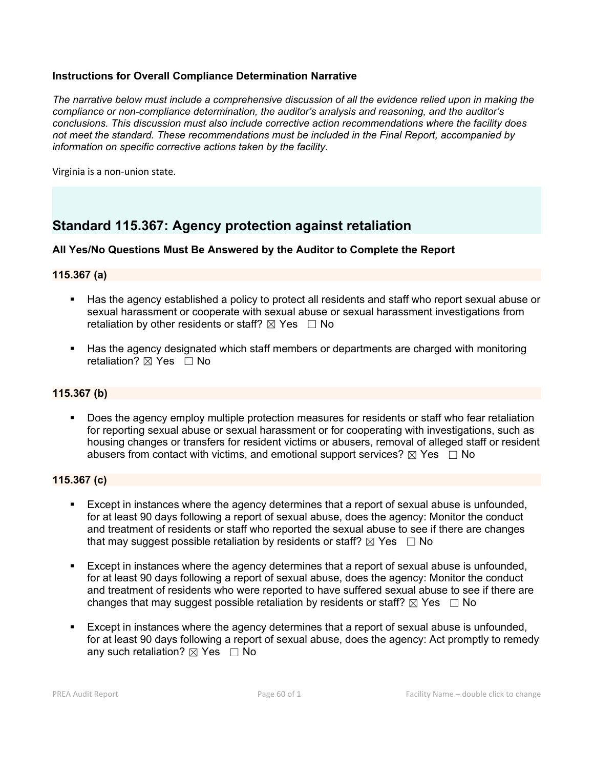**Instructions for Overall Compliance Determination Narrative**

*The narrative below must include a comprehensive discussion of all the evidence relied upon in making the compliance or non-compliance determination, the auditor's analysis and reasoning, and the auditor's conclusions. This discussion must also include corrective action recommendations where the facility does not meet the standard. These recommendations must be included in the Final Report, accompanied by information on specific corrective actions taken by the facility.*

Virginia is a non-union state.

## Standard 115.367: Agency protection against retaliation

### All Yes/No Questions Must Be Answered by the Auditor to Complete the Report

#### 115.367 (a)

- Has the agency established a policy to protect all residents and staff who report sexual abuse or sexual harassment or cooperate with sexual abuse or sexual harassment investigations from retaliation by other residents or staff? ☒ Yes ☐ No
- Has the agency designated which staff members or departments are charged with monitoring retaliation? ☒ Yes ☐ No

#### 115.367 (b)

- Does the agency employ multiple protection measures for residents or staff who fear retaliation for reporting sexual abuse or sexual harassment or for cooperating with investigations, such as housing changes or transfers for resident victims or abusers, removal of alleged staff or resident abusers from contact with victims, and emotional support services? ☒ Yes ☐ No

#### 115.367 (c)

- Except in instances where the agency determines that a report of sexual abuse is unfounded, for at least 90 days following a report of sexual abuse, does the agency: Monitor the conduct and treatment of residents or staff who reported the sexual abuse to see if there are changes that may suggest possible retaliation by residents or staff? ☒ Yes ☐ No
- Except in instances where the agency determines that a report of sexual abuse is unfounded, for at least 90 days following a report of sexual abuse, does the agency: Monitor the conduct and treatment of residents who were reported to have suffered sexual abuse to see if there are changes that may suggest possible retaliation by residents or staff? ☒ Yes ☐ No
- Except in instances where the agency determines that a report of sexual abuse is unfounded, for at least 90 days following a report of sexual abuse, does the agency: Act promptly to remedy any such retaliation? ☒ Yes ☐ No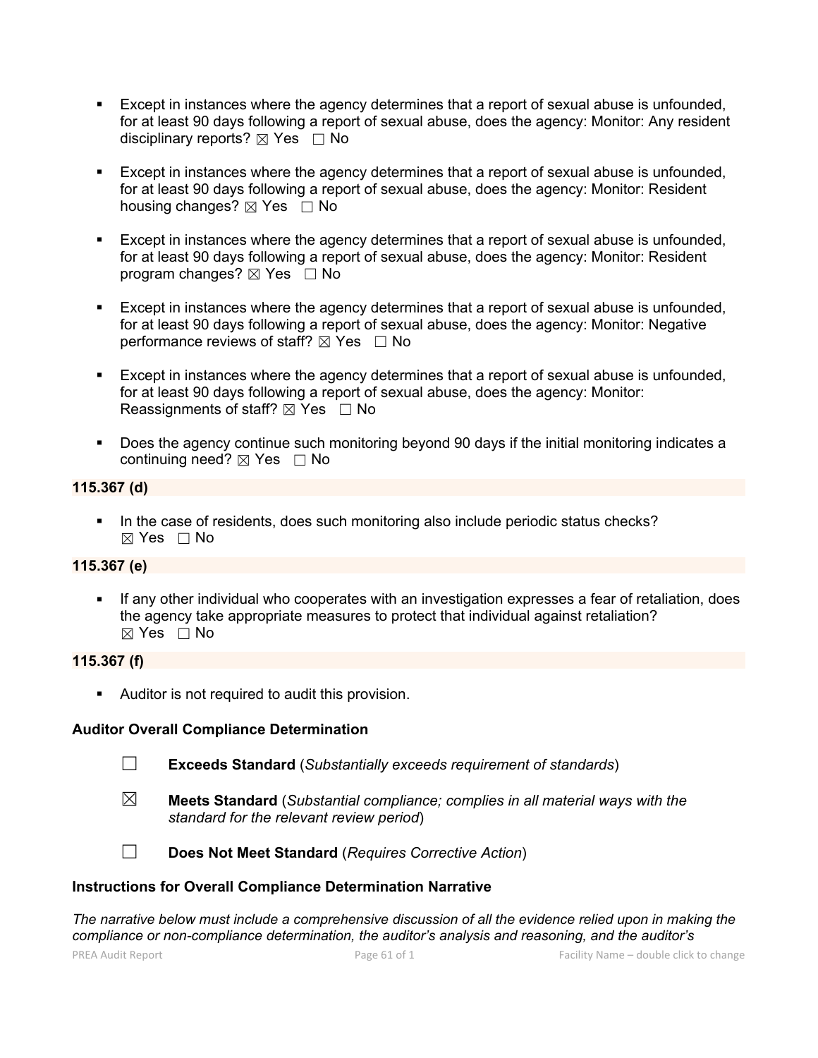- Except in instances where the agency determines that a report of sexual abuse is unfounded, for at least 90 days following a report of sexual abuse, does the agency: Monitor: Any resident disciplinary reports? ☒ Yes ☐ No

- Except in instances where the agency determines that a report of sexual abuse is unfounded, for at least 90 days following a report of sexual abuse, does the agency: Monitor: Resident housing changes? ☒ Yes ☐ No

- Except in instances where the agency determines that a report of sexual abuse is unfounded, for at least 90 days following a report of sexual abuse, does the agency: Monitor: Resident program changes? ☒ Yes ☐ No

- Except in instances where the agency determines that a report of sexual abuse is unfounded, for at least 90 days following a report of sexual abuse, does the agency: Monitor: Negative performance reviews of staff? ☒ Yes ☐ No

- Except in instances where the agency determines that a report of sexual abuse is unfounded, for at least 90 days following a report of sexual abuse, does the agency: Monitor: Reassignments of staff? ☒ Yes ☐ No

- Does the agency continue such monitoring beyond 90 days if the initial monitoring indicates a continuing need? ☒ Yes ☐ No

**115.367 (d)**

- In the case of residents, does such monitoring also include periodic status checks? ☒ Yes ☐ No

**115.367 (e)**

- If any other individual who cooperates with an investigation expresses a fear of retaliation, does the agency take appropriate measures to protect that individual against retaliation? ☒ Yes ☐ No

**115.367 (f)**

- Auditor is not required to audit this provision.

**Auditor Overall Compliance Determination**

☐ **Exceeds Standard** (*Substantially exceeds requirement of standards*)

☒ **Meets Standard** (*Substantial compliance; complies in all material ways with the standard for the relevant review period*)

☐ **Does Not Meet Standard** (*Requires Corrective Action*)

**Instructions for Overall Compliance Determination Narrative**

*The narrative below must include a comprehensive discussion of all the evidence relied upon in making the compliance or non-compliance determination, the auditor's analysis and reasoning, and the auditor's*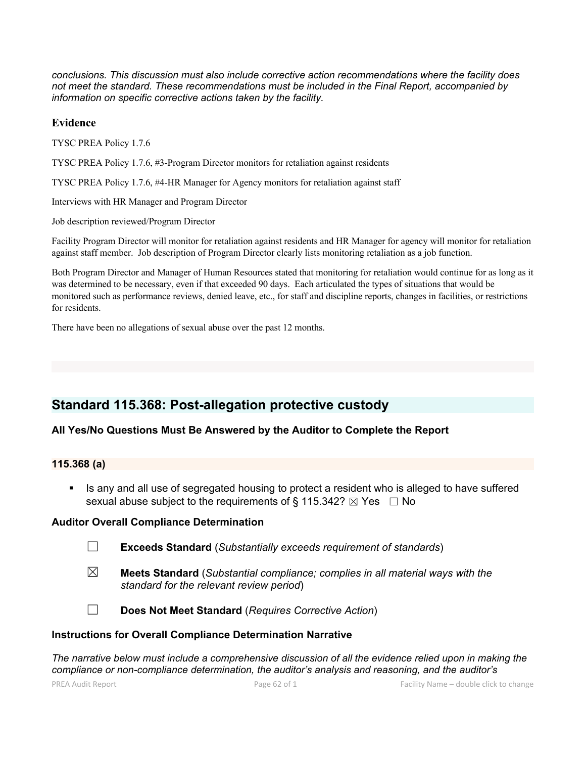*conclusions. This discussion must also include corrective action recommendations where the facility does not meet the standard. These recommendations must be included in the Final Report, accompanied by information on specific corrective actions taken by the facility.*

### Evidence

TYSC PREA Policy 1.7.6

TYSC PREA Policy 1.7.6, #3-Program Director monitors for retaliation against residents

TYSC PREA Policy 1.7.6, #4-HR Manager for Agency monitors for retaliation against staff

Interviews with HR Manager and Program Director

Job description reviewed/Program Director

Facility Program Director will monitor for retaliation against residents and HR Manager for agency will monitor for retaliation against staff member. Job description of Program Director clearly lists monitoring retaliation as a job function.

Both Program Director and Manager of Human Resources stated that monitoring for retaliation would continue for as long as it was determined to be necessary, even if that exceeded 90 days. Each articulated the types of situations that would be monitored such as performance reviews, denied leave, etc., for staff and discipline reports, changes in facilities, or restrictions for residents.

There have been no allegations of sexual abuse over the past 12 months.

## Standard 115.368: Post-allegation protective custody

### All Yes/No Questions Must Be Answered by the Auditor to Complete the Report

### 115.368 (a)

- Is any and all use of segregated housing to protect a resident who is alleged to have suffered sexual abuse subject to the requirements of § 115.342? ☒ Yes ☐ No

### Auditor Overall Compliance Determination

☐ **Exceeds Standard** (*Substantially exceeds requirement of standards*)

☒ **Meets Standard** (*Substantial compliance; complies in all material ways with the standard for the relevant review period*)

☐ **Does Not Meet Standard** (*Requires Corrective Action*)

### Instructions for Overall Compliance Determination Narrative

*The narrative below must include a comprehensive discussion of all the evidence relied upon in making the compliance or non-compliance determination, the auditor's analysis and reasoning, and the auditor's*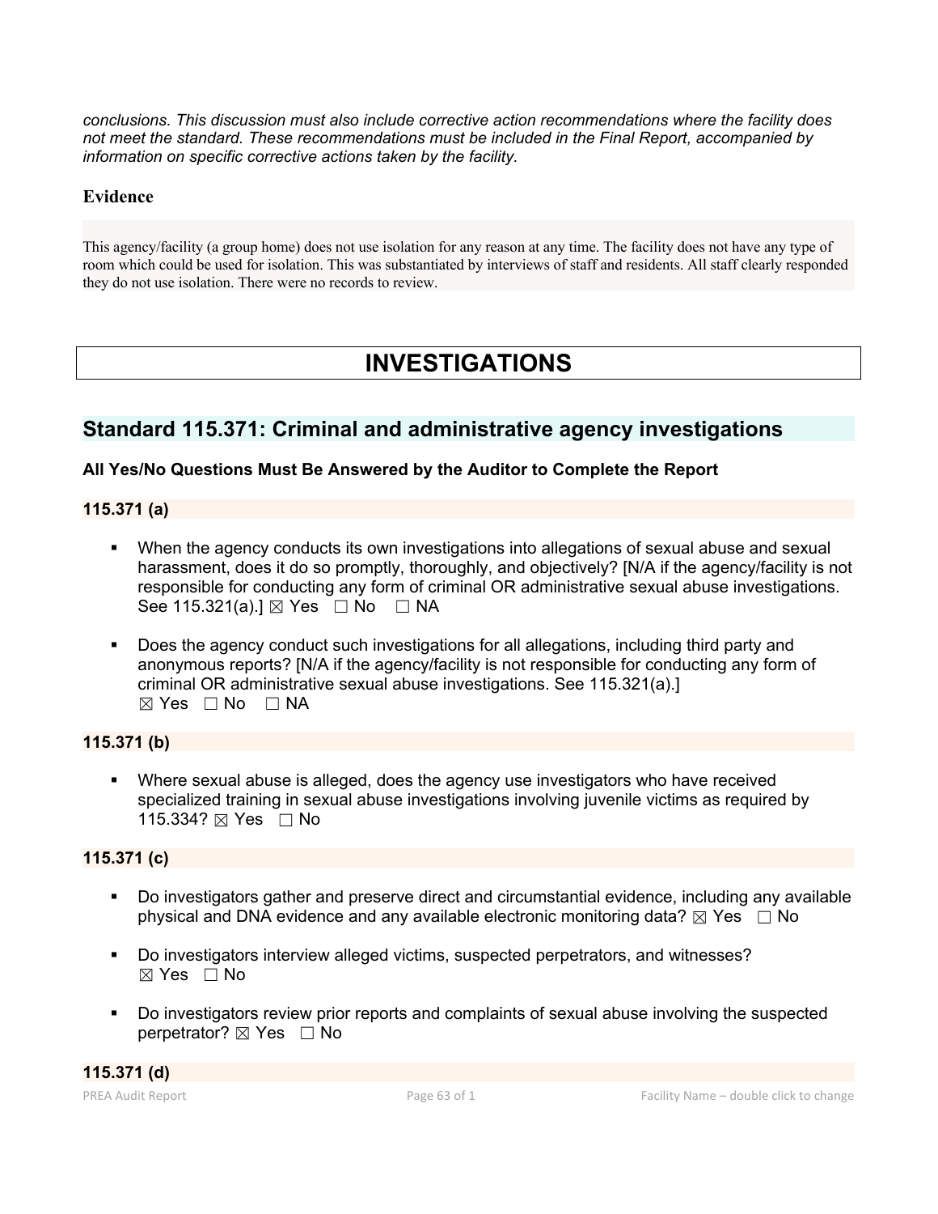*conclusions. This discussion must also include corrective action recommendations where the facility does not meet the standard. These recommendations must be included in the Final Report, accompanied by information on specific corrective actions taken by the facility.*

### Evidence

This agency/facility (a group home) does not use isolation for any reason at any time. The facility does not have any type of room which could be used for isolation. This was substantiated by interviews of staff and residents. All staff clearly responded they do not use isolation. There were no records to review.

# INVESTIGATIONS

## Standard 115.371: Criminal and administrative agency investigations

### All Yes/No Questions Must Be Answered by the Auditor to Complete the Report

### 115.371 (a)

- When the agency conducts its own investigations into allegations of sexual abuse and sexual harassment, does it do so promptly, thoroughly, and objectively? [N/A if the agency/facility is not responsible for conducting any form of criminal OR administrative sexual abuse investigations. See 115.321(a).] ☒ Yes ☐ No ☐ NA

- Does the agency conduct such investigations for all allegations, including third party and anonymous reports? [N/A if the agency/facility is not responsible for conducting any form of criminal OR administrative sexual abuse investigations. See 115.321(a).] ☒ Yes ☐ No ☐ NA

### 115.371 (b)

- Where sexual abuse is alleged, does the agency use investigators who have received specialized training in sexual abuse investigations involving juvenile victims as required by 115.334? ☒ Yes ☐ No

### 115.371 (c)

- Do investigators gather and preserve direct and circumstantial evidence, including any available physical and DNA evidence and any available electronic monitoring data? ☒ Yes ☐ No

- Do investigators interview alleged victims, suspected perpetrators, and witnesses? ☒ Yes ☐ No

- Do investigators review prior reports and complaints of sexual abuse involving the suspected perpetrator? ☒ Yes ☐ No

### 115.371 (d)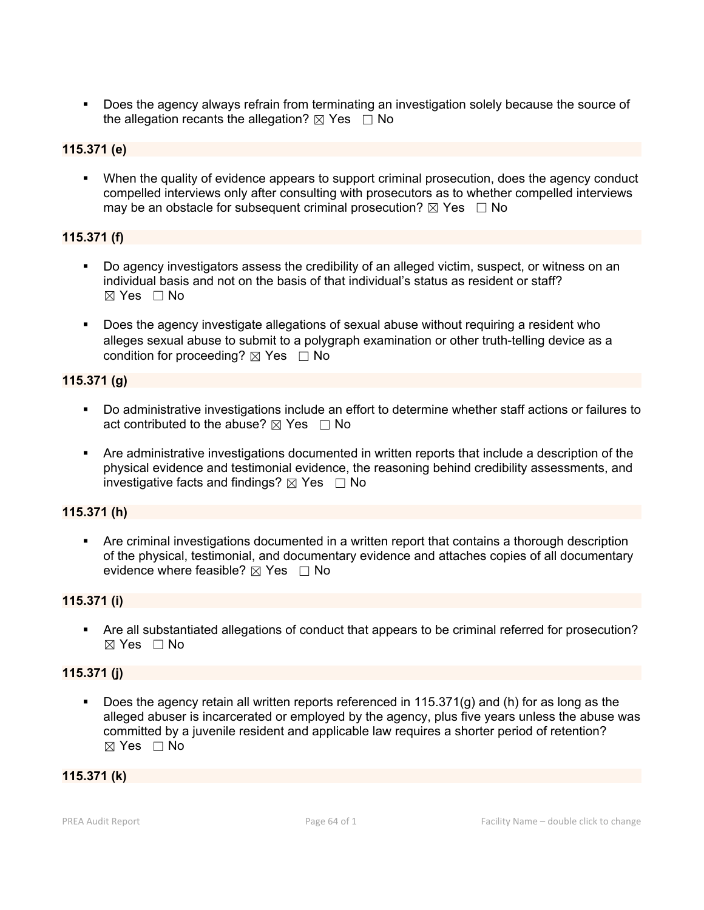- Does the agency always refrain from terminating an investigation solely because the source of the allegation recants the allegation? ☒ Yes ☐ No

**115.371 (e)**

- When the quality of evidence appears to support criminal prosecution, does the agency conduct compelled interviews only after consulting with prosecutors as to whether compelled interviews may be an obstacle for subsequent criminal prosecution? ☒ Yes ☐ No

**115.371 (f)**

- Do agency investigators assess the credibility of an alleged victim, suspect, or witness on an individual basis and not on the basis of that individual's status as resident or staff? ☒ Yes ☐ No
- Does the agency investigate allegations of sexual abuse without requiring a resident who alleges sexual abuse to submit to a polygraph examination or other truth-telling device as a condition for proceeding? ☒ Yes ☐ No

**115.371 (g)**

- Do administrative investigations include an effort to determine whether staff actions or failures to act contributed to the abuse? ☒ Yes ☐ No
- Are administrative investigations documented in written reports that include a description of the physical evidence and testimonial evidence, the reasoning behind credibility assessments, and investigative facts and findings? ☒ Yes ☐ No

**115.371 (h)**

- Are criminal investigations documented in a written report that contains a thorough description of the physical, testimonial, and documentary evidence and attaches copies of all documentary evidence where feasible? ☒ Yes ☐ No

**115.371 (i)**

- Are all substantiated allegations of conduct that appears to be criminal referred for prosecution? ☒ Yes ☐ No

**115.371 (j)**

- Does the agency retain all written reports referenced in 115.371(g) and (h) for as long as the alleged abuser is incarcerated or employed by the agency, plus five years unless the abuse was committed by a juvenile resident and applicable law requires a shorter period of retention? ☒ Yes ☐ No

**115.371 (k)**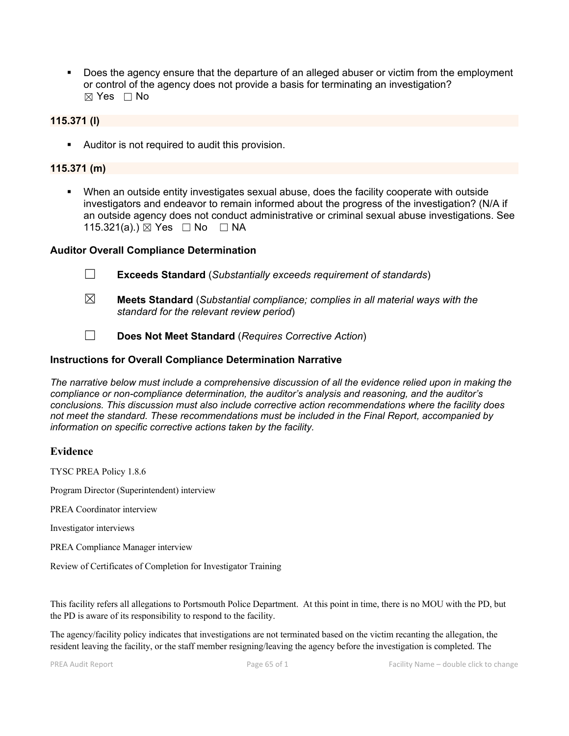- Does the agency ensure that the departure of an alleged abuser or victim from the employment or control of the agency does not provide a basis for terminating an investigation? ☒ Yes ☐ No

**115.371 (l)**

- Auditor is not required to audit this provision.

**115.371 (m)**

- When an outside entity investigates sexual abuse, does the facility cooperate with outside investigators and endeavor to remain informed about the progress of the investigation? (N/A if an outside agency does not conduct administrative or criminal sexual abuse investigations. See 115.321(a).) ☒ Yes ☐ No ☐ NA

### Auditor Overall Compliance Determination

☐ **Exceeds Standard** (*Substantially exceeds requirement of standards*)

☒ **Meets Standard** (*Substantial compliance; complies in all material ways with the standard for the relevant review period*)

☐ **Does Not Meet Standard** (*Requires Corrective Action*)

### Instructions for Overall Compliance Determination Narrative

*The narrative below must include a comprehensive discussion of all the evidence relied upon in making the compliance or non-compliance determination, the auditor's analysis and reasoning, and the auditor's conclusions. This discussion must also include corrective action recommendations where the facility does not meet the standard. These recommendations must be included in the Final Report, accompanied by information on specific corrective actions taken by the facility.*

## Evidence

TYSC PREA Policy 1.8.6

Program Director (Superintendent) interview

PREA Coordinator interview

Investigator interviews

PREA Compliance Manager interview

Review of Certificates of Completion for Investigator Training

This facility refers all allegations to Portsmouth Police Department. At this point in time, there is no MOU with the PD, but the PD is aware of its responsibility to respond to the facility.

The agency/facility policy indicates that investigations are not terminated based on the victim recanting the allegation, the resident leaving the facility, or the staff member resigning/leaving the agency before the investigation is completed. The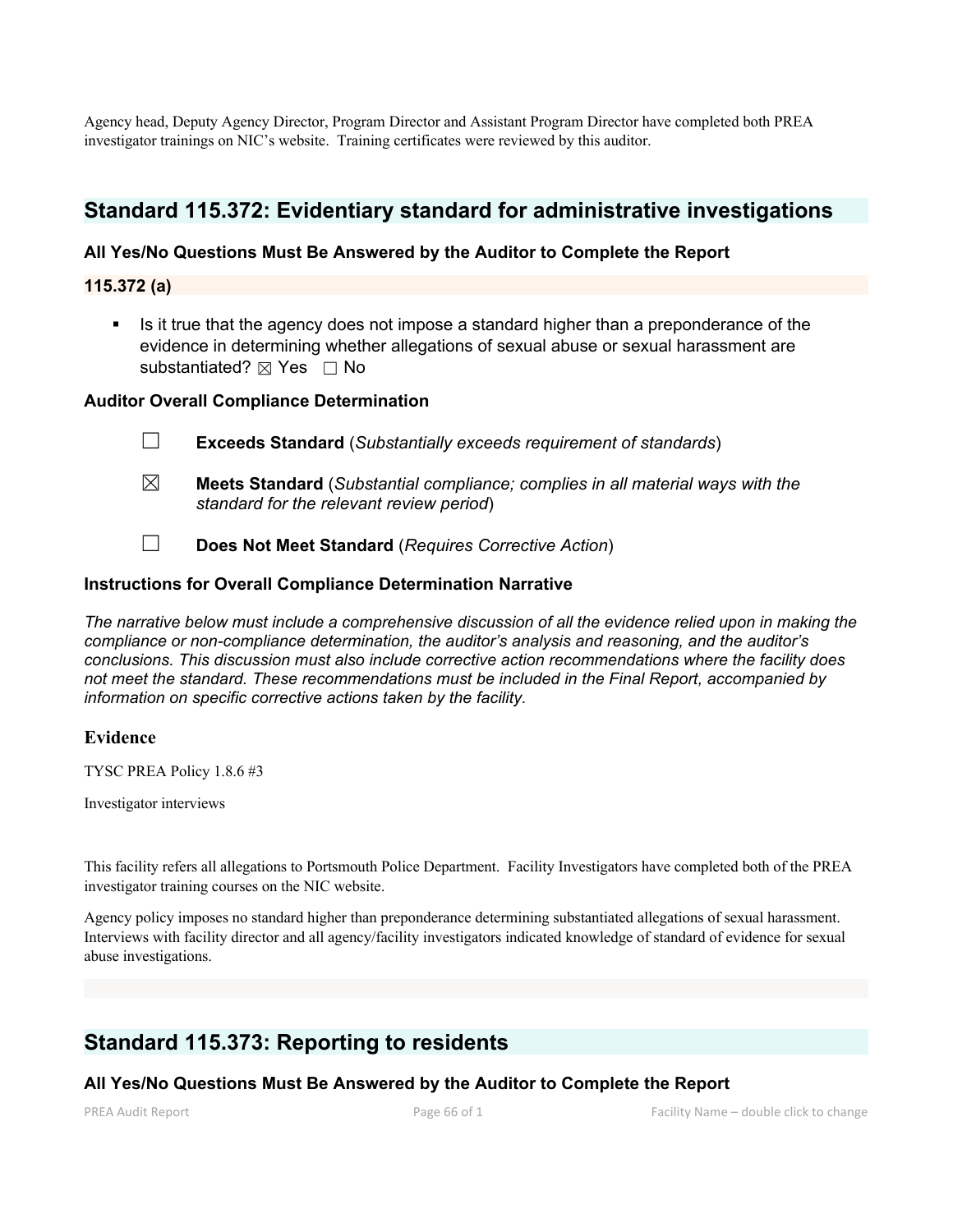Agency head, Deputy Agency Director, Program Director and Assistant Program Director have completed both PREA investigator trainings on NIC's website. Training certificates were reviewed by this auditor.

## Standard 115.372: Evidentiary standard for administrative investigations

### All Yes/No Questions Must Be Answered by the Auditor to Complete the Report

### 115.372 (a)

- Is it true that the agency does not impose a standard higher than a preponderance of the evidence in determining whether allegations of sexual abuse or sexual harassment are substantiated? ☒ Yes ☐ No

### Auditor Overall Compliance Determination

☐ **Exceeds Standard** (*Substantially exceeds requirement of standards*)

☒ **Meets Standard** (*Substantial compliance; complies in all material ways with the standard for the relevant review period*)

☐ **Does Not Meet Standard** (*Requires Corrective Action*)

### Instructions for Overall Compliance Determination Narrative

*The narrative below must include a comprehensive discussion of all the evidence relied upon in making the compliance or non-compliance determination, the auditor's analysis and reasoning, and the auditor's conclusions. This discussion must also include corrective action recommendations where the facility does not meet the standard. These recommendations must be included in the Final Report, accompanied by information on specific corrective actions taken by the facility.*

### Evidence

TYSC PREA Policy 1.8.6 #3

Investigator interviews

This facility refers all allegations to Portsmouth Police Department. Facility Investigators have completed both of the PREA investigator training courses on the NIC website.

Agency policy imposes no standard higher than preponderance determining substantiated allegations of sexual harassment. Interviews with facility director and all agency/facility investigators indicated knowledge of standard of evidence for sexual abuse investigations.

## Standard 115.373: Reporting to residents

### All Yes/No Questions Must Be Answered by the Auditor to Complete the Report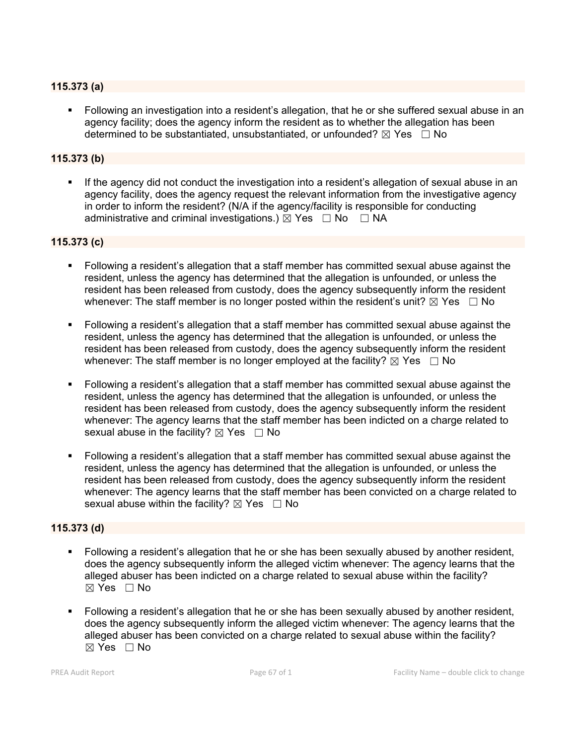### 115.373 (a)

- Following an investigation into a resident's allegation, that he or she suffered sexual abuse in an agency facility; does the agency inform the resident as to whether the allegation has been determined to be substantiated, unsubstantiated, or unfounded? ☒ Yes ☐ No

### 115.373 (b)

- If the agency did not conduct the investigation into a resident's allegation of sexual abuse in an agency facility, does the agency request the relevant information from the investigative agency in order to inform the resident? (N/A if the agency/facility is responsible for conducting administrative and criminal investigations.) ☒ Yes ☐ No ☐ NA

### 115.373 (c)

- Following a resident's allegation that a staff member has committed sexual abuse against the resident, unless the agency has determined that the allegation is unfounded, or unless the resident has been released from custody, does the agency subsequently inform the resident whenever: The staff member is no longer posted within the resident's unit? ☒ Yes ☐ No
- Following a resident's allegation that a staff member has committed sexual abuse against the resident, unless the agency has determined that the allegation is unfounded, or unless the resident has been released from custody, does the agency subsequently inform the resident whenever: The staff member is no longer employed at the facility? ☒ Yes ☐ No
- Following a resident's allegation that a staff member has committed sexual abuse against the resident, unless the agency has determined that the allegation is unfounded, or unless the resident has been released from custody, does the agency subsequently inform the resident whenever: The agency learns that the staff member has been indicted on a charge related to sexual abuse in the facility? ☒ Yes ☐ No
- Following a resident's allegation that a staff member has committed sexual abuse against the resident, unless the agency has determined that the allegation is unfounded, or unless the resident has been released from custody, does the agency subsequently inform the resident whenever: The agency learns that the staff member has been convicted on a charge related to sexual abuse within the facility? ☒ Yes ☐ No

### 115.373 (d)

- Following a resident's allegation that he or she has been sexually abused by another resident, does the agency subsequently inform the alleged victim whenever: The agency learns that the alleged abuser has been indicted on a charge related to sexual abuse within the facility? ☒ Yes ☐ No
- Following a resident's allegation that he or she has been sexually abused by another resident, does the agency subsequently inform the alleged victim whenever: The agency learns that the alleged abuser has been convicted on a charge related to sexual abuse within the facility? ☒ Yes ☐ No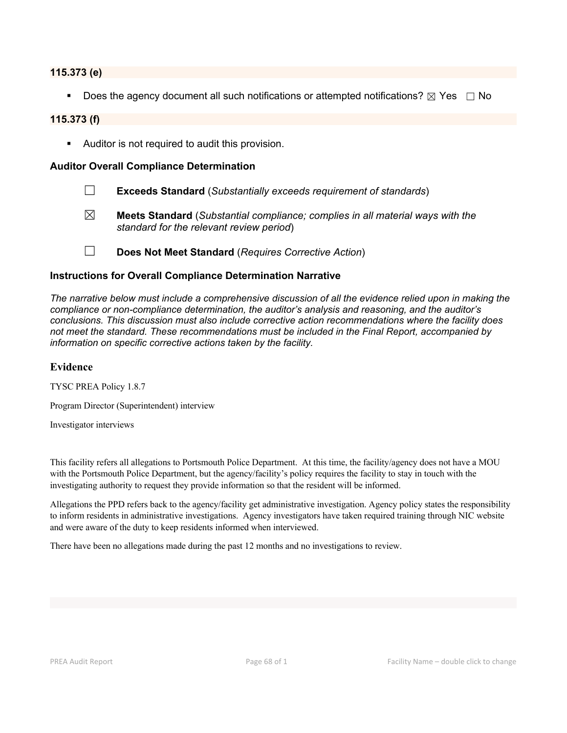**115.373 (e)**

- Does the agency document all such notifications or attempted notifications? ☒ Yes ☐ No

**115.373 (f)**

- Auditor is not required to audit this provision.

### Auditor Overall Compliance Determination

☐ **Exceeds Standard** (*Substantially exceeds requirement of standards*)

☒ **Meets Standard** (*Substantial compliance; complies in all material ways with the standard for the relevant review period*)

☐ **Does Not Meet Standard** (*Requires Corrective Action*)

### Instructions for Overall Compliance Determination Narrative

*The narrative below must include a comprehensive discussion of all the evidence relied upon in making the compliance or non-compliance determination, the auditor's analysis and reasoning, and the auditor's conclusions. This discussion must also include corrective action recommendations where the facility does not meet the standard. These recommendations must be included in the Final Report, accompanied by information on specific corrective actions taken by the facility.*

## Evidence

TYSC PREA Policy 1.8.7

Program Director (Superintendent) interview

Investigator interviews

This facility refers all allegations to Portsmouth Police Department. At this time, the facility/agency does not have a MOU with the Portsmouth Police Department, but the agency/facility's policy requires the facility to stay in touch with the investigating authority to request they provide information so that the resident will be informed.

Allegations the PPD refers back to the agency/facility get administrative investigation. Agency policy states the responsibility to inform residents in administrative investigations. Agency investigators have taken required training through NIC website and were aware of the duty to keep residents informed when interviewed.

There have been no allegations made during the past 12 months and no investigations to review.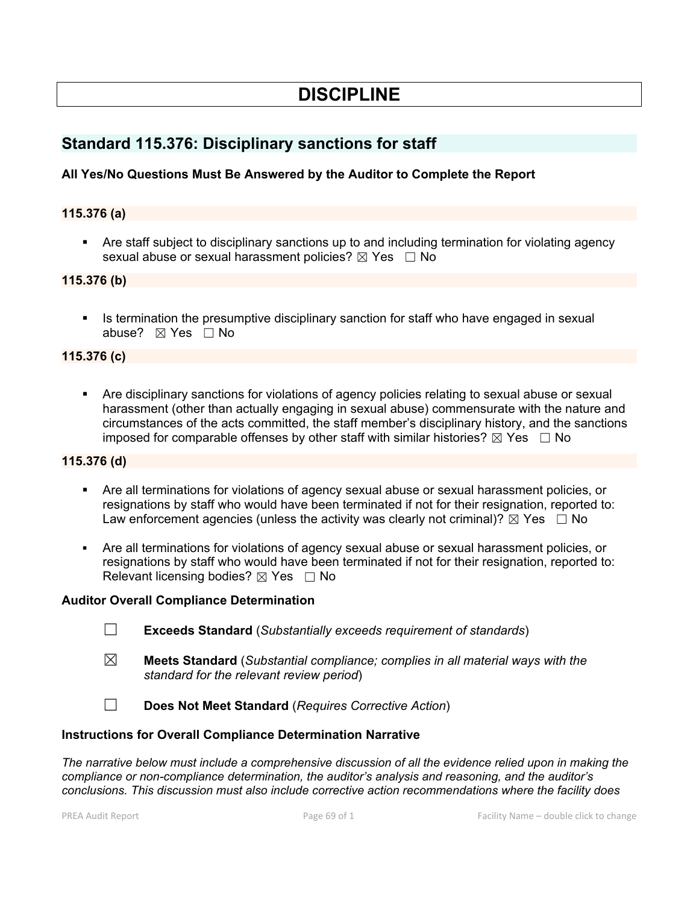# DISCIPLINE

## Standard 115.376: Disciplinary sanctions for staff

### All Yes/No Questions Must Be Answered by the Auditor to Complete the Report

### 115.376 (a)

- Are staff subject to disciplinary sanctions up to and including termination for violating agency sexual abuse or sexual harassment policies? ☒ Yes ☐ No

### 115.376 (b)

- Is termination the presumptive disciplinary sanction for staff who have engaged in sexual abuse? ☒ Yes ☐ No

### 115.376 (c)

- Are disciplinary sanctions for violations of agency policies relating to sexual abuse or sexual harassment (other than actually engaging in sexual abuse) commensurate with the nature and circumstances of the acts committed, the staff member's disciplinary history, and the sanctions imposed for comparable offenses by other staff with similar histories? ☒ Yes ☐ No

### 115.376 (d)

- Are all terminations for violations of agency sexual abuse or sexual harassment policies, or resignations by staff who would have been terminated if not for their resignation, reported to: Law enforcement agencies (unless the activity was clearly not criminal)? ☒ Yes ☐ No
- Are all terminations for violations of agency sexual abuse or sexual harassment policies, or resignations by staff who would have been terminated if not for their resignation, reported to: Relevant licensing bodies? ☒ Yes ☐ No

### Auditor Overall Compliance Determination

☐ **Exceeds Standard** (*Substantially exceeds requirement of standards*)

☒ **Meets Standard** (*Substantial compliance; complies in all material ways with the standard for the relevant review period*)

☐ **Does Not Meet Standard** (*Requires Corrective Action*)

### Instructions for Overall Compliance Determination Narrative

*The narrative below must include a comprehensive discussion of all the evidence relied upon in making the compliance or non-compliance determination, the auditor's analysis and reasoning, and the auditor's conclusions. This discussion must also include corrective action recommendations where the facility does*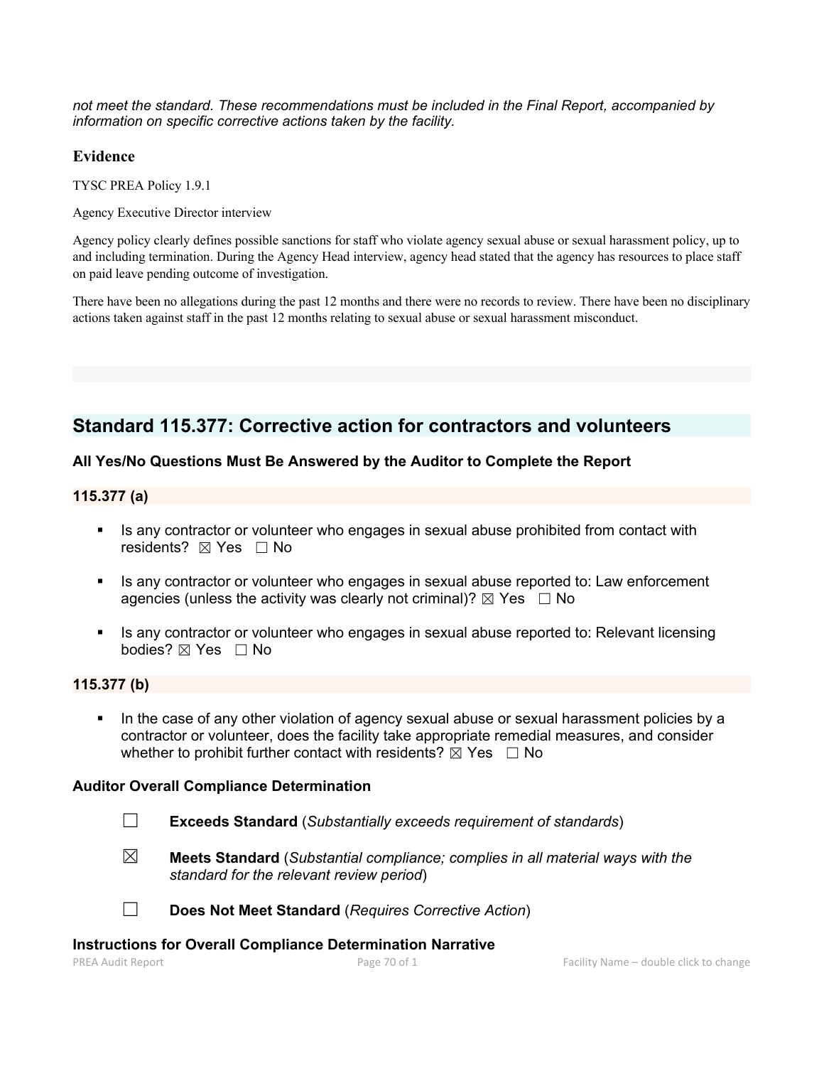*not meet the standard. These recommendations must be included in the Final Report, accompanied by information on specific corrective actions taken by the facility.*

### Evidence

TYSC PREA Policy 1.9.1

Agency Executive Director interview

Agency policy clearly defines possible sanctions for staff who violate agency sexual abuse or sexual harassment policy, up to and including termination. During the Agency Head interview, agency head stated that the agency has resources to place staff on paid leave pending outcome of investigation.

There have been no allegations during the past 12 months and there were no records to review. There have been no disciplinary actions taken against staff in the past 12 months relating to sexual abuse or sexual harassment misconduct.

## Standard 115.377: Corrective action for contractors and volunteers

### All Yes/No Questions Must Be Answered by the Auditor to Complete the Report

### 115.377 (a)

- Is any contractor or volunteer who engages in sexual abuse prohibited from contact with residents? ☒ Yes ☐ No
- Is any contractor or volunteer who engages in sexual abuse reported to: Law enforcement agencies (unless the activity was clearly not criminal)? ☒ Yes ☐ No
- Is any contractor or volunteer who engages in sexual abuse reported to: Relevant licensing bodies? ☒ Yes ☐ No

### 115.377 (b)

- In the case of any other violation of agency sexual abuse or sexual harassment policies by a contractor or volunteer, does the facility take appropriate remedial measures, and consider whether to prohibit further contact with residents? ☒ Yes ☐ No

### Auditor Overall Compliance Determination

☐ **Exceeds Standard** (*Substantially exceeds requirement of standards*)

☒ **Meets Standard** (*Substantial compliance; complies in all material ways with the standard for the relevant review period*)

☐ **Does Not Meet Standard** (*Requires Corrective Action*)

### Instructions for Overall Compliance Determination Narrative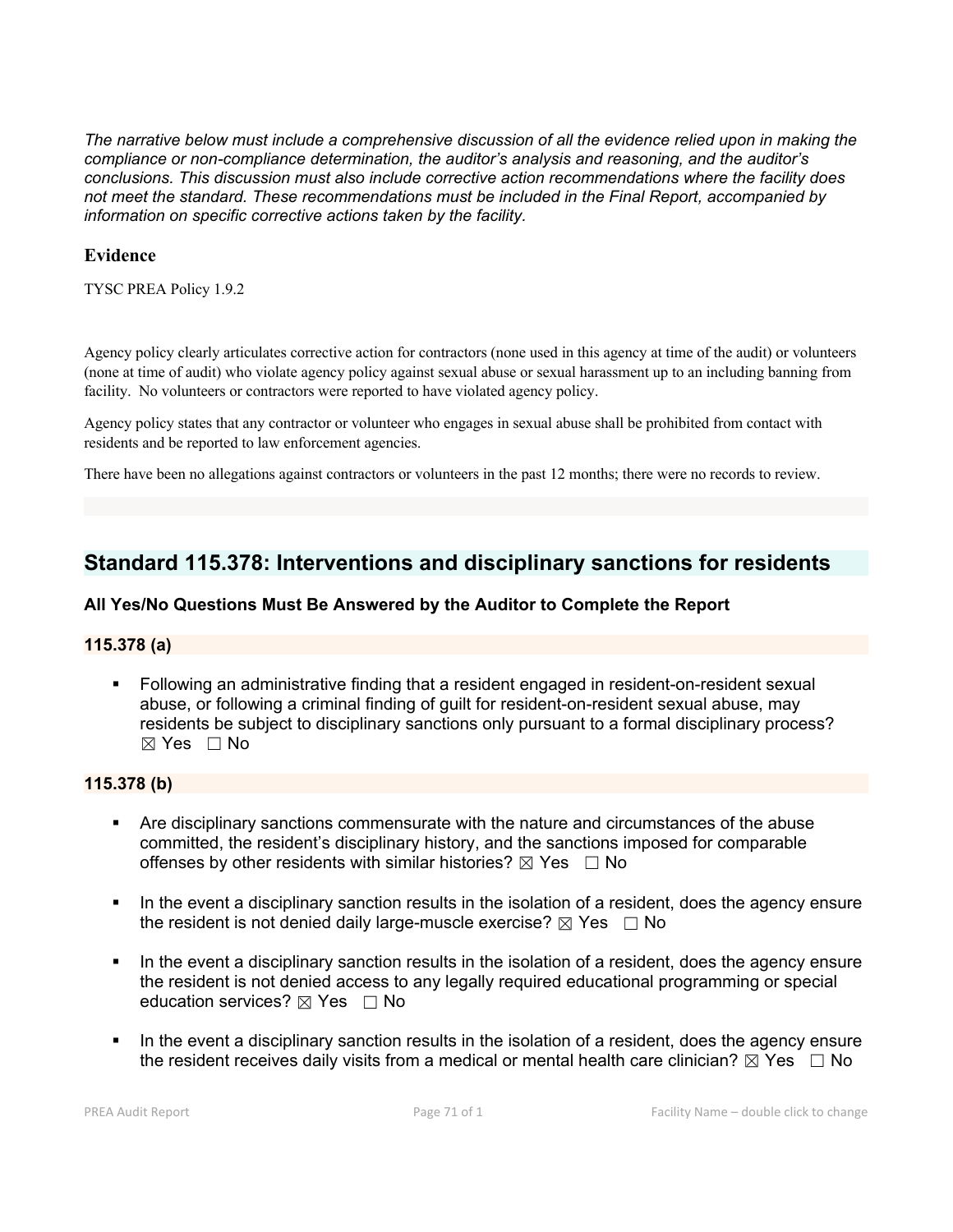*The narrative below must include a comprehensive discussion of all the evidence relied upon in making the compliance or non-compliance determination, the auditor's analysis and reasoning, and the auditor's conclusions. This discussion must also include corrective action recommendations where the facility does not meet the standard. These recommendations must be included in the Final Report, accompanied by information on specific corrective actions taken by the facility.*

### Evidence

TYSC PREA Policy 1.9.2

Agency policy clearly articulates corrective action for contractors (none used in this agency at time of the audit) or volunteers (none at time of audit) who violate agency policy against sexual abuse or sexual harassment up to an including banning from facility. No volunteers or contractors were reported to have violated agency policy.

Agency policy states that any contractor or volunteer who engages in sexual abuse shall be prohibited from contact with residents and be reported to law enforcement agencies.

There have been no allegations against contractors or volunteers in the past 12 months; there were no records to review.

## Standard 115.378: Interventions and disciplinary sanctions for residents

### All Yes/No Questions Must Be Answered by the Auditor to Complete the Report

### 115.378 (a)

- Following an administrative finding that a resident engaged in resident-on-resident sexual abuse, or following a criminal finding of guilt for resident-on-resident sexual abuse, may residents be subject to disciplinary sanctions only pursuant to a formal disciplinary process? ☒ Yes ☐ No

### 115.378 (b)

- Are disciplinary sanctions commensurate with the nature and circumstances of the abuse committed, the resident's disciplinary history, and the sanctions imposed for comparable offenses by other residents with similar histories? ☒ Yes ☐ No
- In the event a disciplinary sanction results in the isolation of a resident, does the agency ensure the resident is not denied daily large-muscle exercise? ☒ Yes ☐ No
- In the event a disciplinary sanction results in the isolation of a resident, does the agency ensure the resident is not denied access to any legally required educational programming or special education services? ☒ Yes ☐ No
- In the event a disciplinary sanction results in the isolation of a resident, does the agency ensure the resident receives daily visits from a medical or mental health care clinician? ☒ Yes ☐ No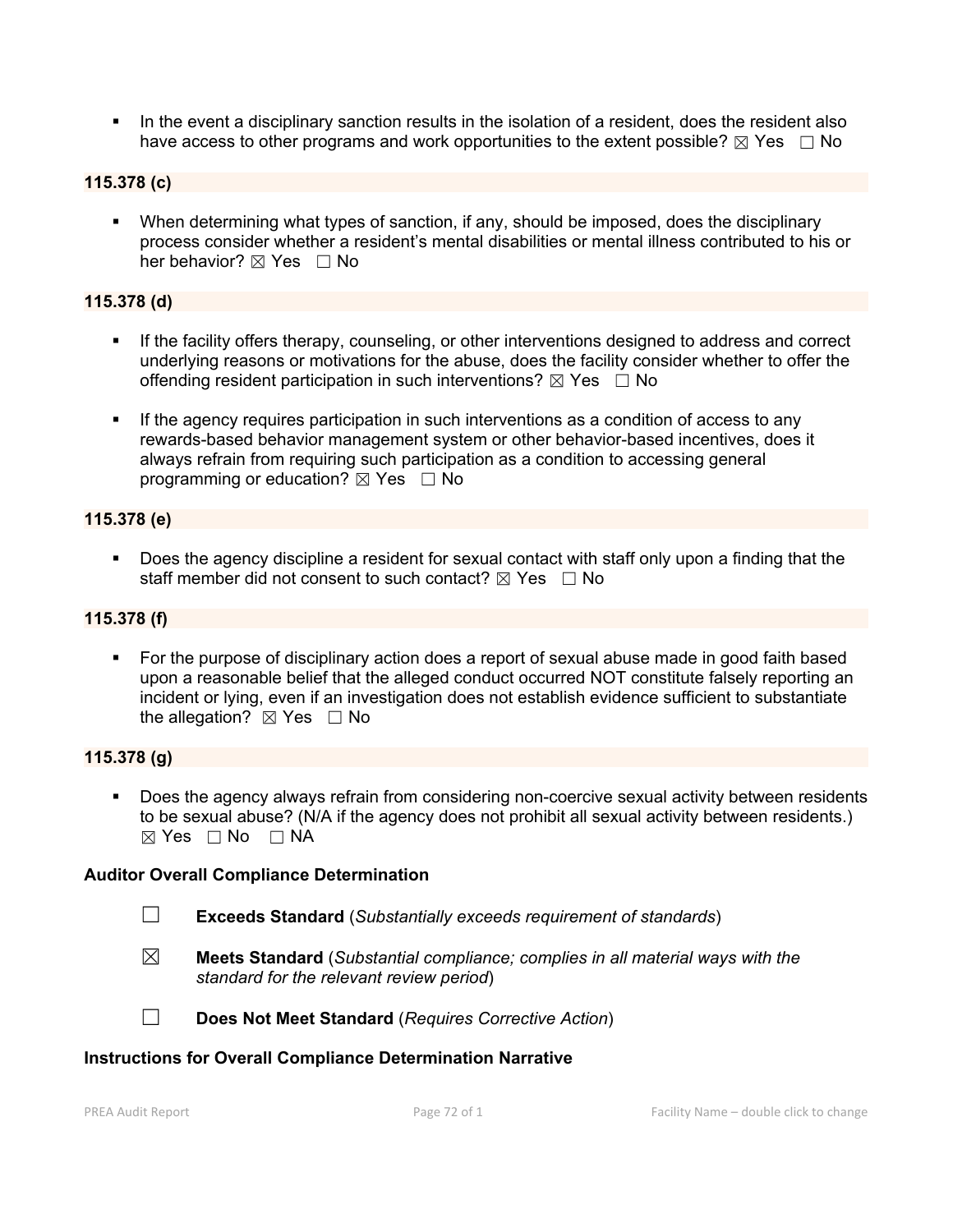- In the event a disciplinary sanction results in the isolation of a resident, does the resident also have access to other programs and work opportunities to the extent possible? ☒ Yes ☐ No

**115.378 (c)**

- When determining what types of sanction, if any, should be imposed, does the disciplinary process consider whether a resident's mental disabilities or mental illness contributed to his or her behavior? ☒ Yes ☐ No

**115.378 (d)**

- If the facility offers therapy, counseling, or other interventions designed to address and correct underlying reasons or motivations for the abuse, does the facility consider whether to offer the offending resident participation in such interventions? ☒ Yes ☐ No
- If the agency requires participation in such interventions as a condition of access to any rewards-based behavior management system or other behavior-based incentives, does it always refrain from requiring such participation as a condition to accessing general programming or education? ☒ Yes ☐ No

**115.378 (e)**

- Does the agency discipline a resident for sexual contact with staff only upon a finding that the staff member did not consent to such contact? ☒ Yes ☐ No

**115.378 (f)**

- For the purpose of disciplinary action does a report of sexual abuse made in good faith based upon a reasonable belief that the alleged conduct occurred NOT constitute falsely reporting an incident or lying, even if an investigation does not establish evidence sufficient to substantiate the allegation? ☒ Yes ☐ No

**115.378 (g)**

- Does the agency always refrain from considering non-coercive sexual activity between residents to be sexual abuse? (N/A if the agency does not prohibit all sexual activity between residents.) ☒ Yes ☐ No ☐ NA

**Auditor Overall Compliance Determination**

☐ **Exceeds Standard** (*Substantially exceeds requirement of standards*)

☒ **Meets Standard** (*Substantial compliance; complies in all material ways with the standard for the relevant review period*)

☐ **Does Not Meet Standard** (*Requires Corrective Action*)

**Instructions for Overall Compliance Determination Narrative**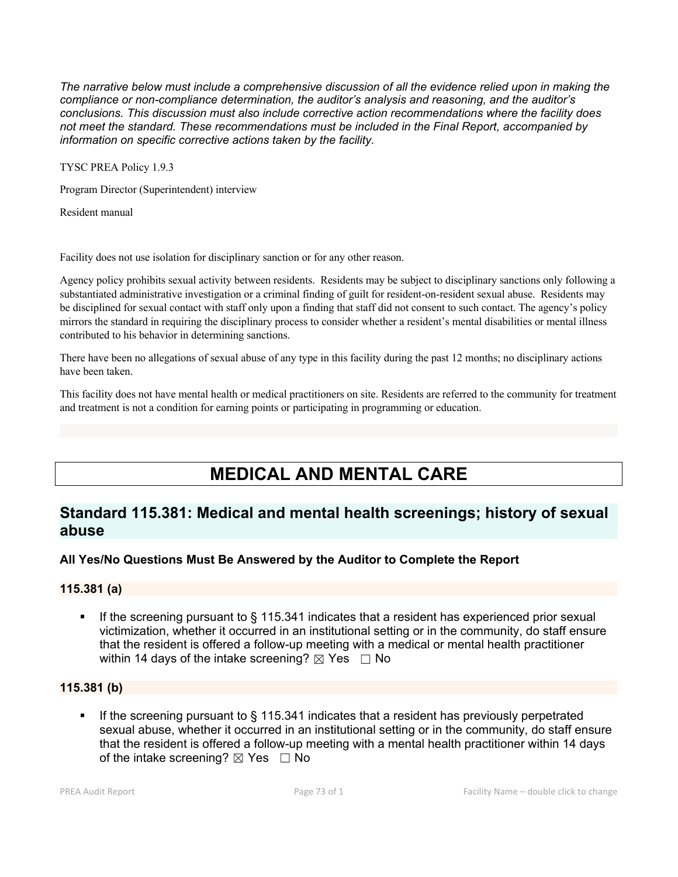*The narrative below must include a comprehensive discussion of all the evidence relied upon in making the compliance or non-compliance determination, the auditor's analysis and reasoning, and the auditor's conclusions. This discussion must also include corrective action recommendations where the facility does not meet the standard. These recommendations must be included in the Final Report, accompanied by information on specific corrective actions taken by the facility.*

TYSC PREA Policy 1.9.3

Program Director (Superintendent) interview

Resident manual

Facility does not use isolation for disciplinary sanction or for any other reason.

Agency policy prohibits sexual activity between residents. Residents may be subject to disciplinary sanctions only following a substantiated administrative investigation or a criminal finding of guilt for resident-on-resident sexual abuse. Residents may be disciplined for sexual contact with staff only upon a finding that staff did not consent to such contact. The agency's policy mirrors the standard in requiring the disciplinary process to consider whether a resident's mental disabilities or mental illness contributed to his behavior in determining sanctions.

There have been no allegations of sexual abuse of any type in this facility during the past 12 months; no disciplinary actions have been taken.

This facility does not have mental health or medical practitioners on site. Residents are referred to the community for treatment and treatment is not a condition for earning points or participating in programming or education.

# MEDICAL AND MENTAL CARE

## Standard 115.381: Medical and mental health screenings; history of sexual abuse

### All Yes/No Questions Must Be Answered by the Auditor to Complete the Report

### 115.381 (a)

- If the screening pursuant to § 115.341 indicates that a resident has experienced prior sexual victimization, whether it occurred in an institutional setting or in the community, do staff ensure that the resident is offered a follow-up meeting with a medical or mental health practitioner within 14 days of the intake screening? ☒ Yes ☐ No

### 115.381 (b)

- If the screening pursuant to § 115.341 indicates that a resident has previously perpetrated sexual abuse, whether it occurred in an institutional setting or in the community, do staff ensure that the resident is offered a follow-up meeting with a mental health practitioner within 14 days of the intake screening? ☒ Yes ☐ No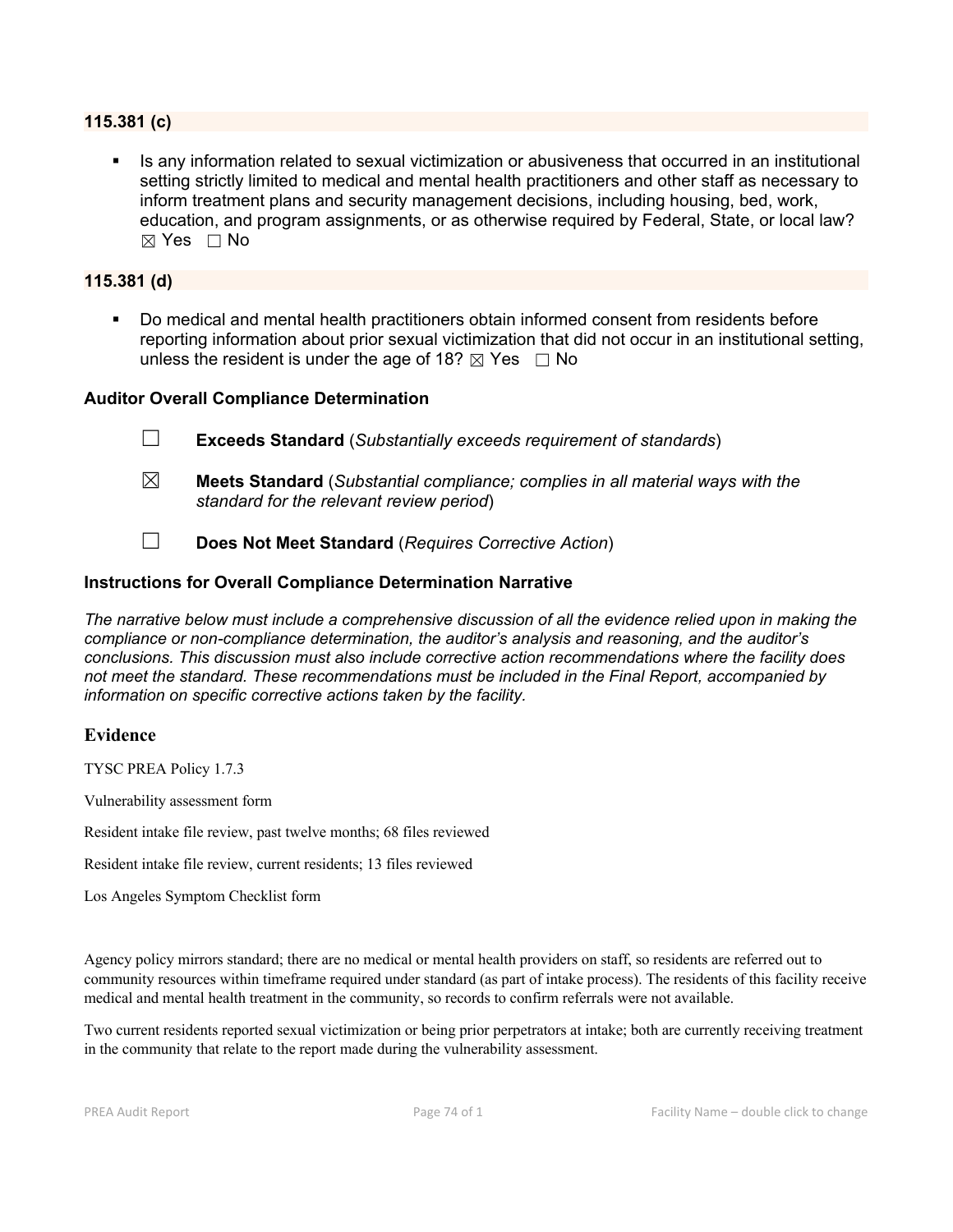### 115.381 (c)

- Is any information related to sexual victimization or abusiveness that occurred in an institutional setting strictly limited to medical and mental health practitioners and other staff as necessary to inform treatment plans and security management decisions, including housing, bed, work, education, and program assignments, or as otherwise required by Federal, State, or local law? ☒ Yes ☐ No

### 115.381 (d)

- Do medical and mental health practitioners obtain informed consent from residents before reporting information about prior sexual victimization that did not occur in an institutional setting, unless the resident is under the age of 18? ☒ Yes ☐ No

### Auditor Overall Compliance Determination

☐ **Exceeds Standard** (*Substantially exceeds requirement of standards*)

☒ **Meets Standard** (*Substantial compliance; complies in all material ways with the standard for the relevant review period*)

☐ **Does Not Meet Standard** (*Requires Corrective Action*)

### Instructions for Overall Compliance Determination Narrative

*The narrative below must include a comprehensive discussion of all the evidence relied upon in making the compliance or non-compliance determination, the auditor's analysis and reasoning, and the auditor's conclusions. This discussion must also include corrective action recommendations where the facility does not meet the standard. These recommendations must be included in the Final Report, accompanied by information on specific corrective actions taken by the facility.*

## Evidence

TYSC PREA Policy 1.7.3

Vulnerability assessment form

Resident intake file review, past twelve months; 68 files reviewed

Resident intake file review, current residents; 13 files reviewed

Los Angeles Symptom Checklist form

Agency policy mirrors standard; there are no medical or mental health providers on staff, so residents are referred out to community resources within timeframe required under standard (as part of intake process). The residents of this facility receive medical and mental health treatment in the community, so records to confirm referrals were not available.

Two current residents reported sexual victimization or being prior perpetrators at intake; both are currently receiving treatment in the community that relate to the report made during the vulnerability assessment.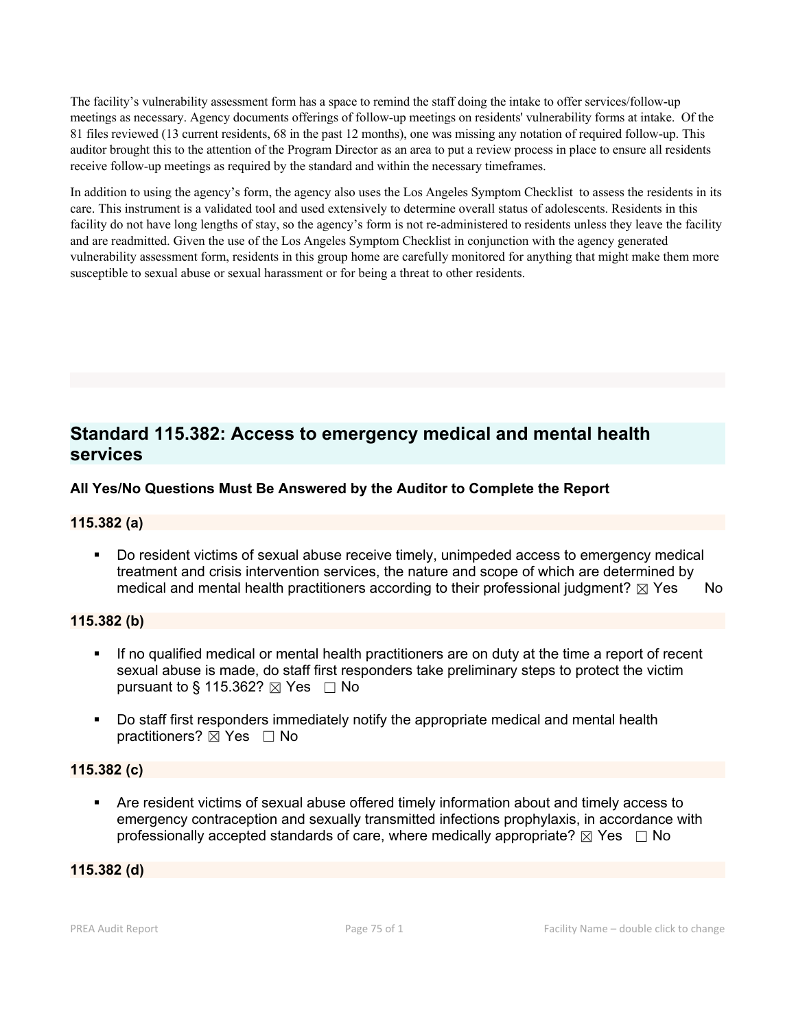The facility's vulnerability assessment form has a space to remind the staff doing the intake to offer services/follow-up meetings as necessary. Agency documents offerings of follow-up meetings on residents' vulnerability forms at intake. Of the 81 files reviewed (13 current residents, 68 in the past 12 months), one was missing any notation of required follow-up. This auditor brought this to the attention of the Program Director as an area to put a review process in place to ensure all residents receive follow-up meetings as required by the standard and within the necessary timeframes.

In addition to using the agency's form, the agency also uses the Los Angeles Symptom Checklist to assess the residents in its care. This instrument is a validated tool and used extensively to determine overall status of adolescents. Residents in this facility do not have long lengths of stay, so the agency's form is not re-administered to residents unless they leave the facility and are readmitted. Given the use of the Los Angeles Symptom Checklist in conjunction with the agency generated vulnerability assessment form, residents in this group home are carefully monitored for anything that might make them more susceptible to sexual abuse or sexual harassment or for being a threat to other residents.

## Standard 115.382: Access to emergency medical and mental health services

**All Yes/No Questions Must Be Answered by the Auditor to Complete the Report**

**115.382 (a)**

- Do resident victims of sexual abuse receive timely, unimpeded access to emergency medical treatment and crisis intervention services, the nature and scope of which are determined by medical and mental health practitioners according to their professional judgment? ☒ Yes  No

**115.382 (b)**

- If no qualified medical or mental health practitioners are on duty at the time a report of recent sexual abuse is made, do staff first responders take preliminary steps to protect the victim pursuant to § 115.362? ☒ Yes ☐ No
- Do staff first responders immediately notify the appropriate medical and mental health practitioners? ☒ Yes ☐ No

**115.382 (c)**

- Are resident victims of sexual abuse offered timely information about and timely access to emergency contraception and sexually transmitted infections prophylaxis, in accordance with professionally accepted standards of care, where medically appropriate? ☒ Yes ☐ No

**115.382 (d)**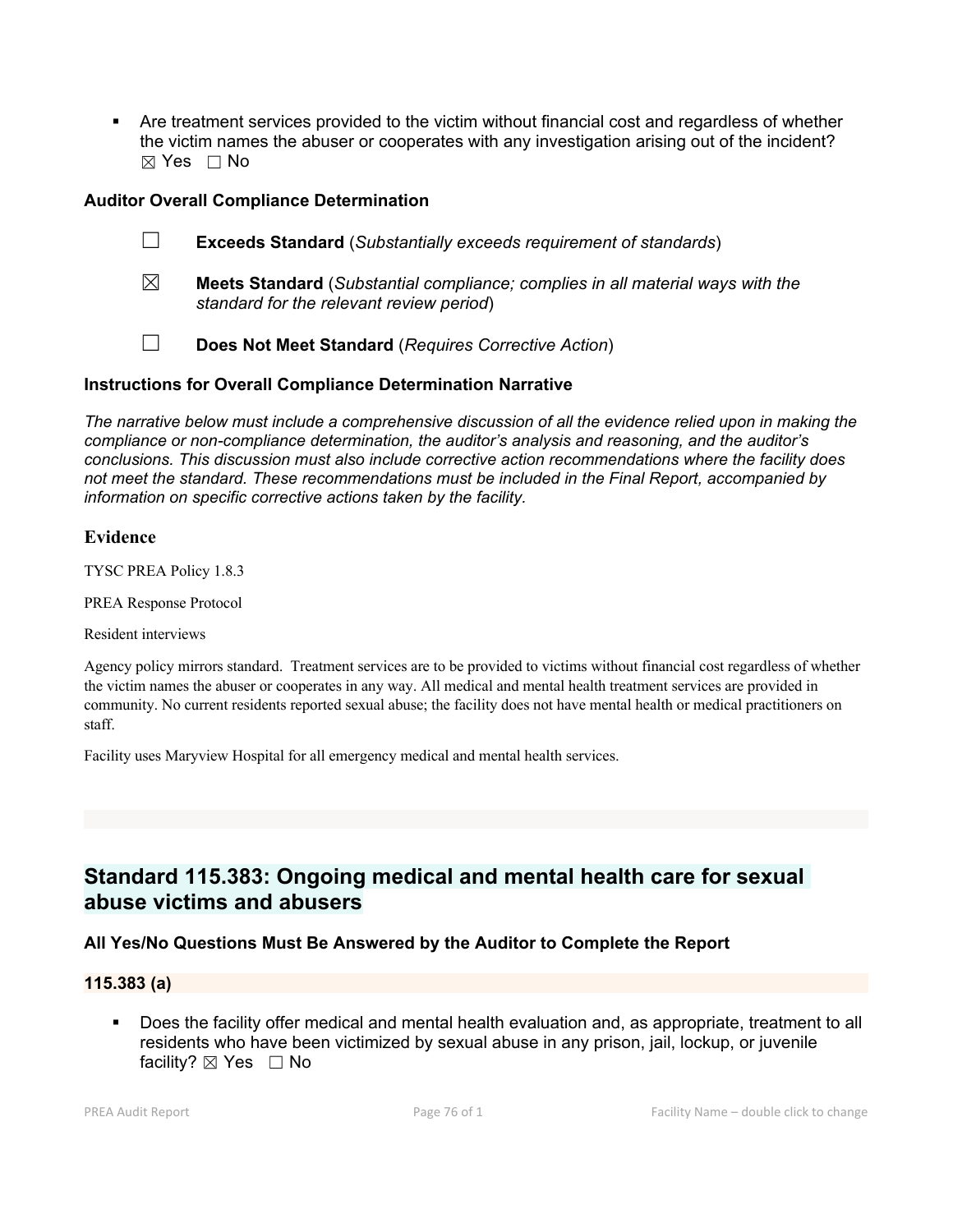- Are treatment services provided to the victim without financial cost and regardless of whether the victim names the abuser or cooperates with any investigation arising out of the incident? ☒ Yes ☐ No

**Auditor Overall Compliance Determination**

☐ **Exceeds Standard** (*Substantially exceeds requirement of standards*)

☒ **Meets Standard** (*Substantial compliance; complies in all material ways with the standard for the relevant review period*)

☐ **Does Not Meet Standard** (*Requires Corrective Action*)

**Instructions for Overall Compliance Determination Narrative**

*The narrative below must include a comprehensive discussion of all the evidence relied upon in making the compliance or non-compliance determination, the auditor's analysis and reasoning, and the auditor's conclusions. This discussion must also include corrective action recommendations where the facility does not meet the standard. These recommendations must be included in the Final Report, accompanied by information on specific corrective actions taken by the facility.*

### Evidence

TYSC PREA Policy 1.8.3

PREA Response Protocol

Resident interviews

Agency policy mirrors standard. Treatment services are to be provided to victims without financial cost regardless of whether the victim names the abuser or cooperates in any way. All medical and mental health treatment services are provided in community. No current residents reported sexual abuse; the facility does not have mental health or medical practitioners on staff.

Facility uses Maryview Hospital for all emergency medical and mental health services.

## Standard 115.383: Ongoing medical and mental health care for sexual abuse victims and abusers

**All Yes/No Questions Must Be Answered by the Auditor to Complete the Report**

**115.383 (a)**

- Does the facility offer medical and mental health evaluation and, as appropriate, treatment to all residents who have been victimized by sexual abuse in any prison, jail, lockup, or juvenile facility? ☒ Yes ☐ No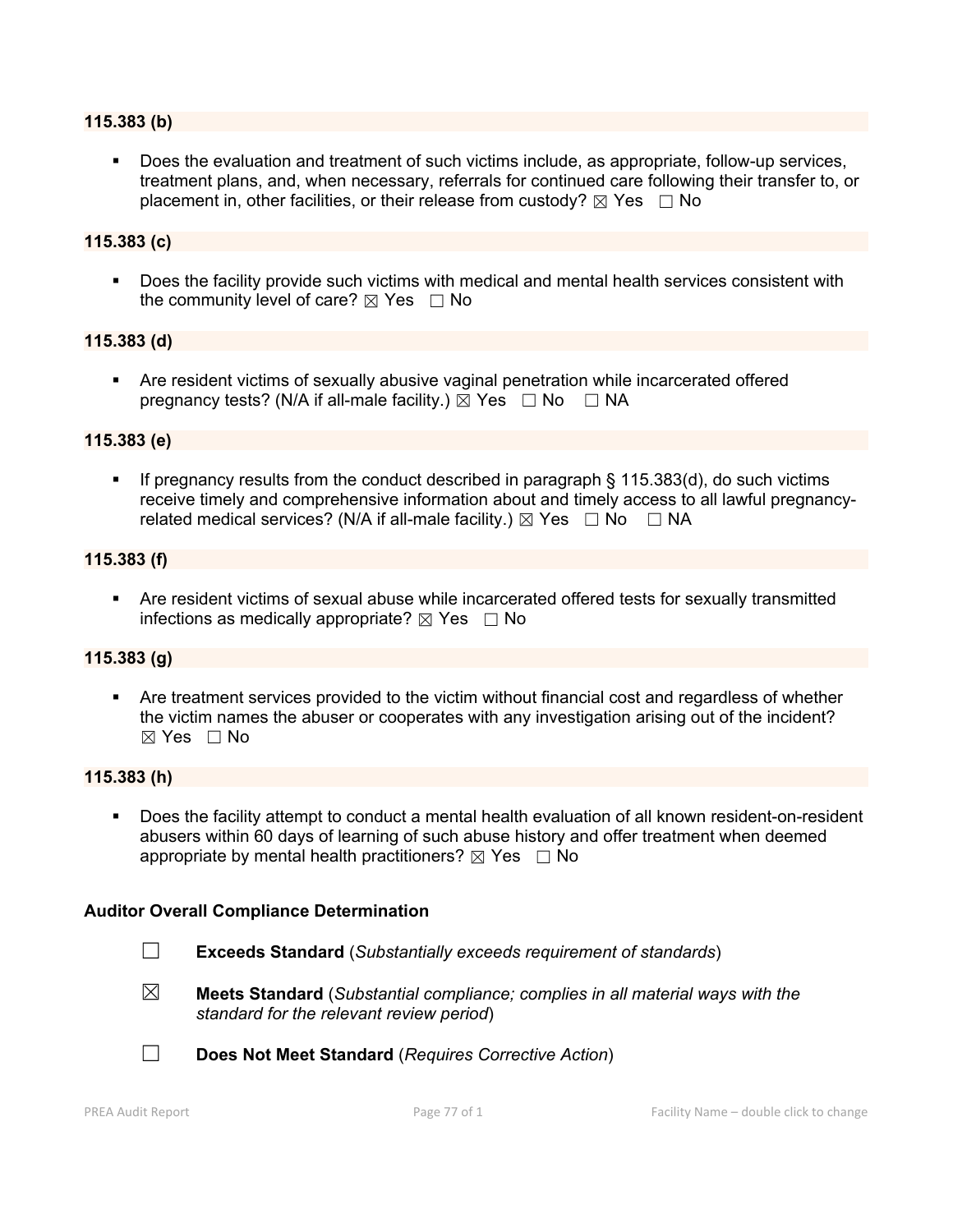**115.383 (b)**

- Does the evaluation and treatment of such victims include, as appropriate, follow-up services, treatment plans, and, when necessary, referrals for continued care following their transfer to, or placement in, other facilities, or their release from custody? ☒ Yes ☐ No

**115.383 (c)**

- Does the facility provide such victims with medical and mental health services consistent with the community level of care? ☒ Yes ☐ No

**115.383 (d)**

- Are resident victims of sexually abusive vaginal penetration while incarcerated offered pregnancy tests? (N/A if all-male facility.) ☒ Yes ☐ No ☐ NA

**115.383 (e)**

- If pregnancy results from the conduct described in paragraph § 115.383(d), do such victims receive timely and comprehensive information about and timely access to all lawful pregnancy-related medical services? (N/A if all-male facility.) ☒ Yes ☐ No ☐ NA

**115.383 (f)**

- Are resident victims of sexual abuse while incarcerated offered tests for sexually transmitted infections as medically appropriate? ☒ Yes ☐ No

**115.383 (g)**

- Are treatment services provided to the victim without financial cost and regardless of whether the victim names the abuser or cooperates with any investigation arising out of the incident? ☒ Yes ☐ No

**115.383 (h)**

- Does the facility attempt to conduct a mental health evaluation of all known resident-on-resident abusers within 60 days of learning of such abuse history and offer treatment when deemed appropriate by mental health practitioners? ☒ Yes ☐ No

**Auditor Overall Compliance Determination**

☐ **Exceeds Standard** (*Substantially exceeds requirement of standards*)

☒ **Meets Standard** (*Substantial compliance; complies in all material ways with the standard for the relevant review period*)

☐ **Does Not Meet Standard** (*Requires Corrective Action*)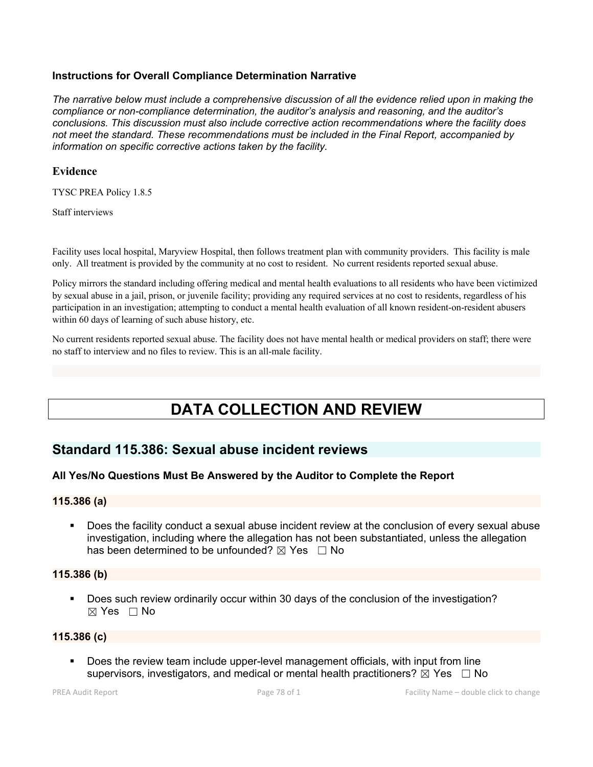**Instructions for Overall Compliance Determination Narrative**

*The narrative below must include a comprehensive discussion of all the evidence relied upon in making the compliance or non-compliance determination, the auditor's analysis and reasoning, and the auditor's conclusions. This discussion must also include corrective action recommendations where the facility does not meet the standard. These recommendations must be included in the Final Report, accompanied by information on specific corrective actions taken by the facility.*

## Evidence

TYSC PREA Policy 1.8.5

Staff interviews

Facility uses local hospital, Maryview Hospital, then follows treatment plan with community providers. This facility is male only. All treatment is provided by the community at no cost to resident. No current residents reported sexual abuse.

Policy mirrors the standard including offering medical and mental health evaluations to all residents who have been victimized by sexual abuse in a jail, prison, or juvenile facility; providing any required services at no cost to residents, regardless of his participation in an investigation; attempting to conduct a mental health evaluation of all known resident-on-resident abusers within 60 days of learning of such abuse history, etc.

No current residents reported sexual abuse. The facility does not have mental health or medical providers on staff; there were no staff to interview and no files to review. This is an all-male facility.

# DATA COLLECTION AND REVIEW

## Standard 115.386: Sexual abuse incident reviews

**All Yes/No Questions Must Be Answered by the Auditor to Complete the Report**

### 115.386 (a)

- Does the facility conduct a sexual abuse incident review at the conclusion of every sexual abuse investigation, including where the allegation has not been substantiated, unless the allegation has been determined to be unfounded? ☒ Yes ☐ No

### 115.386 (b)

- Does such review ordinarily occur within 30 days of the conclusion of the investigation? ☒ Yes ☐ No

### 115.386 (c)

- Does the review team include upper-level management officials, with input from line supervisors, investigators, and medical or mental health practitioners? ☒ Yes ☐ No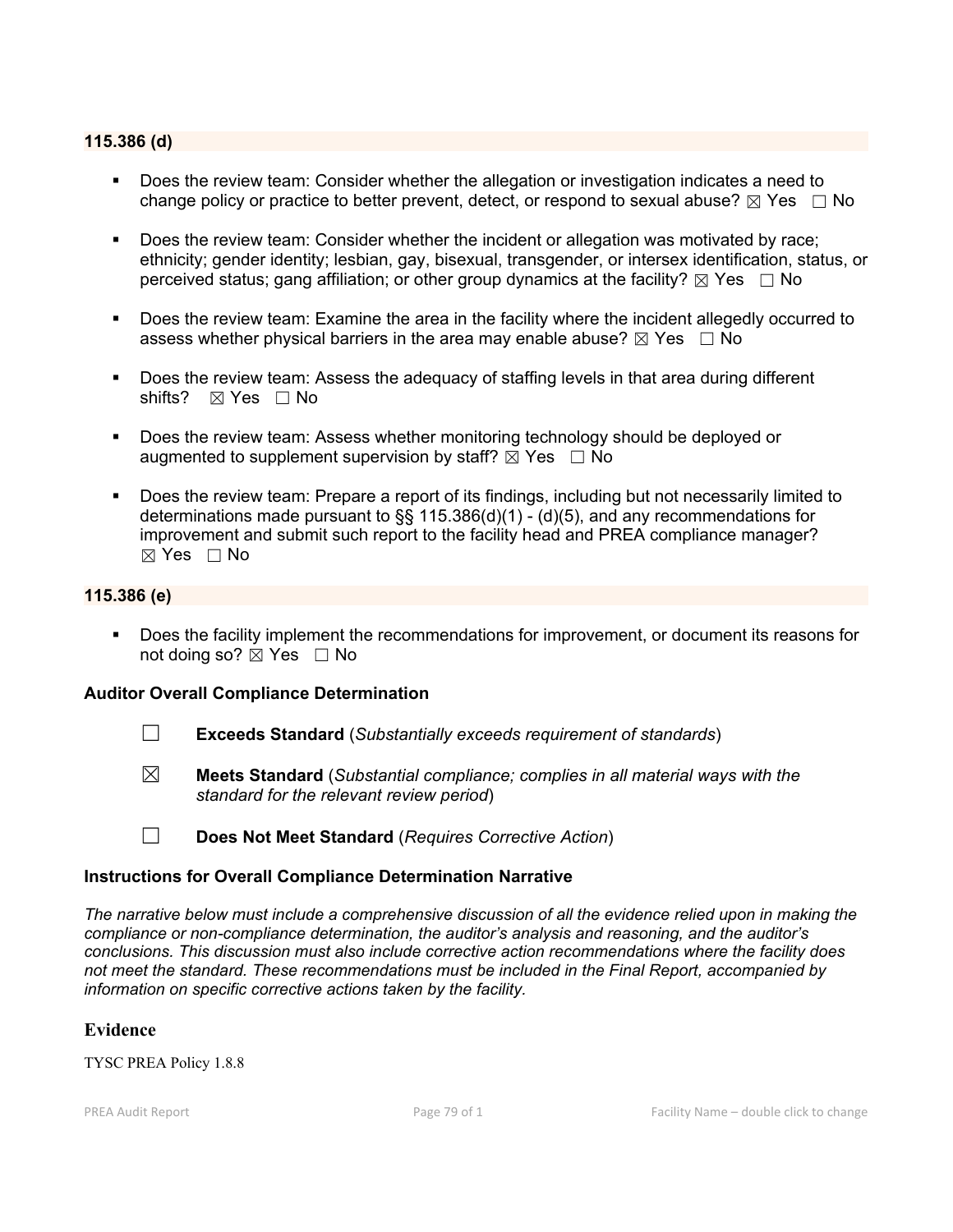**115.386 (d)**

- Does the review team: Consider whether the allegation or investigation indicates a need to change policy or practice to better prevent, detect, or respond to sexual abuse? ☒ Yes ☐ No

- Does the review team: Consider whether the incident or allegation was motivated by race; ethnicity; gender identity; lesbian, gay, bisexual, transgender, or intersex identification, status, or perceived status; gang affiliation; or other group dynamics at the facility? ☒ Yes ☐ No

- Does the review team: Examine the area in the facility where the incident allegedly occurred to assess whether physical barriers in the area may enable abuse? ☒ Yes ☐ No

- Does the review team: Assess the adequacy of staffing levels in that area during different shifts? ☒ Yes ☐ No

- Does the review team: Assess whether monitoring technology should be deployed or augmented to supplement supervision by staff? ☒ Yes ☐ No

- Does the review team: Prepare a report of its findings, including but not necessarily limited to determinations made pursuant to §§ 115.386(d)(1) - (d)(5), and any recommendations for improvement and submit such report to the facility head and PREA compliance manager? ☒ Yes ☐ No

**115.386 (e)**

- Does the facility implement the recommendations for improvement, or document its reasons for not doing so? ☒ Yes ☐ No

**Auditor Overall Compliance Determination**

☐ **Exceeds Standard** (*Substantially exceeds requirement of standards*)

☒ **Meets Standard** (*Substantial compliance; complies in all material ways with the standard for the relevant review period*)

☐ **Does Not Meet Standard** (*Requires Corrective Action*)

**Instructions for Overall Compliance Determination Narrative**

*The narrative below must include a comprehensive discussion of all the evidence relied upon in making the compliance or non-compliance determination, the auditor's analysis and reasoning, and the auditor's conclusions. This discussion must also include corrective action recommendations where the facility does not meet the standard. These recommendations must be included in the Final Report, accompanied by information on specific corrective actions taken by the facility.*

**Evidence**

TYSC PREA Policy 1.8.8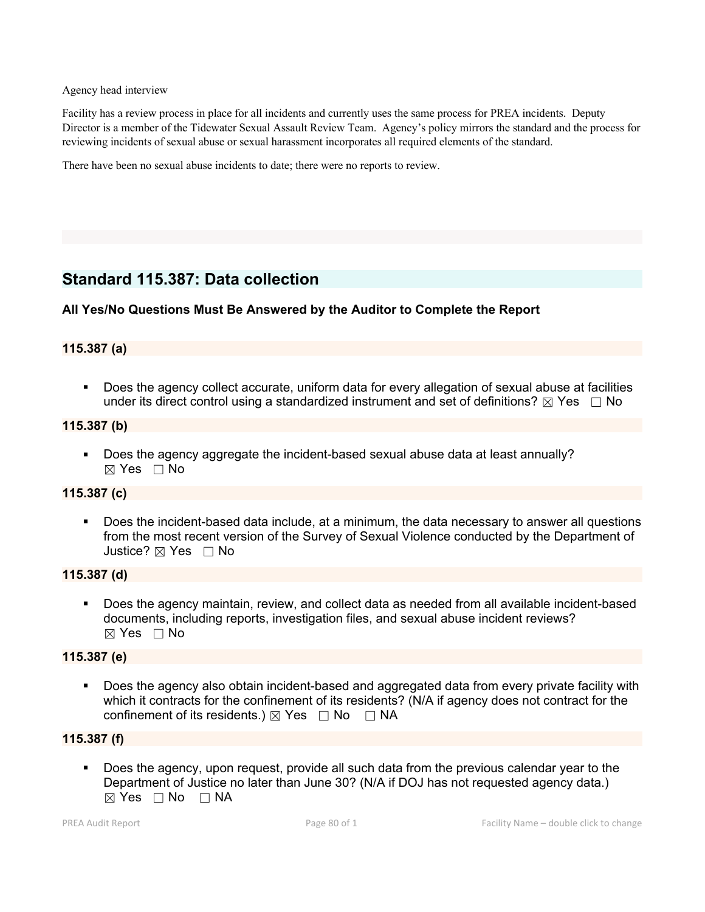Agency head interview

Facility has a review process in place for all incidents and currently uses the same process for PREA incidents. Deputy Director is a member of the Tidewater Sexual Assault Review Team. Agency's policy mirrors the standard and the process for reviewing incidents of sexual abuse or sexual harassment incorporates all required elements of the standard.

There have been no sexual abuse incidents to date; there were no reports to review.

## Standard 115.387: Data collection

**All Yes/No Questions Must Be Answered by the Auditor to Complete the Report**

### 115.387 (a)

- Does the agency collect accurate, uniform data for every allegation of sexual abuse at facilities under its direct control using a standardized instrument and set of definitions? ☒ Yes ☐ No

### 115.387 (b)

- Does the agency aggregate the incident-based sexual abuse data at least annually? ☒ Yes ☐ No

### 115.387 (c)

- Does the incident-based data include, at a minimum, the data necessary to answer all questions from the most recent version of the Survey of Sexual Violence conducted by the Department of Justice? ☒ Yes ☐ No

### 115.387 (d)

- Does the agency maintain, review, and collect data as needed from all available incident-based documents, including reports, investigation files, and sexual abuse incident reviews? ☒ Yes ☐ No

### 115.387 (e)

- Does the agency also obtain incident-based and aggregated data from every private facility with which it contracts for the confinement of its residents? (N/A if agency does not contract for the confinement of its residents.) ☒ Yes ☐ No ☐ NA

### 115.387 (f)

- Does the agency, upon request, provide all such data from the previous calendar year to the Department of Justice no later than June 30? (N/A if DOJ has not requested agency data.) ☒ Yes ☐ No ☐ NA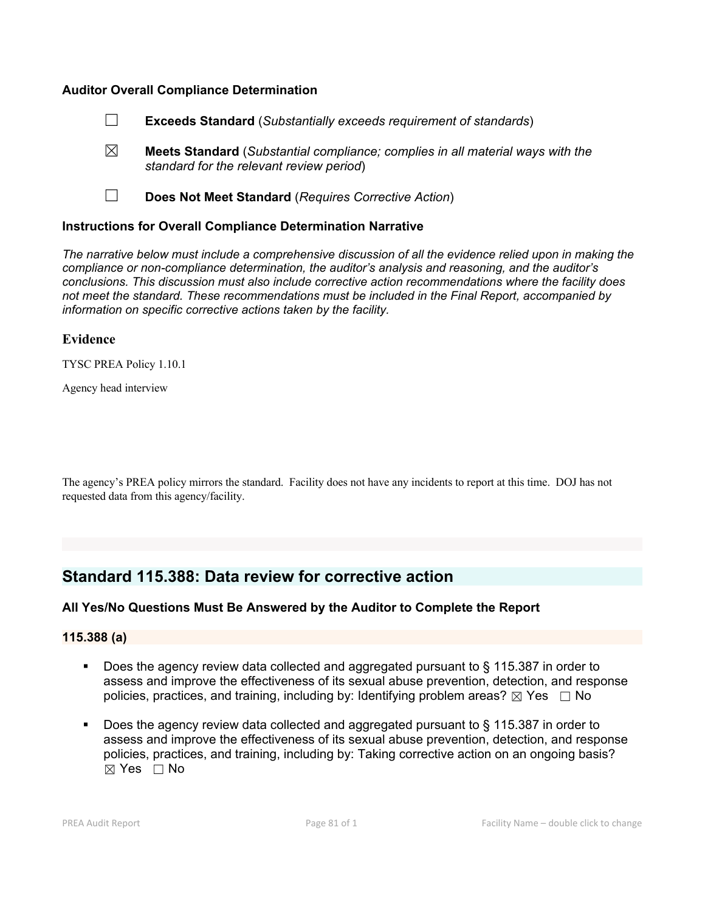### Auditor Overall Compliance Determination

☐ **Exceeds Standard** (*Substantially exceeds requirement of standards*)

☒ **Meets Standard** (*Substantial compliance; complies in all material ways with the standard for the relevant review period*)

☐ **Does Not Meet Standard** (*Requires Corrective Action*)

### Instructions for Overall Compliance Determination Narrative

*The narrative below must include a comprehensive discussion of all the evidence relied upon in making the compliance or non-compliance determination, the auditor's analysis and reasoning, and the auditor's conclusions. This discussion must also include corrective action recommendations where the facility does not meet the standard. These recommendations must be included in the Final Report, accompanied by information on specific corrective actions taken by the facility.*

### Evidence

TYSC PREA Policy 1.10.1

Agency head interview

The agency's PREA policy mirrors the standard. Facility does not have any incidents to report at this time. DOJ has not requested data from this agency/facility.

## Standard 115.388: Data review for corrective action

### All Yes/No Questions Must Be Answered by the Auditor to Complete the Report

### 115.388 (a)

- Does the agency review data collected and aggregated pursuant to § 115.387 in order to assess and improve the effectiveness of its sexual abuse prevention, detection, and response policies, practices, and training, including by: Identifying problem areas? ☒ Yes ☐ No
- Does the agency review data collected and aggregated pursuant to § 115.387 in order to assess and improve the effectiveness of its sexual abuse prevention, detection, and response policies, practices, and training, including by: Taking corrective action on an ongoing basis? ☒ Yes ☐ No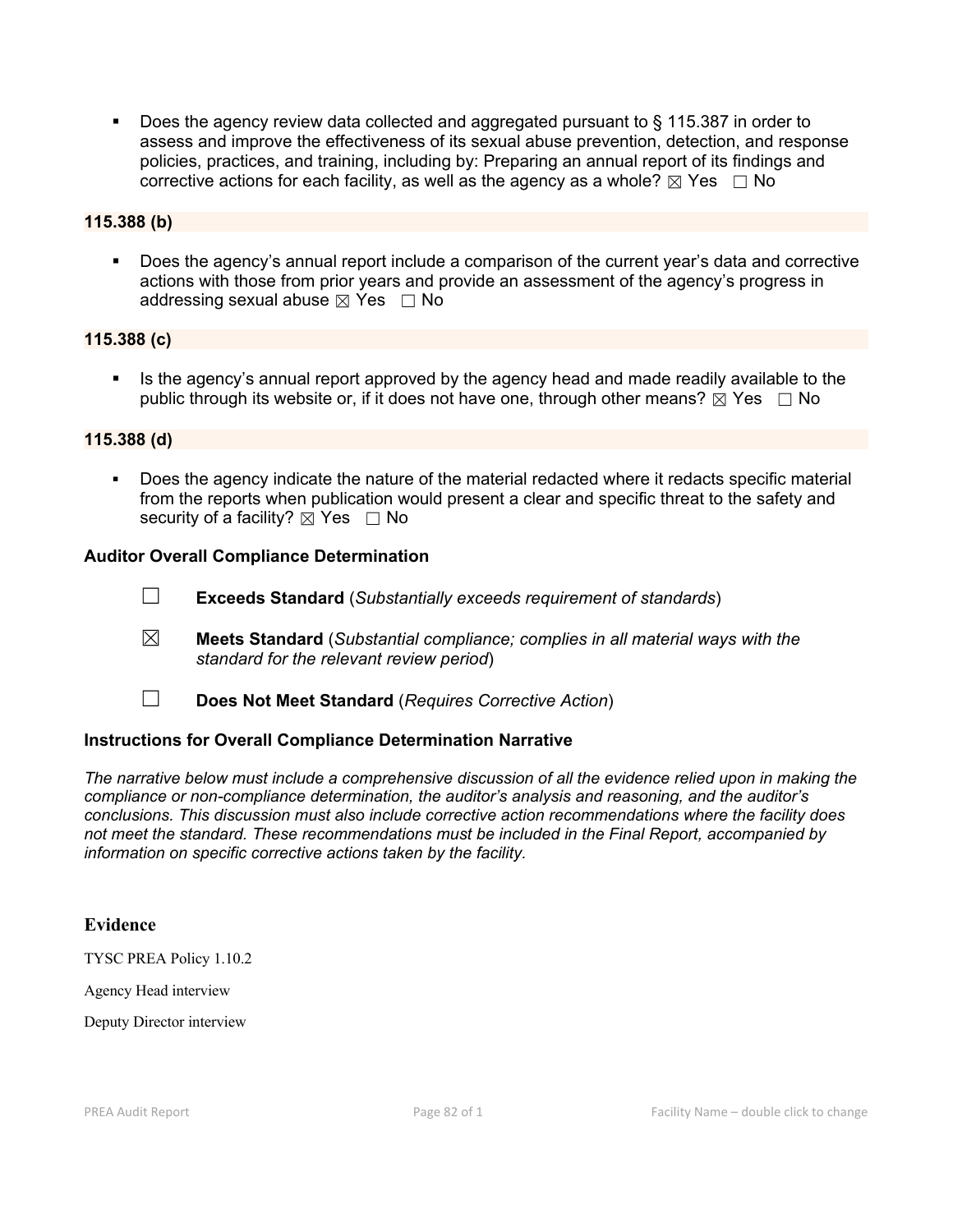- Does the agency review data collected and aggregated pursuant to § 115.387 in order to assess and improve the effectiveness of its sexual abuse prevention, detection, and response policies, practices, and training, including by: Preparing an annual report of its findings and corrective actions for each facility, as well as the agency as a whole? ☒ Yes ☐ No

**115.388 (b)**

- Does the agency's annual report include a comparison of the current year's data and corrective actions with those from prior years and provide an assessment of the agency's progress in addressing sexual abuse ☒ Yes ☐ No

**115.388 (c)**

- Is the agency's annual report approved by the agency head and made readily available to the public through its website or, if it does not have one, through other means? ☒ Yes ☐ No

**115.388 (d)**

- Does the agency indicate the nature of the material redacted where it redacts specific material from the reports when publication would present a clear and specific threat to the safety and security of a facility? ☒ Yes ☐ No

**Auditor Overall Compliance Determination**

☐ **Exceeds Standard** (*Substantially exceeds requirement of standards*)

☒ **Meets Standard** (*Substantial compliance; complies in all material ways with the standard for the relevant review period*)

☐ **Does Not Meet Standard** (*Requires Corrective Action*)

**Instructions for Overall Compliance Determination Narrative**

*The narrative below must include a comprehensive discussion of all the evidence relied upon in making the compliance or non-compliance determination, the auditor's analysis and reasoning, and the auditor's conclusions. This discussion must also include corrective action recommendations where the facility does not meet the standard. These recommendations must be included in the Final Report, accompanied by information on specific corrective actions taken by the facility.*

**Evidence**

TYSC PREA Policy 1.10.2

Agency Head interview

Deputy Director interview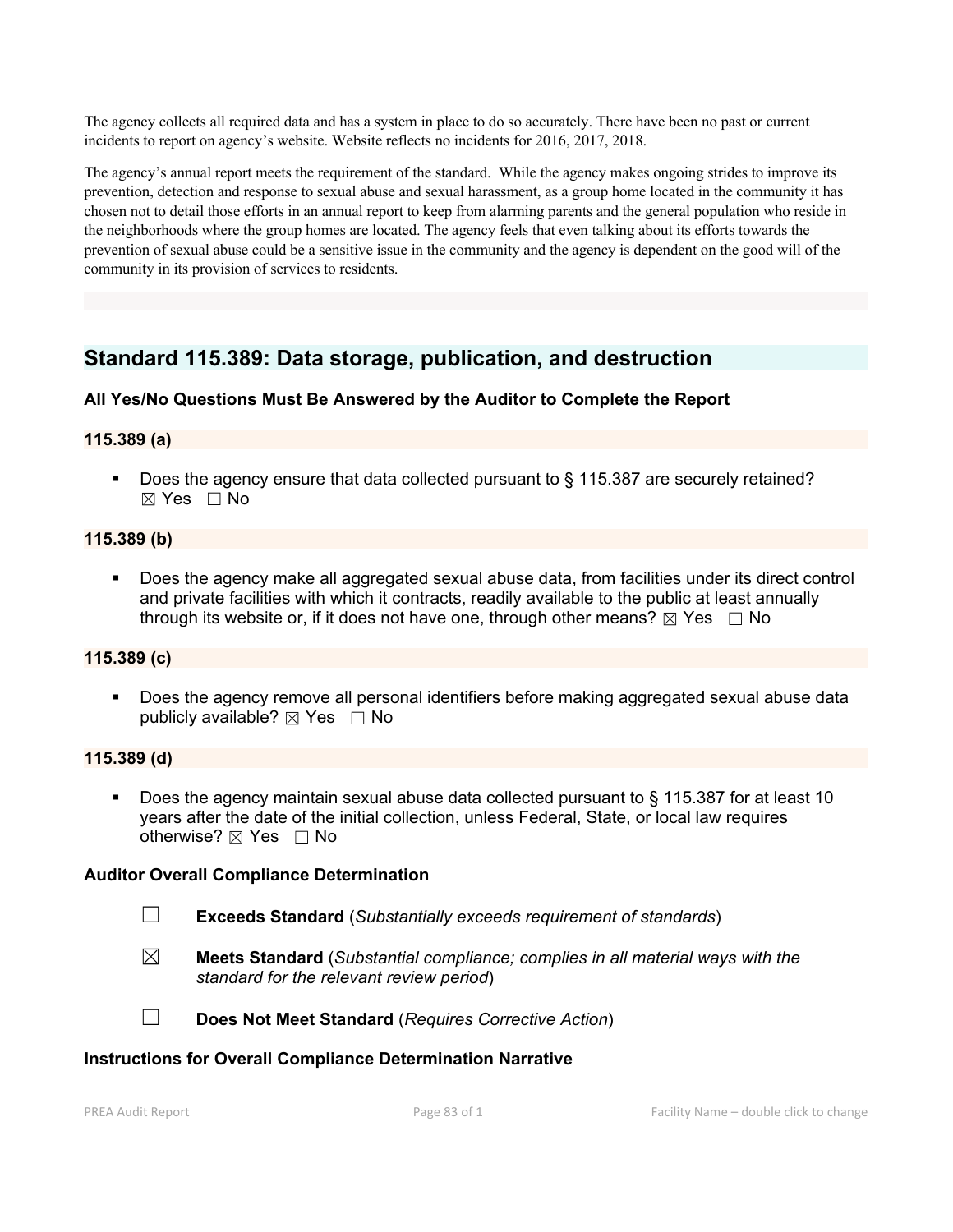The agency collects all required data and has a system in place to do so accurately. There have been no past or current incidents to report on agency's website. Website reflects no incidents for 2016, 2017, 2018.

The agency's annual report meets the requirement of the standard. While the agency makes ongoing strides to improve its prevention, detection and response to sexual abuse and sexual harassment, as a group home located in the community it has chosen not to detail those efforts in an annual report to keep from alarming parents and the general population who reside in the neighborhoods where the group homes are located. The agency feels that even talking about its efforts towards the prevention of sexual abuse could be a sensitive issue in the community and the agency is dependent on the good will of the community in its provision of services to residents.

## Standard 115.389: Data storage, publication, and destruction

**All Yes/No Questions Must Be Answered by the Auditor to Complete the Report**

**115.389 (a)**

- Does the agency ensure that data collected pursuant to § 115.387 are securely retained? ☒ Yes ☐ No

**115.389 (b)**

- Does the agency make all aggregated sexual abuse data, from facilities under its direct control and private facilities with which it contracts, readily available to the public at least annually through its website or, if it does not have one, through other means? ☒ Yes ☐ No

**115.389 (c)**

- Does the agency remove all personal identifiers before making aggregated sexual abuse data publicly available? ☒ Yes ☐ No

**115.389 (d)**

- Does the agency maintain sexual abuse data collected pursuant to § 115.387 for at least 10 years after the date of the initial collection, unless Federal, State, or local law requires otherwise? ☒ Yes ☐ No

**Auditor Overall Compliance Determination**

☐ **Exceeds Standard** (*Substantially exceeds requirement of standards*)

☒ **Meets Standard** (*Substantial compliance; complies in all material ways with the standard for the relevant review period*)

☐ **Does Not Meet Standard** (*Requires Corrective Action*)

**Instructions for Overall Compliance Determination Narrative**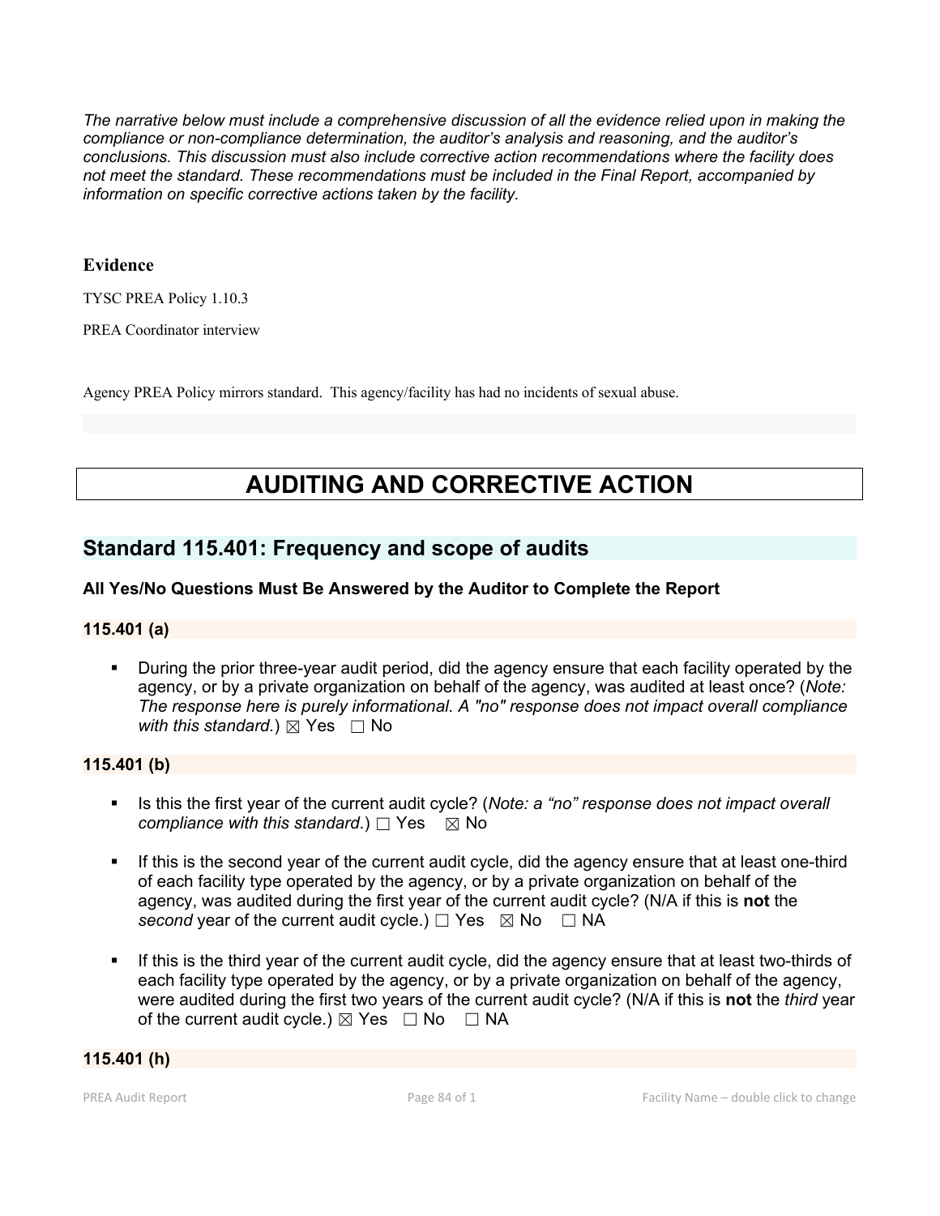*The narrative below must include a comprehensive discussion of all the evidence relied upon in making the compliance or non-compliance determination, the auditor's analysis and reasoning, and the auditor's conclusions. This discussion must also include corrective action recommendations where the facility does not meet the standard. These recommendations must be included in the Final Report, accompanied by information on specific corrective actions taken by the facility.*

**Evidence**

TYSC PREA Policy 1.10.3

PREA Coordinator interview

Agency PREA Policy mirrors standard. This agency/facility has had no incidents of sexual abuse.

# AUDITING AND CORRECTIVE ACTION

## Standard 115.401: Frequency and scope of audits

**All Yes/No Questions Must Be Answered by the Auditor to Complete the Report**

### 115.401 (a)

- During the prior three-year audit period, did the agency ensure that each facility operated by the agency, or by a private organization on behalf of the agency, was audited at least once? (*Note: The response here is purely informational. A "no" response does not impact overall compliance with this standard.*) ☒ Yes ☐ No

### 115.401 (b)

- Is this the first year of the current audit cycle? (*Note: a "no" response does not impact overall compliance with this standard.*) ☐ Yes ☒ No
- If this is the second year of the current audit cycle, did the agency ensure that at least one-third of each facility type operated by the agency, or by a private organization on behalf of the agency, was audited during the first year of the current audit cycle? (N/A if this is **not** the *second* year of the current audit cycle.) ☐ Yes ☒ No ☐ NA
- If this is the third year of the current audit cycle, did the agency ensure that at least two-thirds of each facility type operated by the agency, or by a private organization on behalf of the agency, were audited during the first two years of the current audit cycle? (N/A if this is **not** the *third* year of the current audit cycle.) ☒ Yes ☐ No ☐ NA

### 115.401 (h)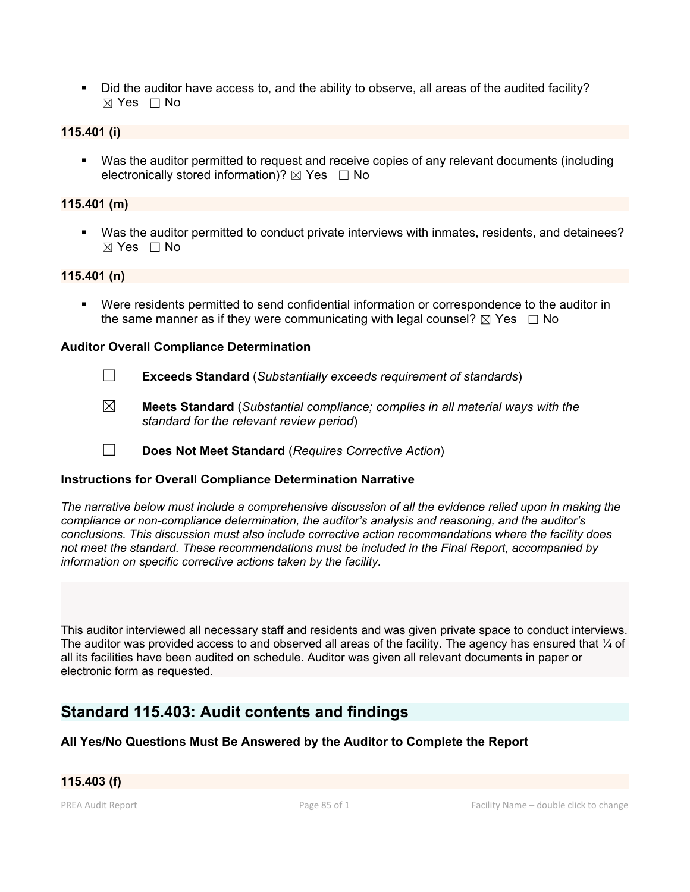- Did the auditor have access to, and the ability to observe, all areas of the audited facility? ☒ Yes ☐ No

**115.401 (i)**

- Was the auditor permitted to request and receive copies of any relevant documents (including electronically stored information)? ☒ Yes ☐ No

**115.401 (m)**

- Was the auditor permitted to conduct private interviews with inmates, residents, and detainees? ☒ Yes ☐ No

**115.401 (n)**

- Were residents permitted to send confidential information or correspondence to the auditor in the same manner as if they were communicating with legal counsel? ☒ Yes ☐ No

**Auditor Overall Compliance Determination**

☐ **Exceeds Standard** (*Substantially exceeds requirement of standards*)

☒ **Meets Standard** (*Substantial compliance; complies in all material ways with the standard for the relevant review period*)

☐ **Does Not Meet Standard** (*Requires Corrective Action*)

**Instructions for Overall Compliance Determination Narrative**

*The narrative below must include a comprehensive discussion of all the evidence relied upon in making the compliance or non-compliance determination, the auditor's analysis and reasoning, and the auditor's conclusions. This discussion must also include corrective action recommendations where the facility does not meet the standard. These recommendations must be included in the Final Report, accompanied by information on specific corrective actions taken by the facility.*

This auditor interviewed all necessary staff and residents and was given private space to conduct interviews. The auditor was provided access to and observed all areas of the facility. The agency has ensured that ¼ of all its facilities have been audited on schedule. Auditor was given all relevant documents in paper or electronic form as requested.

## Standard 115.403: Audit contents and findings

**All Yes/No Questions Must Be Answered by the Auditor to Complete the Report**

**115.403 (f)**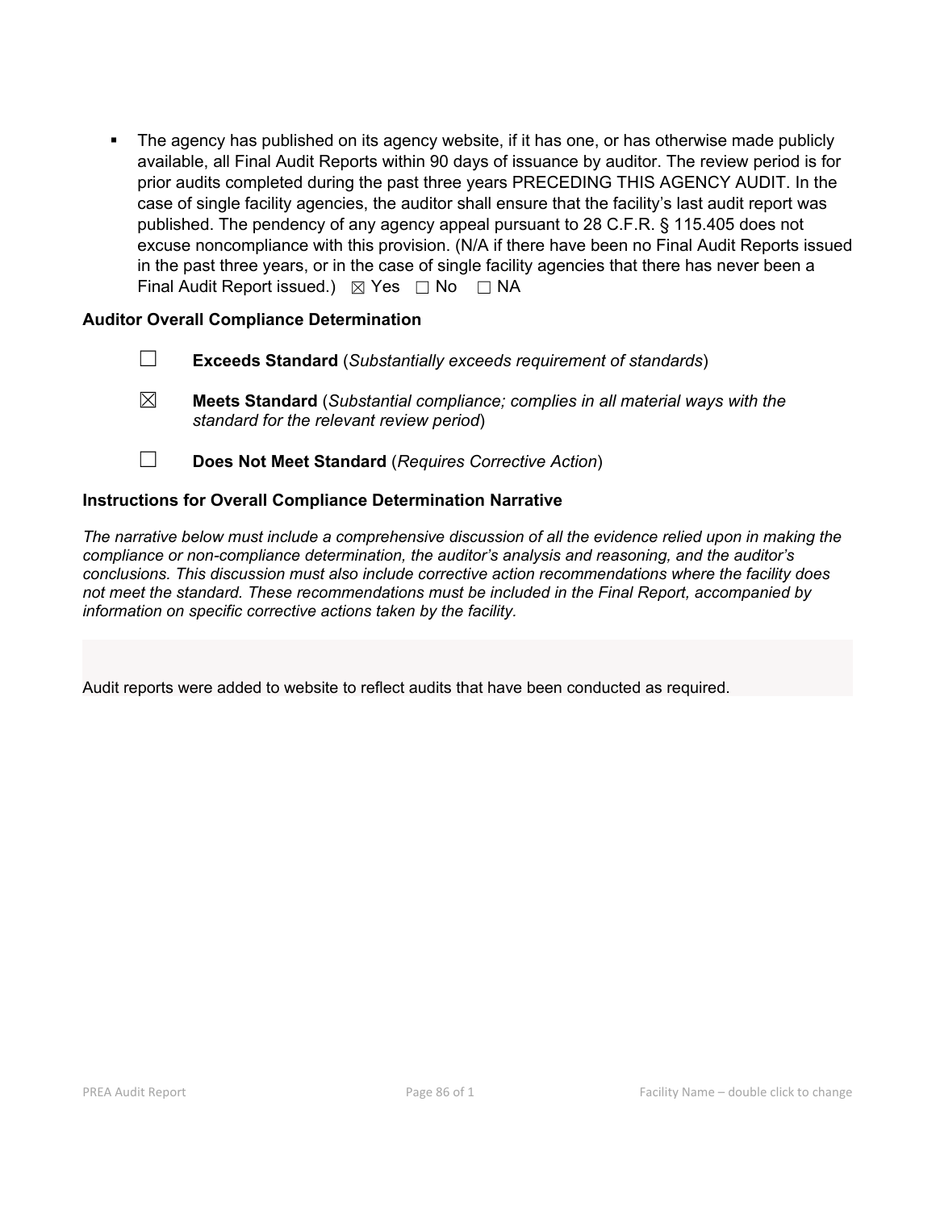- The agency has published on its agency website, if it has one, or has otherwise made publicly available, all Final Audit Reports within 90 days of issuance by auditor. The review period is for prior audits completed during the past three years PRECEDING THIS AGENCY AUDIT. In the case of single facility agencies, the auditor shall ensure that the facility's last audit report was published. The pendency of any agency appeal pursuant to 28 C.F.R. § 115.405 does not excuse noncompliance with this provision. (N/A if there have been no Final Audit Reports issued in the past three years, or in the case of single facility agencies that there has never been a Final Audit Report issued.) ☒ Yes ☐ No ☐ NA

### Auditor Overall Compliance Determination

☐ **Exceeds Standard** (*Substantially exceeds requirement of standards*)

☒ **Meets Standard** (*Substantial compliance; complies in all material ways with the standard for the relevant review period*)

☐ **Does Not Meet Standard** (*Requires Corrective Action*)

### Instructions for Overall Compliance Determination Narrative

*The narrative below must include a comprehensive discussion of all the evidence relied upon in making the compliance or non-compliance determination, the auditor's analysis and reasoning, and the auditor's conclusions. This discussion must also include corrective action recommendations where the facility does not meet the standard. These recommendations must be included in the Final Report, accompanied by information on specific corrective actions taken by the facility.*

Audit reports were added to website to reflect audits that have been conducted as required.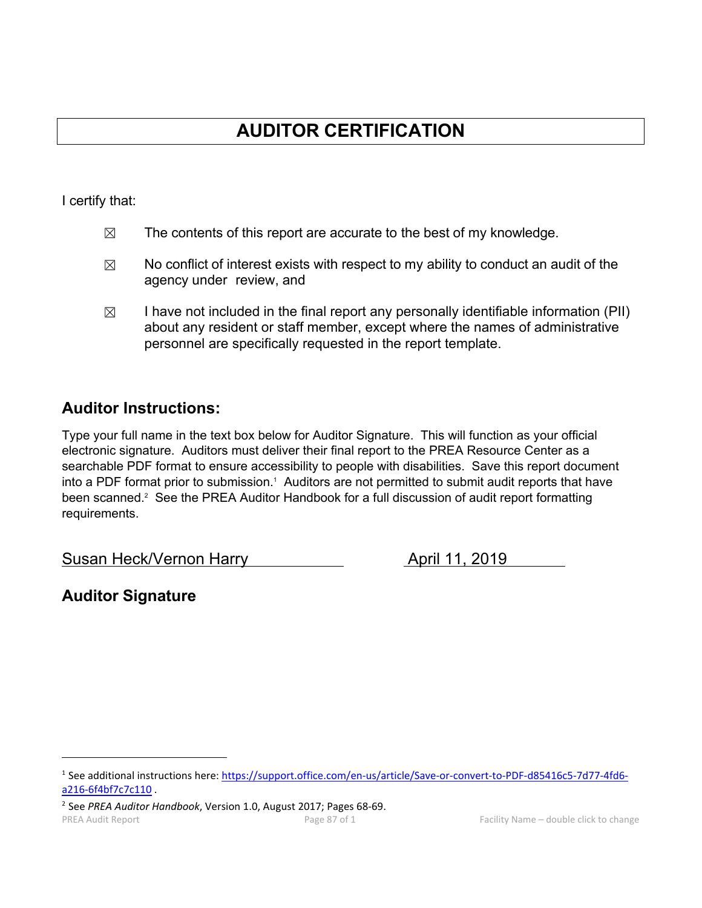# AUDITOR CERTIFICATION

I certify that:

☒ The contents of this report are accurate to the best of my knowledge.

☒ No conflict of interest exists with respect to my ability to conduct an audit of the agency under review, and

☒ I have not included in the final report any personally identifiable information (PII) about any resident or staff member, except where the names of administrative personnel are specifically requested in the report template.

## Auditor Instructions:

Type your full name in the text box below for Auditor Signature. This will function as your official electronic signature. Auditors must deliver their final report to the PREA Resource Center as a searchable PDF format to ensure accessibility to people with disabilities. Save this report document into a PDF format prior to submission.[1] Auditors are not permitted to submit audit reports that have been scanned.[2] See the PREA Auditor Handbook for a full discussion of audit report formatting requirements.

Susan Heck/Vernon Harry April 11, 2019

## Auditor Signature

---

[1] See additional instructions here: https://support.office.com/en-us/article/Save-or-convert-to-PDF-d85416c5-7d77-4fd6-a216-6f4bf7c7c110 .

[2] See *PREA Auditor Handbook*, Version 1.0, August 2017; Pages 68-69.